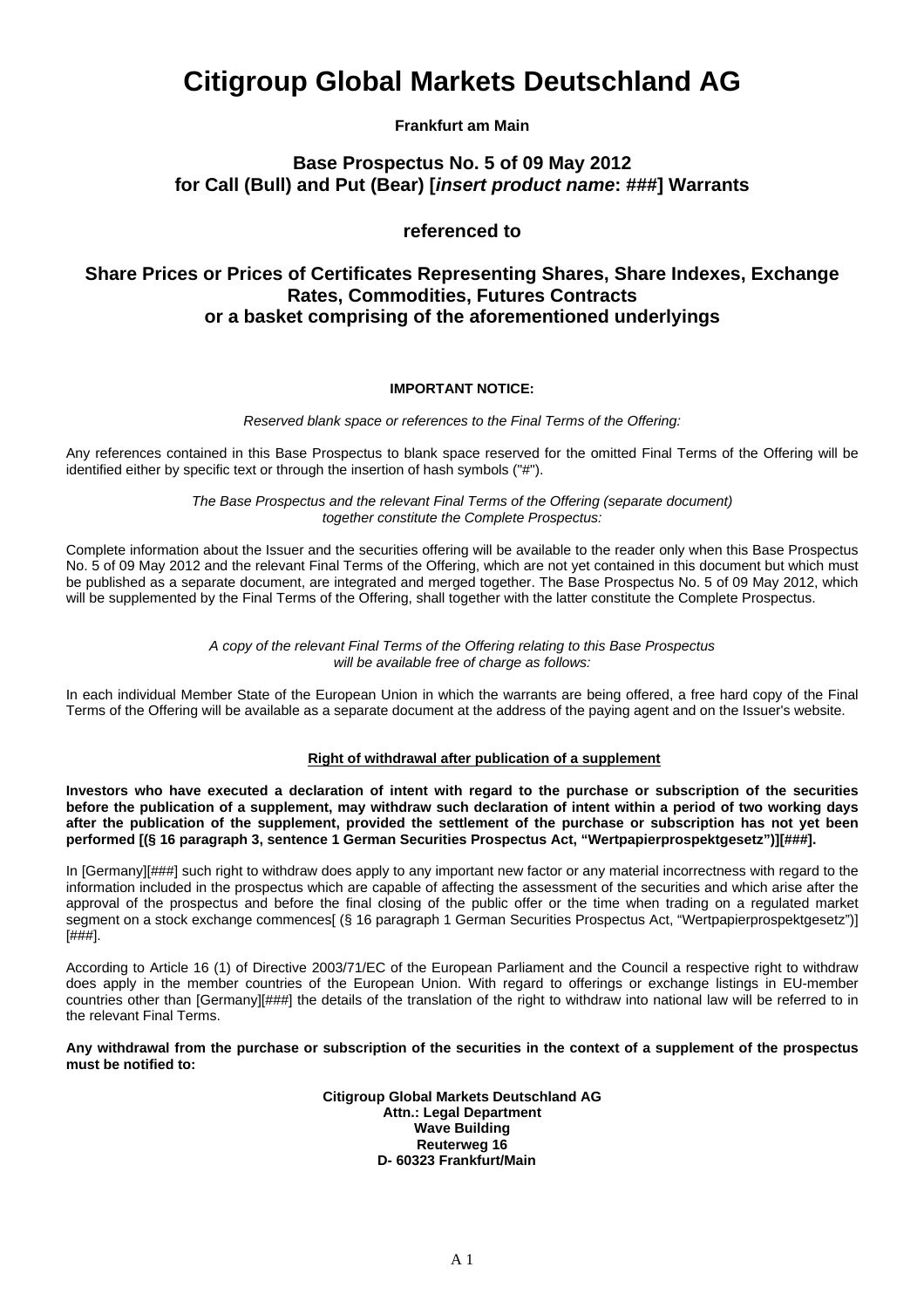# Citigroup Global Markets Deutschland AG

**Frankfurt am Main**

## Base Prospectus No. 5 of 09 May 2012 for Call (Bull) and Put (Bear) [*insert product name*: ###] Warrants

## referenced to

## Share Prices or Prices of Certificates Representing Shares, Share Indexes, Exchange Rates, Commodities, Futures Contracts or a basket comprising of the aforementioned underlyings

**IMPORTANT NOTICE:**

*Reserved blank space or references to the Final Terms of the Offering:*

Any references contained in this Base Prospectus to blank space reserved for the omitted Final Terms of the Offering will be identified either by specific text or through the insertion of hash symbols ("#").

*The Base Prospectus and the relevant Final Terms of the Offering (separate document) together constitute the Complete Prospectus:*

Complete information about the Issuer and the securities offering will be available to the reader only when this Base Prospectus No. 5 of 09 May 2012 and the relevant Final Terms of the Offering, which are not yet contained in this document but which must be published as a separate document, are integrated and merged together. The Base Prospectus No. 5 of 09 May 2012, which will be supplemented by the Final Terms of the Offering, shall together with the latter constitute the Complete Prospectus.

*A copy of the relevant Final Terms of the Offering relating to this Base Prospectus will be available free of charge as follows:*

In each individual Member State of the European Union in which the warrants are being offered, a free hard copy of the Final Terms of the Offering will be available as a separate document at the address of the paying agent and on the Issuer's website.

**Right of withdrawal after publication of a supplement**

**Investors who have executed a declaration of intent with regard to the purchase or subscription of the securities before the publication of a supplement, may withdraw such declaration of intent within a period of two working days after the publication of the supplement, provided the settlement of the purchase or subscription has not yet been performed [(§ 16 paragraph 3, sentence 1 German Securities Prospectus Act, "Wertpapierprospektgesetz")][###].**

In [Germany][###] such right to withdraw does apply to any important new factor or any material incorrectness with regard to the information included in the prospectus which are capable of affecting the assessment of the securities and which arise after the approval of the prospectus and before the final closing of the public offer or the time when trading on a regulated market segment on a stock exchange commences[ (§ 16 paragraph 1 German Securities Prospectus Act, "Wertpapierprospektgesetz")] [###].

According to Article 16 (1) of Directive 2003/71/EC of the European Parliament and the Council a respective right to withdraw does apply in the member countries of the European Union. With regard to offerings or exchange listings in EU-member countries other than [Germany][###] the details of the translation of the right to withdraw into national law will be referred to in the relevant Final Terms.

**Any withdrawal from the purchase or subscription of the securities in the context of a supplement of the prospectus must be notified to:**

**Citigroup Global Markets Deutschland AG**
**Attn.: Legal Department**
**Wave Building**
**Reuterweg 16**
**D- 60323 Frankfurt/Main**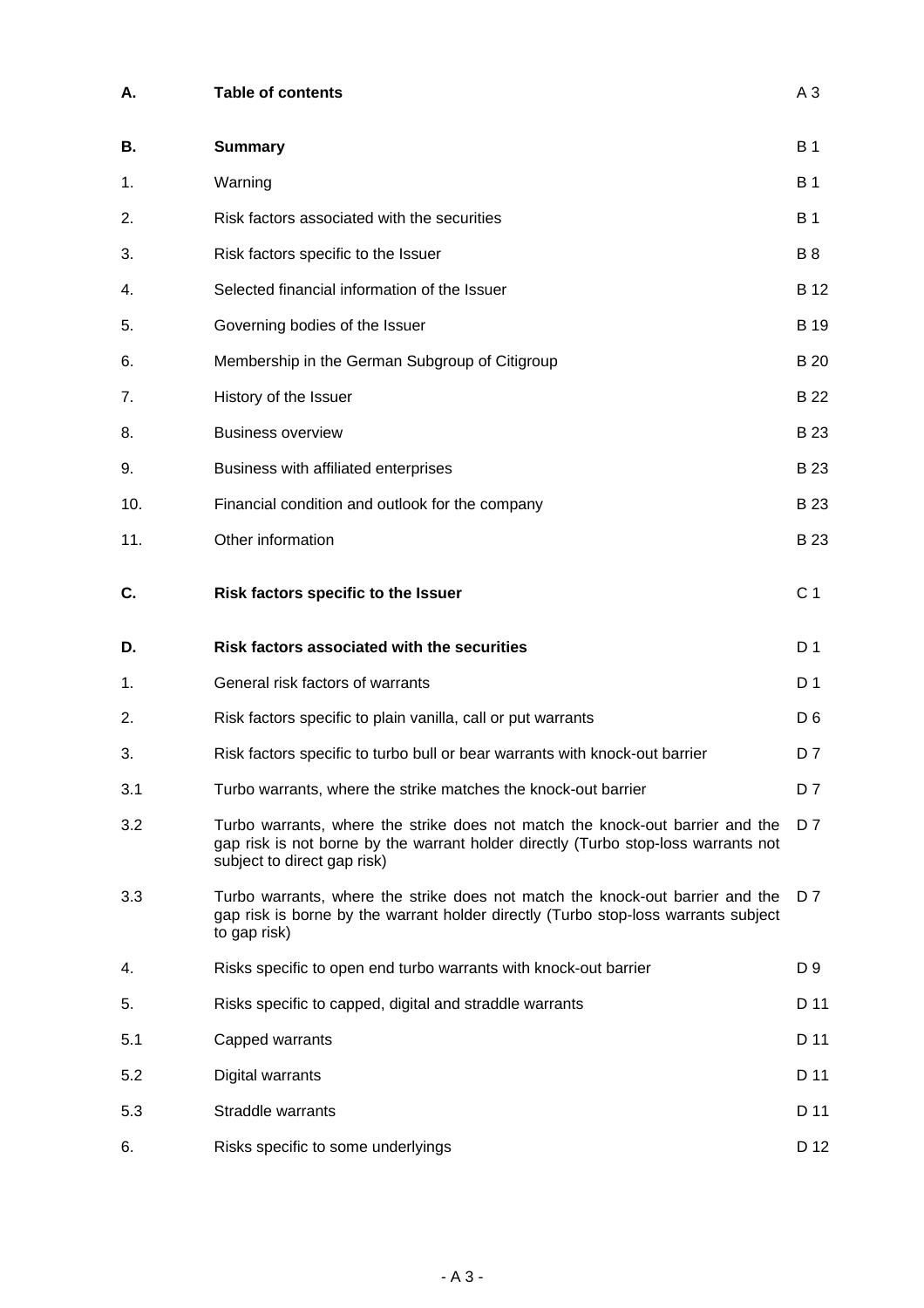| | | |
|---|---|---|
| **A.** | **Table of contents** | A 3 |
| **B.** | **Summary** | B 1 |
| 1. | Warning | B 1 |
| 2. | Risk factors associated with the securities | B 1 |
| 3. | Risk factors specific to the Issuer | B 8 |
| 4. | Selected financial information of the Issuer | B 12 |
| 5. | Governing bodies of the Issuer | B 19 |
| 6. | Membership in the German Subgroup of Citigroup | B 20 |
| 7. | History of the Issuer | B 22 |
| 8. | Business overview | B 23 |
| 9. | Business with affiliated enterprises | B 23 |
| 10. | Financial condition and outlook for the company | B 23 |
| 11. | Other information | B 23 |
| **C.** | **Risk factors specific to the Issuer** | C 1 |
| **D.** | **Risk factors associated with the securities** | D 1 |
| 1. | General risk factors of warrants | D 1 |
| 2. | Risk factors specific to plain vanilla, call or put warrants | D 6 |
| 3. | Risk factors specific to turbo bull or bear warrants with knock-out barrier | D 7 |
| 3.1 | Turbo warrants, where the strike matches the knock-out barrier | D 7 |
| 3.2 | Turbo warrants, where the strike does not match the knock-out barrier and the gap risk is not borne by the warrant holder directly (Turbo stop-loss warrants not subject to direct gap risk) | D 7 |
| 3.3 | Turbo warrants, where the strike does not match the knock-out barrier and the gap risk is borne by the warrant holder directly (Turbo stop-loss warrants subject to gap risk) | D 7 |
| 4. | Risks specific to open end turbo warrants with knock-out barrier | D 9 |
| 5. | Risks specific to capped, digital and straddle warrants | D 11 |
| 5.1 | Capped warrants | D 11 |
| 5.2 | Digital warrants | D 11 |
| 5.3 | Straddle warrants | D 11 |
| 6. | Risks specific to some underlyings | D 12 |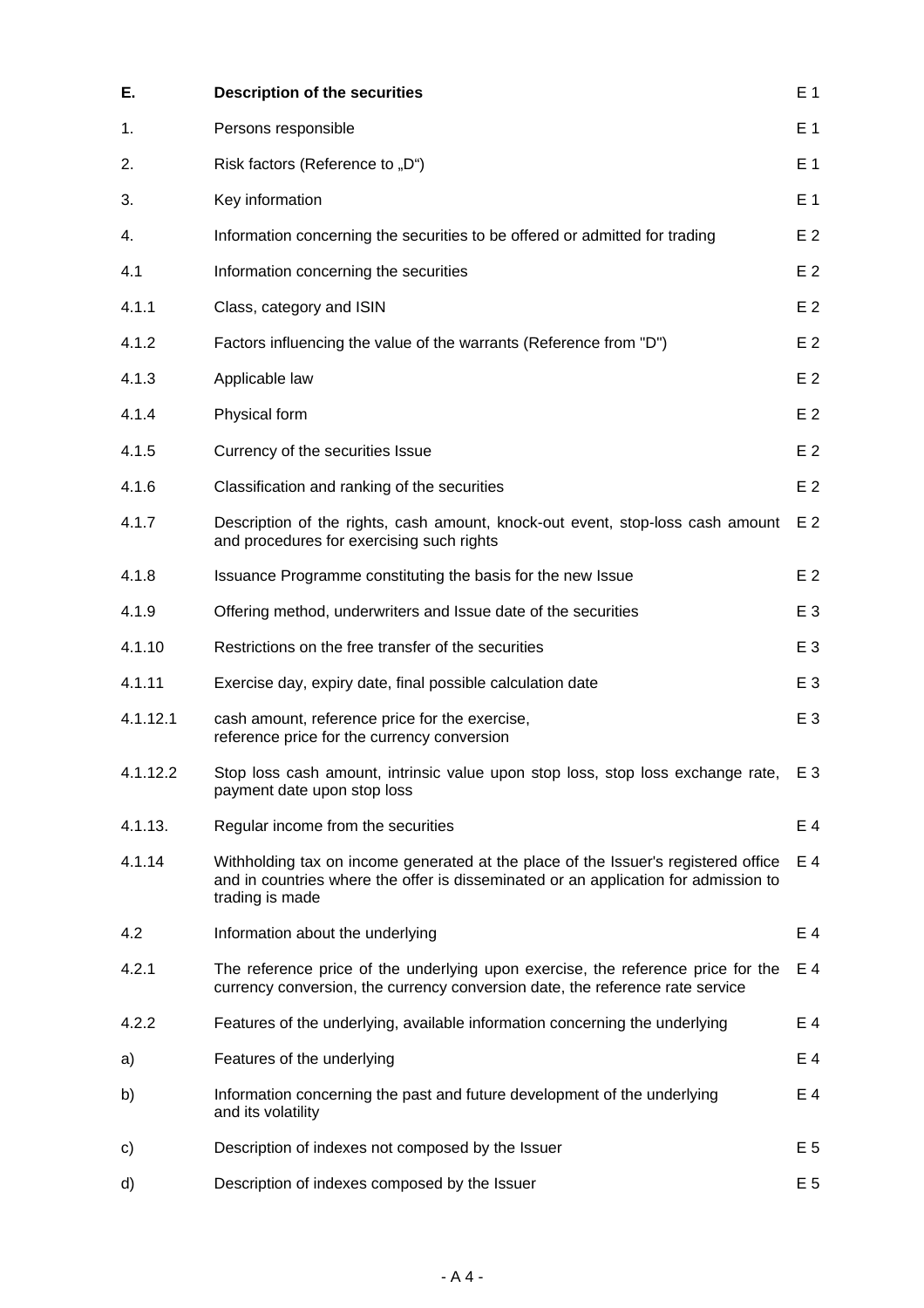| | | |
|---|---|---|
| **E.** | **Description of the securities** | E 1 |
| 1. | Persons responsible | E 1 |
| 2. | Risk factors (Reference to „D") | E 1 |
| 3. | Key information | E 1 |
| 4. | Information concerning the securities to be offered or admitted for trading | E 2 |
| 4.1 | Information concerning the securities | E 2 |
| 4.1.1 | Class, category and ISIN | E 2 |
| 4.1.2 | Factors influencing the value of the warrants (Reference from "D") | E 2 |
| 4.1.3 | Applicable law | E 2 |
| 4.1.4 | Physical form | E 2 |
| 4.1.5 | Currency of the securities Issue | E 2 |
| 4.1.6 | Classification and ranking of the securities | E 2 |
| 4.1.7 | Description of the rights, cash amount, knock-out event, stop-loss cash amount and procedures for exercising such rights | E 2 |
| 4.1.8 | Issuance Programme constituting the basis for the new Issue | E 2 |
| 4.1.9 | Offering method, underwriters and Issue date of the securities | E 3 |
| 4.1.10 | Restrictions on the free transfer of the securities | E 3 |
| 4.1.11 | Exercise day, expiry date, final possible calculation date | E 3 |
| 4.1.12.1 | cash amount, reference price for the exercise, reference price for the currency conversion | E 3 |
| 4.1.12.2 | Stop loss cash amount, intrinsic value upon stop loss, stop loss exchange rate, payment date upon stop loss | E 3 |
| 4.1.13. | Regular income from the securities | E 4 |
| 4.1.14 | Withholding tax on income generated at the place of the Issuer's registered office and in countries where the offer is disseminated or an application for admission to trading is made | E 4 |
| 4.2 | Information about the underlying | E 4 |
| 4.2.1 | The reference price of the underlying upon exercise, the reference price for the currency conversion, the currency conversion date, the reference rate service | E 4 |
| 4.2.2 | Features of the underlying, available information concerning the underlying | E 4 |
| a) | Features of the underlying | E 4 |
| b) | Information concerning the past and future development of the underlying and its volatility | E 4 |
| c) | Description of indexes not composed by the Issuer | E 5 |
| d) | Description of indexes composed by the Issuer | E 5 |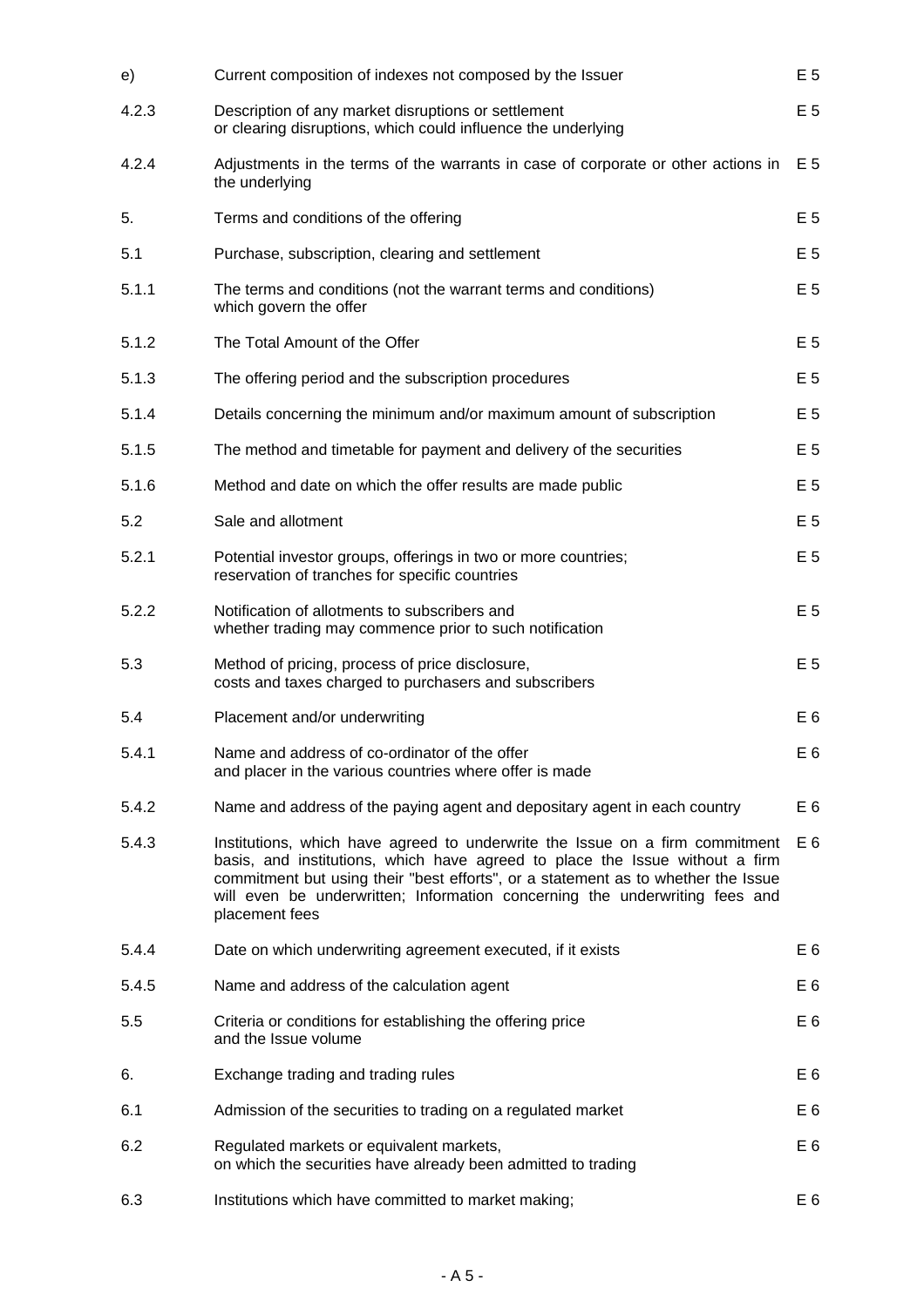| | | |
|---|---|---|
| e) | Current composition of indexes not composed by the Issuer | E 5 |
| 4.2.3 | Description of any market disruptions or settlement or clearing disruptions, which could influence the underlying | E 5 |
| 4.2.4 | Adjustments in the terms of the warrants in case of corporate or other actions in the underlying | E 5 |
| 5. | Terms and conditions of the offering | E 5 |
| 5.1 | Purchase, subscription, clearing and settlement | E 5 |
| 5.1.1 | The terms and conditions (not the warrant terms and conditions) which govern the offer | E 5 |
| 5.1.2 | The Total Amount of the Offer | E 5 |
| 5.1.3 | The offering period and the subscription procedures | E 5 |
| 5.1.4 | Details concerning the minimum and/or maximum amount of subscription | E 5 |
| 5.1.5 | The method and timetable for payment and delivery of the securities | E 5 |
| 5.1.6 | Method and date on which the offer results are made public | E 5 |
| 5.2 | Sale and allotment | E 5 |
| 5.2.1 | Potential investor groups, offerings in two or more countries; reservation of tranches for specific countries | E 5 |
| 5.2.2 | Notification of allotments to subscribers and whether trading may commence prior to such notification | E 5 |
| 5.3 | Method of pricing, process of price disclosure, costs and taxes charged to purchasers and subscribers | E 5 |
| 5.4 | Placement and/or underwriting | E 6 |
| 5.4.1 | Name and address of co-ordinator of the offer and placer in the various countries where offer is made | E 6 |
| 5.4.2 | Name and address of the paying agent and depositary agent in each country | E 6 |
| 5.4.3 | Institutions, which have agreed to underwrite the Issue on a firm commitment basis, and institutions, which have agreed to place the Issue without a firm commitment but using their "best efforts", or a statement as to whether the Issue will even be underwritten; Information concerning the underwriting fees and placement fees | E 6 |
| 5.4.4 | Date on which underwriting agreement executed, if it exists | E 6 |
| 5.4.5 | Name and address of the calculation agent | E 6 |
| 5.5 | Criteria or conditions for establishing the offering price and the Issue volume | E 6 |
| 6. | Exchange trading and trading rules | E 6 |
| 6.1 | Admission of the securities to trading on a regulated market | E 6 |
| 6.2 | Regulated markets or equivalent markets, on which the securities have already been admitted to trading | E 6 |
| 6.3 | Institutions which have committed to market making; | E 6 |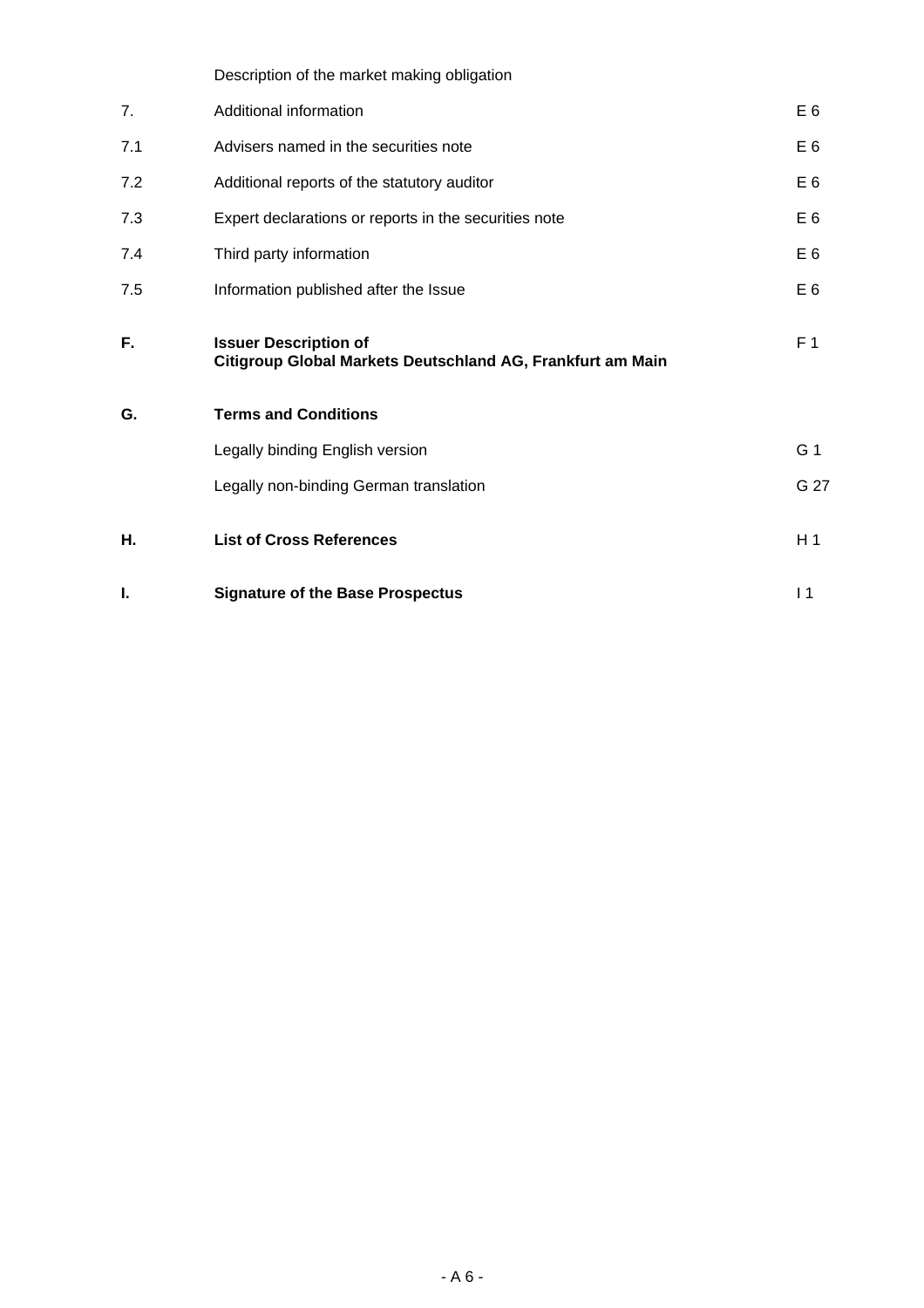| | | |
|---|---|---|
| | Description of the market making obligation | |
| 7. | Additional information | E 6 |
| 7.1 | Advisers named in the securities note | E 6 |
| 7.2 | Additional reports of the statutory auditor | E 6 |
| 7.3 | Expert declarations or reports in the securities note | E 6 |
| 7.4 | Third party information | E 6 |
| 7.5 | Information published after the Issue | E 6 |
| **F.** | **Issuer Description of Citigroup Global Markets Deutschland AG, Frankfurt am Main** | F 1 |
| **G.** | **Terms and Conditions** | |
| | Legally binding English version | G 1 |
| | Legally non-binding German translation | G 27 |
| **H.** | **List of Cross References** | H 1 |
| **I.** | **Signature of the Base Prospectus** | I 1 |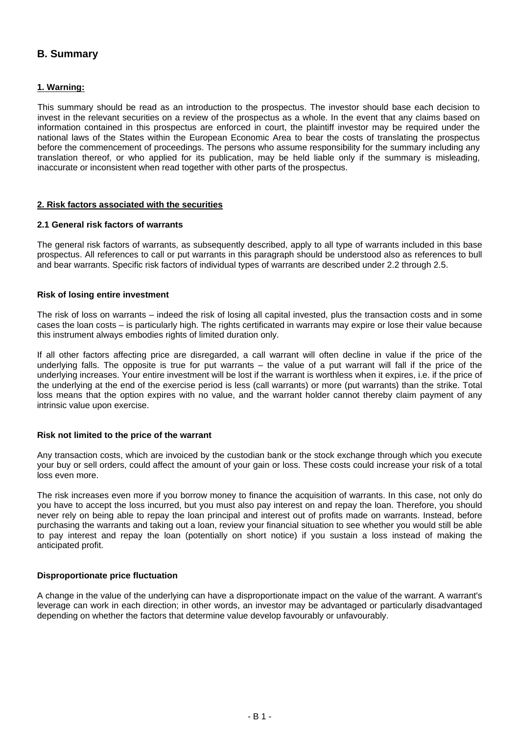## B. Summary

### 1. Warning:

This summary should be read as an introduction to the prospectus. The investor should base each decision to invest in the relevant securities on a review of the prospectus as a whole. In the event that any claims based on information contained in this prospectus are enforced in court, the plaintiff investor may be required under the national laws of the States within the European Economic Area to bear the costs of translating the prospectus before the commencement of proceedings. The persons who assume responsibility for the summary including any translation thereof, or who applied for its publication, may be held liable only if the summary is misleading, inaccurate or inconsistent when read together with other parts of the prospectus.

### 2. Risk factors associated with the securities

#### 2.1 General risk factors of warrants

The general risk factors of warrants, as subsequently described, apply to all type of warrants included in this base prospectus. All references to call or put warrants in this paragraph should be understood also as references to bull and bear warrants. Specific risk factors of individual types of warrants are described under 2.2 through 2.5.

**Risk of losing entire investment**

The risk of loss on warrants – indeed the risk of losing all capital invested, plus the transaction costs and in some cases the loan costs – is particularly high. The rights certificated in warrants may expire or lose their value because this instrument always embodies rights of limited duration only.

If all other factors affecting price are disregarded, a call warrant will often decline in value if the price of the underlying falls. The opposite is true for put warrants – the value of a put warrant will fall if the price of the underlying increases. Your entire investment will be lost if the warrant is worthless when it expires, i.e. if the price of the underlying at the end of the exercise period is less (call warrants) or more (put warrants) than the strike. Total loss means that the option expires with no value, and the warrant holder cannot thereby claim payment of any intrinsic value upon exercise.

**Risk not limited to the price of the warrant**

Any transaction costs, which are invoiced by the custodian bank or the stock exchange through which you execute your buy or sell orders, could affect the amount of your gain or loss. These costs could increase your risk of a total loss even more.

The risk increases even more if you borrow money to finance the acquisition of warrants. In this case, not only do you have to accept the loss incurred, but you must also pay interest on and repay the loan. Therefore, you should never rely on being able to repay the loan principal and interest out of profits made on warrants. Instead, before purchasing the warrants and taking out a loan, review your financial situation to see whether you would still be able to pay interest and repay the loan (potentially on short notice) if you sustain a loss instead of making the anticipated profit.

**Disproportionate price fluctuation**

A change in the value of the underlying can have a disproportionate impact on the value of the warrant. A warrant's leverage can work in each direction; in other words, an investor may be advantaged or particularly disadvantaged depending on whether the factors that determine value develop favourably or unfavourably.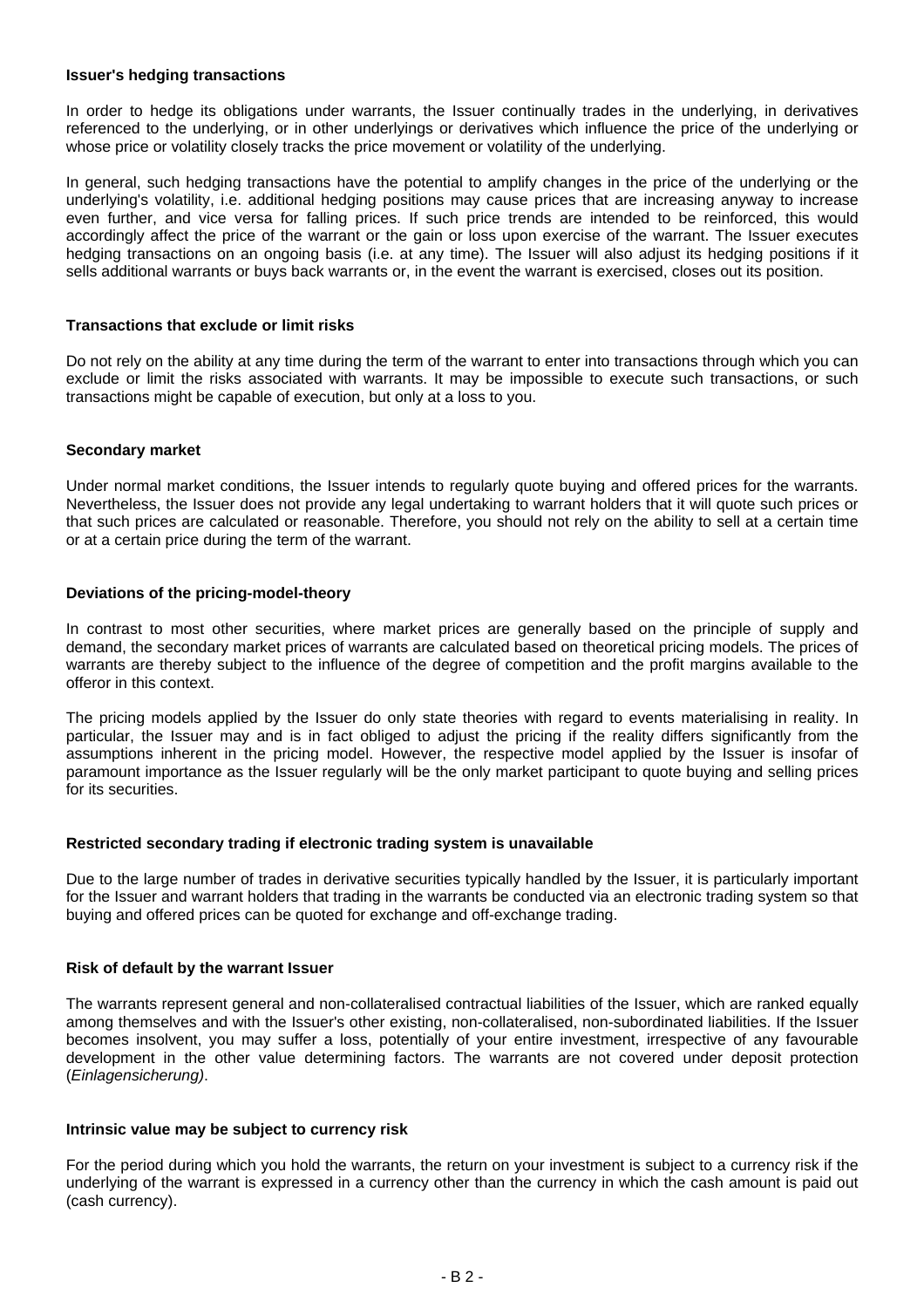#### Issuer's hedging transactions

In order to hedge its obligations under warrants, the Issuer continually trades in the underlying, in derivatives referenced to the underlying, or in other underlyings or derivatives which influence the price of the underlying or whose price or volatility closely tracks the price movement or volatility of the underlying.

In general, such hedging transactions have the potential to amplify changes in the price of the underlying or the underlying's volatility, i.e. additional hedging positions may cause prices that are increasing anyway to increase even further, and vice versa for falling prices. If such price trends are intended to be reinforced, this would accordingly affect the price of the warrant or the gain or loss upon exercise of the warrant. The Issuer executes hedging transactions on an ongoing basis (i.e. at any time). The Issuer will also adjust its hedging positions if it sells additional warrants or buys back warrants or, in the event the warrant is exercised, closes out its position.

#### Transactions that exclude or limit risks

Do not rely on the ability at any time during the term of the warrant to enter into transactions through which you can exclude or limit the risks associated with warrants. It may be impossible to execute such transactions, or such transactions might be capable of execution, but only at a loss to you.

#### Secondary market

Under normal market conditions, the Issuer intends to regularly quote buying and offered prices for the warrants. Nevertheless, the Issuer does not provide any legal undertaking to warrant holders that it will quote such prices or that such prices are calculated or reasonable. Therefore, you should not rely on the ability to sell at a certain time or at a certain price during the term of the warrant.

#### Deviations of the pricing-model-theory

In contrast to most other securities, where market prices are generally based on the principle of supply and demand, the secondary market prices of warrants are calculated based on theoretical pricing models. The prices of warrants are thereby subject to the influence of the degree of competition and the profit margins available to the offeror in this context.

The pricing models applied by the Issuer do only state theories with regard to events materialising in reality. In particular, the Issuer may and is in fact obliged to adjust the pricing if the reality differs significantly from the assumptions inherent in the pricing model. However, the respective model applied by the Issuer is insofar of paramount importance as the Issuer regularly will be the only market participant to quote buying and selling prices for its securities.

#### Restricted secondary trading if electronic trading system is unavailable

Due to the large number of trades in derivative securities typically handled by the Issuer, it is particularly important for the Issuer and warrant holders that trading in the warrants be conducted via an electronic trading system so that buying and offered prices can be quoted for exchange and off-exchange trading.

#### Risk of default by the warrant Issuer

The warrants represent general and non-collateralised contractual liabilities of the Issuer, which are ranked equally among themselves and with the Issuer's other existing, non-collateralised, non-subordinated liabilities. If the Issuer becomes insolvent, you may suffer a loss, potentially of your entire investment, irrespective of any favourable development in the other value determining factors. The warrants are not covered under deposit protection (*Einlagensicherung)*.

#### Intrinsic value may be subject to currency risk

For the period during which you hold the warrants, the return on your investment is subject to a currency risk if the underlying of the warrant is expressed in a currency other than the currency in which the cash amount is paid out (cash currency).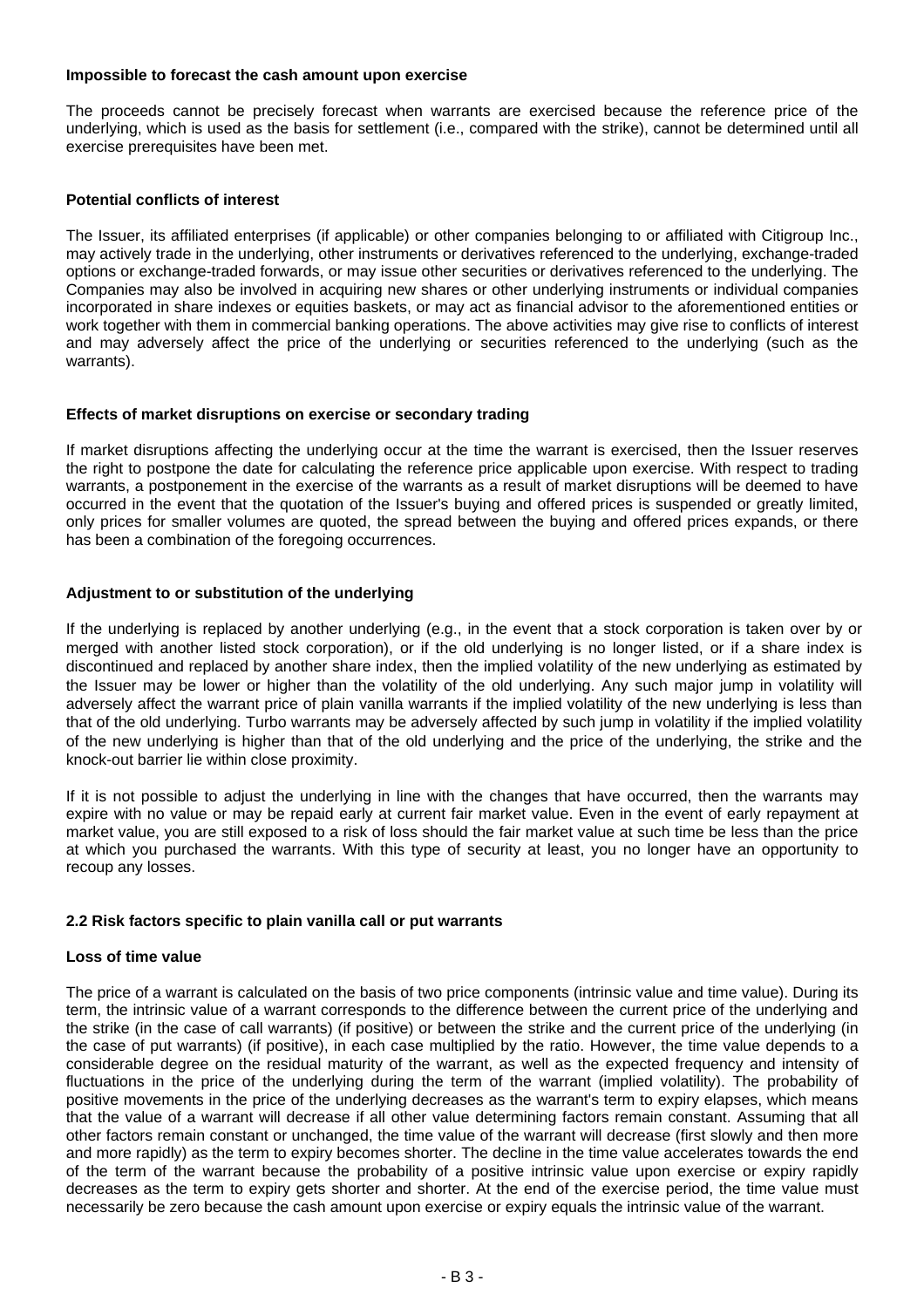**Impossible to forecast the cash amount upon exercise**

The proceeds cannot be precisely forecast when warrants are exercised because the reference price of the underlying, which is used as the basis for settlement (i.e., compared with the strike), cannot be determined until all exercise prerequisites have been met.

**Potential conflicts of interest**

The Issuer, its affiliated enterprises (if applicable) or other companies belonging to or affiliated with Citigroup Inc., may actively trade in the underlying, other instruments or derivatives referenced to the underlying, exchange-traded options or exchange-traded forwards, or may issue other securities or derivatives referenced to the underlying. The Companies may also be involved in acquiring new shares or other underlying instruments or individual companies incorporated in share indexes or equities baskets, or may act as financial advisor to the aforementioned entities or work together with them in commercial banking operations. The above activities may give rise to conflicts of interest and may adversely affect the price of the underlying or securities referenced to the underlying (such as the warrants).

**Effects of market disruptions on exercise or secondary trading**

If market disruptions affecting the underlying occur at the time the warrant is exercised, then the Issuer reserves the right to postpone the date for calculating the reference price applicable upon exercise. With respect to trading warrants, a postponement in the exercise of the warrants as a result of market disruptions will be deemed to have occurred in the event that the quotation of the Issuer's buying and offered prices is suspended or greatly limited, only prices for smaller volumes are quoted, the spread between the buying and offered prices expands, or there has been a combination of the foregoing occurrences.

**Adjustment to or substitution of the underlying**

If the underlying is replaced by another underlying (e.g., in the event that a stock corporation is taken over by or merged with another listed stock corporation), or if the old underlying is no longer listed, or if a share index is discontinued and replaced by another share index, then the implied volatility of the new underlying as estimated by the Issuer may be lower or higher than the volatility of the old underlying. Any such major jump in volatility will adversely affect the warrant price of plain vanilla warrants if the implied volatility of the new underlying is less than that of the old underlying. Turbo warrants may be adversely affected by such jump in volatility if the implied volatility of the new underlying is higher than that of the old underlying and the price of the underlying, the strike and the knock-out barrier lie within close proximity.

If it is not possible to adjust the underlying in line with the changes that have occurred, then the warrants may expire with no value or may be repaid early at current fair market value. Even in the event of early repayment at market value, you are still exposed to a risk of loss should the fair market value at such time be less than the price at which you purchased the warrants. With this type of security at least, you no longer have an opportunity to recoup any losses.

**2.2 Risk factors specific to plain vanilla call or put warrants**

**Loss of time value**

The price of a warrant is calculated on the basis of two price components (intrinsic value and time value). During its term, the intrinsic value of a warrant corresponds to the difference between the current price of the underlying and the strike (in the case of call warrants) (if positive) or between the strike and the current price of the underlying (in the case of put warrants) (if positive), in each case multiplied by the ratio. However, the time value depends to a considerable degree on the residual maturity of the warrant, as well as the expected frequency and intensity of fluctuations in the price of the underlying during the term of the warrant (implied volatility). The probability of positive movements in the price of the underlying decreases as the warrant's term to expiry elapses, which means that the value of a warrant will decrease if all other value determining factors remain constant. Assuming that all other factors remain constant or unchanged, the time value of the warrant will decrease (first slowly and then more and more rapidly) as the term to expiry becomes shorter. The decline in the time value accelerates towards the end of the term of the warrant because the probability of a positive intrinsic value upon exercise or expiry rapidly decreases as the term to expiry gets shorter and shorter. At the end of the exercise period, the time value must necessarily be zero because the cash amount upon exercise or expiry equals the intrinsic value of the warrant.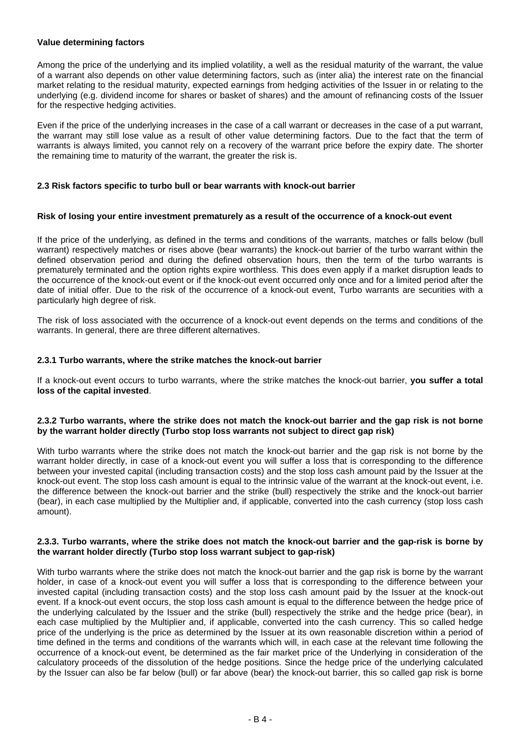**Value determining factors**

Among the price of the underlying and its implied volatility, a well as the residual maturity of the warrant, the value of a warrant also depends on other value determining factors, such as (inter alia) the interest rate on the financial market relating to the residual maturity, expected earnings from hedging activities of the Issuer in or relating to the underlying (e.g. dividend income for shares or basket of shares) and the amount of refinancing costs of the Issuer for the respective hedging activities.

Even if the price of the underlying increases in the case of a call warrant or decreases in the case of a put warrant, the warrant may still lose value as a result of other value determining factors. Due to the fact that the term of warrants is always limited, you cannot rely on a recovery of the warrant price before the expiry date. The shorter the remaining time to maturity of the warrant, the greater the risk is.

### 2.3 Risk factors specific to turbo bull or bear warrants with knock-out barrier

**Risk of losing your entire investment prematurely as a result of the occurrence of a knock-out event**

If the price of the underlying, as defined in the terms and conditions of the warrants, matches or falls below (bull warrant) respectively matches or rises above (bear warrants) the knock-out barrier of the turbo warrant within the defined observation period and during the defined observation hours, then the term of the turbo warrants is prematurely terminated and the option rights expire worthless. This does even apply if a market disruption leads to the occurrence of the knock-out event or if the knock-out event occurred only once and for a limited period after the date of initial offer. Due to the risk of the occurrence of a knock-out event, Turbo warrants are securities with a particularly high degree of risk.

The risk of loss associated with the occurrence of a knock-out event depends on the terms and conditions of the warrants. In general, there are three different alternatives.

#### 2.3.1 Turbo warrants, where the strike matches the knock-out barrier

If a knock-out event occurs to turbo warrants, where the strike matches the knock-out barrier, **you suffer a total loss of the capital invested**.

#### 2.3.2 Turbo warrants, where the strike does not match the knock-out barrier and the gap risk is not borne by the warrant holder directly (Turbo stop loss warrants not subject to direct gap risk)

With turbo warrants where the strike does not match the knock-out barrier and the gap risk is not borne by the warrant holder directly, in case of a knock-out event you will suffer a loss that is corresponding to the difference between your invested capital (including transaction costs) and the stop loss cash amount paid by the Issuer at the knock-out event. The stop loss cash amount is equal to the intrinsic value of the warrant at the knock-out event, i.e. the difference between the knock-out barrier and the strike (bull) respectively the strike and the knock-out barrier (bear), in each case multiplied by the Multiplier and, if applicable, converted into the cash currency (stop loss cash amount).

#### 2.3.3. Turbo warrants, where the strike does not match the knock-out barrier and the gap-risk is borne by the warrant holder directly (Turbo stop loss warrant subject to gap-risk)

With turbo warrants where the strike does not match the knock-out barrier and the gap risk is borne by the warrant holder, in case of a knock-out event you will suffer a loss that is corresponding to the difference between your invested capital (including transaction costs) and the stop loss cash amount paid by the Issuer at the knock-out event. If a knock-out event occurs, the stop loss cash amount is equal to the difference between the hedge price of the underlying calculated by the Issuer and the strike (bull) respectively the strike and the hedge price (bear), in each case multiplied by the Multiplier and, if applicable, converted into the cash currency. This so called hedge price of the underlying is the price as determined by the Issuer at its own reasonable discretion within a period of time defined in the terms and conditions of the warrants which will, in each case at the relevant time following the occurrence of a knock-out event, be determined as the fair market price of the Underlying in consideration of the calculatory proceeds of the dissolution of the hedge positions. Since the hedge price of the underlying calculated by the Issuer can also be far below (bull) or far above (bear) the knock-out barrier, this so called gap risk is borne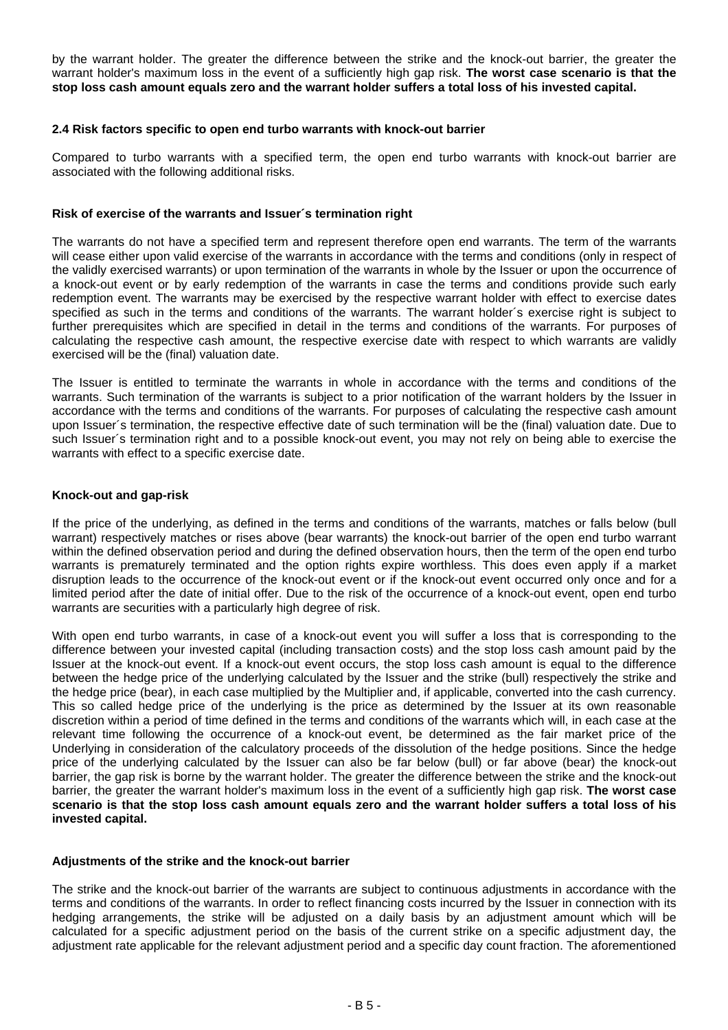by the warrant holder. The greater the difference between the strike and the knock-out barrier, the greater the warrant holder's maximum loss in the event of a sufficiently high gap risk. **The worst case scenario is that the stop loss cash amount equals zero and the warrant holder suffers a total loss of his invested capital.**

### 2.4 Risk factors specific to open end turbo warrants with knock-out barrier

Compared to turbo warrants with a specified term, the open end turbo warrants with knock-out barrier are associated with the following additional risks.

#### Risk of exercise of the warrants and Issuer´s termination right

The warrants do not have a specified term and represent therefore open end warrants. The term of the warrants will cease either upon valid exercise of the warrants in accordance with the terms and conditions (only in respect of the validly exercised warrants) or upon termination of the warrants in whole by the Issuer or upon the occurrence of a knock-out event or by early redemption of the warrants in case the terms and conditions provide such early redemption event. The warrants may be exercised by the respective warrant holder with effect to exercise dates specified as such in the terms and conditions of the warrants. The warrant holder´s exercise right is subject to further prerequisites which are specified in detail in the terms and conditions of the warrants. For purposes of calculating the respective cash amount, the respective exercise date with respect to which warrants are validly exercised will be the (final) valuation date.

The Issuer is entitled to terminate the warrants in whole in accordance with the terms and conditions of the warrants. Such termination of the warrants is subject to a prior notification of the warrant holders by the Issuer in accordance with the terms and conditions of the warrants. For purposes of calculating the respective cash amount upon Issuer´s termination, the respective effective date of such termination will be the (final) valuation date. Due to such Issuer´s termination right and to a possible knock-out event, you may not rely on being able to exercise the warrants with effect to a specific exercise date.

#### Knock-out and gap-risk

If the price of the underlying, as defined in the terms and conditions of the warrants, matches or falls below (bull warrant) respectively matches or rises above (bear warrants) the knock-out barrier of the open end turbo warrant within the defined observation period and during the defined observation hours, then the term of the open end turbo warrants is prematurely terminated and the option rights expire worthless. This does even apply if a market disruption leads to the occurrence of the knock-out event or if the knock-out event occurred only once and for a limited period after the date of initial offer. Due to the risk of the occurrence of a knock-out event, open end turbo warrants are securities with a particularly high degree of risk.

With open end turbo warrants, in case of a knock-out event you will suffer a loss that is corresponding to the difference between your invested capital (including transaction costs) and the stop loss cash amount paid by the Issuer at the knock-out event. If a knock-out event occurs, the stop loss cash amount is equal to the difference between the hedge price of the underlying calculated by the Issuer and the strike (bull) respectively the strike and the hedge price (bear), in each case multiplied by the Multiplier and, if applicable, converted into the cash currency. This so called hedge price of the underlying is the price as determined by the Issuer at its own reasonable discretion within a period of time defined in the terms and conditions of the warrants which will, in each case at the relevant time following the occurrence of a knock-out event, be determined as the fair market price of the Underlying in consideration of the calculatory proceeds of the dissolution of the hedge positions. Since the hedge price of the underlying calculated by the Issuer can also be far below (bull) or far above (bear) the knock-out barrier, the gap risk is borne by the warrant holder. The greater the difference between the strike and the knock-out barrier, the greater the warrant holder's maximum loss in the event of a sufficiently high gap risk. **The worst case scenario is that the stop loss cash amount equals zero and the warrant holder suffers a total loss of his invested capital.**

#### Adjustments of the strike and the knock-out barrier

The strike and the knock-out barrier of the warrants are subject to continuous adjustments in accordance with the terms and conditions of the warrants. In order to reflect financing costs incurred by the Issuer in connection with its hedging arrangements, the strike will be adjusted on a daily basis by an adjustment amount which will be calculated for a specific adjustment period on the basis of the current strike on a specific adjustment day, the adjustment rate applicable for the relevant adjustment period and a specific day count fraction. The aforementioned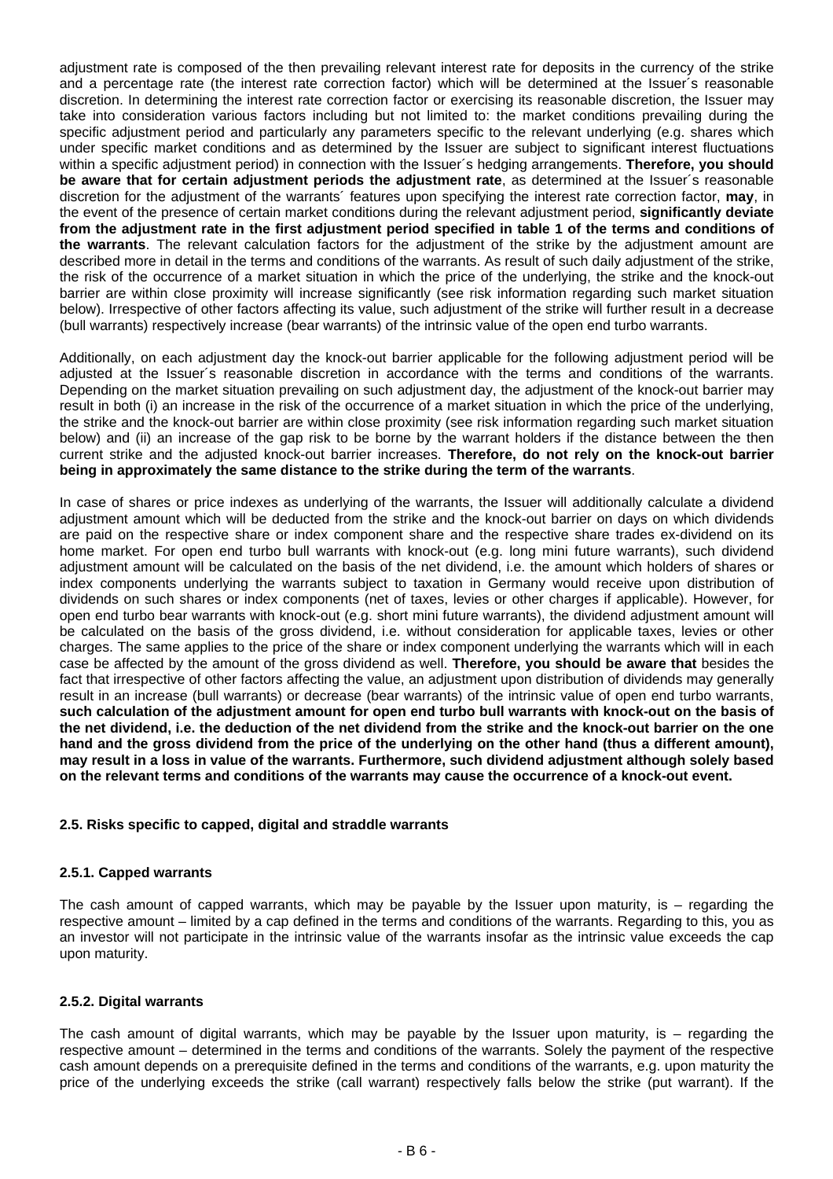adjustment rate is composed of the then prevailing relevant interest rate for deposits in the currency of the strike and a percentage rate (the interest rate correction factor) which will be determined at the Issuer´s reasonable discretion. In determining the interest rate correction factor or exercising its reasonable discretion, the Issuer may take into consideration various factors including but not limited to: the market conditions prevailing during the specific adjustment period and particularly any parameters specific to the relevant underlying (e.g. shares which under specific market conditions and as determined by the Issuer are subject to significant interest fluctuations within a specific adjustment period) in connection with the Issuer´s hedging arrangements. **Therefore, you should be aware that for certain adjustment periods the adjustment rate**, as determined at the Issuer´s reasonable discretion for the adjustment of the warrants´ features upon specifying the interest rate correction factor, **may**, in the event of the presence of certain market conditions during the relevant adjustment period, **significantly deviate from the adjustment rate in the first adjustment period specified in table 1 of the terms and conditions of the warrants**. The relevant calculation factors for the adjustment of the strike by the adjustment amount are described more in detail in the terms and conditions of the warrants. As result of such daily adjustment of the strike, the risk of the occurrence of a market situation in which the price of the underlying, the strike and the knock-out barrier are within close proximity will increase significantly (see risk information regarding such market situation below). Irrespective of other factors affecting its value, such adjustment of the strike will further result in a decrease (bull warrants) respectively increase (bear warrants) of the intrinsic value of the open end turbo warrants.

Additionally, on each adjustment day the knock-out barrier applicable for the following adjustment period will be adjusted at the Issuer´s reasonable discretion in accordance with the terms and conditions of the warrants. Depending on the market situation prevailing on such adjustment day, the adjustment of the knock-out barrier may result in both (i) an increase in the risk of the occurrence of a market situation in which the price of the underlying, the strike and the knock-out barrier are within close proximity (see risk information regarding such market situation below) and (ii) an increase of the gap risk to be borne by the warrant holders if the distance between the then current strike and the adjusted knock-out barrier increases. **Therefore, do not rely on the knock-out barrier being in approximately the same distance to the strike during the term of the warrants**.

In case of shares or price indexes as underlying of the warrants, the Issuer will additionally calculate a dividend adjustment amount which will be deducted from the strike and the knock-out barrier on days on which dividends are paid on the respective share or index component share and the respective share trades ex-dividend on its home market. For open end turbo bull warrants with knock-out (e.g. long mini future warrants), such dividend adjustment amount will be calculated on the basis of the net dividend, i.e. the amount which holders of shares or index components underlying the warrants subject to taxation in Germany would receive upon distribution of dividends on such shares or index components (net of taxes, levies or other charges if applicable). However, for open end turbo bear warrants with knock-out (e.g. short mini future warrants), the dividend adjustment amount will be calculated on the basis of the gross dividend, i.e. without consideration for applicable taxes, levies or other charges. The same applies to the price of the share or index component underlying the warrants which will in each case be affected by the amount of the gross dividend as well. **Therefore, you should be aware that** besides the fact that irrespective of other factors affecting the value, an adjustment upon distribution of dividends may generally result in an increase (bull warrants) or decrease (bear warrants) of the intrinsic value of open end turbo warrants, **such calculation of the adjustment amount for open end turbo bull warrants with knock-out on the basis of the net dividend, i.e. the deduction of the net dividend from the strike and the knock-out barrier on the one hand and the gross dividend from the price of the underlying on the other hand (thus a different amount), may result in a loss in value of the warrants. Furthermore, such dividend adjustment although solely based on the relevant terms and conditions of the warrants may cause the occurrence of a knock-out event.**

### 2.5. Risks specific to capped, digital and straddle warrants

#### 2.5.1. Capped warrants

The cash amount of capped warrants, which may be payable by the Issuer upon maturity, is – regarding the respective amount – limited by a cap defined in the terms and conditions of the warrants. Regarding to this, you as an investor will not participate in the intrinsic value of the warrants insofar as the intrinsic value exceeds the cap upon maturity.

#### 2.5.2. Digital warrants

The cash amount of digital warrants, which may be payable by the Issuer upon maturity, is – regarding the respective amount – determined in the terms and conditions of the warrants. Solely the payment of the respective cash amount depends on a prerequisite defined in the terms and conditions of the warrants, e.g. upon maturity the price of the underlying exceeds the strike (call warrant) respectively falls below the strike (put warrant). If the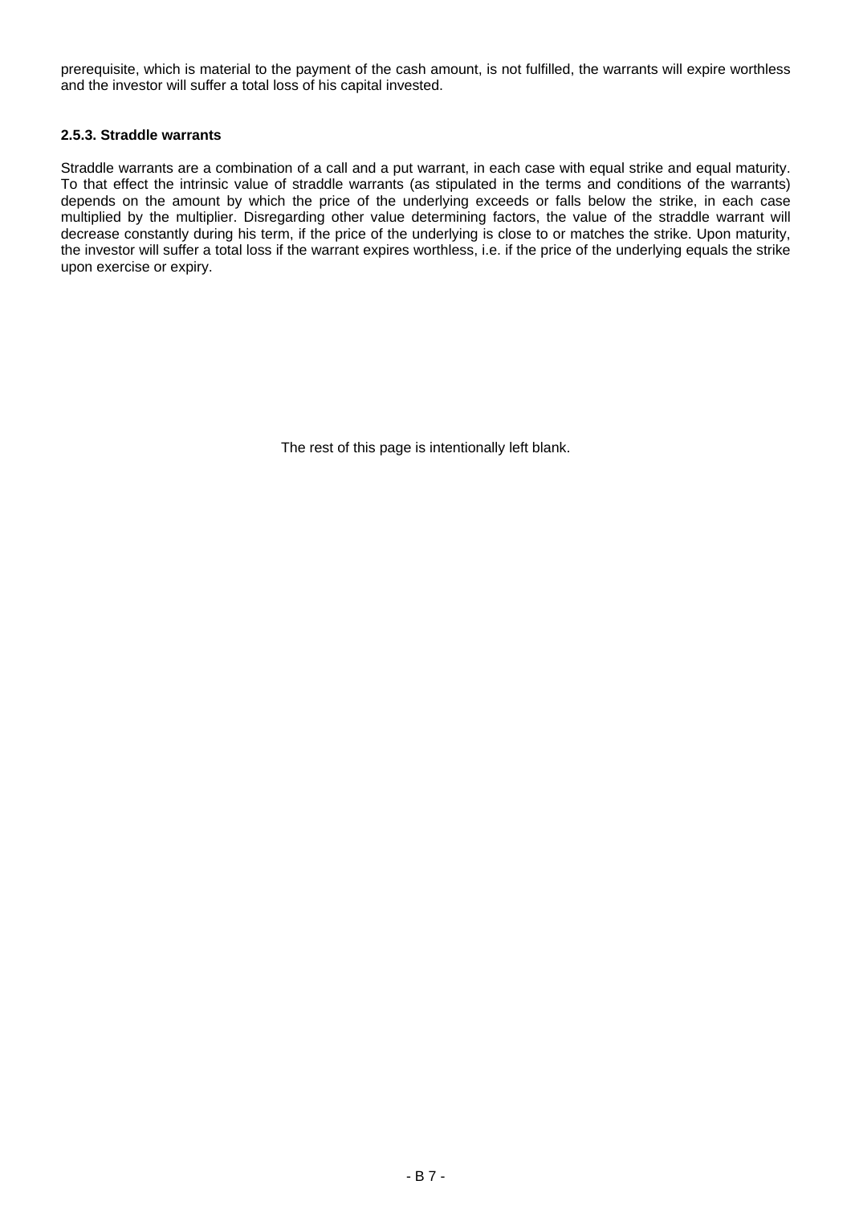prerequisite, which is material to the payment of the cash amount, is not fulfilled, the warrants will expire worthless and the investor will suffer a total loss of his capital invested.

### 2.5.3. Straddle warrants

Straddle warrants are a combination of a call and a put warrant, in each case with equal strike and equal maturity. To that effect the intrinsic value of straddle warrants (as stipulated in the terms and conditions of the warrants) depends on the amount by which the price of the underlying exceeds or falls below the strike, in each case multiplied by the multiplier. Disregarding other value determining factors, the value of the straddle warrant will decrease constantly during his term, if the price of the underlying is close to or matches the strike. Upon maturity, the investor will suffer a total loss if the warrant expires worthless, i.e. if the price of the underlying equals the strike upon exercise or expiry.

The rest of this page is intentionally left blank.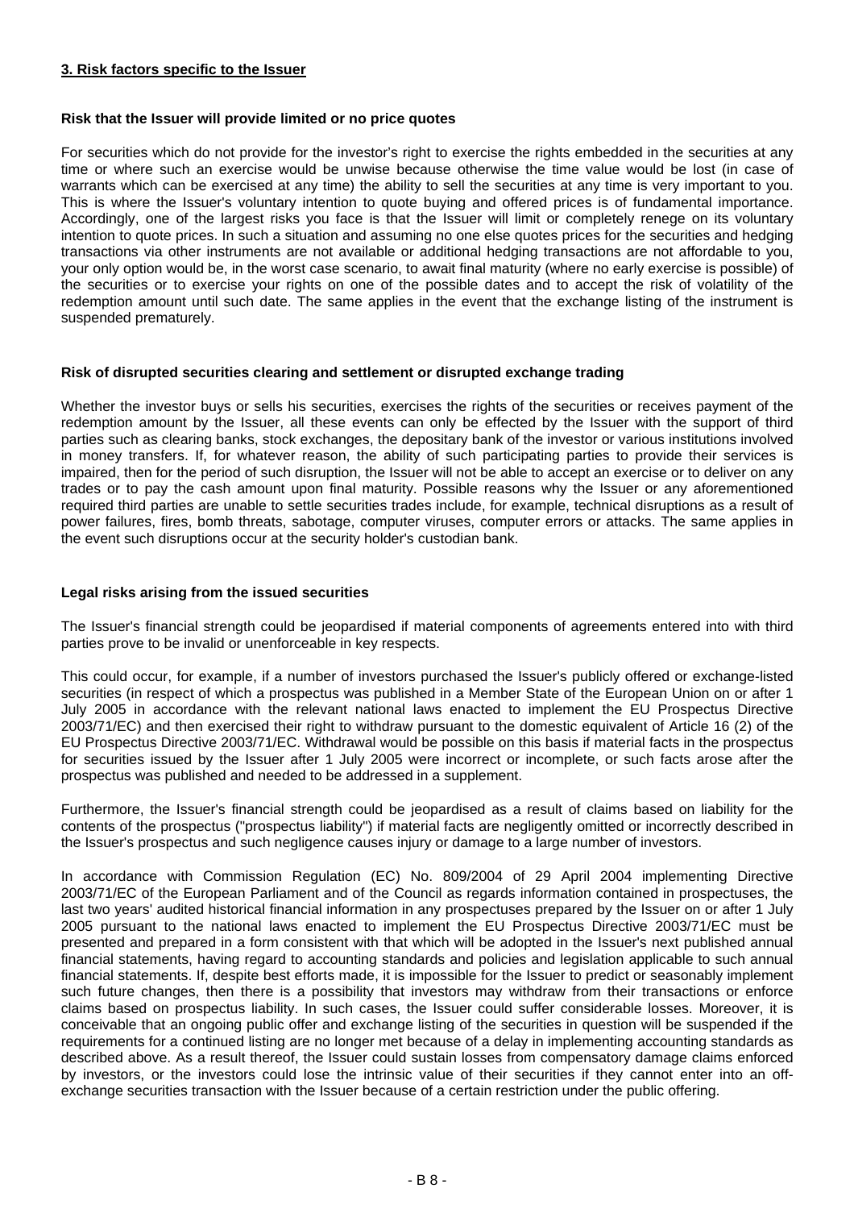## 3. Risk factors specific to the Issuer

**Risk that the Issuer will provide limited or no price quotes**

For securities which do not provide for the investor's right to exercise the rights embedded in the securities at any time or where such an exercise would be unwise because otherwise the time value would be lost (in case of warrants which can be exercised at any time) the ability to sell the securities at any time is very important to you. This is where the Issuer's voluntary intention to quote buying and offered prices is of fundamental importance. Accordingly, one of the largest risks you face is that the Issuer will limit or completely renege on its voluntary intention to quote prices. In such a situation and assuming no one else quotes prices for the securities and hedging transactions via other instruments are not available or additional hedging transactions are not affordable to you, your only option would be, in the worst case scenario, to await final maturity (where no early exercise is possible) of the securities or to exercise your rights on one of the possible dates and to accept the risk of volatility of the redemption amount until such date. The same applies in the event that the exchange listing of the instrument is suspended prematurely.

**Risk of disrupted securities clearing and settlement or disrupted exchange trading**

Whether the investor buys or sells his securities, exercises the rights of the securities or receives payment of the redemption amount by the Issuer, all these events can only be effected by the Issuer with the support of third parties such as clearing banks, stock exchanges, the depositary bank of the investor or various institutions involved in money transfers. If, for whatever reason, the ability of such participating parties to provide their services is impaired, then for the period of such disruption, the Issuer will not be able to accept an exercise or to deliver on any trades or to pay the cash amount upon final maturity. Possible reasons why the Issuer or any aforementioned required third parties are unable to settle securities trades include, for example, technical disruptions as a result of power failures, fires, bomb threats, sabotage, computer viruses, computer errors or attacks. The same applies in the event such disruptions occur at the security holder's custodian bank.

**Legal risks arising from the issued securities**

The Issuer's financial strength could be jeopardised if material components of agreements entered into with third parties prove to be invalid or unenforceable in key respects.

This could occur, for example, if a number of investors purchased the Issuer's publicly offered or exchange-listed securities (in respect of which a prospectus was published in a Member State of the European Union on or after 1 July 2005 in accordance with the relevant national laws enacted to implement the EU Prospectus Directive 2003/71/EC) and then exercised their right to withdraw pursuant to the domestic equivalent of Article 16 (2) of the EU Prospectus Directive 2003/71/EC. Withdrawal would be possible on this basis if material facts in the prospectus for securities issued by the Issuer after 1 July 2005 were incorrect or incomplete, or such facts arose after the prospectus was published and needed to be addressed in a supplement.

Furthermore, the Issuer's financial strength could be jeopardised as a result of claims based on liability for the contents of the prospectus ("prospectus liability") if material facts are negligently omitted or incorrectly described in the Issuer's prospectus and such negligence causes injury or damage to a large number of investors.

In accordance with Commission Regulation (EC) No. 809/2004 of 29 April 2004 implementing Directive 2003/71/EC of the European Parliament and of the Council as regards information contained in prospectuses, the last two years' audited historical financial information in any prospectuses prepared by the Issuer on or after 1 July 2005 pursuant to the national laws enacted to implement the EU Prospectus Directive 2003/71/EC must be presented and prepared in a form consistent with that which will be adopted in the Issuer's next published annual financial statements, having regard to accounting standards and policies and legislation applicable to such annual financial statements. If, despite best efforts made, it is impossible for the Issuer to predict or seasonably implement such future changes, then there is a possibility that investors may withdraw from their transactions or enforce claims based on prospectus liability. In such cases, the Issuer could suffer considerable losses. Moreover, it is conceivable that an ongoing public offer and exchange listing of the securities in question will be suspended if the requirements for a continued listing are no longer met because of a delay in implementing accounting standards as described above. As a result thereof, the Issuer could sustain losses from compensatory damage claims enforced by investors, or the investors could lose the intrinsic value of their securities if they cannot enter into an off-exchange securities transaction with the Issuer because of a certain restriction under the public offering.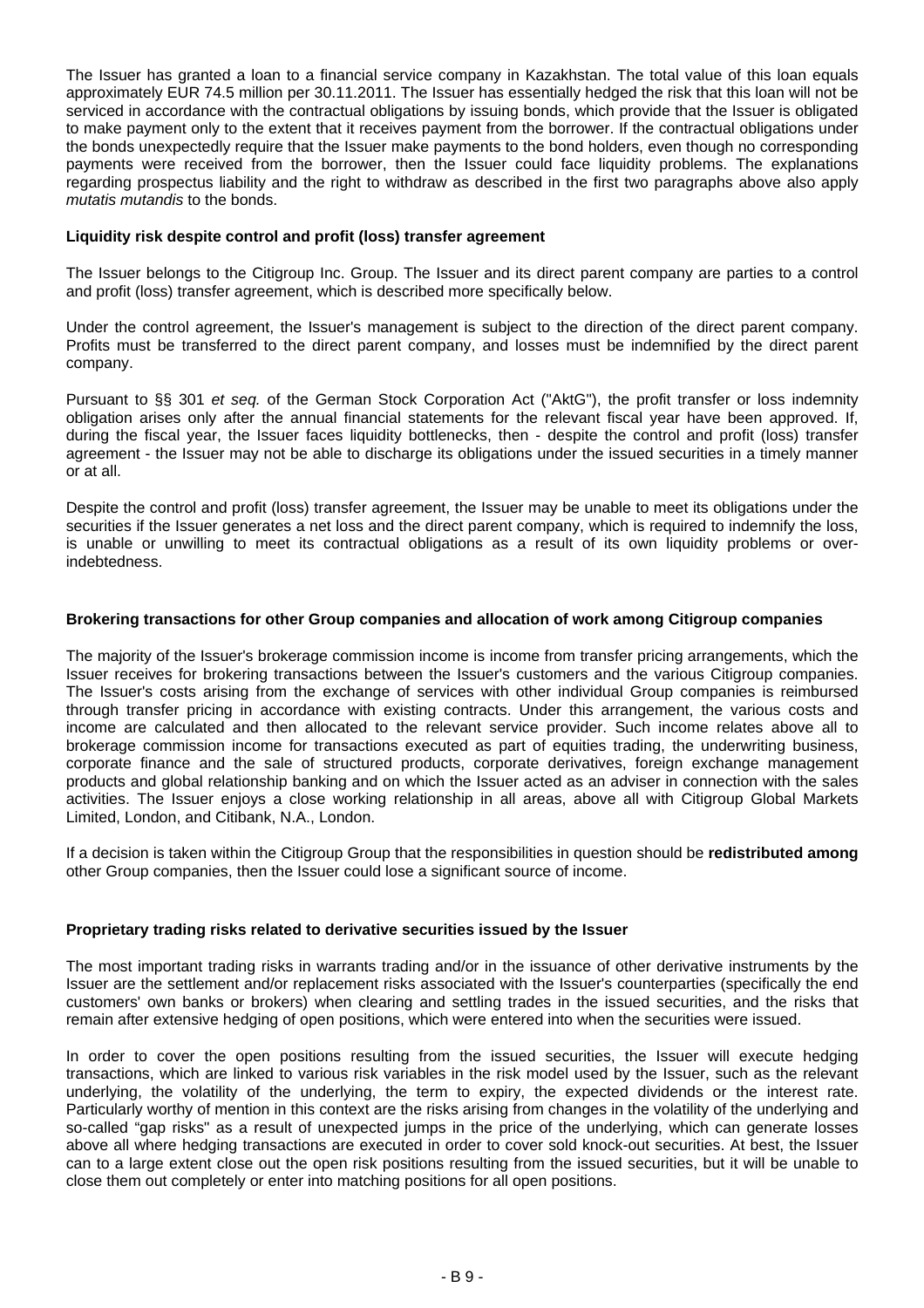The Issuer has granted a loan to a financial service company in Kazakhstan. The total value of this loan equals approximately EUR 74.5 million per 30.11.2011. The Issuer has essentially hedged the risk that this loan will not be serviced in accordance with the contractual obligations by issuing bonds, which provide that the Issuer is obligated to make payment only to the extent that it receives payment from the borrower. If the contractual obligations under the bonds unexpectedly require that the Issuer make payments to the bond holders, even though no corresponding payments were received from the borrower, then the Issuer could face liquidity problems. The explanations regarding prospectus liability and the right to withdraw as described in the first two paragraphs above also apply *mutatis mutandis* to the bonds.

**Liquidity risk despite control and profit (loss) transfer agreement**

The Issuer belongs to the Citigroup Inc. Group. The Issuer and its direct parent company are parties to a control and profit (loss) transfer agreement, which is described more specifically below.

Under the control agreement, the Issuer's management is subject to the direction of the direct parent company. Profits must be transferred to the direct parent company, and losses must be indemnified by the direct parent company.

Pursuant to §§ 301 *et seq.* of the German Stock Corporation Act ("AktG"), the profit transfer or loss indemnity obligation arises only after the annual financial statements for the relevant fiscal year have been approved. If, during the fiscal year, the Issuer faces liquidity bottlenecks, then - despite the control and profit (loss) transfer agreement - the Issuer may not be able to discharge its obligations under the issued securities in a timely manner or at all.

Despite the control and profit (loss) transfer agreement, the Issuer may be unable to meet its obligations under the securities if the Issuer generates a net loss and the direct parent company, which is required to indemnify the loss, is unable or unwilling to meet its contractual obligations as a result of its own liquidity problems or over-indebtedness.

**Brokering transactions for other Group companies and allocation of work among Citigroup companies**

The majority of the Issuer's brokerage commission income is income from transfer pricing arrangements, which the Issuer receives for brokering transactions between the Issuer's customers and the various Citigroup companies. The Issuer's costs arising from the exchange of services with other individual Group companies is reimbursed through transfer pricing in accordance with existing contracts. Under this arrangement, the various costs and income are calculated and then allocated to the relevant service provider. Such income relates above all to brokerage commission income for transactions executed as part of equities trading, the underwriting business, corporate finance and the sale of structured products, corporate derivatives, foreign exchange management products and global relationship banking and on which the Issuer acted as an adviser in connection with the sales activities. The Issuer enjoys a close working relationship in all areas, above all with Citigroup Global Markets Limited, London, and Citibank, N.A., London.

If a decision is taken within the Citigroup Group that the responsibilities in question should be **redistributed among** other Group companies, then the Issuer could lose a significant source of income.

**Proprietary trading risks related to derivative securities issued by the Issuer**

The most important trading risks in warrants trading and/or in the issuance of other derivative instruments by the Issuer are the settlement and/or replacement risks associated with the Issuer's counterparties (specifically the end customers' own banks or brokers) when clearing and settling trades in the issued securities, and the risks that remain after extensive hedging of open positions, which were entered into when the securities were issued.

In order to cover the open positions resulting from the issued securities, the Issuer will execute hedging transactions, which are linked to various risk variables in the risk model used by the Issuer, such as the relevant underlying, the volatility of the underlying, the term to expiry, the expected dividends or the interest rate. Particularly worthy of mention in this context are the risks arising from changes in the volatility of the underlying and so-called "gap risks" as a result of unexpected jumps in the price of the underlying, which can generate losses above all where hedging transactions are executed in order to cover sold knock-out securities. At best, the Issuer can to a large extent close out the open risk positions resulting from the issued securities, but it will be unable to close them out completely or enter into matching positions for all open positions.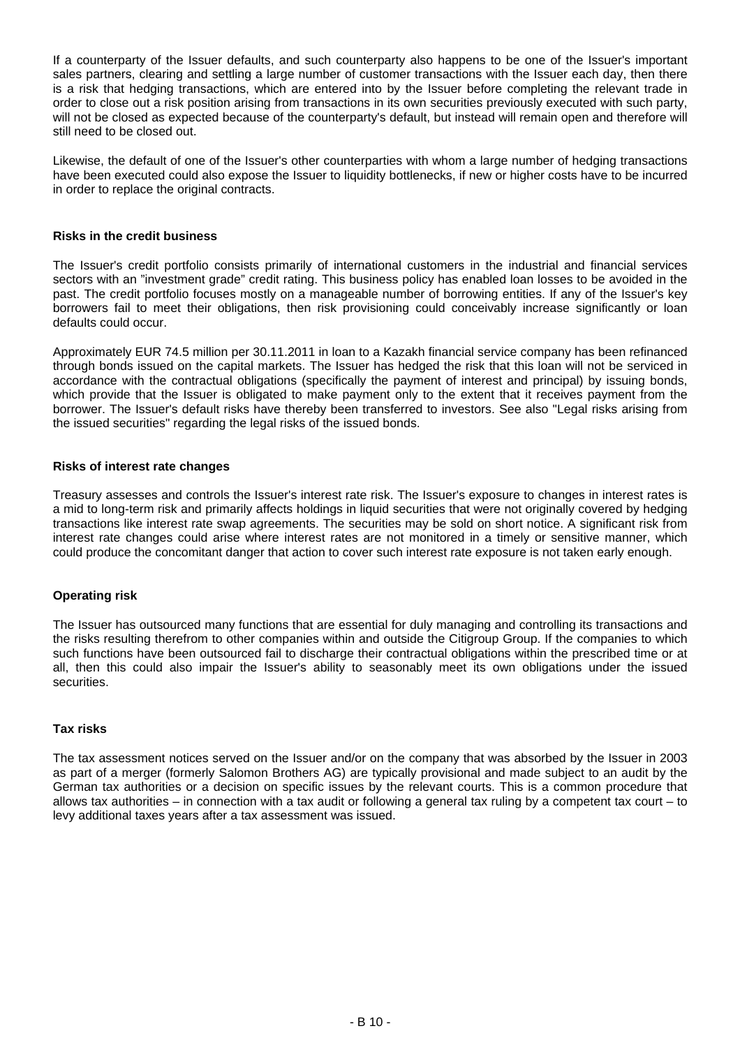If a counterparty of the Issuer defaults, and such counterparty also happens to be one of the Issuer's important sales partners, clearing and settling a large number of customer transactions with the Issuer each day, then there is a risk that hedging transactions, which are entered into by the Issuer before completing the relevant trade in order to close out a risk position arising from transactions in its own securities previously executed with such party, will not be closed as expected because of the counterparty's default, but instead will remain open and therefore will still need to be closed out.

Likewise, the default of one of the Issuer's other counterparties with whom a large number of hedging transactions have been executed could also expose the Issuer to liquidity bottlenecks, if new or higher costs have to be incurred in order to replace the original contracts.

**Risks in the credit business**

The Issuer's credit portfolio consists primarily of international customers in the industrial and financial services sectors with an "investment grade" credit rating. This business policy has enabled loan losses to be avoided in the past. The credit portfolio focuses mostly on a manageable number of borrowing entities. If any of the Issuer's key borrowers fail to meet their obligations, then risk provisioning could conceivably increase significantly or loan defaults could occur.

Approximately EUR 74.5 million per 30.11.2011 in loan to a Kazakh financial service company has been refinanced through bonds issued on the capital markets. The Issuer has hedged the risk that this loan will not be serviced in accordance with the contractual obligations (specifically the payment of interest and principal) by issuing bonds, which provide that the Issuer is obligated to make payment only to the extent that it receives payment from the borrower. The Issuer's default risks have thereby been transferred to investors. See also "Legal risks arising from the issued securities" regarding the legal risks of the issued bonds.

**Risks of interest rate changes**

Treasury assesses and controls the Issuer's interest rate risk. The Issuer's exposure to changes in interest rates is a mid to long-term risk and primarily affects holdings in liquid securities that were not originally covered by hedging transactions like interest rate swap agreements. The securities may be sold on short notice. A significant risk from interest rate changes could arise where interest rates are not monitored in a timely or sensitive manner, which could produce the concomitant danger that action to cover such interest rate exposure is not taken early enough.

**Operating risk**

The Issuer has outsourced many functions that are essential for duly managing and controlling its transactions and the risks resulting therefrom to other companies within and outside the Citigroup Group. If the companies to which such functions have been outsourced fail to discharge their contractual obligations within the prescribed time or at all, then this could also impair the Issuer's ability to seasonably meet its own obligations under the issued securities.

**Tax risks**

The tax assessment notices served on the Issuer and/or on the company that was absorbed by the Issuer in 2003 as part of a merger (formerly Salomon Brothers AG) are typically provisional and made subject to an audit by the German tax authorities or a decision on specific issues by the relevant courts. This is a common procedure that allows tax authorities – in connection with a tax audit or following a general tax ruling by a competent tax court – to levy additional taxes years after a tax assessment was issued.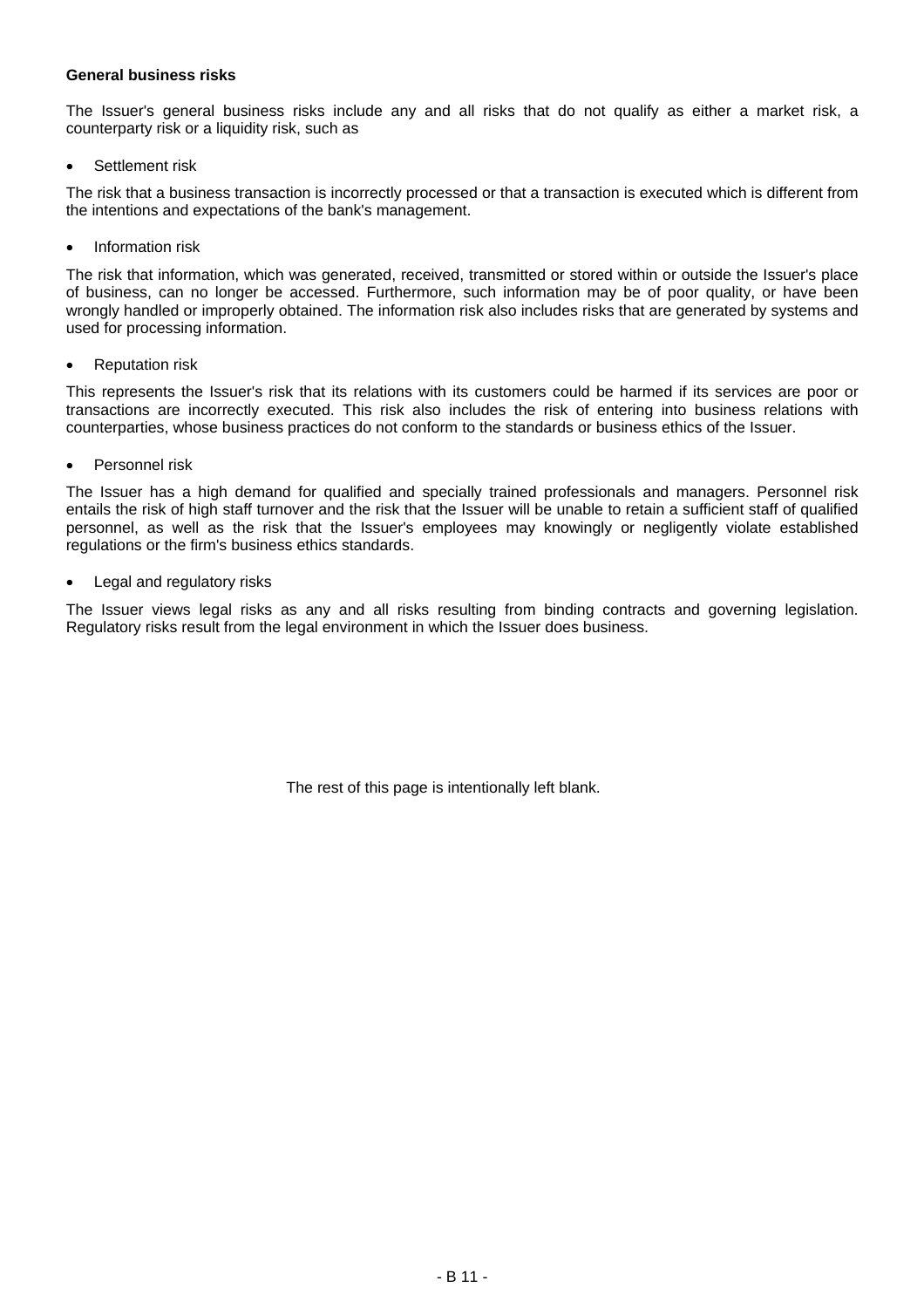**General business risks**

The Issuer's general business risks include any and all risks that do not qualify as either a market risk, a counterparty risk or a liquidity risk, such as

- Settlement risk

The risk that a business transaction is incorrectly processed or that a transaction is executed which is different from the intentions and expectations of the bank's management.

- Information risk

The risk that information, which was generated, received, transmitted or stored within or outside the Issuer's place of business, can no longer be accessed. Furthermore, such information may be of poor quality, or have been wrongly handled or improperly obtained. The information risk also includes risks that are generated by systems and used for processing information.

- Reputation risk

This represents the Issuer's risk that its relations with its customers could be harmed if its services are poor or transactions are incorrectly executed. This risk also includes the risk of entering into business relations with counterparties, whose business practices do not conform to the standards or business ethics of the Issuer.

- Personnel risk

The Issuer has a high demand for qualified and specially trained professionals and managers. Personnel risk entails the risk of high staff turnover and the risk that the Issuer will be unable to retain a sufficient staff of qualified personnel, as well as the risk that the Issuer's employees may knowingly or negligently violate established regulations or the firm's business ethics standards.

- Legal and regulatory risks

The Issuer views legal risks as any and all risks resulting from binding contracts and governing legislation. Regulatory risks result from the legal environment in which the Issuer does business.

The rest of this page is intentionally left blank.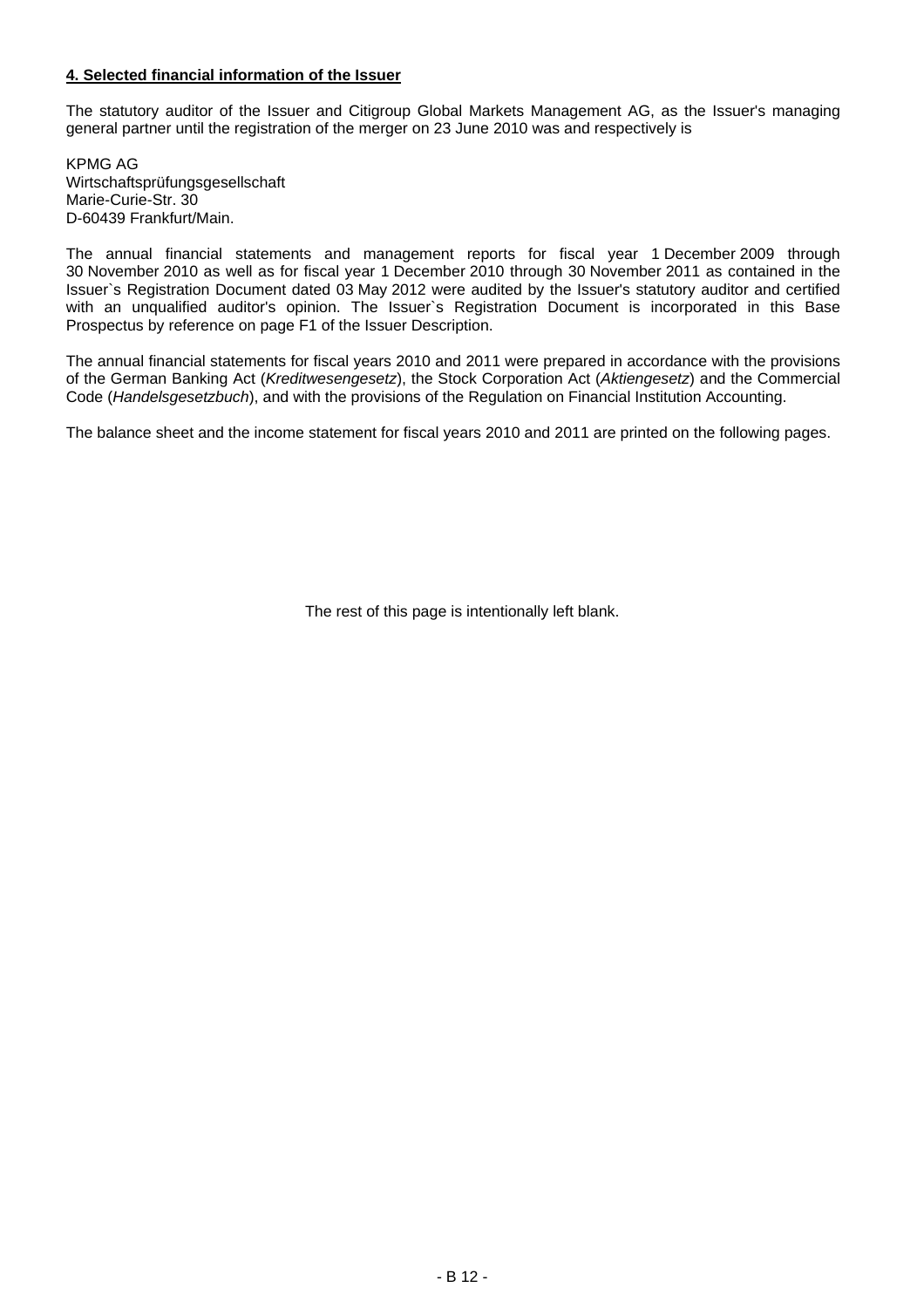**4. Selected financial information of the Issuer**

The statutory auditor of the Issuer and Citigroup Global Markets Management AG, as the Issuer's managing general partner until the registration of the merger on 23 June 2010 was and respectively is

KPMG AG
Wirtschaftsprüfungsgesellschaft
Marie-Curie-Str. 30
D-60439 Frankfurt/Main.

The annual financial statements and management reports for fiscal year 1 December 2009 through 30 November 2010 as well as for fiscal year 1 December 2010 through 30 November 2011 as contained in the Issuer`s Registration Document dated 03 May 2012 were audited by the Issuer's statutory auditor and certified with an unqualified auditor's opinion. The Issuer`s Registration Document is incorporated in this Base Prospectus by reference on page F1 of the Issuer Description.

The annual financial statements for fiscal years 2010 and 2011 were prepared in accordance with the provisions of the German Banking Act (*Kreditwesengesetz*), the Stock Corporation Act (*Aktiengesetz*) and the Commercial Code (*Handelsgesetzbuch*), and with the provisions of the Regulation on Financial Institution Accounting.

The balance sheet and the income statement for fiscal years 2010 and 2011 are printed on the following pages.

The rest of this page is intentionally left blank.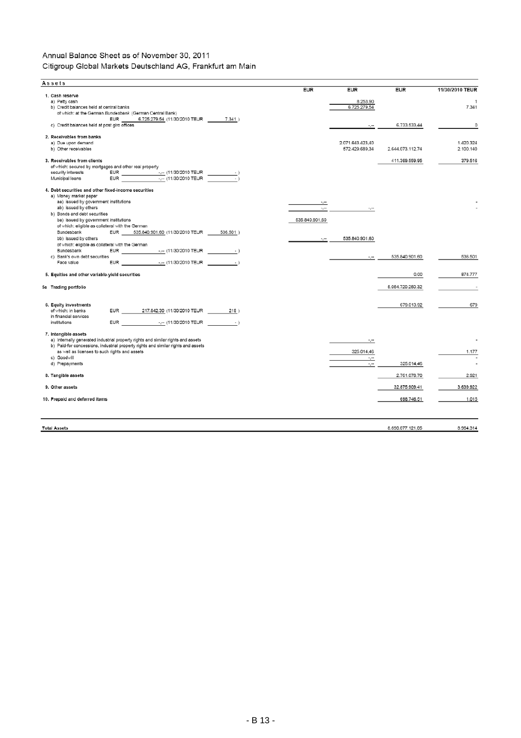# Annual Balance Sheet as of November 30, 2011

## Citigroup Global Markets Deutschland AG, Frankfurt am Main

| Assets | EUR | EUR | EUR | 11/30/2010 TEUR |
|---|---|---|---|---|
| **1. Cash reserve** | | | | |
| a) Petty cash | | 8.253,90 | | 1 |
| b) Credit balances held at central banks | | 6.725.279,54 | | 7.341 |
| of which: at the German *Bundesbank* (German Central Bank) EUR 6.725.279,54 (11/30/2010 TEUR 7.341 ) | | | | |
| c) Credit balances held at post giro offices | | -,-- | 6.733.533,44 | 0 |
| **2. Receivables from banks** | | | | |
| a) Due upon demand | | 2.071.643.423,40 | | 1.420.324 |
| b) Other receivables | | 572.429.689,34 | 2.644.073.112,74 | 2.100.140 |
| **3. Receivables from clients** | | | 411.369.559,95 | 379.516 |
| of which: secured by mortgages and other real property security interests EUR -,-- (11/30/2010 TEUR - ) | | | | |
| Municipal loans EUR -,-- (11/30/2010 TEUR - ) | | | | |
| **4. Debt securities and other fixed-income securities** | | | | |
| a) Money market paper | | | | |
| aa) issued by government institutions | -,-- | | | - |
| ab) issued by others | -,-- | -,-- | | - |
| b) Bonds and debt securities | | | | |
| ba) issued by government institutions | 535.840.901,60 | | | |
| of which: eligible as collateral with the German Bundesbank EUR 535.840.901,60 (11/30/2010 TEUR 536.501 ) | | | | |
| bb) issued by others | -,-- | 535.840.901,60 | | |
| of which: eligible as collateral with the German Bundesbank EUR -,-- (11/30/2010 TEUR - ) | | | | |
| c) Bank's own debt securities | | -,-- | 535.840.901,60 | 536.501 |
| Face value EUR -,-- (11/30/2010 TEUR - ) | | | | |
| **5. Equities and other variable-yield securities** | | | 0,00 | 874.777 |
| **5a Trading portfolio** | | | 5.054.720.250,32 | - |
| **6. Equity investments** | | | 679.013,92 | 679 |
| of which: in banks EUR 217.842,30 (11/30/2010 TEUR 218 ) | | | | |
| in financial services institutions EUR -,-- (11/30/2010 TEUR - ) | | | | |
| **7. Intangible assets** | | | | |
| a) Internally generated industrial property rights and similar rights and assets | | -,-- | | - |
| b) Paid-for concessions, industrial property rights and similar rights and assets as well as licenses to such rights and assets | | 325.014,46 | | 1.177 |
| c) Goodwill | | -,-- | | - |
| d) Prepayments | | -,-- | 325.014,46 | - |
| **8. Tangible assets** | | | 2.761.078,70 | 2.921 |
| **9. Other assets** | | | 32.875.909,41 | 3.639.922 |
| **10. Prepaid and deferred items** | | | 698.746,51 | 1.015 |
| **Total Assets** | | | 8.690.077.121,05 | 8.964.314 |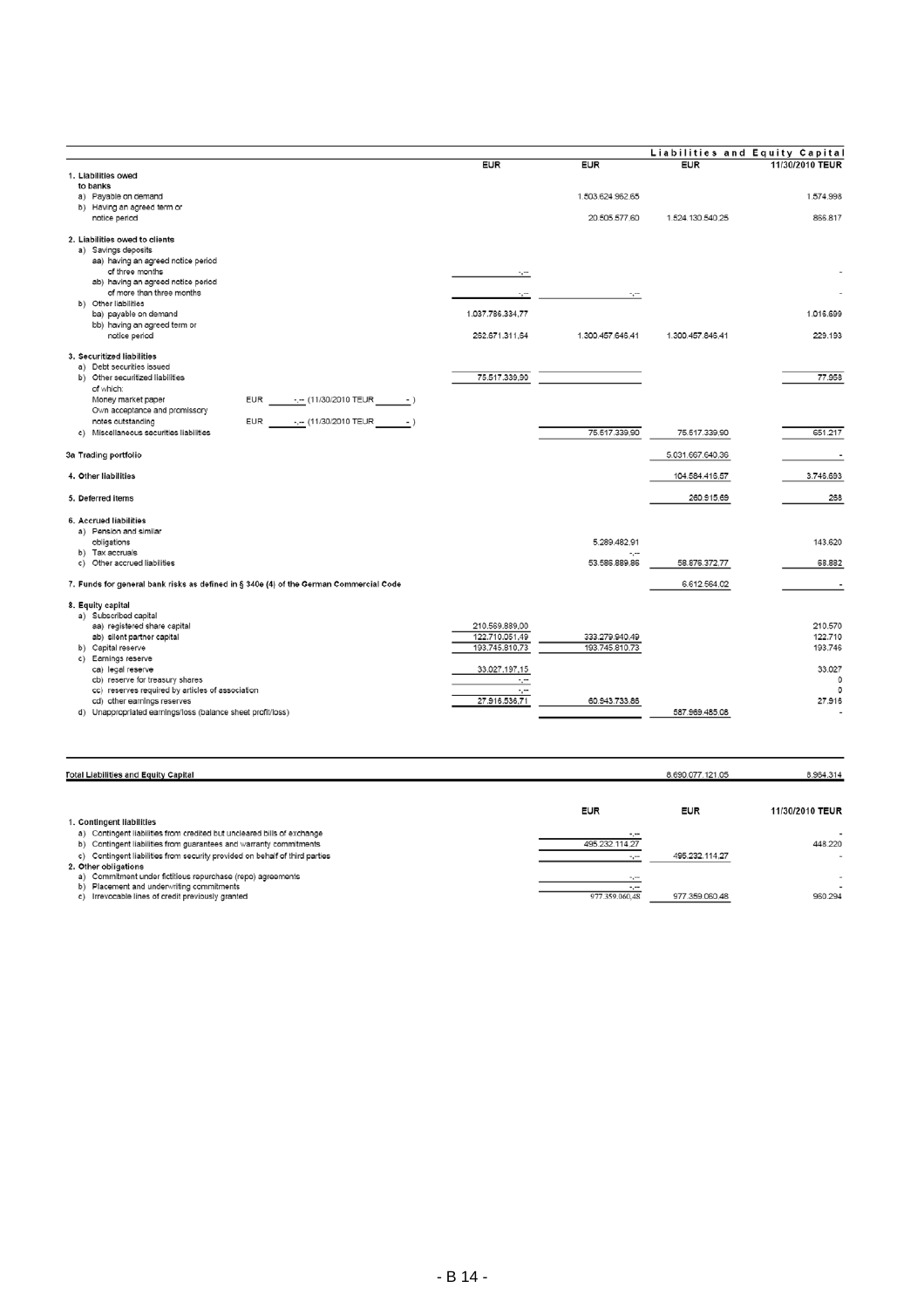| | | | | **Liabilities and Equity Capital** |
|---|---|---|---|---|
| | **EUR** | **EUR** | **EUR** | **11/30/2010 TEUR** |
| **1. Liabilities owed to banks** | | | | |
| a) Payable on demand | | 1.503.624.962,65 | | 1.574.998 |
| b) Having an agreed term or notice period | | 20.505.577,60 | 1.524.130.540,25 | 866.817 |
| **2. Liabilities owed to clients** | | | | |
| a) Savings deposits | | | | |
| aa) having an agreed notice period of three months | -,-- | | | - |
| ab) having an agreed notice period of more than three months | -,-- | -,-- | | - |
| b) Other liabilities | | | | |
| ba) payable on demand | 1.037.786.334,77 | | | 1.016.699 |
| bb) having an agreed term or notice period | 262.671.311,64 | 1.300.457.646,41 | 1.300.457.646,41 | 229.193 |
| **3. Securitized liabilities** | | | | |
| a) Debt securities issued | | | | |
| b) Other securitized liabilities | 75.517.339,90 | | | 77.958 |
| of which: | | | | |
| Money market paper EUR -,-- (11/30/2010 TEUR - ) | | | | |
| Own acceptance and promissory notes outstanding EUR -,-- (11/30/2010 TEUR - ) | | | | |
| c) Miscellaneous securities liabilities | | 75.517.339,90 | 75.517.339,90 | 651.217 |
| **3a Trading portfolio** | | | 5.031.667.640,36 | - |
| **4. Other liabilities** | | | 104.584.416,57 | 3.746.693 |
| **5. Deferred items** | | | 260.915,69 | 258 |
| **6. Accrued liabilities** | | | | |
| a) Pension and similar obligations | | 5.289.482,91 | | 143.620 |
| b) Tax accruals | | -,-- | | |
| c) Other accrued liabilities | | 53.586.889,86 | 58.876.372,77 | 68.882 |
| **7. Funds for general bank risks as defined in § 340e (4) of the German Commercial Code** | | | 6.612.564,02 | - |
| **8. Equity capital** | | | | |
| a) Subscribed capital | | | | |
| aa) registered share capital | 210.569.889,00 | | | 210.570 |
| ab) silent partner capital | 122.710.051,49 | 333.279.940,49 | | 122.710 |
| b) Capital reserve | 193.745.810,73 | 193.745.810,73 | | 193.746 |
| c) Earnings reserve | | | | |
| ca) legal reserve | 33.027.197,15 | | | 33.027 |
| cb) reserve for treasury shares | -,-- | | | 0 |
| cc) reserves required by articles of association | -,-- | | | 0 |
| cd) other earnings reserves | 27.916.536,71 | 60.943.733,86 | | 27.916 |
| d) Unappropriated earnings/loss (balance sheet profit/loss) | | | 587.969.485,08 | - |
| **Total Liabilities and Equity Capital** | | | 8.690.077.121,05 | 8.964.314 |

| | **EUR** | **EUR** | **11/30/2010 TEUR** |
|---|---|---|---|
| **1. Contingent liabilities** | | | |
| a) Contingent liabilities from credited but uncleared bills of exchange | -,-- | | - |
| b) Contingent liabilities from guarantees and warranty commitments | 495.232.114,27 | | 448.220 |
| c) Contingent liabilities from security provided on behalf of third parties | -,-- | 495.232.114,27 | - |
| **2. Other obligations** | | | |
| a) Commitment under fictitious repurchase (repo) agreements | -,-- | | - |
| b) Placement and underwriting commitments | -,-- | | - |
| c) Irrevocable lines of credit previously granted | 977.359.060,48 | 977.359.060,48 | 960.294 |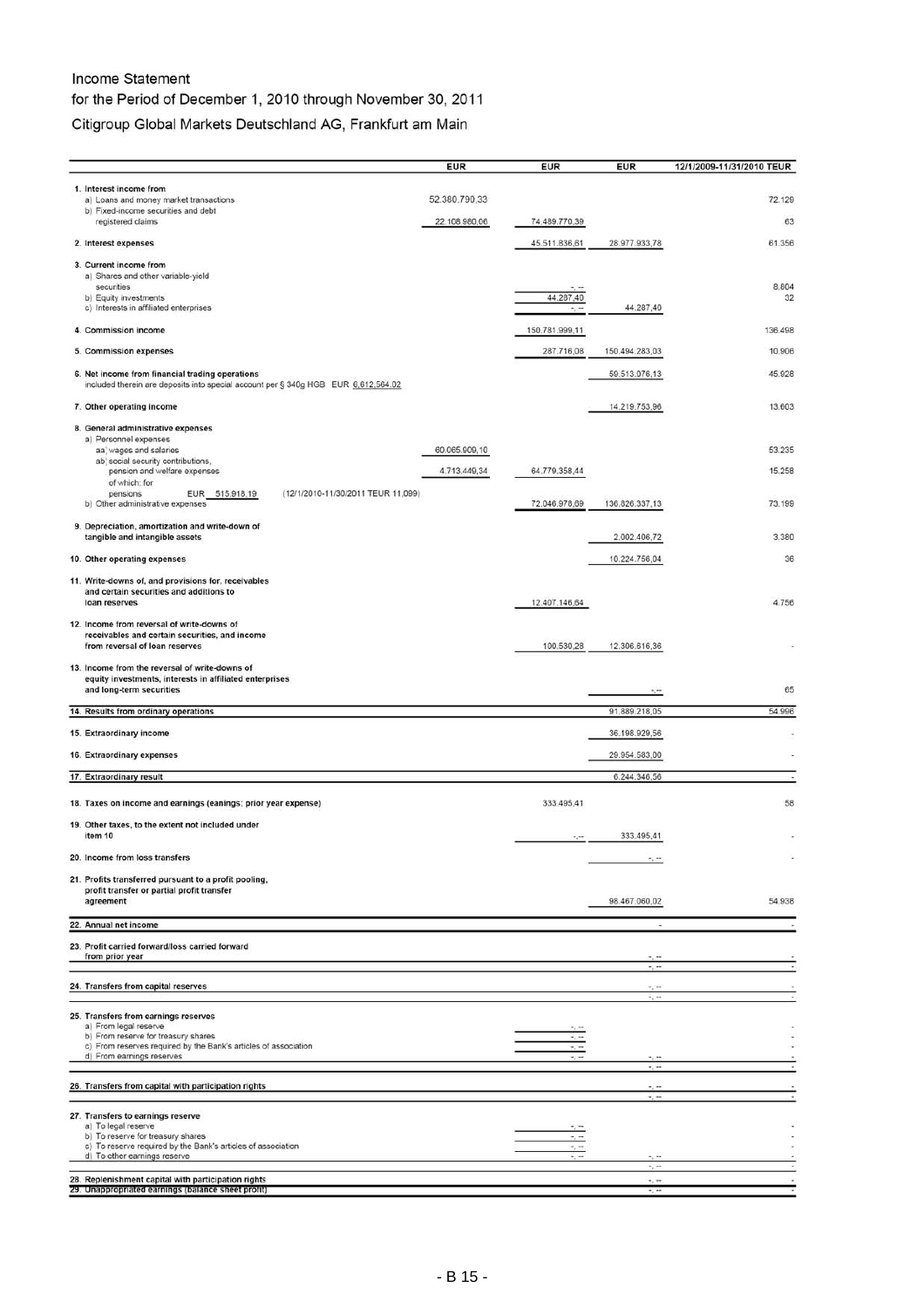# Income Statement

## for the Period of December 1, 2010 through November 30, 2011

### Citigroup Global Markets Deutschland AG, Frankfurt am Main

| | EUR | EUR | EUR | 12/1/2009-11/31/2010 TEUR |
|---|---|---|---|---|
| **1. Interest income from** | | | | |
| a) Loans and money market transactions | 52.380.790,33 | | | 72.129 |
| b) Fixed-income securities and debt registered claims | 22.108.980,06 | 74.489.770,39 | | 63 |
| **2. Interest expenses** | | 45.511.836,61 | 28.977.933,78 | 61.356 |
| **3. Current income from** | | | | |
| a) Shares and other variable-yield securities | | -,-- | | 8.804 |
| b) Equity investments | | 44.287,40 | | 32 |
| c) Interests in affiliated enterprises | | -,-- | 44.287,40 | |
| **4. Commission income** | | 150.781.999,11 | | 136.498 |
| **5. Commission expenses** | | 287.716,08 | 150.494.283,03 | 10.906 |
| **6. Net income from financial trading operations** included therein are deposits into special account per § 340g HGB EUR 6.612.564,02 | | | 59.513.076,13 | 45.928 |
| **7. Other operating income** | | | 14.219.753,96 | 13.603 |
| **8. General administrative expenses** | | | | |
| a) Personnel expenses | | | | |
| aa) wages and salaries | 60.065.909,10 | | | 53.235 |
| ab) social security contributions, pension and welfare expenses of which: for pensions EUR 515.918,19 (12/1/2010-11/30/2011 TEUR 11.099) | 4.713.449,34 | 64.779.358,44 | | 15.258 |
| b) Other administrative expenses | | 72.046.978,69 | 136.826.337,13 | 73.199 |
| **9. Depreciation, amortization and write-down of tangible and intangible assets** | | | 2.002.406,72 | 3.380 |
| **10. Other operating expenses** | | | 10.224.756,04 | 36 |
| **11. Write-downs of, and provisions for, receivables and certain securities and additions to loan reserves** | | 12.407.146,64 | | 4.756 |
| **12. Income from reversal of write-downs of receivables and certain securities, and income from reversal of loan reserves** | | 100.530,28 | 12.306.616,36 | - |
| **13. Income from the reversal of write-downs of equity investments, interests in affiliated enterprises and long-term securities** | | | -,-- | 65 |
| **14. Results from ordinary operations** | | | 91.889.218,05 | 54.996 |
| **15. Extraordinary income** | | | 36.198.929,56 | - |
| **16. Extraordinary expenses** | | | 29.954.583,00 | - |
| **17. Extraordinary result** | | | 6.244.346,56 | - |
| **18. Taxes on income and earnings (eanings: prior year expense)** | | 333.495,41 | | 58 |
| **19. Other taxes, to the extent not included under item 10** | | -,-- | 333.495,41 | - |
| **20. Income from loss transfers** | | | -,-- | - |
| **21. Profits transferred pursuant to a profit pooling, profit transfer or partial profit transfer agreement** | | | 98.467.060,02 | 54.938 |
| **22. Annual net income** | | | - | - |
| **23. Profit carried forward/loss carried forward from prior year** | | | -,-- | - |
| | | | -,-- | - |
| **24. Transfers from capital reserves** | | | -,-- | - |
| | | | -,-- | - |
| **25. Transfers from earnings reserves** | | | | |
| a) From legal reserve | | -,-- | | - |
| b) From reserve for treasury shares | | -,-- | | - |
| c) From reserves required by the Bank's articles of association | | -,-- | | - |
| d) From earnings reserves | | -,-- | -,-- | - |
| | | | -,-- | - |
| **26. Transfers from capital with participation rights** | | | -,-- | - |
| | | | -,-- | - |
| **27. Transfers to earnings reserve** | | | | |
| a) To legal reserve | | -,-- | | - |
| b) To reserve for treasury shares | | -,-- | | - |
| c) To reserve required by the Bank's articles of association | | -,-- | | - |
| d) To other earnings reserve | | -,-- | -,-- | - |
| | | | -,-- | - |
| **28. Replenishment capital with participation rights** | | | -,-- | - |
| **29. Unappropriated earnings (balance sheet profit)** | | | -,-- | - |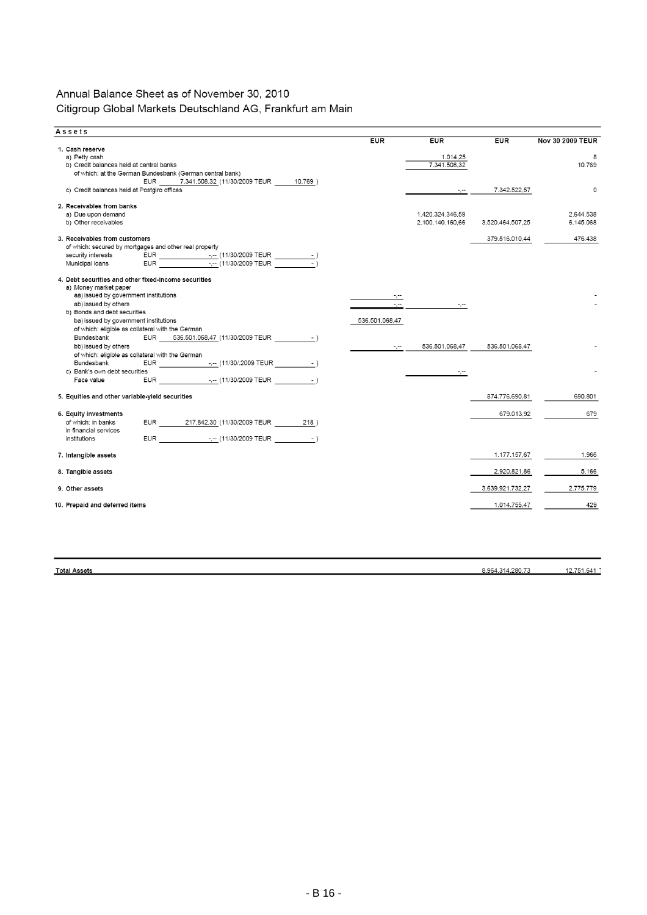# Annual Balance Sheet as of November 30, 2010

## Citigroup Global Markets Deutschland AG, Frankfurt am Main

| Assets | EUR | EUR | EUR | Nov 30 2009 TEUR |
|---|---|---|---|---|
| **1. Cash reserve** | | | | |
| a) Petty cash | | 1.014,25 | | 8 |
| b) Credit balances held at central banks | | 7.341.508,32 | | 10.769 |
| of which: at the German Bundesbank (German central bank) EUR 7.341.508,32 (11/30/2009 TEUR 10.769 ) | | | | |
| c) Credit balances held at Postgiro offices | | -,-- | 7.342.522,57 | 0 |
| **2. Receivables from banks** | | | | |
| a) Due upon demand | | 1.420.324.346,59 | | 2.644.538 |
| b) Other receivables | | 2.100.140.160,66 | 3.520.464.507,25 | 6.145.068 |
| **3. Receivables from customers** | | | 379.516.010,44 | 476.438 |
| of which: secured by mortgages and other real property security interests EUR -,-- (11/30/2009 TEUR - ) | | | | |
| Municipal loans EUR -,-- (11/30/2009 TEUR - ) | | | | |
| **4. Debt securities and other fixed-income securities** | | | | |
| a) Money market paper | | | | |
| aa) issued by government institutions | -,-- | | | - |
| ab) issued by others | -,-- | -,-- | | - |
| b) Bonds and debt securities | | | | |
| ba) issued by government institutions | 536.501.068,47 | | | |
| of which: eligible as collateral with the German Bundesbank EUR 536.501.068,47 (11/30/2009 TEUR - ) | | | | |
| bb) issued by others | -,-- | 536.501.068,47 | 536.501.068,47 | - |
| of which: eligible as collateral with the German Bundesbank EUR -,-- (11/30/.2009 TEUR - ) | | | | |
| c) Bank's own debt securities | | -,-- | | - |
| Face value EUR -,-- (11/30/2009 TEUR - ) | | | | |
| **5. Equities and other variable-yield securities** | | | 874.776.690,81 | 690.801 |
| **6. Equity investments** | | | 679.013,92 | 679 |
| of which: in banks EUR 217.842,30 (11/30/2009 TEUR 218 ) | | | | |
| in financial services institutions EUR -,-- (11/30/2009 TEUR - ) | | | | |
| **7. Intangible assets** | | | 1.177.157,67 | 1.966 |
| **8. Tangible assets** | | | 2.920.821,86 | 5.166 |
| **9. Other assets** | | | 3.639.921.732,27 | 2.775.779 |
| **10. Prepaid and deferred items** | | | 1.014.755,47 | 429 |
| **Total Assets** | | | 8.964.314.280,73 | 12.751.641 |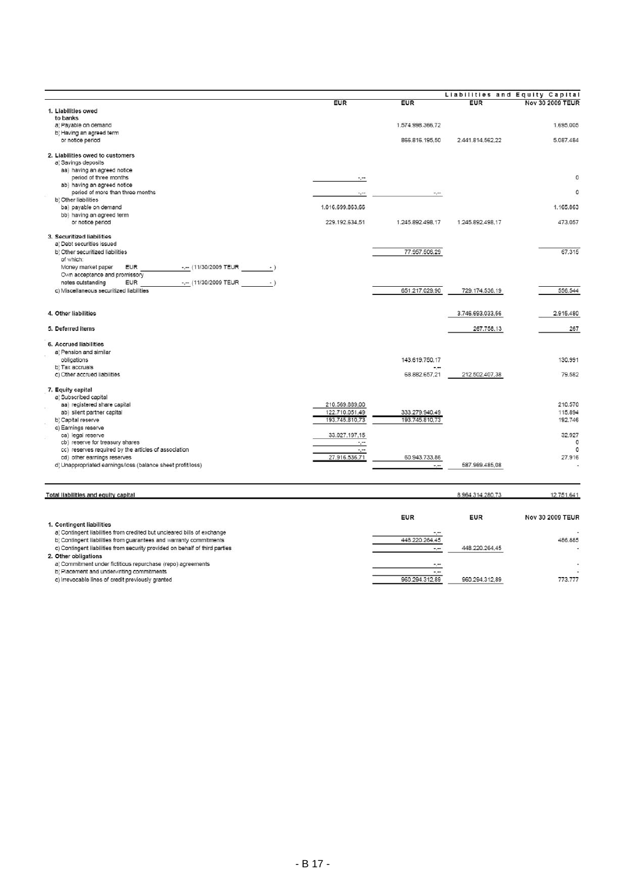| | | | Liabilities and Equity Capital | |
|---|---|---|---|---|
| | EUR | EUR | EUR | Nov 30 2009 TEUR |
| **1. Liabilities owed to banks** | | | | |
| a) Payable on demand | | 1.574.998.366,72 | | 1.695.005 |
| b) Having an agreed term or notice period | | 866.816.195,50 | 2.441.814.562,22 | 5.087.484 |
| **2. Liabilities owed to customers** | | | | |
| a) Savings deposits | | | | |
| aa) having an agreed notice period of three months | -,-- | | | 0 |
| ab) having an agreed notice period of more than three months | -,-- | -,-- | | 0 |
| b) Other liabilities | | | | |
| ba) payable on demand | 1.016.699.863,66 | | | 1.165.863 |
| bb) having an agreed term or notice period | 229.192.634,51 | 1.245.892.498,17 | 1.245.892.498,17 | 473.057 |
| **3. Securitized liabilities** | | | | |
| a) Debt securities issued | | | | |
| b) Other securitized liabilities | | 77.957.506,29 | | 67.315 |
| of which: | | | | |
| Money market paper EUR -,-- (11/30/2009 TEUR -) | | | | |
| Own acceptance and promissory notes outstanding EUR -,-- (11/30/2009 TEUR -) | | | | |
| c) Miscellaneous securitized liabilities | | 651.217.029,90 | 729.174.536,19 | 556.544 |
| **4. Other liabilities** | | | 3.746.693.033,56 | 2.915.480 |
| **5. Deferred items** | | | 267.756,13 | 267 |
| **6. Accrued liabilities** | | | | |
| a) Pension and similar obligations | | 143.619.750,17 | | 130.991 |
| b) Tax accruals | | -,-- | | |
| c) Other accrued liabilities | | 68.882.657,21 | 212.502.407,38 | 79.582 |
| **7. Equity capital** | | | | |
| a) Subscribed capital | | | | |
| aa) registered share capital | 210.569.889,00 | | | 210.570 |
| ab) silent partner capital | 122.710.051,49 | 333.279.940,49 | | 115.894 |
| b) Capital reserve | 193.745.810,73 | 193.745.810,73 | | 192.746 |
| c) Earnings reserve | | | | |
| ca) legal reserve | 33.027.197,15 | | | 32.927 |
| cb) reserve for treasury shares | -,-- | | | 0 |
| cc) reserves required by the articles of association | -,-- | | | 0 |
| cd) other earnings reserves | 27.916.536,71 | 60.943.733,86 | | 27.916 |
| d) Unappropriated earnings/loss (balance sheet profit/loss) | | -,-- | 587.969.485,08 | - |
| **Total liabilities and equity capital** | | | 8.964.314.280,73 | 12.751.641 |

| | EUR | EUR | Nov 30 2009 TEUR |
|---|---|---|---|
| **1. Contingent liabilities** | | | |
| a) Contingent liabilities from credited but uncleared bills of exchange | -,-- | | - |
| b) Contingent liabilities from guarantees and warranty commitments | 448.220.264,45 | | 486.685 |
| c) Contingent liabilities from security provided on behalf of third parties | -,-- | 448.220.264,45 | - |
| **2. Other obligations** | | | |
| a) Commitment under fictitious repurchase (repo) agreements | -,-- | | - |
| b) Placement and underwriting commitments | -,-- | | - |
| c) Irrevocable lines of credit previously granted | 960.294.312,89 | 960.294.312,89 | 773.777 |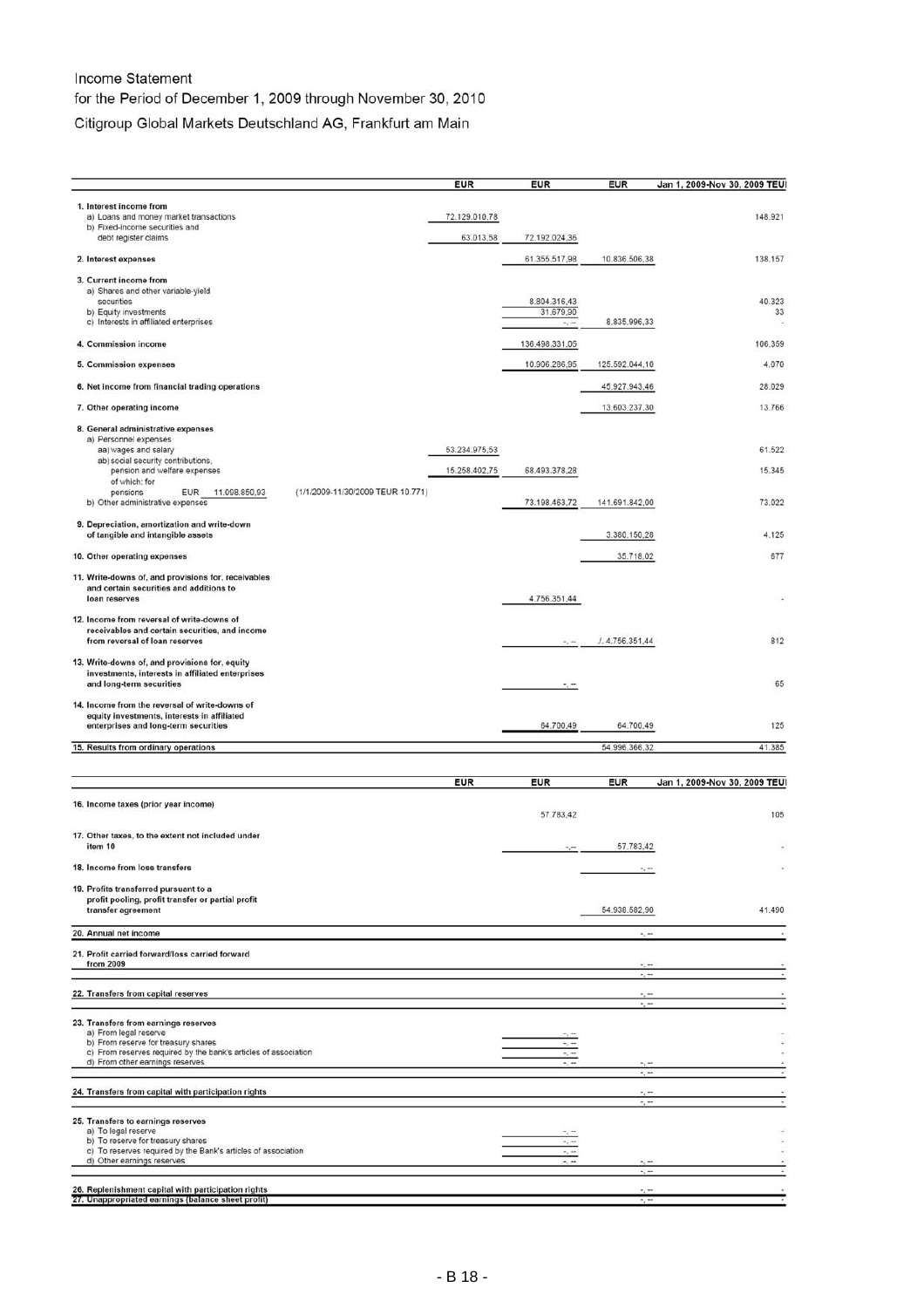# Income Statement

for the Period of December 1, 2009 through November 30, 2010

Citigroup Global Markets Deutschland AG, Frankfurt am Main

| | EUR | EUR | EUR | Jan 1, 2009-Nov 30, 2009 TEUR |
|---|---|---|---|---|
| **1. Interest income from** | | | | |
| a) Loans and money market transactions | 72.129.010,78 | | | 148.921 |
| b) Fixed-income securities and debt register claims | 63.013,58 | 72.192.024,36 | | |
| **2. Interest expenses** | | 61.355.517,98 | 10.836.506,38 | 138.157 |
| **3. Current income from** | | | | |
| a) Shares and other variable-yield securities | | 8.804.316,43 | | 40.323 |
| b) Equity investments | | 31.679,90 | | 33 |
| c) Interests in affiliated enterprises | | -,-- | 8.835.996,33 | - |
| **4. Commission income** | | 136.498.331,05 | | 106.359 |
| **5. Commission expenses** | | 10.906.286,95 | 125.592.044,10 | 4.070 |
| **6. Net income from financial trading operations** | | | 45.927.943,46 | 28.029 |
| **7. Other operating income** | | | 13.603.237,30 | 13.766 |
| **8. General administrative expenses** | | | | |
| a) Personnel expenses | | | | |
| aa) wages and salary | 53.234.975,53 | | | 61.522 |
| ab) social security contributions, pension and welfare expenses | 15.258.402,75 | 68.493.378,28 | | 15.345 |
| of which: for pensions EUR 11.098.850,93 (1/1/2009-11/30/2009 TEUR 10.771) | | | | |
| b) Other administrative expenses | | 73.198.463,72 | 141.691.842,00 | 73.022 |
| **9. Depreciation, amortization and write-down of tangible and intangible assets** | | | 3.360.150,28 | 4.125 |
| **10. Other operating expenses** | | | 35.718,02 | 677 |
| **11. Write-downs of, and provisions for, receivables and certain securities and additions to loan reserves** | | 4.756.351,44 | | - |
| **12. Income from reversal of write-downs of receivables and certain securities, and income from reversal of loan reserves** | | -,-- | ./. 4.756.351,44 | 812 |
| **13. Write-downs of, and provisions for, equity investments, interests in affiliated enterprises and long-term securities** | | -,-- | | 65 |
| **14. Income from the reversal of write-downs of equity investments, interests in affiliated enterprises and long-term securities** | | 64.700,49 | 64.700,49 | 125 |
| **15. Results from ordinary operations** | | | 54.996.366,32 | 41.385 |

| | EUR | EUR | EUR | Jan 1, 2009-Nov 30, 2009 TEUR |
|---|---|---|---|---|
| **16. Income taxes (prior year income)** | | 57.783,42 | | 105 |
| **17. Other taxes, to the extent not included under item 10** | | -,-- | 57.783,42 | - |
| **18. Income from loss transfers** | | | -,-- | - |
| **19. Profits transferred pursuant to a profit pooling, profit transfer or partial profit transfer agreement** | | | 54.938.582,90 | 41.490 |
| **20. Annual net income** | | | -,-- | - |
| **21. Profit carried forward/loss carried forward from 2009** | | | -,-- | - |
| | | | -,-- | - |
| **22. Transfers from capital reserves** | | | -,-- | - |
| | | | -,-- | - |
| **23. Transfers from earnings reserves** | | | | |
| a) From legal reserve | | -,-- | | - |
| b) From reserve for treasury shares | | -,-- | | - |
| c) From reserves required by the bank's articles of association | | -,-- | | - |
| d) From other earnings reserves | | -,-- | -,-- | - |
| | | | -,-- | - |
| **24. Transfers from capital with participation rights** | | | -,-- | - |
| | | | -,-- | - |
| **25. Transfers to earnings reserves** | | | | |
| a) To legal reserve | | -,-- | | - |
| b) To reserve for treasury shares | | -,-- | | - |
| c) To reserves required by the Bank's articles of association | | -,-- | | - |
| d) Other earnings reserves | | -,-- | -,-- | - |
| | | | -,-- | - |
| **26. Replenishment capital with participation rights** | | | -,-- | - |
| **27. Unappropriated earnings (balance sheet profit)** | | | -,-- | - |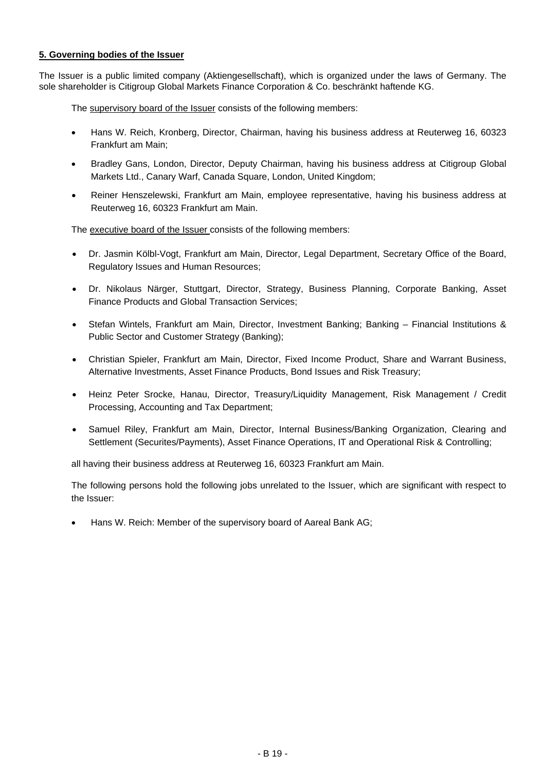**5. Governing bodies of the Issuer**

The Issuer is a public limited company (Aktiengesellschaft), which is organized under the laws of Germany. The sole shareholder is Citigroup Global Markets Finance Corporation & Co. beschränkt haftende KG.

The supervisory board of the Issuer consists of the following members:

- Hans W. Reich, Kronberg, Director, Chairman, having his business address at Reuterweg 16, 60323 Frankfurt am Main;
- Bradley Gans, London, Director, Deputy Chairman, having his business address at Citigroup Global Markets Ltd., Canary Warf, Canada Square, London, United Kingdom;
- Reiner Henszelewski, Frankfurt am Main, employee representative, having his business address at Reuterweg 16, 60323 Frankfurt am Main.

The executive board of the Issuer consists of the following members:

- Dr. Jasmin Kölbl-Vogt, Frankfurt am Main, Director, Legal Department, Secretary Office of the Board, Regulatory Issues and Human Resources;
- Dr. Nikolaus Närger, Stuttgart, Director, Strategy, Business Planning, Corporate Banking, Asset Finance Products and Global Transaction Services;
- Stefan Wintels, Frankfurt am Main, Director, Investment Banking; Banking – Financial Institutions & Public Sector and Customer Strategy (Banking);
- Christian Spieler, Frankfurt am Main, Director, Fixed Income Product, Share and Warrant Business, Alternative Investments, Asset Finance Products, Bond Issues and Risk Treasury;
- Heinz Peter Srocke, Hanau, Director, Treasury/Liquidity Management, Risk Management / Credit Processing, Accounting and Tax Department;
- Samuel Riley, Frankfurt am Main, Director, Internal Business/Banking Organization, Clearing and Settlement (Securites/Payments), Asset Finance Operations, IT and Operational Risk & Controlling;

all having their business address at Reuterweg 16, 60323 Frankfurt am Main.

The following persons hold the following jobs unrelated to the Issuer, which are significant with respect to the Issuer:

- Hans W. Reich: Member of the supervisory board of Aareal Bank AG;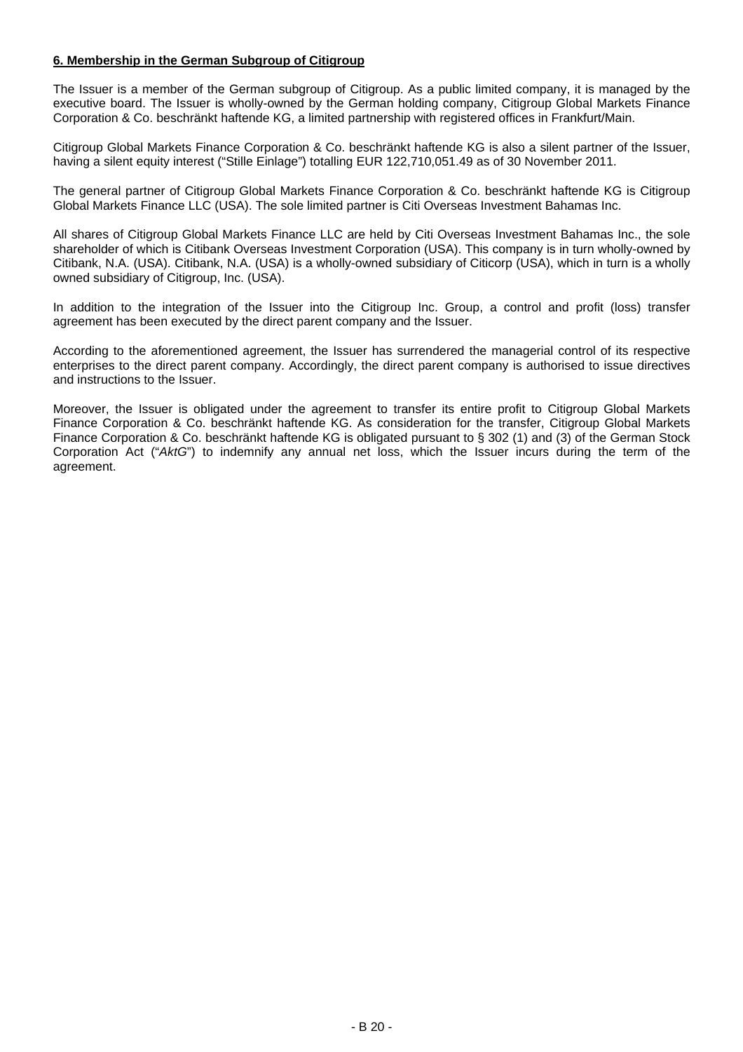## 6. Membership in the German Subgroup of Citigroup

The Issuer is a member of the German subgroup of Citigroup. As a public limited company, it is managed by the executive board. The Issuer is wholly-owned by the German holding company, Citigroup Global Markets Finance Corporation & Co. beschränkt haftende KG, a limited partnership with registered offices in Frankfurt/Main.

Citigroup Global Markets Finance Corporation & Co. beschränkt haftende KG is also a silent partner of the Issuer, having a silent equity interest ("Stille Einlage") totalling EUR 122,710,051.49 as of 30 November 2011.

The general partner of Citigroup Global Markets Finance Corporation & Co. beschränkt haftende KG is Citigroup Global Markets Finance LLC (USA). The sole limited partner is Citi Overseas Investment Bahamas Inc.

All shares of Citigroup Global Markets Finance LLC are held by Citi Overseas Investment Bahamas Inc., the sole shareholder of which is Citibank Overseas Investment Corporation (USA). This company is in turn wholly-owned by Citibank, N.A. (USA). Citibank, N.A. (USA) is a wholly-owned subsidiary of Citicorp (USA), which in turn is a wholly owned subsidiary of Citigroup, Inc. (USA).

In addition to the integration of the Issuer into the Citigroup Inc. Group, a control and profit (loss) transfer agreement has been executed by the direct parent company and the Issuer.

According to the aforementioned agreement, the Issuer has surrendered the managerial control of its respective enterprises to the direct parent company. Accordingly, the direct parent company is authorised to issue directives and instructions to the Issuer.

Moreover, the Issuer is obligated under the agreement to transfer its entire profit to Citigroup Global Markets Finance Corporation & Co. beschränkt haftende KG. As consideration for the transfer, Citigroup Global Markets Finance Corporation & Co. beschränkt haftende KG is obligated pursuant to § 302 (1) and (3) of the German Stock Corporation Act ("*AktG*") to indemnify any annual net loss, which the Issuer incurs during the term of the agreement.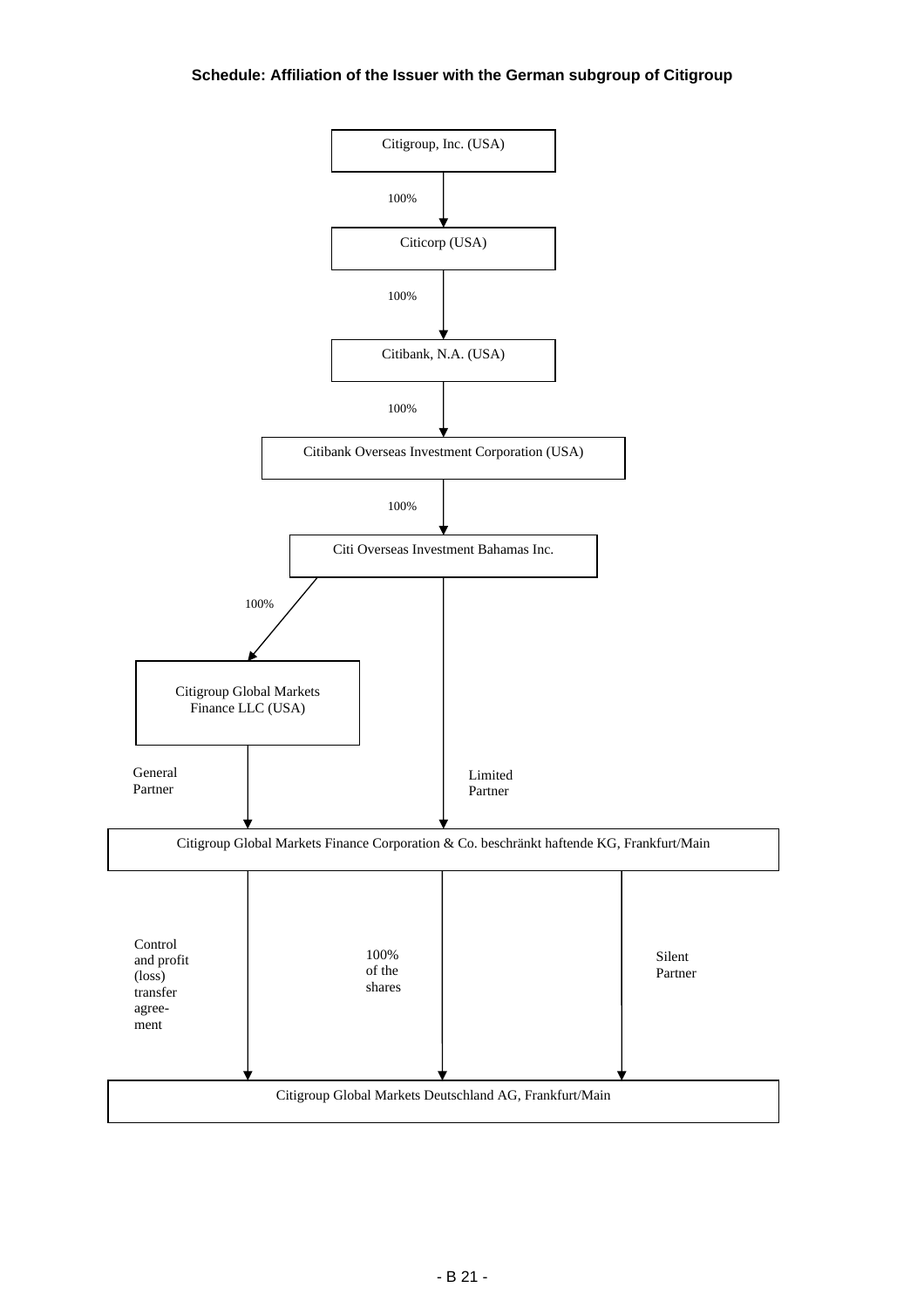**Schedule: Affiliation of the Issuer with the German subgroup of Citigroup**

Citigroup, Inc. (USA)

100%

Citicorp (USA)

100%

Citibank, N.A. (USA)

100%

Citibank Overseas Investment Corporation (USA)

100%

Citi Overseas Investment Bahamas Inc.

100%

Citigroup Global Markets Finance LLC (USA)

General Partner

Limited Partner

Citigroup Global Markets Finance Corporation & Co. beschränkt haftende KG, Frankfurt/Main

Control and profit (loss) transfer agreement

100% of the shares

Silent Partner

Citigroup Global Markets Deutschland AG, Frankfurt/Main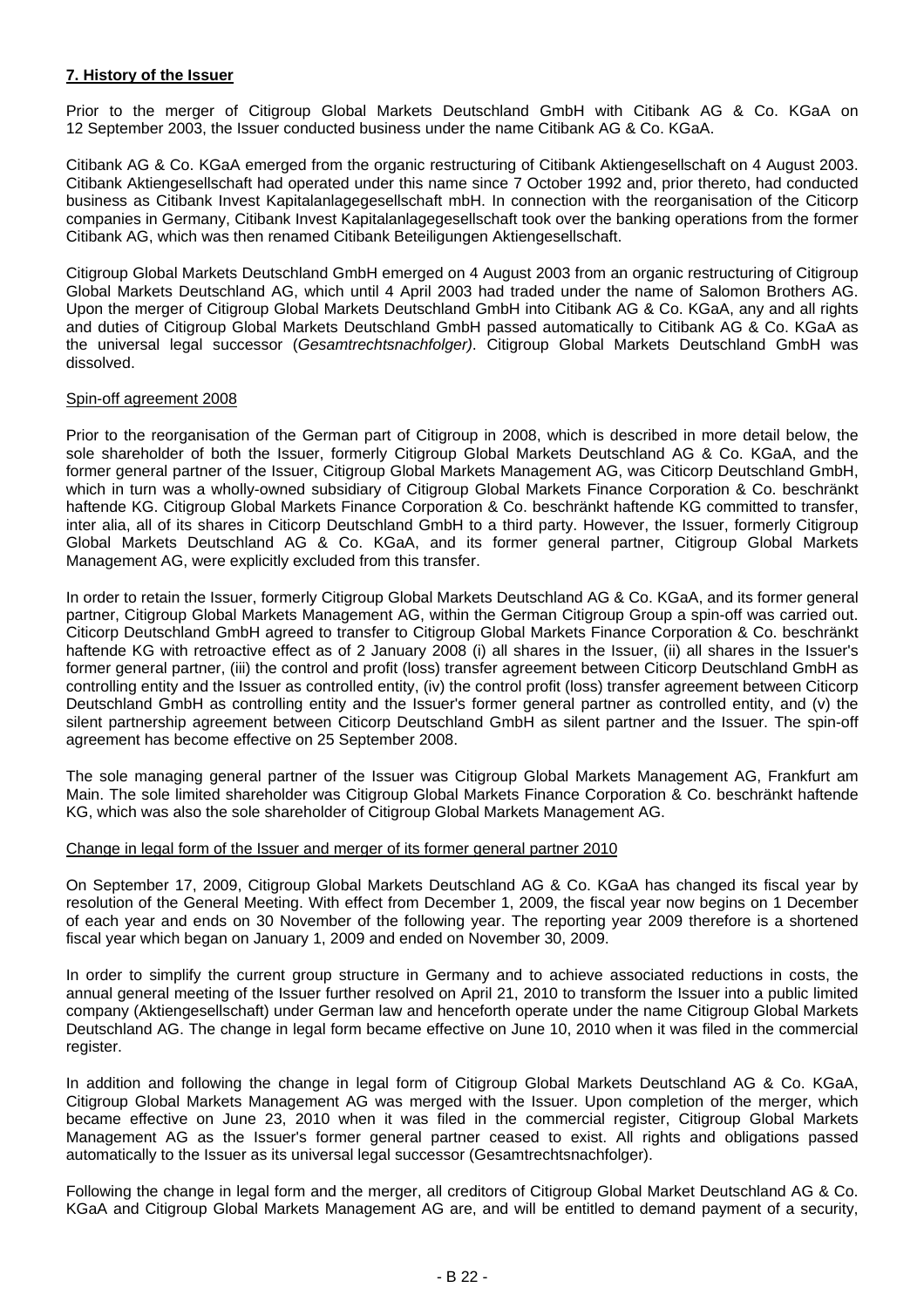## **7. History of the Issuer**

Prior to the merger of Citigroup Global Markets Deutschland GmbH with Citibank AG & Co. KGaA on 12 September 2003, the Issuer conducted business under the name Citibank AG & Co. KGaA.

Citibank AG & Co. KGaA emerged from the organic restructuring of Citibank Aktiengesellschaft on 4 August 2003. Citibank Aktiengesellschaft had operated under this name since 7 October 1992 and, prior thereto, had conducted business as Citibank Invest Kapitalanlagegesellschaft mbH. In connection with the reorganisation of the Citicorp companies in Germany, Citibank Invest Kapitalanlagegesellschaft took over the banking operations from the former Citibank AG, which was then renamed Citibank Beteiligungen Aktiengesellschaft.

Citigroup Global Markets Deutschland GmbH emerged on 4 August 2003 from an organic restructuring of Citigroup Global Markets Deutschland AG, which until 4 April 2003 had traded under the name of Salomon Brothers AG. Upon the merger of Citigroup Global Markets Deutschland GmbH into Citibank AG & Co. KGaA, any and all rights and duties of Citigroup Global Markets Deutschland GmbH passed automatically to Citibank AG & Co. KGaA as the universal legal successor (*Gesamtrechtsnachfolger)*. Citigroup Global Markets Deutschland GmbH was dissolved.

Spin-off agreement 2008

Prior to the reorganisation of the German part of Citigroup in 2008, which is described in more detail below, the sole shareholder of both the Issuer, formerly Citigroup Global Markets Deutschland AG & Co. KGaA, and the former general partner of the Issuer, Citigroup Global Markets Management AG, was Citicorp Deutschland GmbH, which in turn was a wholly-owned subsidiary of Citigroup Global Markets Finance Corporation & Co. beschränkt haftende KG. Citigroup Global Markets Finance Corporation & Co. beschränkt haftende KG committed to transfer, inter alia, all of its shares in Citicorp Deutschland GmbH to a third party. However, the Issuer, formerly Citigroup Global Markets Deutschland AG & Co. KGaA, and its former general partner, Citigroup Global Markets Management AG, were explicitly excluded from this transfer.

In order to retain the Issuer, formerly Citigroup Global Markets Deutschland AG & Co. KGaA, and its former general partner, Citigroup Global Markets Management AG, within the German Citigroup Group a spin-off was carried out. Citicorp Deutschland GmbH agreed to transfer to Citigroup Global Markets Finance Corporation & Co. beschränkt haftende KG with retroactive effect as of 2 January 2008 (i) all shares in the Issuer, (ii) all shares in the Issuer's former general partner, (iii) the control and profit (loss) transfer agreement between Citicorp Deutschland GmbH as controlling entity and the Issuer as controlled entity, (iv) the control profit (loss) transfer agreement between Citicorp Deutschland GmbH as controlling entity and the Issuer's former general partner as controlled entity, and (v) the silent partnership agreement between Citicorp Deutschland GmbH as silent partner and the Issuer. The spin-off agreement has become effective on 25 September 2008.

The sole managing general partner of the Issuer was Citigroup Global Markets Management AG, Frankfurt am Main. The sole limited shareholder was Citigroup Global Markets Finance Corporation & Co. beschränkt haftende KG, which was also the sole shareholder of Citigroup Global Markets Management AG.

Change in legal form of the Issuer and merger of its former general partner 2010

On September 17, 2009, Citigroup Global Markets Deutschland AG & Co. KGaA has changed its fiscal year by resolution of the General Meeting. With effect from December 1, 2009, the fiscal year now begins on 1 December of each year and ends on 30 November of the following year. The reporting year 2009 therefore is a shortened fiscal year which began on January 1, 2009 and ended on November 30, 2009.

In order to simplify the current group structure in Germany and to achieve associated reductions in costs, the annual general meeting of the Issuer further resolved on April 21, 2010 to transform the Issuer into a public limited company (Aktiengesellschaft) under German law and henceforth operate under the name Citigroup Global Markets Deutschland AG. The change in legal form became effective on June 10, 2010 when it was filed in the commercial register.

In addition and following the change in legal form of Citigroup Global Markets Deutschland AG & Co. KGaA, Citigroup Global Markets Management AG was merged with the Issuer. Upon completion of the merger, which became effective on June 23, 2010 when it was filed in the commercial register, Citigroup Global Markets Management AG as the Issuer's former general partner ceased to exist. All rights and obligations passed automatically to the Issuer as its universal legal successor (Gesamtrechtsnachfolger).

Following the change in legal form and the merger, all creditors of Citigroup Global Market Deutschland AG & Co. KGaA and Citigroup Global Markets Management AG are, and will be entitled to demand payment of a security,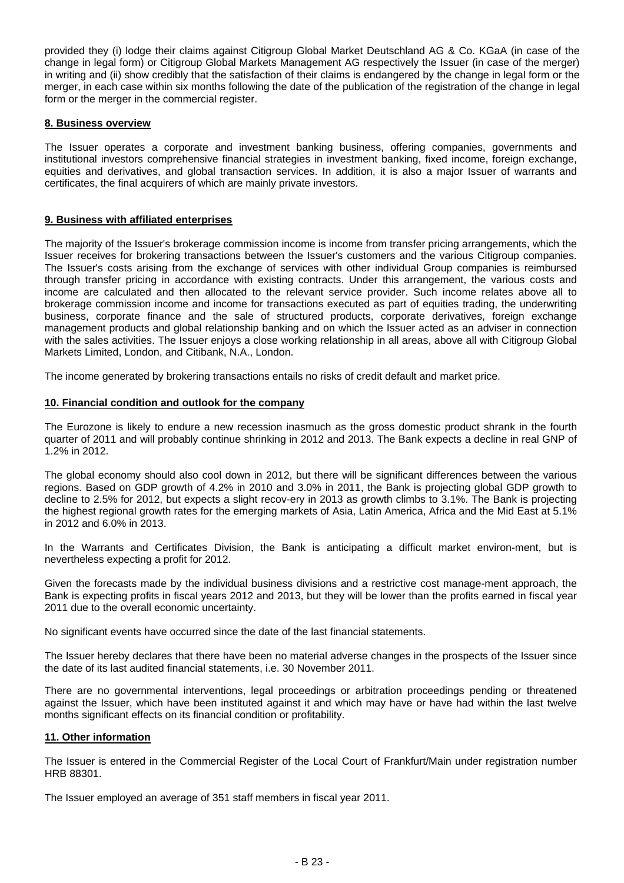provided they (i) lodge their claims against Citigroup Global Market Deutschland AG & Co. KGaA (in case of the change in legal form) or Citigroup Global Markets Management AG respectively the Issuer (in case of the merger) in writing and (ii) show credibly that the satisfaction of their claims is endangered by the change in legal form or the merger, in each case within six months following the date of the publication of the registration of the change in legal form or the merger in the commercial register.

**8. Business overview**

The Issuer operates a corporate and investment banking business, offering companies, governments and institutional investors comprehensive financial strategies in investment banking, fixed income, foreign exchange, equities and derivatives, and global transaction services. In addition, it is also a major Issuer of warrants and certificates, the final acquirers of which are mainly private investors.

**9. Business with affiliated enterprises**

The majority of the Issuer's brokerage commission income is income from transfer pricing arrangements, which the Issuer receives for brokering transactions between the Issuer's customers and the various Citigroup companies. The Issuer's costs arising from the exchange of services with other individual Group companies is reimbursed through transfer pricing in accordance with existing contracts. Under this arrangement, the various costs and income are calculated and then allocated to the relevant service provider. Such income relates above all to brokerage commission income and income for transactions executed as part of equities trading, the underwriting business, corporate finance and the sale of structured products, corporate derivatives, foreign exchange management products and global relationship banking and on which the Issuer acted as an adviser in connection with the sales activities. The Issuer enjoys a close working relationship in all areas, above all with Citigroup Global Markets Limited, London, and Citibank, N.A., London.

The income generated by brokering transactions entails no risks of credit default and market price.

**10. Financial condition and outlook for the company**

The Eurozone is likely to endure a new recession inasmuch as the gross domestic product shrank in the fourth quarter of 2011 and will probably continue shrinking in 2012 and 2013. The Bank expects a decline in real GNP of 1.2% in 2012.

The global economy should also cool down in 2012, but there will be significant differences between the various regions. Based on GDP growth of 4.2% in 2010 and 3.0% in 2011, the Bank is projecting global GDP growth to decline to 2.5% for 2012, but expects a slight recov-ery in 2013 as growth climbs to 3.1%. The Bank is projecting the highest regional growth rates for the emerging markets of Asia, Latin America, Africa and the Mid East at 5.1% in 2012 and 6.0% in 2013.

In the Warrants and Certificates Division, the Bank is anticipating a difficult market environ-ment, but is nevertheless expecting a profit for 2012.

Given the forecasts made by the individual business divisions and a restrictive cost manage-ment approach, the Bank is expecting profits in fiscal years 2012 and 2013, but they will be lower than the profits earned in fiscal year 2011 due to the overall economic uncertainty.

No significant events have occurred since the date of the last financial statements.

The Issuer hereby declares that there have been no material adverse changes in the prospects of the Issuer since the date of its last audited financial statements, i.e. 30 November 2011.

There are no governmental interventions, legal proceedings or arbitration proceedings pending or threatened against the Issuer, which have been instituted against it and which may have or have had within the last twelve months significant effects on its financial condition or profitability.

**11. Other information**

The Issuer is entered in the Commercial Register of the Local Court of Frankfurt/Main under registration number HRB 88301.

The Issuer employed an average of 351 staff members in fiscal year 2011.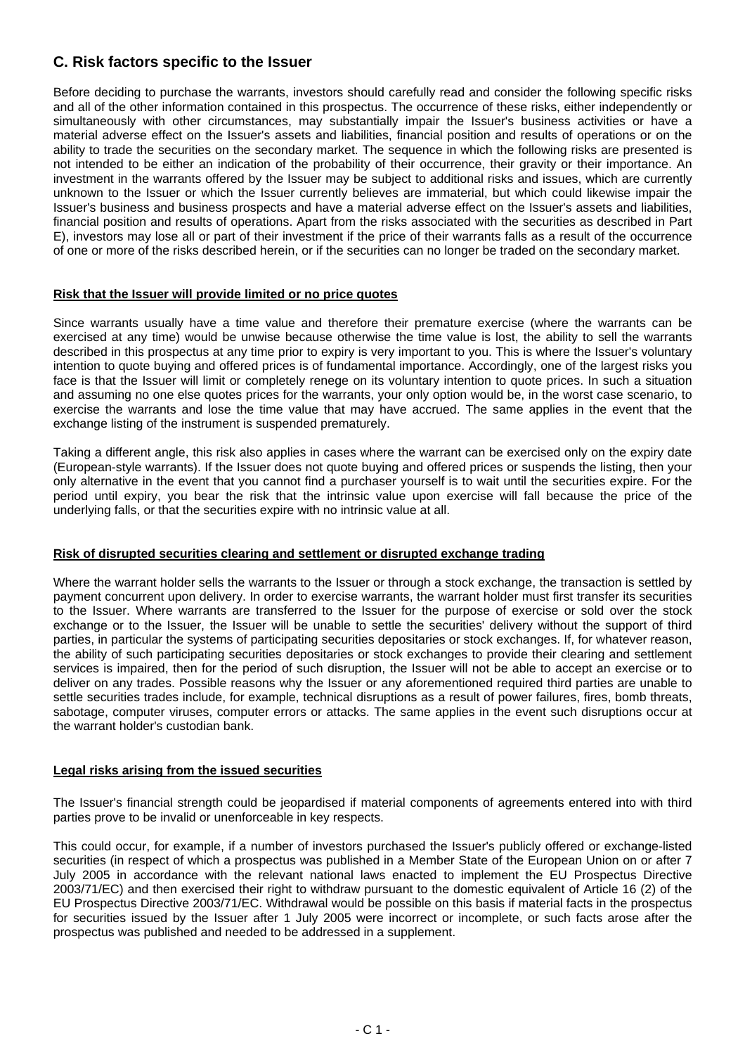## C. Risk factors specific to the Issuer

Before deciding to purchase the warrants, investors should carefully read and consider the following specific risks and all of the other information contained in this prospectus. The occurrence of these risks, either independently or simultaneously with other circumstances, may substantially impair the Issuer's business activities or have a material adverse effect on the Issuer's assets and liabilities, financial position and results of operations or on the ability to trade the securities on the secondary market. The sequence in which the following risks are presented is not intended to be either an indication of the probability of their occurrence, their gravity or their importance. An investment in the warrants offered by the Issuer may be subject to additional risks and issues, which are currently unknown to the Issuer or which the Issuer currently believes are immaterial, but which could likewise impair the Issuer's business and business prospects and have a material adverse effect on the Issuer's assets and liabilities, financial position and results of operations. Apart from the risks associated with the securities as described in Part E), investors may lose all or part of their investment if the price of their warrants falls as a result of the occurrence of one or more of the risks described herein, or if the securities can no longer be traded on the secondary market.

**Risk that the Issuer will provide limited or no price quotes**

Since warrants usually have a time value and therefore their premature exercise (where the warrants can be exercised at any time) would be unwise because otherwise the time value is lost, the ability to sell the warrants described in this prospectus at any time prior to expiry is very important to you. This is where the Issuer's voluntary intention to quote buying and offered prices is of fundamental importance. Accordingly, one of the largest risks you face is that the Issuer will limit or completely renege on its voluntary intention to quote prices. In such a situation and assuming no one else quotes prices for the warrants, your only option would be, in the worst case scenario, to exercise the warrants and lose the time value that may have accrued. The same applies in the event that the exchange listing of the instrument is suspended prematurely.

Taking a different angle, this risk also applies in cases where the warrant can be exercised only on the expiry date (European-style warrants). If the Issuer does not quote buying and offered prices or suspends the listing, then your only alternative in the event that you cannot find a purchaser yourself is to wait until the securities expire. For the period until expiry, you bear the risk that the intrinsic value upon exercise will fall because the price of the underlying falls, or that the securities expire with no intrinsic value at all.

**Risk of disrupted securities clearing and settlement or disrupted exchange trading**

Where the warrant holder sells the warrants to the Issuer or through a stock exchange, the transaction is settled by payment concurrent upon delivery. In order to exercise warrants, the warrant holder must first transfer its securities to the Issuer. Where warrants are transferred to the Issuer for the purpose of exercise or sold over the stock exchange or to the Issuer, the Issuer will be unable to settle the securities' delivery without the support of third parties, in particular the systems of participating securities depositaries or stock exchanges. If, for whatever reason, the ability of such participating securities depositaries or stock exchanges to provide their clearing and settlement services is impaired, then for the period of such disruption, the Issuer will not be able to accept an exercise or to deliver on any trades. Possible reasons why the Issuer or any aforementioned required third parties are unable to settle securities trades include, for example, technical disruptions as a result of power failures, fires, bomb threats, sabotage, computer viruses, computer errors or attacks. The same applies in the event such disruptions occur at the warrant holder's custodian bank.

**Legal risks arising from the issued securities**

The Issuer's financial strength could be jeopardised if material components of agreements entered into with third parties prove to be invalid or unenforceable in key respects.

This could occur, for example, if a number of investors purchased the Issuer's publicly offered or exchange-listed securities (in respect of which a prospectus was published in a Member State of the European Union on or after 7 July 2005 in accordance with the relevant national laws enacted to implement the EU Prospectus Directive 2003/71/EC) and then exercised their right to withdraw pursuant to the domestic equivalent of Article 16 (2) of the EU Prospectus Directive 2003/71/EC. Withdrawal would be possible on this basis if material facts in the prospectus for securities issued by the Issuer after 1 July 2005 were incorrect or incomplete, or such facts arose after the prospectus was published and needed to be addressed in a supplement.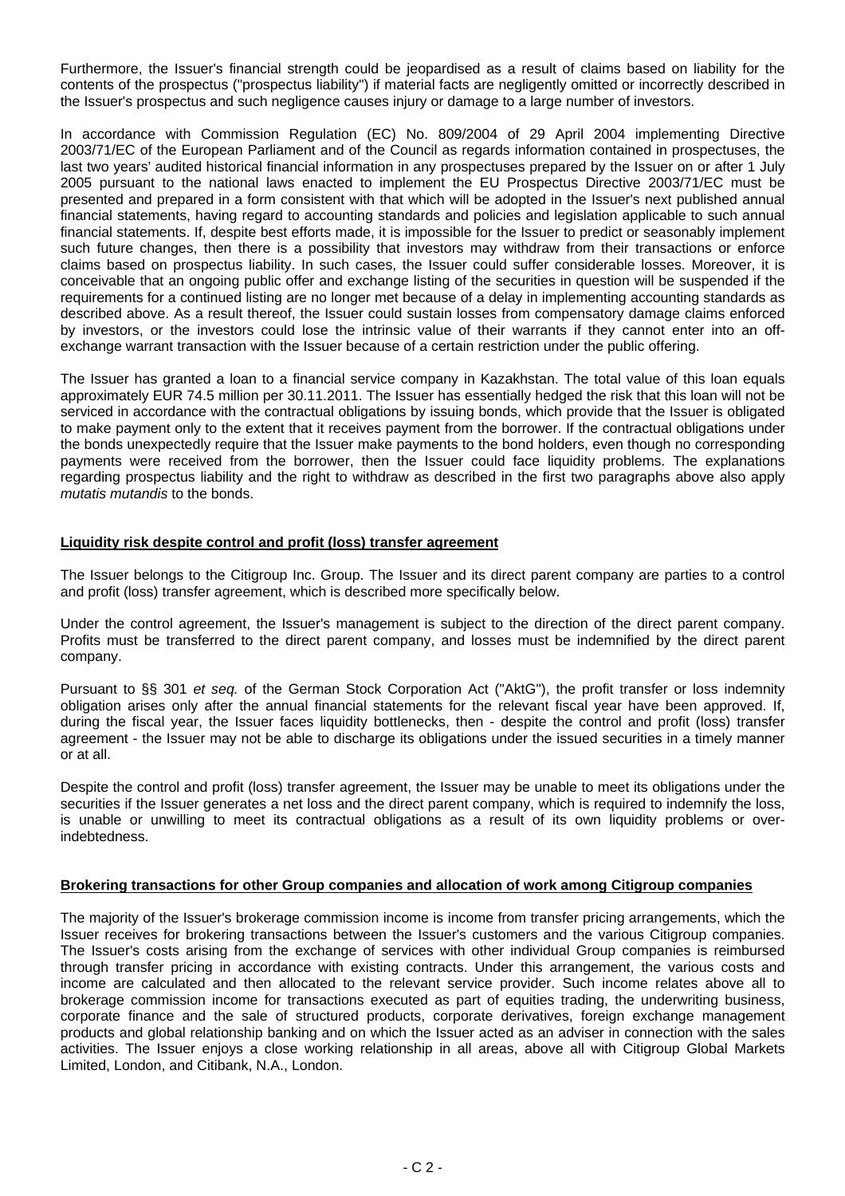Furthermore, the Issuer's financial strength could be jeopardised as a result of claims based on liability for the contents of the prospectus ("prospectus liability") if material facts are negligently omitted or incorrectly described in the Issuer's prospectus and such negligence causes injury or damage to a large number of investors.

In accordance with Commission Regulation (EC) No. 809/2004 of 29 April 2004 implementing Directive 2003/71/EC of the European Parliament and of the Council as regards information contained in prospectuses, the last two years' audited historical financial information in any prospectuses prepared by the Issuer on or after 1 July 2005 pursuant to the national laws enacted to implement the EU Prospectus Directive 2003/71/EC must be presented and prepared in a form consistent with that which will be adopted in the Issuer's next published annual financial statements, having regard to accounting standards and policies and legislation applicable to such annual financial statements. If, despite best efforts made, it is impossible for the Issuer to predict or seasonably implement such future changes, then there is a possibility that investors may withdraw from their transactions or enforce claims based on prospectus liability. In such cases, the Issuer could suffer considerable losses. Moreover, it is conceivable that an ongoing public offer and exchange listing of the securities in question will be suspended if the requirements for a continued listing are no longer met because of a delay in implementing accounting standards as described above. As a result thereof, the Issuer could sustain losses from compensatory damage claims enforced by investors, or the investors could lose the intrinsic value of their warrants if they cannot enter into an off-exchange warrant transaction with the Issuer because of a certain restriction under the public offering.

The Issuer has granted a loan to a financial service company in Kazakhstan. The total value of this loan equals approximately EUR 74.5 million per 30.11.2011. The Issuer has essentially hedged the risk that this loan will not be serviced in accordance with the contractual obligations by issuing bonds, which provide that the Issuer is obligated to make payment only to the extent that it receives payment from the borrower. If the contractual obligations under the bonds unexpectedly require that the Issuer make payments to the bond holders, even though no corresponding payments were received from the borrower, then the Issuer could face liquidity problems. The explanations regarding prospectus liability and the right to withdraw as described in the first two paragraphs above also apply *mutatis mutandis* to the bonds.

**Liquidity risk despite control and profit (loss) transfer agreement**

The Issuer belongs to the Citigroup Inc. Group. The Issuer and its direct parent company are parties to a control and profit (loss) transfer agreement, which is described more specifically below.

Under the control agreement, the Issuer's management is subject to the direction of the direct parent company. Profits must be transferred to the direct parent company, and losses must be indemnified by the direct parent company.

Pursuant to §§ 301 *et seq.* of the German Stock Corporation Act ("AktG"), the profit transfer or loss indemnity obligation arises only after the annual financial statements for the relevant fiscal year have been approved. If, during the fiscal year, the Issuer faces liquidity bottlenecks, then - despite the control and profit (loss) transfer agreement - the Issuer may not be able to discharge its obligations under the issued securities in a timely manner or at all.

Despite the control and profit (loss) transfer agreement, the Issuer may be unable to meet its obligations under the securities if the Issuer generates a net loss and the direct parent company, which is required to indemnify the loss, is unable or unwilling to meet its contractual obligations as a result of its own liquidity problems or over-indebtedness.

**Brokering transactions for other Group companies and allocation of work among Citigroup companies**

The majority of the Issuer's brokerage commission income is income from transfer pricing arrangements, which the Issuer receives for brokering transactions between the Issuer's customers and the various Citigroup companies. The Issuer's costs arising from the exchange of services with other individual Group companies is reimbursed through transfer pricing in accordance with existing contracts. Under this arrangement, the various costs and income are calculated and then allocated to the relevant service provider. Such income relates above all to brokerage commission income for transactions executed as part of equities trading, the underwriting business, corporate finance and the sale of structured products, corporate derivatives, foreign exchange management products and global relationship banking and on which the Issuer acted as an adviser in connection with the sales activities. The Issuer enjoys a close working relationship in all areas, above all with Citigroup Global Markets Limited, London, and Citibank, N.A., London.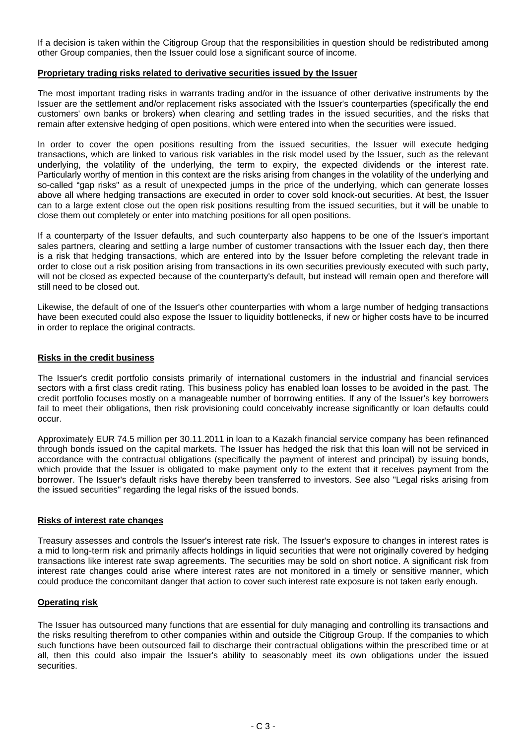If a decision is taken within the Citigroup Group that the responsibilities in question should be redistributed among other Group companies, then the Issuer could lose a significant source of income.

**Proprietary trading risks related to derivative securities issued by the Issuer**

The most important trading risks in warrants trading and/or in the issuance of other derivative instruments by the Issuer are the settlement and/or replacement risks associated with the Issuer's counterparties (specifically the end customers' own banks or brokers) when clearing and settling trades in the issued securities, and the risks that remain after extensive hedging of open positions, which were entered into when the securities were issued.

In order to cover the open positions resulting from the issued securities, the Issuer will execute hedging transactions, which are linked to various risk variables in the risk model used by the Issuer, such as the relevant underlying, the volatility of the underlying, the term to expiry, the expected dividends or the interest rate. Particularly worthy of mention in this context are the risks arising from changes in the volatility of the underlying and so-called "gap risks" as a result of unexpected jumps in the price of the underlying, which can generate losses above all where hedging transactions are executed in order to cover sold knock-out securities. At best, the Issuer can to a large extent close out the open risk positions resulting from the issued securities, but it will be unable to close them out completely or enter into matching positions for all open positions.

If a counterparty of the Issuer defaults, and such counterparty also happens to be one of the Issuer's important sales partners, clearing and settling a large number of customer transactions with the Issuer each day, then there is a risk that hedging transactions, which are entered into by the Issuer before completing the relevant trade in order to close out a risk position arising from transactions in its own securities previously executed with such party, will not be closed as expected because of the counterparty's default, but instead will remain open and therefore will still need to be closed out.

Likewise, the default of one of the Issuer's other counterparties with whom a large number of hedging transactions have been executed could also expose the Issuer to liquidity bottlenecks, if new or higher costs have to be incurred in order to replace the original contracts.

**Risks in the credit business**

The Issuer's credit portfolio consists primarily of international customers in the industrial and financial services sectors with a first class credit rating. This business policy has enabled loan losses to be avoided in the past. The credit portfolio focuses mostly on a manageable number of borrowing entities. If any of the Issuer's key borrowers fail to meet their obligations, then risk provisioning could conceivably increase significantly or loan defaults could occur.

Approximately EUR 74.5 million per 30.11.2011 in loan to a Kazakh financial service company has been refinanced through bonds issued on the capital markets. The Issuer has hedged the risk that this loan will not be serviced in accordance with the contractual obligations (specifically the payment of interest and principal) by issuing bonds, which provide that the Issuer is obligated to make payment only to the extent that it receives payment from the borrower. The Issuer's default risks have thereby been transferred to investors. See also "Legal risks arising from the issued securities" regarding the legal risks of the issued bonds.

**Risks of interest rate changes**

Treasury assesses and controls the Issuer's interest rate risk. The Issuer's exposure to changes in interest rates is a mid to long-term risk and primarily affects holdings in liquid securities that were not originally covered by hedging transactions like interest rate swap agreements. The securities may be sold on short notice. A significant risk from interest rate changes could arise where interest rates are not monitored in a timely or sensitive manner, which could produce the concomitant danger that action to cover such interest rate exposure is not taken early enough.

**Operating risk**

The Issuer has outsourced many functions that are essential for duly managing and controlling its transactions and the risks resulting therefrom to other companies within and outside the Citigroup Group. If the companies to which such functions have been outsourced fail to discharge their contractual obligations within the prescribed time or at all, then this could also impair the Issuer's ability to seasonably meet its own obligations under the issued securities.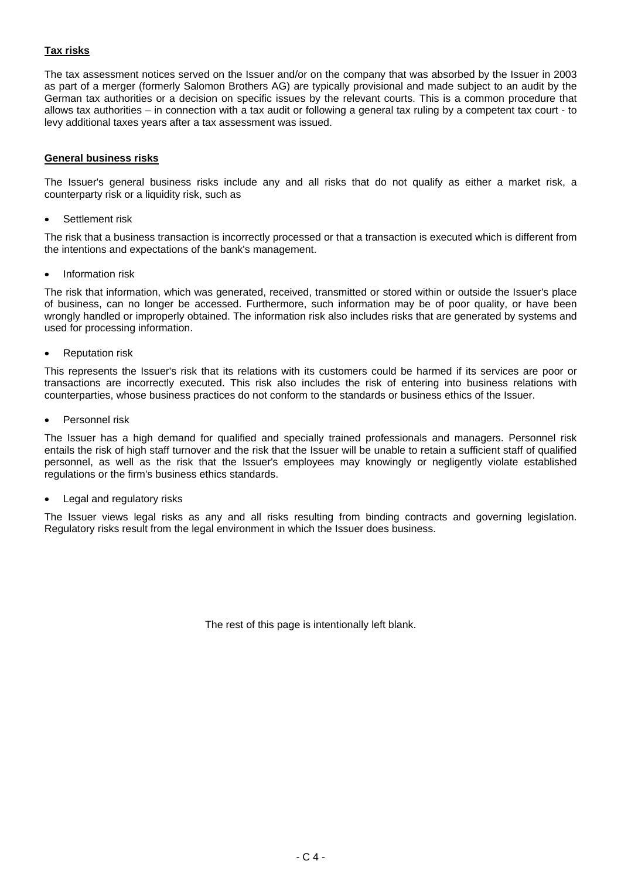**Tax risks**

The tax assessment notices served on the Issuer and/or on the company that was absorbed by the Issuer in 2003 as part of a merger (formerly Salomon Brothers AG) are typically provisional and made subject to an audit by the German tax authorities or a decision on specific issues by the relevant courts. This is a common procedure that allows tax authorities – in connection with a tax audit or following a general tax ruling by a competent tax court - to levy additional taxes years after a tax assessment was issued.

**General business risks**

The Issuer's general business risks include any and all risks that do not qualify as either a market risk, a counterparty risk or a liquidity risk, such as

- Settlement risk

The risk that a business transaction is incorrectly processed or that a transaction is executed which is different from the intentions and expectations of the bank's management.

- Information risk

The risk that information, which was generated, received, transmitted or stored within or outside the Issuer's place of business, can no longer be accessed. Furthermore, such information may be of poor quality, or have been wrongly handled or improperly obtained. The information risk also includes risks that are generated by systems and used for processing information.

- Reputation risk

This represents the Issuer's risk that its relations with its customers could be harmed if its services are poor or transactions are incorrectly executed. This risk also includes the risk of entering into business relations with counterparties, whose business practices do not conform to the standards or business ethics of the Issuer.

- Personnel risk

The Issuer has a high demand for qualified and specially trained professionals and managers. Personnel risk entails the risk of high staff turnover and the risk that the Issuer will be unable to retain a sufficient staff of qualified personnel, as well as the risk that the Issuer's employees may knowingly or negligently violate established regulations or the firm's business ethics standards.

- Legal and regulatory risks

The Issuer views legal risks as any and all risks resulting from binding contracts and governing legislation. Regulatory risks result from the legal environment in which the Issuer does business.

The rest of this page is intentionally left blank.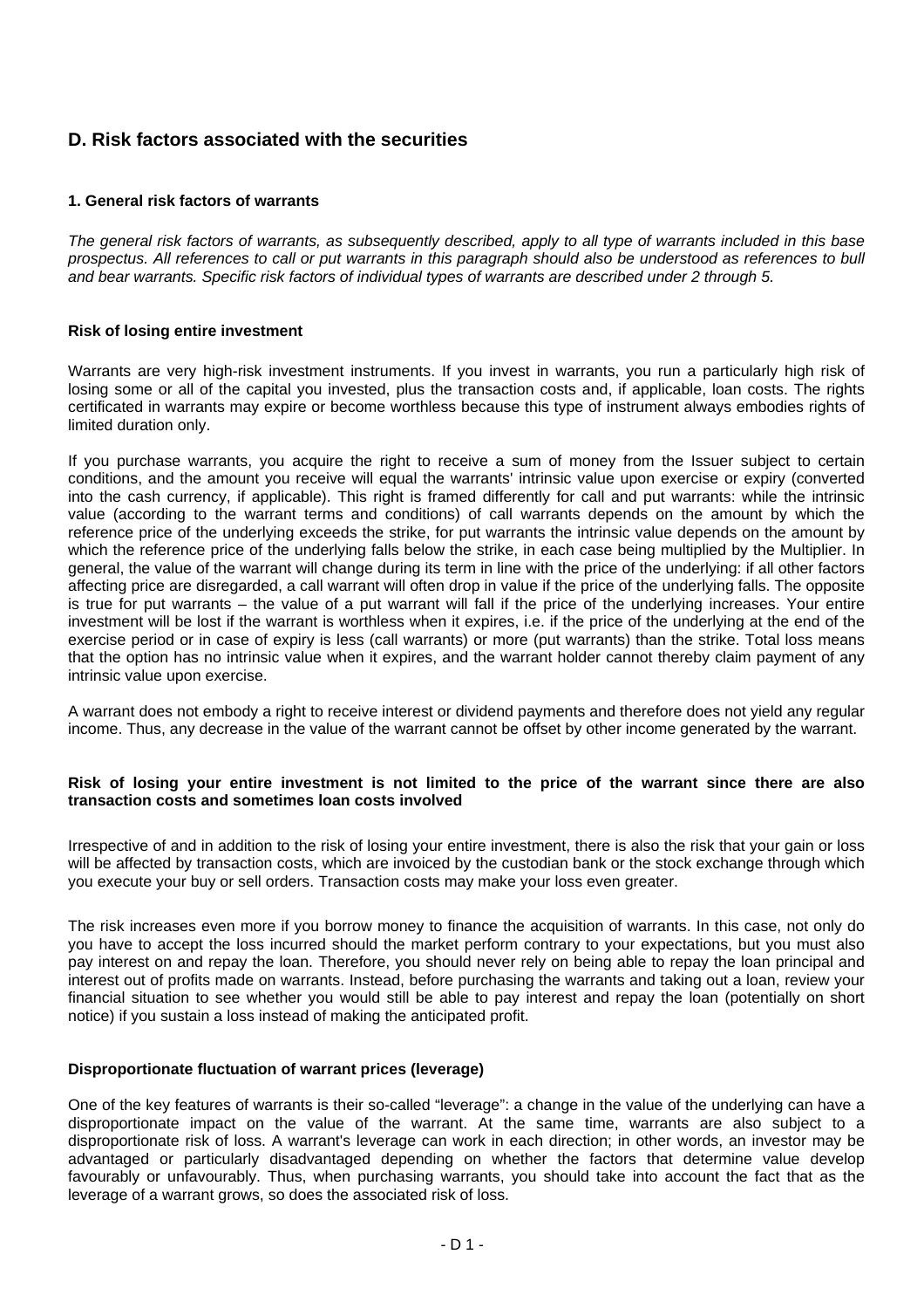## D. Risk factors associated with the securities

### 1. General risk factors of warrants

*The general risk factors of warrants, as subsequently described, apply to all type of warrants included in this base prospectus. All references to call or put warrants in this paragraph should also be understood as references to bull and bear warrants. Specific risk factors of individual types of warrants are described under 2 through 5.*

**Risk of losing entire investment**

Warrants are very high-risk investment instruments. If you invest in warrants, you run a particularly high risk of losing some or all of the capital you invested, plus the transaction costs and, if applicable, loan costs. The rights certificated in warrants may expire or become worthless because this type of instrument always embodies rights of limited duration only.

If you purchase warrants, you acquire the right to receive a sum of money from the Issuer subject to certain conditions, and the amount you receive will equal the warrants' intrinsic value upon exercise or expiry (converted into the cash currency, if applicable). This right is framed differently for call and put warrants: while the intrinsic value (according to the warrant terms and conditions) of call warrants depends on the amount by which the reference price of the underlying exceeds the strike, for put warrants the intrinsic value depends on the amount by which the reference price of the underlying falls below the strike, in each case being multiplied by the Multiplier. In general, the value of the warrant will change during its term in line with the price of the underlying: if all other factors affecting price are disregarded, a call warrant will often drop in value if the price of the underlying falls. The opposite is true for put warrants – the value of a put warrant will fall if the price of the underlying increases. Your entire investment will be lost if the warrant is worthless when it expires, i.e. if the price of the underlying at the end of the exercise period or in case of expiry is less (call warrants) or more (put warrants) than the strike. Total loss means that the option has no intrinsic value when it expires, and the warrant holder cannot thereby claim payment of any intrinsic value upon exercise.

A warrant does not embody a right to receive interest or dividend payments and therefore does not yield any regular income. Thus, any decrease in the value of the warrant cannot be offset by other income generated by the warrant.

**Risk of losing your entire investment is not limited to the price of the warrant since there are also transaction costs and sometimes loan costs involved**

Irrespective of and in addition to the risk of losing your entire investment, there is also the risk that your gain or loss will be affected by transaction costs, which are invoiced by the custodian bank or the stock exchange through which you execute your buy or sell orders. Transaction costs may make your loss even greater.

The risk increases even more if you borrow money to finance the acquisition of warrants. In this case, not only do you have to accept the loss incurred should the market perform contrary to your expectations, but you must also pay interest on and repay the loan. Therefore, you should never rely on being able to repay the loan principal and interest out of profits made on warrants. Instead, before purchasing the warrants and taking out a loan, review your financial situation to see whether you would still be able to pay interest and repay the loan (potentially on short notice) if you sustain a loss instead of making the anticipated profit.

**Disproportionate fluctuation of warrant prices (leverage)**

One of the key features of warrants is their so-called "leverage": a change in the value of the underlying can have a disproportionate impact on the value of the warrant. At the same time, warrants are also subject to a disproportionate risk of loss. A warrant's leverage can work in each direction; in other words, an investor may be advantaged or particularly disadvantaged depending on whether the factors that determine value develop favourably or unfavourably. Thus, when purchasing warrants, you should take into account the fact that as the leverage of a warrant grows, so does the associated risk of loss.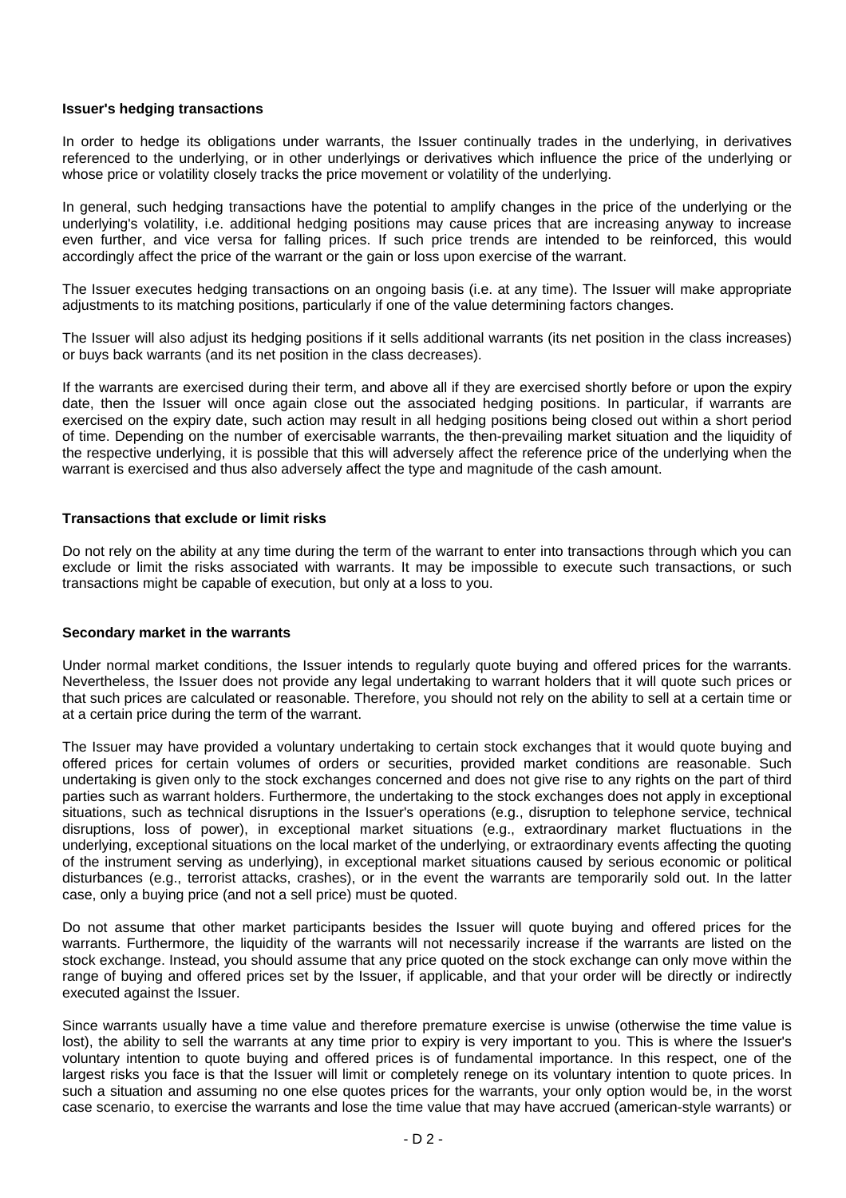**Issuer's hedging transactions**

In order to hedge its obligations under warrants, the Issuer continually trades in the underlying, in derivatives referenced to the underlying, or in other underlyings or derivatives which influence the price of the underlying or whose price or volatility closely tracks the price movement or volatility of the underlying.

In general, such hedging transactions have the potential to amplify changes in the price of the underlying or the underlying's volatility, i.e. additional hedging positions may cause prices that are increasing anyway to increase even further, and vice versa for falling prices. If such price trends are intended to be reinforced, this would accordingly affect the price of the warrant or the gain or loss upon exercise of the warrant.

The Issuer executes hedging transactions on an ongoing basis (i.e. at any time). The Issuer will make appropriate adjustments to its matching positions, particularly if one of the value determining factors changes.

The Issuer will also adjust its hedging positions if it sells additional warrants (its net position in the class increases) or buys back warrants (and its net position in the class decreases).

If the warrants are exercised during their term, and above all if they are exercised shortly before or upon the expiry date, then the Issuer will once again close out the associated hedging positions. In particular, if warrants are exercised on the expiry date, such action may result in all hedging positions being closed out within a short period of time. Depending on the number of exercisable warrants, the then-prevailing market situation and the liquidity of the respective underlying, it is possible that this will adversely affect the reference price of the underlying when the warrant is exercised and thus also adversely affect the type and magnitude of the cash amount.

**Transactions that exclude or limit risks**

Do not rely on the ability at any time during the term of the warrant to enter into transactions through which you can exclude or limit the risks associated with warrants. It may be impossible to execute such transactions, or such transactions might be capable of execution, but only at a loss to you.

**Secondary market in the warrants**

Under normal market conditions, the Issuer intends to regularly quote buying and offered prices for the warrants. Nevertheless, the Issuer does not provide any legal undertaking to warrant holders that it will quote such prices or that such prices are calculated or reasonable. Therefore, you should not rely on the ability to sell at a certain time or at a certain price during the term of the warrant.

The Issuer may have provided a voluntary undertaking to certain stock exchanges that it would quote buying and offered prices for certain volumes of orders or securities, provided market conditions are reasonable. Such undertaking is given only to the stock exchanges concerned and does not give rise to any rights on the part of third parties such as warrant holders. Furthermore, the undertaking to the stock exchanges does not apply in exceptional situations, such as technical disruptions in the Issuer's operations (e.g., disruption to telephone service, technical disruptions, loss of power), in exceptional market situations (e.g., extraordinary market fluctuations in the underlying, exceptional situations on the local market of the underlying, or extraordinary events affecting the quoting of the instrument serving as underlying), in exceptional market situations caused by serious economic or political disturbances (e.g., terrorist attacks, crashes), or in the event the warrants are temporarily sold out. In the latter case, only a buying price (and not a sell price) must be quoted.

Do not assume that other market participants besides the Issuer will quote buying and offered prices for the warrants. Furthermore, the liquidity of the warrants will not necessarily increase if the warrants are listed on the stock exchange. Instead, you should assume that any price quoted on the stock exchange can only move within the range of buying and offered prices set by the Issuer, if applicable, and that your order will be directly or indirectly executed against the Issuer.

Since warrants usually have a time value and therefore premature exercise is unwise (otherwise the time value is lost), the ability to sell the warrants at any time prior to expiry is very important to you. This is where the Issuer's voluntary intention to quote buying and offered prices is of fundamental importance. In this respect, one of the largest risks you face is that the Issuer will limit or completely renege on its voluntary intention to quote prices. In such a situation and assuming no one else quotes prices for the warrants, your only option would be, in the worst case scenario, to exercise the warrants and lose the time value that may have accrued (american-style warrants) or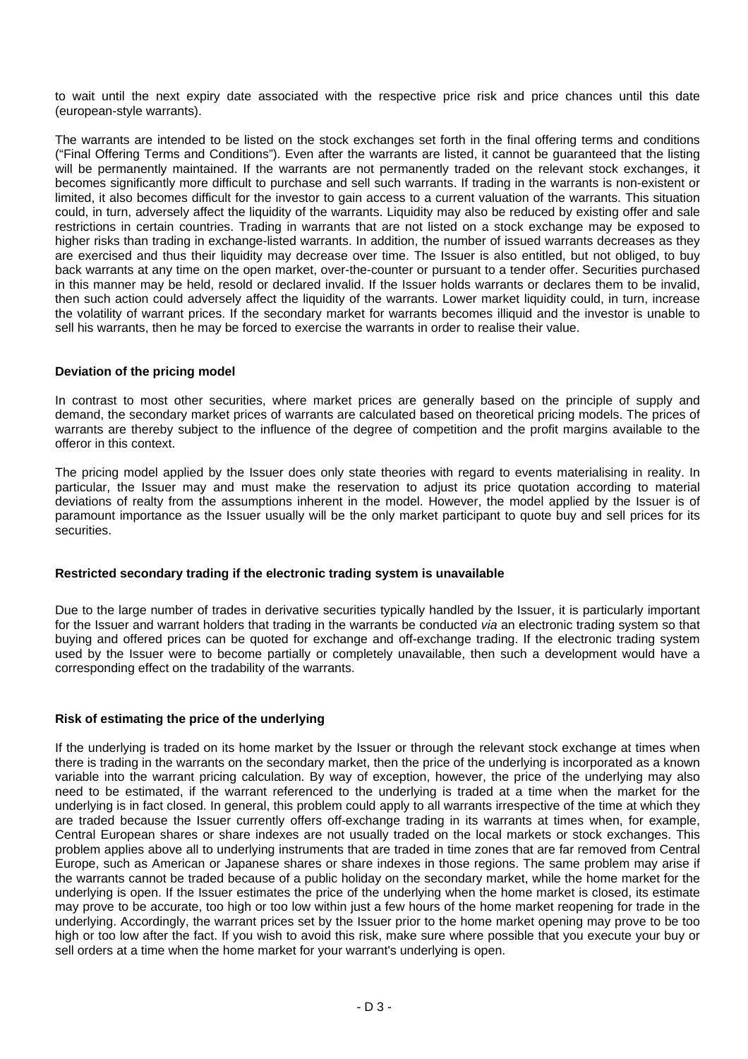to wait until the next expiry date associated with the respective price risk and price chances until this date (european-style warrants).

The warrants are intended to be listed on the stock exchanges set forth in the final offering terms and conditions ("Final Offering Terms and Conditions"). Even after the warrants are listed, it cannot be guaranteed that the listing will be permanently maintained. If the warrants are not permanently traded on the relevant stock exchanges, it becomes significantly more difficult to purchase and sell such warrants. If trading in the warrants is non-existent or limited, it also becomes difficult for the investor to gain access to a current valuation of the warrants. This situation could, in turn, adversely affect the liquidity of the warrants. Liquidity may also be reduced by existing offer and sale restrictions in certain countries. Trading in warrants that are not listed on a stock exchange may be exposed to higher risks than trading in exchange-listed warrants. In addition, the number of issued warrants decreases as they are exercised and thus their liquidity may decrease over time. The Issuer is also entitled, but not obliged, to buy back warrants at any time on the open market, over-the-counter or pursuant to a tender offer. Securities purchased in this manner may be held, resold or declared invalid. If the Issuer holds warrants or declares them to be invalid, then such action could adversely affect the liquidity of the warrants. Lower market liquidity could, in turn, increase the volatility of warrant prices. If the secondary market for warrants becomes illiquid and the investor is unable to sell his warrants, then he may be forced to exercise the warrants in order to realise their value.

**Deviation of the pricing model**

In contrast to most other securities, where market prices are generally based on the principle of supply and demand, the secondary market prices of warrants are calculated based on theoretical pricing models. The prices of warrants are thereby subject to the influence of the degree of competition and the profit margins available to the offeror in this context.

The pricing model applied by the Issuer does only state theories with regard to events materialising in reality. In particular, the Issuer may and must make the reservation to adjust its price quotation according to material deviations of realty from the assumptions inherent in the model. However, the model applied by the Issuer is of paramount importance as the Issuer usually will be the only market participant to quote buy and sell prices for its securities.

**Restricted secondary trading if the electronic trading system is unavailable**

Due to the large number of trades in derivative securities typically handled by the Issuer, it is particularly important for the Issuer and warrant holders that trading in the warrants be conducted *via* an electronic trading system so that buying and offered prices can be quoted for exchange and off-exchange trading. If the electronic trading system used by the Issuer were to become partially or completely unavailable, then such a development would have a corresponding effect on the tradability of the warrants.

**Risk of estimating the price of the underlying**

If the underlying is traded on its home market by the Issuer or through the relevant stock exchange at times when there is trading in the warrants on the secondary market, then the price of the underlying is incorporated as a known variable into the warrant pricing calculation. By way of exception, however, the price of the underlying may also need to be estimated, if the warrant referenced to the underlying is traded at a time when the market for the underlying is in fact closed. In general, this problem could apply to all warrants irrespective of the time at which they are traded because the Issuer currently offers off-exchange trading in its warrants at times when, for example, Central European shares or share indexes are not usually traded on the local markets or stock exchanges. This problem applies above all to underlying instruments that are traded in time zones that are far removed from Central Europe, such as American or Japanese shares or share indexes in those regions. The same problem may arise if the warrants cannot be traded because of a public holiday on the secondary market, while the home market for the underlying is open. If the Issuer estimates the price of the underlying when the home market is closed, its estimate may prove to be accurate, too high or too low within just a few hours of the home market reopening for trade in the underlying. Accordingly, the warrant prices set by the Issuer prior to the home market opening may prove to be too high or too low after the fact. If you wish to avoid this risk, make sure where possible that you execute your buy or sell orders at a time when the home market for your warrant's underlying is open.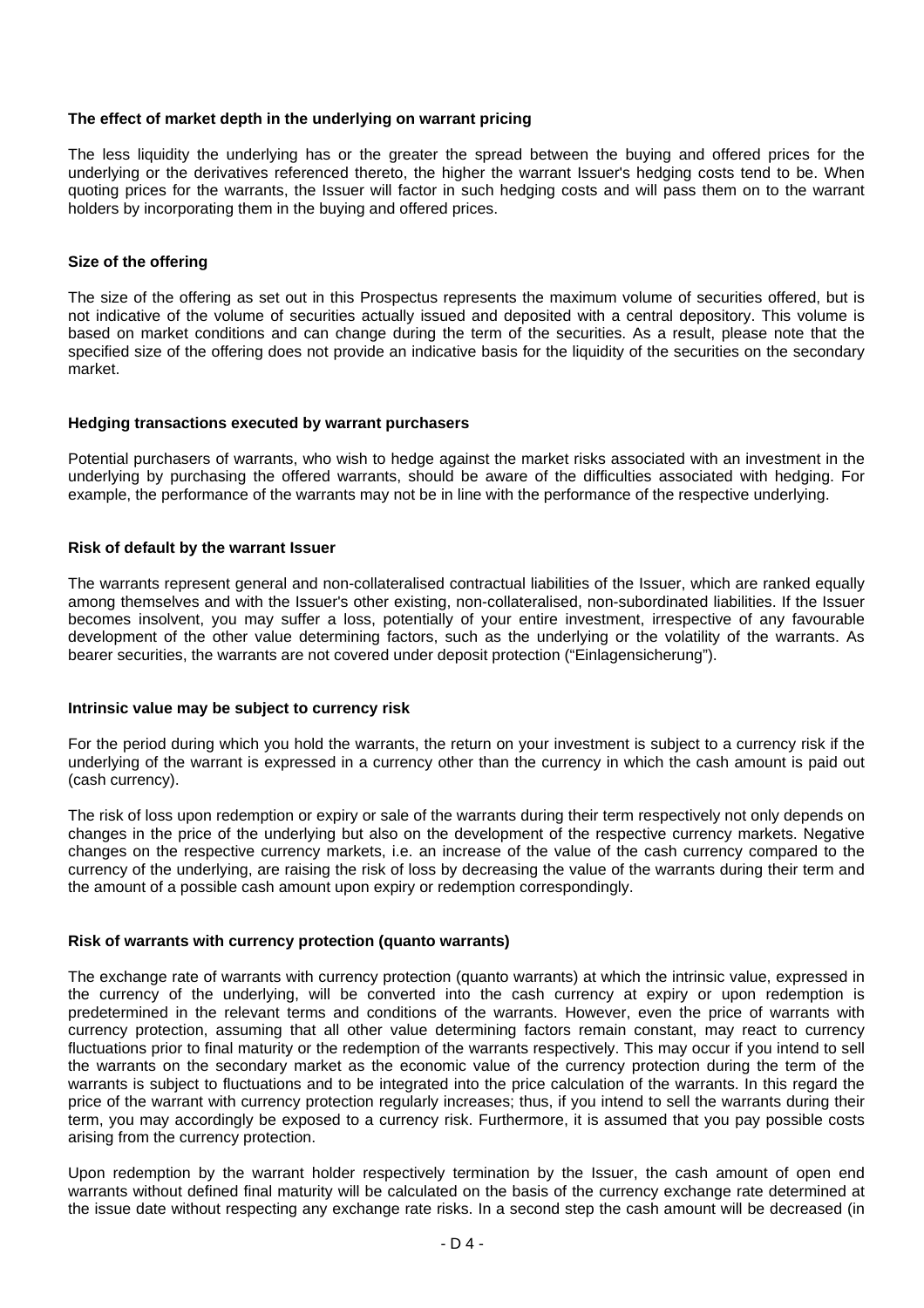**The effect of market depth in the underlying on warrant pricing**

The less liquidity the underlying has or the greater the spread between the buying and offered prices for the underlying or the derivatives referenced thereto, the higher the warrant Issuer's hedging costs tend to be. When quoting prices for the warrants, the Issuer will factor in such hedging costs and will pass them on to the warrant holders by incorporating them in the buying and offered prices.

**Size of the offering**

The size of the offering as set out in this Prospectus represents the maximum volume of securities offered, but is not indicative of the volume of securities actually issued and deposited with a central depository. This volume is based on market conditions and can change during the term of the securities. As a result, please note that the specified size of the offering does not provide an indicative basis for the liquidity of the securities on the secondary market.

**Hedging transactions executed by warrant purchasers**

Potential purchasers of warrants, who wish to hedge against the market risks associated with an investment in the underlying by purchasing the offered warrants, should be aware of the difficulties associated with hedging. For example, the performance of the warrants may not be in line with the performance of the respective underlying.

**Risk of default by the warrant Issuer**

The warrants represent general and non-collateralised contractual liabilities of the Issuer, which are ranked equally among themselves and with the Issuer's other existing, non-collateralised, non-subordinated liabilities. If the Issuer becomes insolvent, you may suffer a loss, potentially of your entire investment, irrespective of any favourable development of the other value determining factors, such as the underlying or the volatility of the warrants. As bearer securities, the warrants are not covered under deposit protection ("Einlagensicherung").

**Intrinsic value may be subject to currency risk**

For the period during which you hold the warrants, the return on your investment is subject to a currency risk if the underlying of the warrant is expressed in a currency other than the currency in which the cash amount is paid out (cash currency).

The risk of loss upon redemption or expiry or sale of the warrants during their term respectively not only depends on changes in the price of the underlying but also on the development of the respective currency markets. Negative changes on the respective currency markets, i.e. an increase of the value of the cash currency compared to the currency of the underlying, are raising the risk of loss by decreasing the value of the warrants during their term and the amount of a possible cash amount upon expiry or redemption correspondingly.

**Risk of warrants with currency protection (quanto warrants)**

The exchange rate of warrants with currency protection (quanto warrants) at which the intrinsic value, expressed in the currency of the underlying, will be converted into the cash currency at expiry or upon redemption is predetermined in the relevant terms and conditions of the warrants. However, even the price of warrants with currency protection, assuming that all other value determining factors remain constant, may react to currency fluctuations prior to final maturity or the redemption of the warrants respectively. This may occur if you intend to sell the warrants on the secondary market as the economic value of the currency protection during the term of the warrants is subject to fluctuations and to be integrated into the price calculation of the warrants. In this regard the price of the warrant with currency protection regularly increases; thus, if you intend to sell the warrants during their term, you may accordingly be exposed to a currency risk. Furthermore, it is assumed that you pay possible costs arising from the currency protection.

Upon redemption by the warrant holder respectively termination by the Issuer, the cash amount of open end warrants without defined final maturity will be calculated on the basis of the currency exchange rate determined at the issue date without respecting any exchange rate risks. In a second step the cash amount will be decreased (in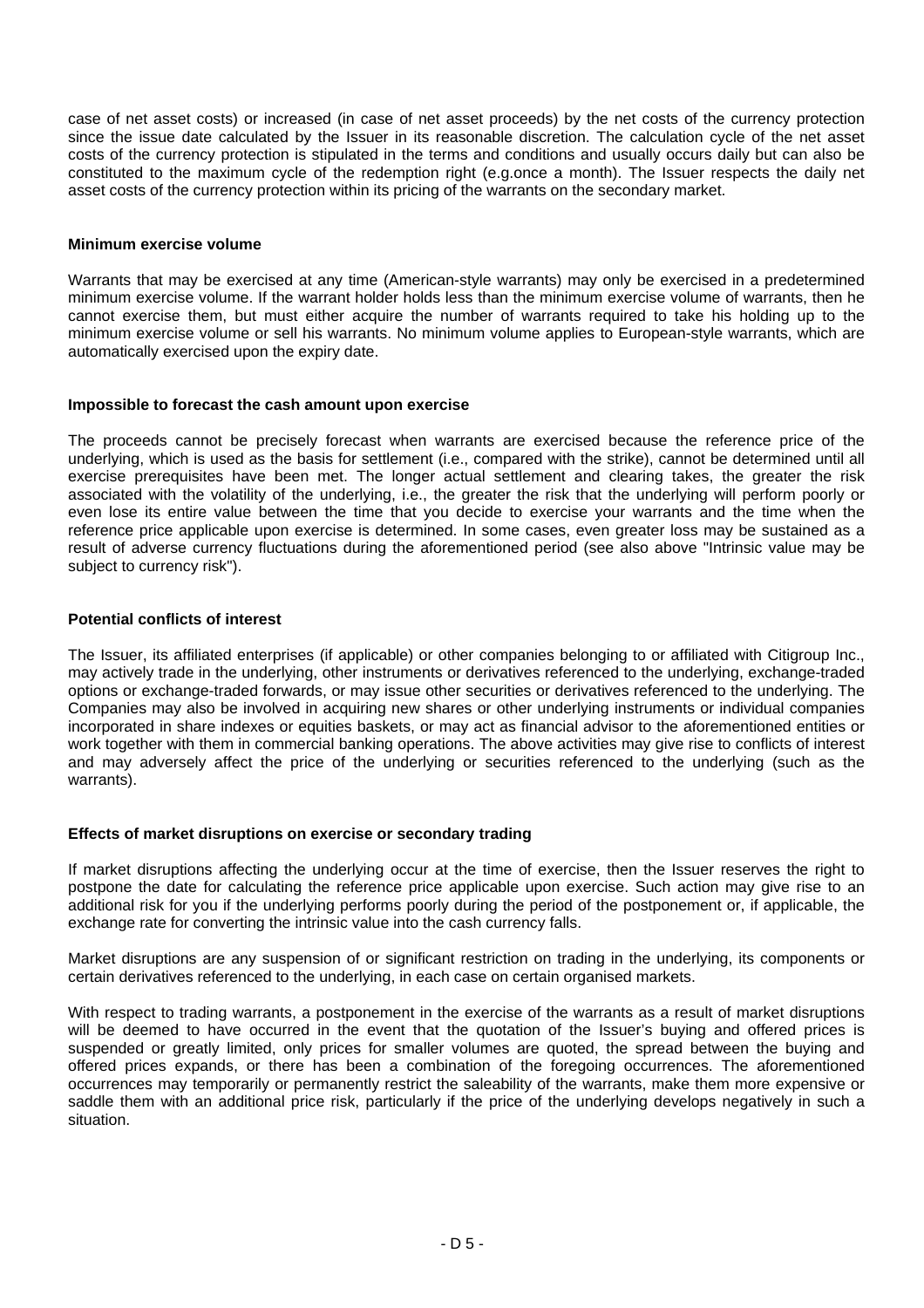case of net asset costs) or increased (in case of net asset proceeds) by the net costs of the currency protection since the issue date calculated by the Issuer in its reasonable discretion. The calculation cycle of the net asset costs of the currency protection is stipulated in the terms and conditions and usually occurs daily but can also be constituted to the maximum cycle of the redemption right (e.g.once a month). The Issuer respects the daily net asset costs of the currency protection within its pricing of the warrants on the secondary market.

**Minimum exercise volume**

Warrants that may be exercised at any time (American-style warrants) may only be exercised in a predetermined minimum exercise volume. If the warrant holder holds less than the minimum exercise volume of warrants, then he cannot exercise them, but must either acquire the number of warrants required to take his holding up to the minimum exercise volume or sell his warrants. No minimum volume applies to European-style warrants, which are automatically exercised upon the expiry date.

**Impossible to forecast the cash amount upon exercise**

The proceeds cannot be precisely forecast when warrants are exercised because the reference price of the underlying, which is used as the basis for settlement (i.e., compared with the strike), cannot be determined until all exercise prerequisites have been met. The longer actual settlement and clearing takes, the greater the risk associated with the volatility of the underlying, i.e., the greater the risk that the underlying will perform poorly or even lose its entire value between the time that you decide to exercise your warrants and the time when the reference price applicable upon exercise is determined. In some cases, even greater loss may be sustained as a result of adverse currency fluctuations during the aforementioned period (see also above "Intrinsic value may be subject to currency risk").

**Potential conflicts of interest**

The Issuer, its affiliated enterprises (if applicable) or other companies belonging to or affiliated with Citigroup Inc., may actively trade in the underlying, other instruments or derivatives referenced to the underlying, exchange-traded options or exchange-traded forwards, or may issue other securities or derivatives referenced to the underlying. The Companies may also be involved in acquiring new shares or other underlying instruments or individual companies incorporated in share indexes or equities baskets, or may act as financial advisor to the aforementioned entities or work together with them in commercial banking operations. The above activities may give rise to conflicts of interest and may adversely affect the price of the underlying or securities referenced to the underlying (such as the warrants).

**Effects of market disruptions on exercise or secondary trading**

If market disruptions affecting the underlying occur at the time of exercise, then the Issuer reserves the right to postpone the date for calculating the reference price applicable upon exercise. Such action may give rise to an additional risk for you if the underlying performs poorly during the period of the postponement or, if applicable, the exchange rate for converting the intrinsic value into the cash currency falls.

Market disruptions are any suspension of or significant restriction on trading in the underlying, its components or certain derivatives referenced to the underlying, in each case on certain organised markets.

With respect to trading warrants, a postponement in the exercise of the warrants as a result of market disruptions will be deemed to have occurred in the event that the quotation of the Issuer's buying and offered prices is suspended or greatly limited, only prices for smaller volumes are quoted, the spread between the buying and offered prices expands, or there has been a combination of the foregoing occurrences. The aforementioned occurrences may temporarily or permanently restrict the saleability of the warrants, make them more expensive or saddle them with an additional price risk, particularly if the price of the underlying develops negatively in such a situation.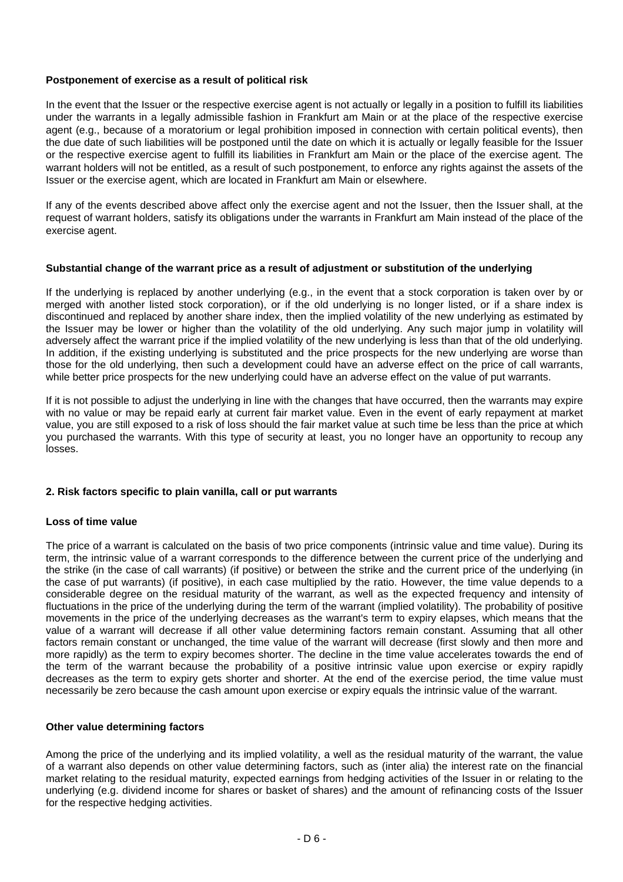**Postponement of exercise as a result of political risk**

In the event that the Issuer or the respective exercise agent is not actually or legally in a position to fulfill its liabilities under the warrants in a legally admissible fashion in Frankfurt am Main or at the place of the respective exercise agent (e.g., because of a moratorium or legal prohibition imposed in connection with certain political events), then the due date of such liabilities will be postponed until the date on which it is actually or legally feasible for the Issuer or the respective exercise agent to fulfill its liabilities in Frankfurt am Main or the place of the exercise agent. The warrant holders will not be entitled, as a result of such postponement, to enforce any rights against the assets of the Issuer or the exercise agent, which are located in Frankfurt am Main or elsewhere.

If any of the events described above affect only the exercise agent and not the Issuer, then the Issuer shall, at the request of warrant holders, satisfy its obligations under the warrants in Frankfurt am Main instead of the place of the exercise agent.

**Substantial change of the warrant price as a result of adjustment or substitution of the underlying**

If the underlying is replaced by another underlying (e.g., in the event that a stock corporation is taken over by or merged with another listed stock corporation), or if the old underlying is no longer listed, or if a share index is discontinued and replaced by another share index, then the implied volatility of the new underlying as estimated by the Issuer may be lower or higher than the volatility of the old underlying. Any such major jump in volatility will adversely affect the warrant price if the implied volatility of the new underlying is less than that of the old underlying. In addition, if the existing underlying is substituted and the price prospects for the new underlying are worse than those for the old underlying, then such a development could have an adverse effect on the price of call warrants, while better price prospects for the new underlying could have an adverse effect on the value of put warrants.

If it is not possible to adjust the underlying in line with the changes that have occurred, then the warrants may expire with no value or may be repaid early at current fair market value. Even in the event of early repayment at market value, you are still exposed to a risk of loss should the fair market value at such time be less than the price at which you purchased the warrants. With this type of security at least, you no longer have an opportunity to recoup any losses.

**2. Risk factors specific to plain vanilla, call or put warrants**

**Loss of time value**

The price of a warrant is calculated on the basis of two price components (intrinsic value and time value). During its term, the intrinsic value of a warrant corresponds to the difference between the current price of the underlying and the strike (in the case of call warrants) (if positive) or between the strike and the current price of the underlying (in the case of put warrants) (if positive), in each case multiplied by the ratio. However, the time value depends to a considerable degree on the residual maturity of the warrant, as well as the expected frequency and intensity of fluctuations in the price of the underlying during the term of the warrant (implied volatility). The probability of positive movements in the price of the underlying decreases as the warrant's term to expiry elapses, which means that the value of a warrant will decrease if all other value determining factors remain constant. Assuming that all other factors remain constant or unchanged, the time value of the warrant will decrease (first slowly and then more and more rapidly) as the term to expiry becomes shorter. The decline in the time value accelerates towards the end of the term of the warrant because the probability of a positive intrinsic value upon exercise or expiry rapidly decreases as the term to expiry gets shorter and shorter. At the end of the exercise period, the time value must necessarily be zero because the cash amount upon exercise or expiry equals the intrinsic value of the warrant.

**Other value determining factors**

Among the price of the underlying and its implied volatility, a well as the residual maturity of the warrant, the value of a warrant also depends on other value determining factors, such as (inter alia) the interest rate on the financial market relating to the residual maturity, expected earnings from hedging activities of the Issuer in or relating to the underlying (e.g. dividend income for shares or basket of shares) and the amount of refinancing costs of the Issuer for the respective hedging activities.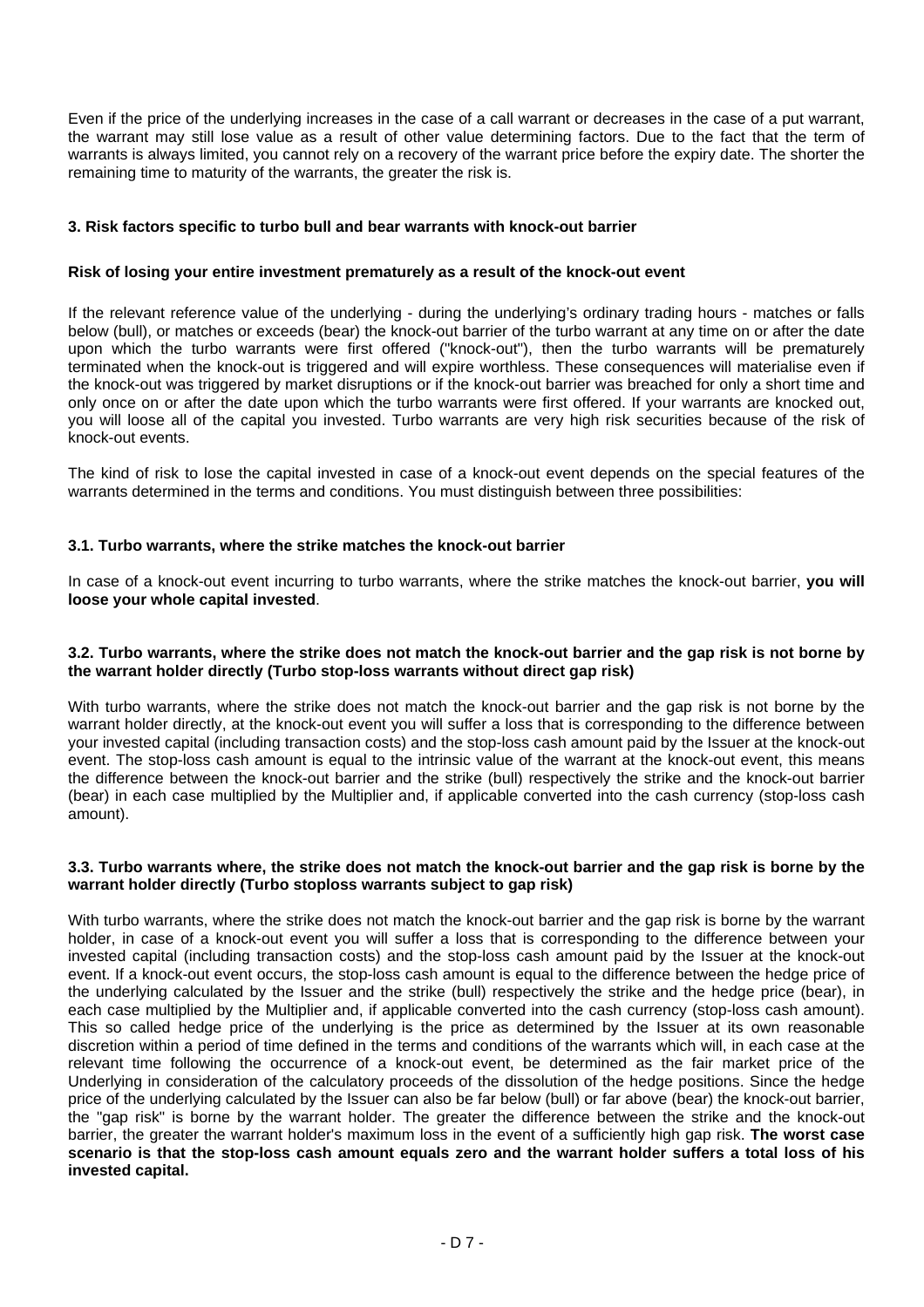Even if the price of the underlying increases in the case of a call warrant or decreases in the case of a put warrant, the warrant may still lose value as a result of other value determining factors. Due to the fact that the term of warrants is always limited, you cannot rely on a recovery of the warrant price before the expiry date. The shorter the remaining time to maturity of the warrants, the greater the risk is.

### 3. Risk factors specific to turbo bull and bear warrants with knock-out barrier

**Risk of losing your entire investment prematurely as a result of the knock-out event**

If the relevant reference value of the underlying - during the underlying's ordinary trading hours - matches or falls below (bull), or matches or exceeds (bear) the knock-out barrier of the turbo warrant at any time on or after the date upon which the turbo warrants were first offered ("knock-out"), then the turbo warrants will be prematurely terminated when the knock-out is triggered and will expire worthless. These consequences will materialise even if the knock-out was triggered by market disruptions or if the knock-out barrier was breached for only a short time and only once on or after the date upon which the turbo warrants were first offered. If your warrants are knocked out, you will loose all of the capital you invested. Turbo warrants are very high risk securities because of the risk of knock-out events.

The kind of risk to lose the capital invested in case of a knock-out event depends on the special features of the warrants determined in the terms and conditions. You must distinguish between three possibilities:

#### 3.1. Turbo warrants, where the strike matches the knock-out barrier

In case of a knock-out event incurring to turbo warrants, where the strike matches the knock-out barrier, **you will loose your whole capital invested**.

#### 3.2. Turbo warrants, where the strike does not match the knock-out barrier and the gap risk is not borne by the warrant holder directly (Turbo stop-loss warrants without direct gap risk)

With turbo warrants, where the strike does not match the knock-out barrier and the gap risk is not borne by the warrant holder directly, at the knock-out event you will suffer a loss that is corresponding to the difference between your invested capital (including transaction costs) and the stop-loss cash amount paid by the Issuer at the knock-out event. The stop-loss cash amount is equal to the intrinsic value of the warrant at the knock-out event, this means the difference between the knock-out barrier and the strike (bull) respectively the strike and the knock-out barrier (bear) in each case multiplied by the Multiplier and, if applicable converted into the cash currency (stop-loss cash amount).

#### 3.3. Turbo warrants where, the strike does not match the knock-out barrier and the gap risk is borne by the warrant holder directly (Turbo stoploss warrants subject to gap risk)

With turbo warrants, where the strike does not match the knock-out barrier and the gap risk is borne by the warrant holder, in case of a knock-out event you will suffer a loss that is corresponding to the difference between your invested capital (including transaction costs) and the stop-loss cash amount paid by the Issuer at the knock-out event. If a knock-out event occurs, the stop-loss cash amount is equal to the difference between the hedge price of the underlying calculated by the Issuer and the strike (bull) respectively the strike and the hedge price (bear), in each case multiplied by the Multiplier and, if applicable converted into the cash currency (stop-loss cash amount). This so called hedge price of the underlying is the price as determined by the Issuer at its own reasonable discretion within a period of time defined in the terms and conditions of the warrants which will, in each case at the relevant time following the occurrence of a knock-out event, be determined as the fair market price of the Underlying in consideration of the calculatory proceeds of the dissolution of the hedge positions. Since the hedge price of the underlying calculated by the Issuer can also be far below (bull) or far above (bear) the knock-out barrier, the "gap risk" is borne by the warrant holder. The greater the difference between the strike and the knock-out barrier, the greater the warrant holder's maximum loss in the event of a sufficiently high gap risk. **The worst case scenario is that the stop-loss cash amount equals zero and the warrant holder suffers a total loss of his invested capital.**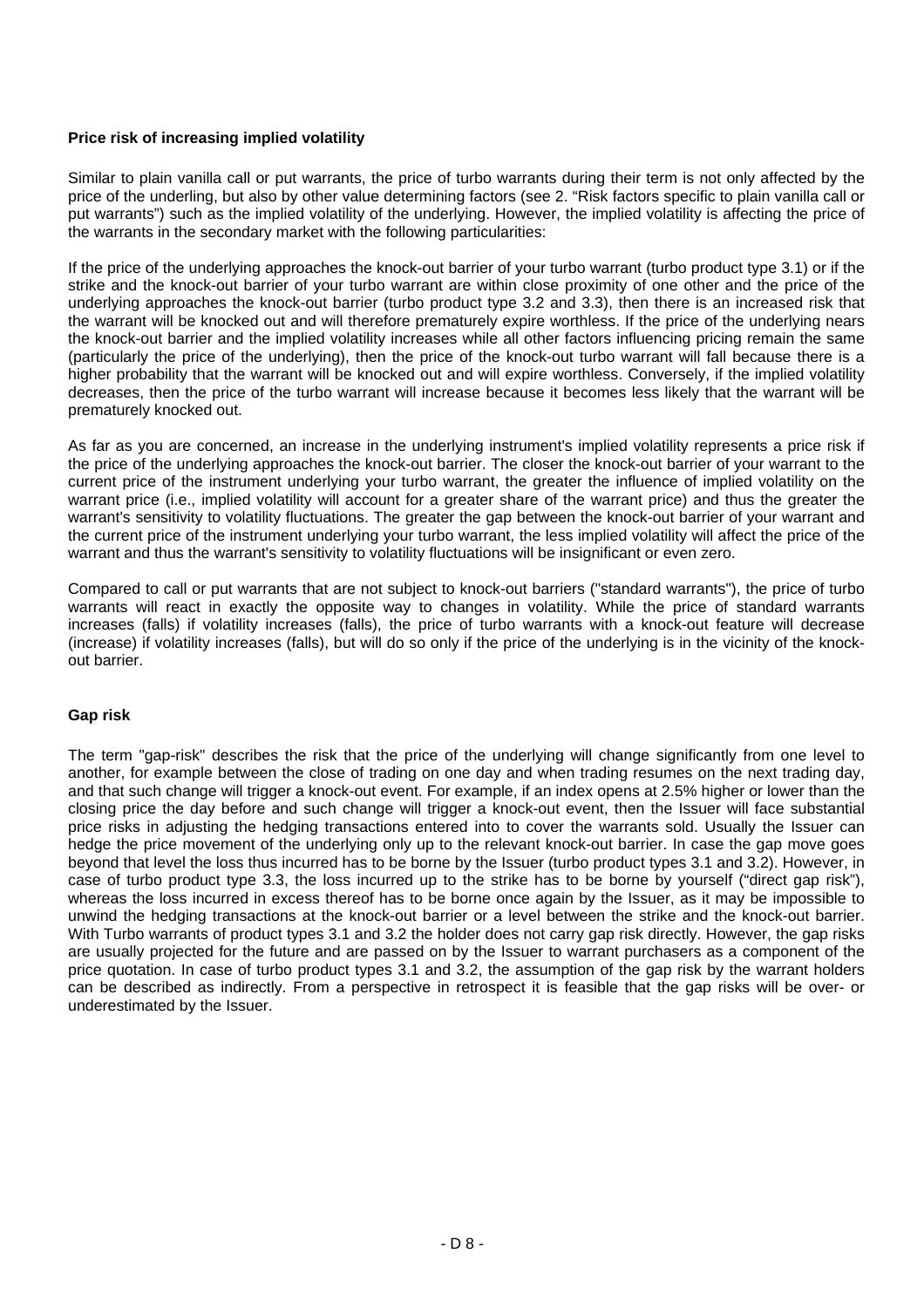**Price risk of increasing implied volatility**

Similar to plain vanilla call or put warrants, the price of turbo warrants during their term is not only affected by the price of the underling, but also by other value determining factors (see 2. "Risk factors specific to plain vanilla call or put warrants") such as the implied volatility of the underlying. However, the implied volatility is affecting the price of the warrants in the secondary market with the following particularities:

If the price of the underlying approaches the knock-out barrier of your turbo warrant (turbo product type 3.1) or if the strike and the knock-out barrier of your turbo warrant are within close proximity of one other and the price of the underlying approaches the knock-out barrier (turbo product type 3.2 and 3.3), then there is an increased risk that the warrant will be knocked out and will therefore prematurely expire worthless. If the price of the underlying nears the knock-out barrier and the implied volatility increases while all other factors influencing pricing remain the same (particularly the price of the underlying), then the price of the knock-out turbo warrant will fall because there is a higher probability that the warrant will be knocked out and will expire worthless. Conversely, if the implied volatility decreases, then the price of the turbo warrant will increase because it becomes less likely that the warrant will be prematurely knocked out.

As far as you are concerned, an increase in the underlying instrument's implied volatility represents a price risk if the price of the underlying approaches the knock-out barrier. The closer the knock-out barrier of your warrant to the current price of the instrument underlying your turbo warrant, the greater the influence of implied volatility on the warrant price (i.e., implied volatility will account for a greater share of the warrant price) and thus the greater the warrant's sensitivity to volatility fluctuations. The greater the gap between the knock-out barrier of your warrant and the current price of the instrument underlying your turbo warrant, the less implied volatility will affect the price of the warrant and thus the warrant's sensitivity to volatility fluctuations will be insignificant or even zero.

Compared to call or put warrants that are not subject to knock-out barriers ("standard warrants"), the price of turbo warrants will react in exactly the opposite way to changes in volatility. While the price of standard warrants increases (falls) if volatility increases (falls), the price of turbo warrants with a knock-out feature will decrease (increase) if volatility increases (falls), but will do so only if the price of the underlying is in the vicinity of the knock-out barrier.

**Gap risk**

The term "gap-risk" describes the risk that the price of the underlying will change significantly from one level to another, for example between the close of trading on one day and when trading resumes on the next trading day, and that such change will trigger a knock-out event. For example, if an index opens at 2.5% higher or lower than the closing price the day before and such change will trigger a knock-out event, then the Issuer will face substantial price risks in adjusting the hedging transactions entered into to cover the warrants sold. Usually the Issuer can hedge the price movement of the underlying only up to the relevant knock-out barrier. In case the gap move goes beyond that level the loss thus incurred has to be borne by the Issuer (turbo product types 3.1 and 3.2). However, in case of turbo product type 3.3, the loss incurred up to the strike has to be borne by yourself ("direct gap risk"), whereas the loss incurred in excess thereof has to be borne once again by the Issuer, as it may be impossible to unwind the hedging transactions at the knock-out barrier or a level between the strike and the knock-out barrier. With Turbo warrants of product types 3.1 and 3.2 the holder does not carry gap risk directly. However, the gap risks are usually projected for the future and are passed on by the Issuer to warrant purchasers as a component of the price quotation. In case of turbo product types 3.1 and 3.2, the assumption of the gap risk by the warrant holders can be described as indirectly. From a perspective in retrospect it is feasible that the gap risks will be over- or underestimated by the Issuer.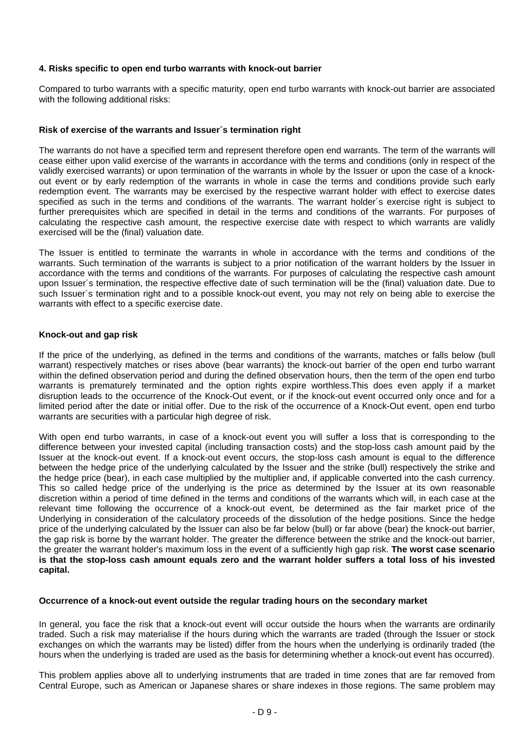### 4. Risks specific to open end turbo warrants with knock-out barrier

Compared to turbo warrants with a specific maturity, open end turbo warrants with knock-out barrier are associated with the following additional risks:

#### Risk of exercise of the warrants and Issuer´s termination right

The warrants do not have a specified term and represent therefore open end warrants. The term of the warrants will cease either upon valid exercise of the warrants in accordance with the terms and conditions (only in respect of the validly exercised warrants) or upon termination of the warrants in whole by the Issuer or upon the case of a knock-out event or by early redemption of the warrants in whole in case the terms and conditions provide such early redemption event. The warrants may be exercised by the respective warrant holder with effect to exercise dates specified as such in the terms and conditions of the warrants. The warrant holder´s exercise right is subject to further prerequisites which are specified in detail in the terms and conditions of the warrants. For purposes of calculating the respective cash amount, the respective exercise date with respect to which warrants are validly exercised will be the (final) valuation date.

The Issuer is entitled to terminate the warrants in whole in accordance with the terms and conditions of the warrants. Such termination of the warrants is subject to a prior notification of the warrant holders by the Issuer in accordance with the terms and conditions of the warrants. For purposes of calculating the respective cash amount upon Issuer´s termination, the respective effective date of such termination will be the (final) valuation date. Due to such Issuer´s termination right and to a possible knock-out event, you may not rely on being able to exercise the warrants with effect to a specific exercise date.

#### Knock-out and gap risk

If the price of the underlying, as defined in the terms and conditions of the warrants, matches or falls below (bull warrant) respectively matches or rises above (bear warrants) the knock-out barrier of the open end turbo warrant within the defined observation period and during the defined observation hours, then the term of the open end turbo warrants is prematurely terminated and the option rights expire worthless.This does even apply if a market disruption leads to the occurrence of the Knock-Out event, or if the knock-out event occurred only once and for a limited period after the date or initial offer. Due to the risk of the occurrence of a Knock-Out event, open end turbo warrants are securities with a particular high degree of risk.

With open end turbo warrants, in case of a knock-out event you will suffer a loss that is corresponding to the difference between your invested capital (including transaction costs) and the stop-loss cash amount paid by the Issuer at the knock-out event. If a knock-out event occurs, the stop-loss cash amount is equal to the difference between the hedge price of the underlying calculated by the Issuer and the strike (bull) respectively the strike and the hedge price (bear), in each case multiplied by the multiplier and, if applicable converted into the cash currency. This so called hedge price of the underlying is the price as determined by the Issuer at its own reasonable discretion within a period of time defined in the terms and conditions of the warrants which will, in each case at the relevant time following the occurrence of a knock-out event, be determined as the fair market price of the Underlying in consideration of the calculatory proceeds of the dissolution of the hedge positions. Since the hedge price of the underlying calculated by the Issuer can also be far below (bull) or far above (bear) the knock-out barrier, the gap risk is borne by the warrant holder. The greater the difference between the strike and the knock-out barrier, the greater the warrant holder's maximum loss in the event of a sufficiently high gap risk. **The worst case scenario is that the stop-loss cash amount equals zero and the warrant holder suffers a total loss of his invested capital.**

#### Occurrence of a knock-out event outside the regular trading hours on the secondary market

In general, you face the risk that a knock-out event will occur outside the hours when the warrants are ordinarily traded. Such a risk may materialise if the hours during which the warrants are traded (through the Issuer or stock exchanges on which the warrants may be listed) differ from the hours when the underlying is ordinarily traded (the hours when the underlying is traded are used as the basis for determining whether a knock-out event has occurred).

This problem applies above all to underlying instruments that are traded in time zones that are far removed from Central Europe, such as American or Japanese shares or share indexes in those regions. The same problem may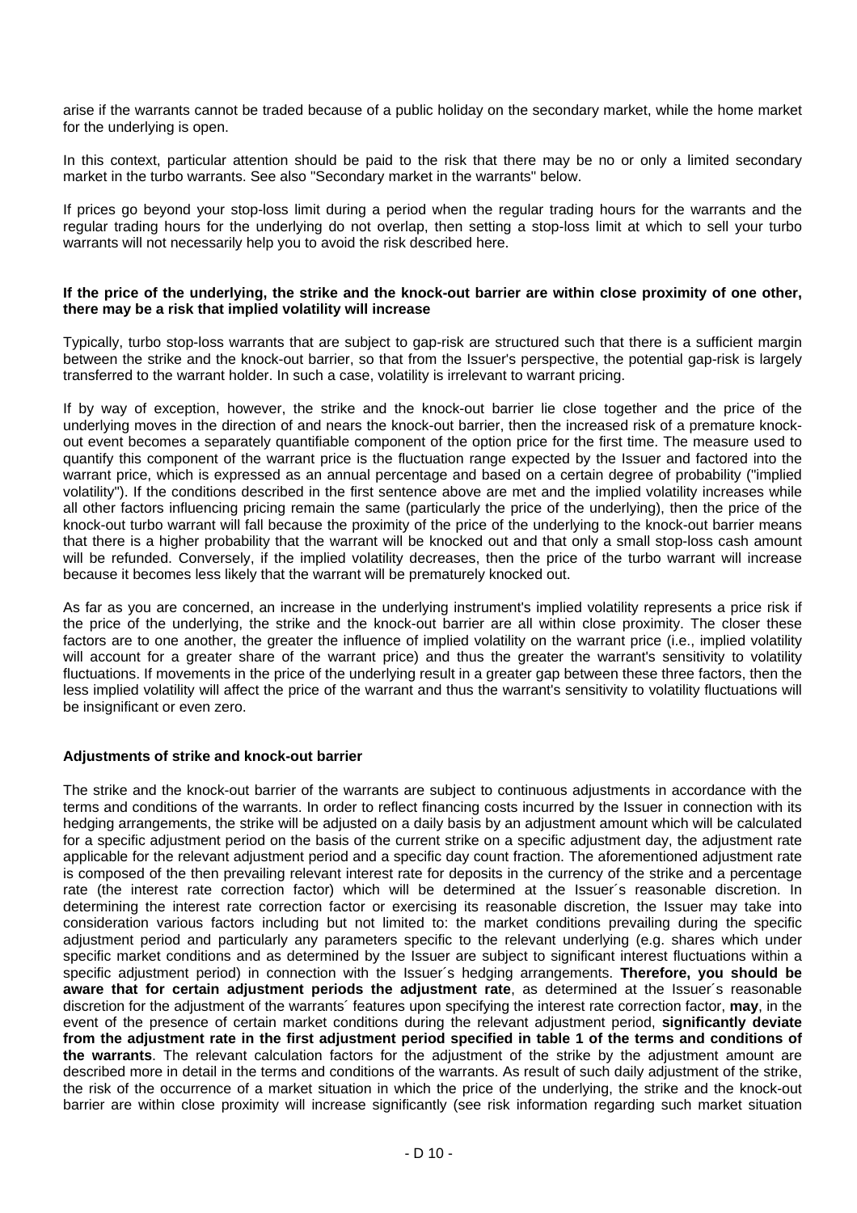arise if the warrants cannot be traded because of a public holiday on the secondary market, while the home market for the underlying is open.

In this context, particular attention should be paid to the risk that there may be no or only a limited secondary market in the turbo warrants. See also "Secondary market in the warrants" below.

If prices go beyond your stop-loss limit during a period when the regular trading hours for the warrants and the regular trading hours for the underlying do not overlap, then setting a stop-loss limit at which to sell your turbo warrants will not necessarily help you to avoid the risk described here.

**If the price of the underlying, the strike and the knock-out barrier are within close proximity of one other, there may be a risk that implied volatility will increase**

Typically, turbo stop-loss warrants that are subject to gap-risk are structured such that there is a sufficient margin between the strike and the knock-out barrier, so that from the Issuer's perspective, the potential gap-risk is largely transferred to the warrant holder. In such a case, volatility is irrelevant to warrant pricing.

If by way of exception, however, the strike and the knock-out barrier lie close together and the price of the underlying moves in the direction of and nears the knock-out barrier, then the increased risk of a premature knock-out event becomes a separately quantifiable component of the option price for the first time. The measure used to quantify this component of the warrant price is the fluctuation range expected by the Issuer and factored into the warrant price, which is expressed as an annual percentage and based on a certain degree of probability ("implied volatility"). If the conditions described in the first sentence above are met and the implied volatility increases while all other factors influencing pricing remain the same (particularly the price of the underlying), then the price of the knock-out turbo warrant will fall because the proximity of the price of the underlying to the knock-out barrier means that there is a higher probability that the warrant will be knocked out and that only a small stop-loss cash amount will be refunded. Conversely, if the implied volatility decreases, then the price of the turbo warrant will increase because it becomes less likely that the warrant will be prematurely knocked out.

As far as you are concerned, an increase in the underlying instrument's implied volatility represents a price risk if the price of the underlying, the strike and the knock-out barrier are all within close proximity. The closer these factors are to one another, the greater the influence of implied volatility on the warrant price (i.e., implied volatility will account for a greater share of the warrant price) and thus the greater the warrant's sensitivity to volatility fluctuations. If movements in the price of the underlying result in a greater gap between these three factors, then the less implied volatility will affect the price of the warrant and thus the warrant's sensitivity to volatility fluctuations will be insignificant or even zero.

**Adjustments of strike and knock-out barrier**

The strike and the knock-out barrier of the warrants are subject to continuous adjustments in accordance with the terms and conditions of the warrants. In order to reflect financing costs incurred by the Issuer in connection with its hedging arrangements, the strike will be adjusted on a daily basis by an adjustment amount which will be calculated for a specific adjustment period on the basis of the current strike on a specific adjustment day, the adjustment rate applicable for the relevant adjustment period and a specific day count fraction. The aforementioned adjustment rate is composed of the then prevailing relevant interest rate for deposits in the currency of the strike and a percentage rate (the interest rate correction factor) which will be determined at the Issuer´s reasonable discretion. In determining the interest rate correction factor or exercising its reasonable discretion, the Issuer may take into consideration various factors including but not limited to: the market conditions prevailing during the specific adjustment period and particularly any parameters specific to the relevant underlying (e.g. shares which under specific market conditions and as determined by the Issuer are subject to significant interest fluctuations within a specific adjustment period) in connection with the Issuer´s hedging arrangements. **Therefore, you should be aware that for certain adjustment periods the adjustment rate**, as determined at the Issuer´s reasonable discretion for the adjustment of the warrants´ features upon specifying the interest rate correction factor, **may**, in the event of the presence of certain market conditions during the relevant adjustment period, **significantly deviate from the adjustment rate in the first adjustment period specified in table 1 of the terms and conditions of the warrants**. The relevant calculation factors for the adjustment of the strike by the adjustment amount are described more in detail in the terms and conditions of the warrants. As result of such daily adjustment of the strike, the risk of the occurrence of a market situation in which the price of the underlying, the strike and the knock-out barrier are within close proximity will increase significantly (see risk information regarding such market situation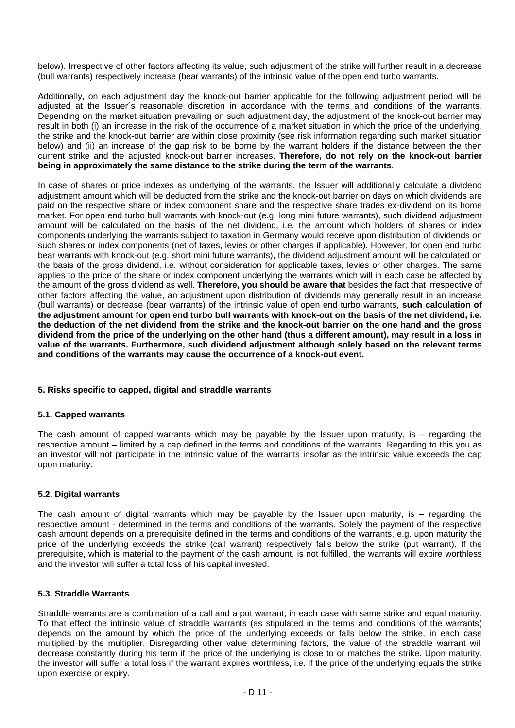below). Irrespective of other factors affecting its value, such adjustment of the strike will further result in a decrease (bull warrants) respectively increase (bear warrants) of the intrinsic value of the open end turbo warrants.

Additionally, on each adjustment day the knock-out barrier applicable for the following adjustment period will be adjusted at the Issuer´s reasonable discretion in accordance with the terms and conditions of the warrants. Depending on the market situation prevailing on such adjustment day, the adjustment of the knock-out barrier may result in both (i) an increase in the risk of the occurrence of a market situation in which the price of the underlying, the strike and the knock-out barrier are within close proximity (see risk information regarding such market situation below) and (ii) an increase of the gap risk to be borne by the warrant holders if the distance between the then current strike and the adjusted knock-out barrier increases. **Therefore, do not rely on the knock-out barrier being in approximately the same distance to the strike during the term of the warrants**.

In case of shares or price indexes as underlying of the warrants, the Issuer will additionally calculate a dividend adjustment amount which will be deducted from the strike and the knock-out barrier on days on which dividends are paid on the respective share or index component share and the respective share trades ex-dividend on its home market. For open end turbo bull warrants with knock-out (e.g. long mini future warrants), such dividend adjustment amount will be calculated on the basis of the net dividend, i.e. the amount which holders of shares or index components underlying the warrants subject to taxation in Germany would receive upon distribution of dividends on such shares or index components (net of taxes, levies or other charges if applicable). However, for open end turbo bear warrants with knock-out (e.g. short mini future warrants), the dividend adjustment amount will be calculated on the basis of the gross dividend, i.e. without consideration for applicable taxes, levies or other charges. The same applies to the price of the share or index component underlying the warrants which will in each case be affected by the amount of the gross dividend as well. **Therefore, you should be aware that** besides the fact that irrespective of other factors affecting the value, an adjustment upon distribution of dividends may generally result in an increase (bull warrants) or decrease (bear warrants) of the intrinsic value of open end turbo warrants, **such calculation of the adjustment amount for open end turbo bull warrants with knock-out on the basis of the net dividend, i.e. the deduction of the net dividend from the strike and the knock-out barrier on the one hand and the gross dividend from the price of the underlying on the other hand (thus a different amount), may result in a loss in value of the warrants. Furthermore, such dividend adjustment although solely based on the relevant terms and conditions of the warrants may cause the occurrence of a knock-out event.**

### 5. Risks specific to capped, digital and straddle warrants

#### 5.1. Capped warrants

The cash amount of capped warrants which may be payable by the Issuer upon maturity, is – regarding the respective amount – limited by a cap defined in the terms and conditions of the warrants. Regarding to this you as an investor will not participate in the intrinsic value of the warrants insofar as the intrinsic value exceeds the cap upon maturity.

#### 5.2. Digital warrants

The cash amount of digital warrants which may be payable by the Issuer upon maturity, is – regarding the respective amount - determined in the terms and conditions of the warrants. Solely the payment of the respective cash amount depends on a prerequisite defined in the terms and conditions of the warrants, e.g. upon maturity the price of the underlying exceeds the strike (call warrant) respectively falls below the strike (put warrant). If the prerequisite, which is material to the payment of the cash amount, is not fulfilled, the warrants will expire worthless and the investor will suffer a total loss of his capital invested.

#### 5.3. Straddle Warrants

Straddle warrants are a combination of a call and a put warrant, in each case with same strike and equal maturity. To that effect the intrinsic value of straddle warrants (as stipulated in the terms and conditions of the warrants) depends on the amount by which the price of the underlying exceeds or falls below the strike, in each case multiplied by the multiplier. Disregarding other value determining factors, the value of the straddle warrant will decrease constantly during his term if the price of the underlying is close to or matches the strike. Upon maturity, the investor will suffer a total loss if the warrant expires worthless, i.e. if the price of the underlying equals the strike upon exercise or expiry.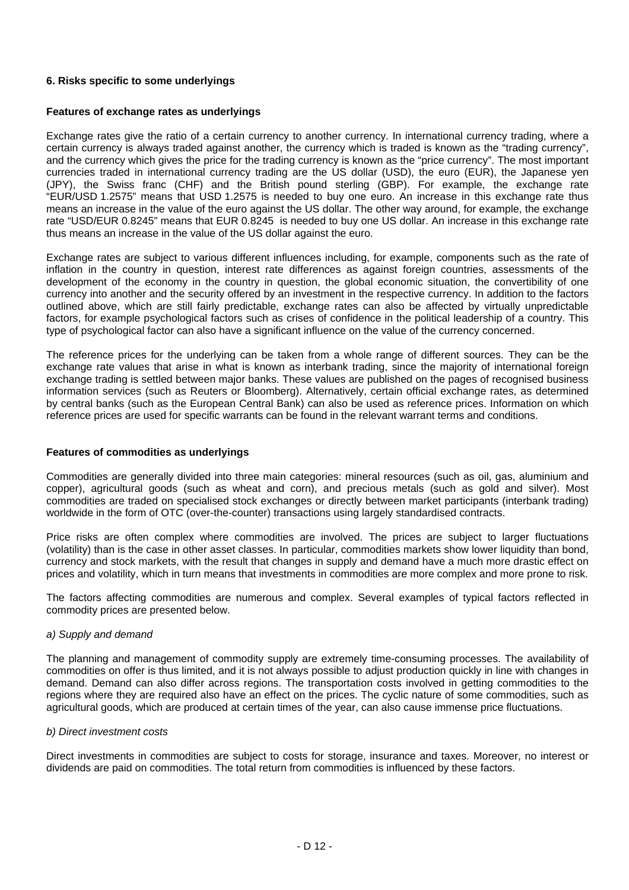## 6. Risks specific to some underlyings

### Features of exchange rates as underlyings

Exchange rates give the ratio of a certain currency to another currency. In international currency trading, where a certain currency is always traded against another, the currency which is traded is known as the "trading currency", and the currency which gives the price for the trading currency is known as the "price currency". The most important currencies traded in international currency trading are the US dollar (USD), the euro (EUR), the Japanese yen (JPY), the Swiss franc (CHF) and the British pound sterling (GBP). For example, the exchange rate "EUR/USD 1.2575" means that USD 1.2575 is needed to buy one euro. An increase in this exchange rate thus means an increase in the value of the euro against the US dollar. The other way around, for example, the exchange rate "USD/EUR 0.8245" means that EUR 0.8245 is needed to buy one US dollar. An increase in this exchange rate thus means an increase in the value of the US dollar against the euro.

Exchange rates are subject to various different influences including, for example, components such as the rate of inflation in the country in question, interest rate differences as against foreign countries, assessments of the development of the economy in the country in question, the global economic situation, the convertibility of one currency into another and the security offered by an investment in the respective currency. In addition to the factors outlined above, which are still fairly predictable, exchange rates can also be affected by virtually unpredictable factors, for example psychological factors such as crises of confidence in the political leadership of a country. This type of psychological factor can also have a significant influence on the value of the currency concerned.

The reference prices for the underlying can be taken from a whole range of different sources. They can be the exchange rate values that arise in what is known as interbank trading, since the majority of international foreign exchange trading is settled between major banks. These values are published on the pages of recognised business information services (such as Reuters or Bloomberg). Alternatively, certain official exchange rates, as determined by central banks (such as the European Central Bank) can also be used as reference prices. Information on which reference prices are used for specific warrants can be found in the relevant warrant terms and conditions.

### Features of commodities as underlyings

Commodities are generally divided into three main categories: mineral resources (such as oil, gas, aluminium and copper), agricultural goods (such as wheat and corn), and precious metals (such as gold and silver). Most commodities are traded on specialised stock exchanges or directly between market participants (interbank trading) worldwide in the form of OTC (over-the-counter) transactions using largely standardised contracts.

Price risks are often complex where commodities are involved. The prices are subject to larger fluctuations (volatility) than is the case in other asset classes. In particular, commodities markets show lower liquidity than bond, currency and stock markets, with the result that changes in supply and demand have a much more drastic effect on prices and volatility, which in turn means that investments in commodities are more complex and more prone to risk.

The factors affecting commodities are numerous and complex. Several examples of typical factors reflected in commodity prices are presented below.

*a) Supply and demand*

The planning and management of commodity supply are extremely time-consuming processes. The availability of commodities on offer is thus limited, and it is not always possible to adjust production quickly in line with changes in demand. Demand can also differ across regions. The transportation costs involved in getting commodities to the regions where they are required also have an effect on the prices. The cyclic nature of some commodities, such as agricultural goods, which are produced at certain times of the year, can also cause immense price fluctuations.

*b) Direct investment costs*

Direct investments in commodities are subject to costs for storage, insurance and taxes. Moreover, no interest or dividends are paid on commodities. The total return from commodities is influenced by these factors.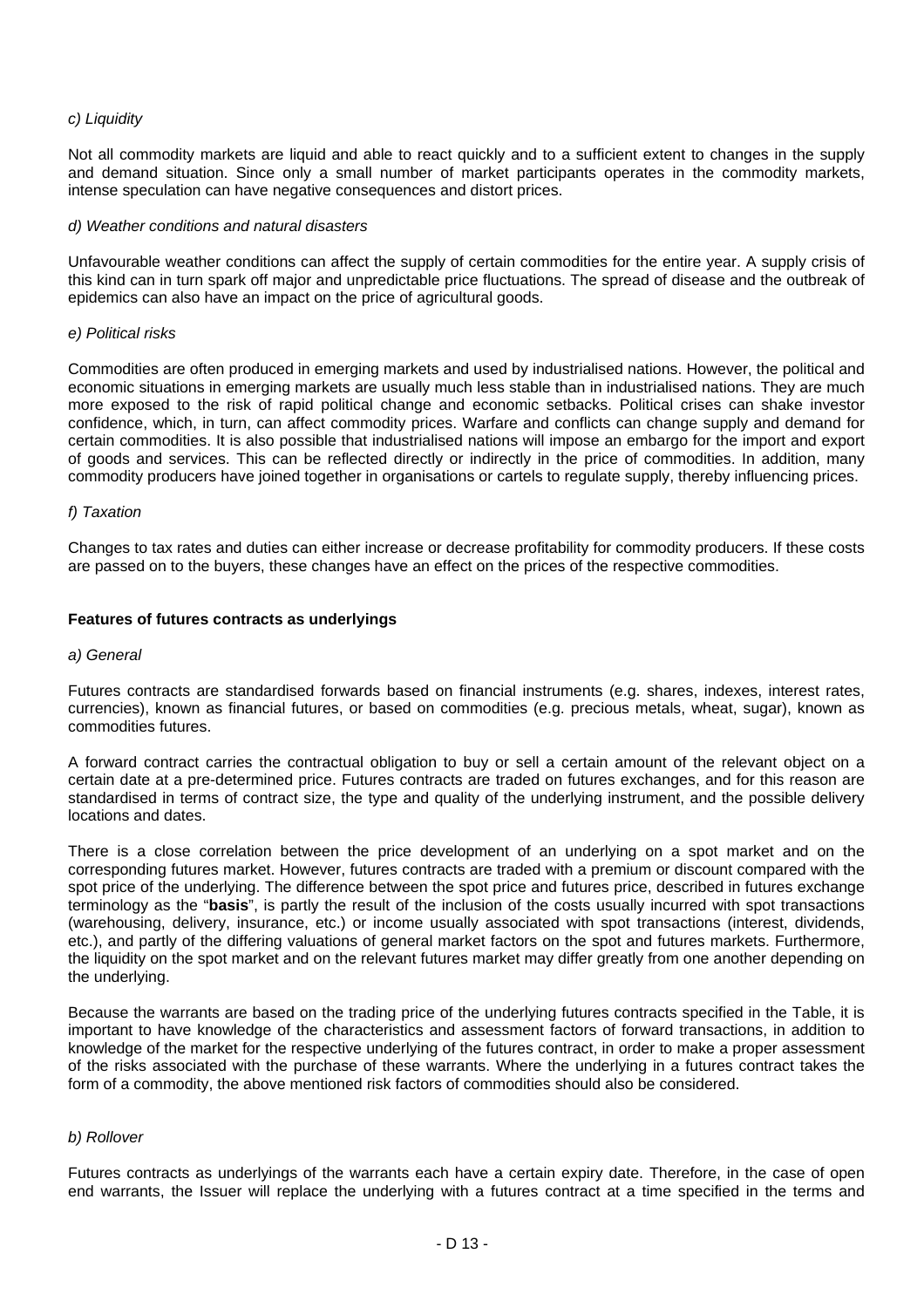*c) Liquidity*

Not all commodity markets are liquid and able to react quickly and to a sufficient extent to changes in the supply and demand situation. Since only a small number of market participants operates in the commodity markets, intense speculation can have negative consequences and distort prices.

*d) Weather conditions and natural disasters*

Unfavourable weather conditions can affect the supply of certain commodities for the entire year. A supply crisis of this kind can in turn spark off major and unpredictable price fluctuations. The spread of disease and the outbreak of epidemics can also have an impact on the price of agricultural goods.

*e) Political risks*

Commodities are often produced in emerging markets and used by industrialised nations. However, the political and economic situations in emerging markets are usually much less stable than in industrialised nations. They are much more exposed to the risk of rapid political change and economic setbacks. Political crises can shake investor confidence, which, in turn, can affect commodity prices. Warfare and conflicts can change supply and demand for certain commodities. It is also possible that industrialised nations will impose an embargo for the import and export of goods and services. This can be reflected directly or indirectly in the price of commodities. In addition, many commodity producers have joined together in organisations or cartels to regulate supply, thereby influencing prices.

*f) Taxation*

Changes to tax rates and duties can either increase or decrease profitability for commodity producers. If these costs are passed on to the buyers, these changes have an effect on the prices of the respective commodities.

**Features of futures contracts as underlyings**

*a) General*

Futures contracts are standardised forwards based on financial instruments (e.g. shares, indexes, interest rates, currencies), known as financial futures, or based on commodities (e.g. precious metals, wheat, sugar), known as commodities futures.

A forward contract carries the contractual obligation to buy or sell a certain amount of the relevant object on a certain date at a pre-determined price. Futures contracts are traded on futures exchanges, and for this reason are standardised in terms of contract size, the type and quality of the underlying instrument, and the possible delivery locations and dates.

There is a close correlation between the price development of an underlying on a spot market and on the corresponding futures market. However, futures contracts are traded with a premium or discount compared with the spot price of the underlying. The difference between the spot price and futures price, described in futures exchange terminology as the "**basis**", is partly the result of the inclusion of the costs usually incurred with spot transactions (warehousing, delivery, insurance, etc.) or income usually associated with spot transactions (interest, dividends, etc.), and partly of the differing valuations of general market factors on the spot and futures markets. Furthermore, the liquidity on the spot market and on the relevant futures market may differ greatly from one another depending on the underlying.

Because the warrants are based on the trading price of the underlying futures contracts specified in the Table, it is important to have knowledge of the characteristics and assessment factors of forward transactions, in addition to knowledge of the market for the respective underlying of the futures contract, in order to make a proper assessment of the risks associated with the purchase of these warrants. Where the underlying in a futures contract takes the form of a commodity, the above mentioned risk factors of commodities should also be considered.

*b) Rollover*

Futures contracts as underlyings of the warrants each have a certain expiry date. Therefore, in the case of open end warrants, the Issuer will replace the underlying with a futures contract at a time specified in the terms and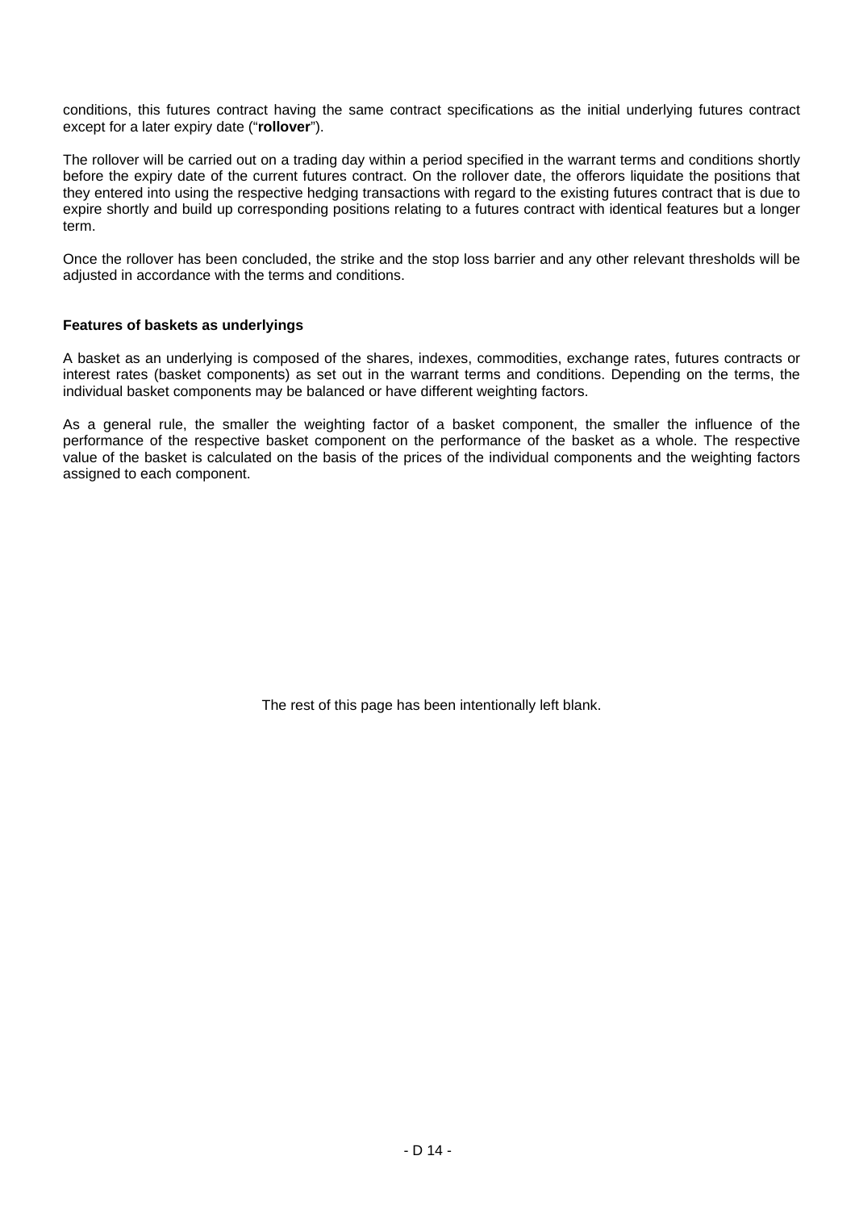conditions, this futures contract having the same contract specifications as the initial underlying futures contract except for a later expiry date ("**rollover**").

The rollover will be carried out on a trading day within a period specified in the warrant terms and conditions shortly before the expiry date of the current futures contract. On the rollover date, the offerors liquidate the positions that they entered into using the respective hedging transactions with regard to the existing futures contract that is due to expire shortly and build up corresponding positions relating to a futures contract with identical features but a longer term.

Once the rollover has been concluded, the strike and the stop loss barrier and any other relevant thresholds will be adjusted in accordance with the terms and conditions.

**Features of baskets as underlyings**

A basket as an underlying is composed of the shares, indexes, commodities, exchange rates, futures contracts or interest rates (basket components) as set out in the warrant terms and conditions. Depending on the terms, the individual basket components may be balanced or have different weighting factors.

As a general rule, the smaller the weighting factor of a basket component, the smaller the influence of the performance of the respective basket component on the performance of the basket as a whole. The respective value of the basket is calculated on the basis of the prices of the individual components and the weighting factors assigned to each component.

The rest of this page has been intentionally left blank.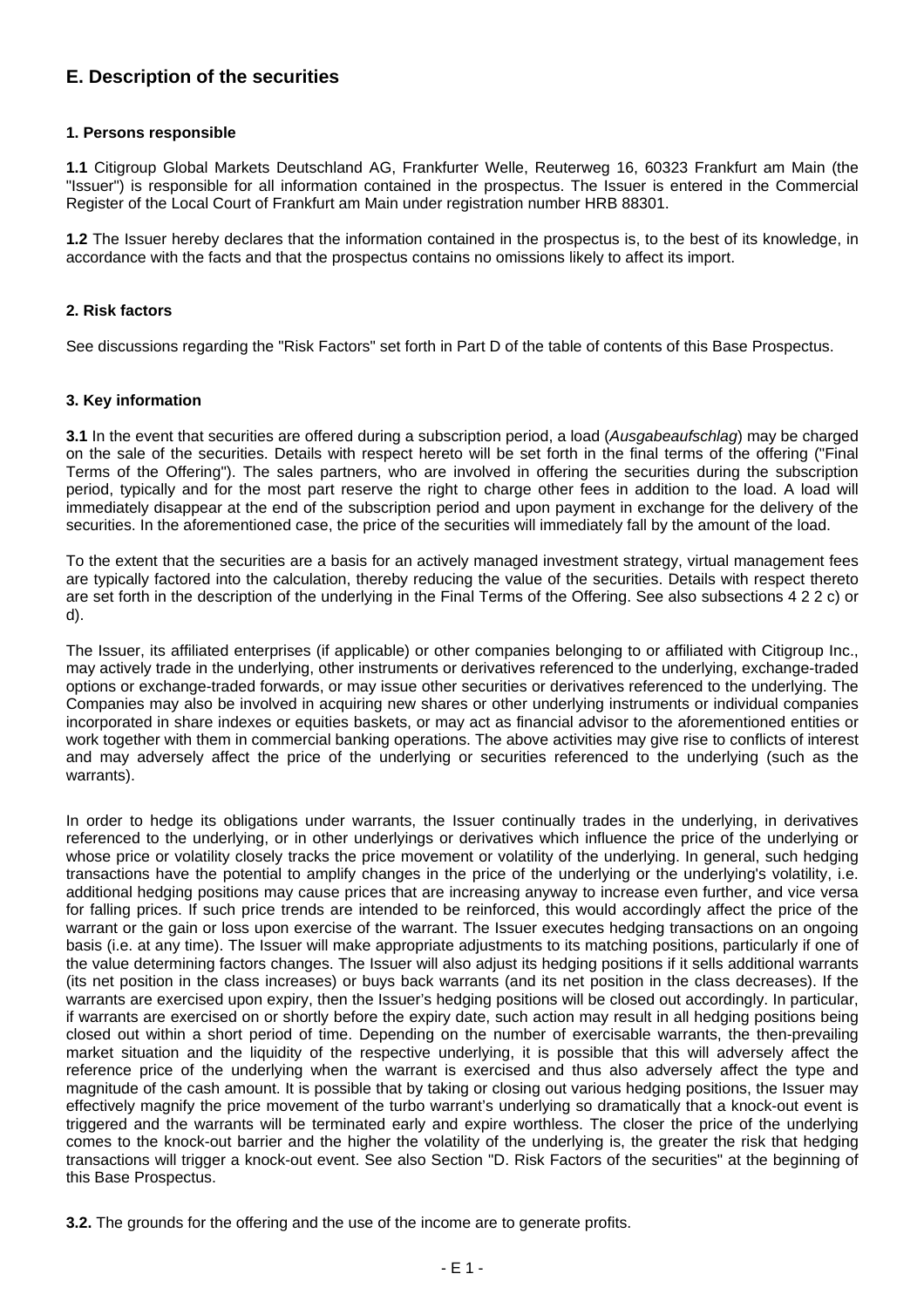## E. Description of the securities

### 1. Persons responsible

**1.1** Citigroup Global Markets Deutschland AG, Frankfurter Welle, Reuterweg 16, 60323 Frankfurt am Main (the "Issuer") is responsible for all information contained in the prospectus. The Issuer is entered in the Commercial Register of the Local Court of Frankfurt am Main under registration number HRB 88301.

**1.2** The Issuer hereby declares that the information contained in the prospectus is, to the best of its knowledge, in accordance with the facts and that the prospectus contains no omissions likely to affect its import.

### 2. Risk factors

See discussions regarding the "Risk Factors" set forth in Part D of the table of contents of this Base Prospectus.

### 3. Key information

**3.1** In the event that securities are offered during a subscription period, a load (*Ausgabeaufschlag*) may be charged on the sale of the securities. Details with respect hereto will be set forth in the final terms of the offering ("Final Terms of the Offering"). The sales partners, who are involved in offering the securities during the subscription period, typically and for the most part reserve the right to charge other fees in addition to the load. A load will immediately disappear at the end of the subscription period and upon payment in exchange for the delivery of the securities. In the aforementioned case, the price of the securities will immediately fall by the amount of the load.

To the extent that the securities are a basis for an actively managed investment strategy, virtual management fees are typically factored into the calculation, thereby reducing the value of the securities. Details with respect thereto are set forth in the description of the underlying in the Final Terms of the Offering. See also subsections 4 2 2 c) or d).

The Issuer, its affiliated enterprises (if applicable) or other companies belonging to or affiliated with Citigroup Inc., may actively trade in the underlying, other instruments or derivatives referenced to the underlying, exchange-traded options or exchange-traded forwards, or may issue other securities or derivatives referenced to the underlying. The Companies may also be involved in acquiring new shares or other underlying instruments or individual companies incorporated in share indexes or equities baskets, or may act as financial advisor to the aforementioned entities or work together with them in commercial banking operations. The above activities may give rise to conflicts of interest and may adversely affect the price of the underlying or securities referenced to the underlying (such as the warrants).

In order to hedge its obligations under warrants, the Issuer continually trades in the underlying, in derivatives referenced to the underlying, or in other underlyings or derivatives which influence the price of the underlying or whose price or volatility closely tracks the price movement or volatility of the underlying. In general, such hedging transactions have the potential to amplify changes in the price of the underlying or the underlying's volatility, i.e. additional hedging positions may cause prices that are increasing anyway to increase even further, and vice versa for falling prices. If such price trends are intended to be reinforced, this would accordingly affect the price of the warrant or the gain or loss upon exercise of the warrant. The Issuer executes hedging transactions on an ongoing basis (i.e. at any time). The Issuer will make appropriate adjustments to its matching positions, particularly if one of the value determining factors changes. The Issuer will also adjust its hedging positions if it sells additional warrants (its net position in the class increases) or buys back warrants (and its net position in the class decreases). If the warrants are exercised upon expiry, then the Issuer's hedging positions will be closed out accordingly. In particular, if warrants are exercised on or shortly before the expiry date, such action may result in all hedging positions being closed out within a short period of time. Depending on the number of exercisable warrants, the then-prevailing market situation and the liquidity of the respective underlying, it is possible that this will adversely affect the reference price of the underlying when the warrant is exercised and thus also adversely affect the type and magnitude of the cash amount. It is possible that by taking or closing out various hedging positions, the Issuer may effectively magnify the price movement of the turbo warrant's underlying so dramatically that a knock-out event is triggered and the warrants will be terminated early and expire worthless. The closer the price of the underlying comes to the knock-out barrier and the higher the volatility of the underlying is, the greater the risk that hedging transactions will trigger a knock-out event. See also Section "D. Risk Factors of the securities" at the beginning of this Base Prospectus.

**3.2.** The grounds for the offering and the use of the income are to generate profits.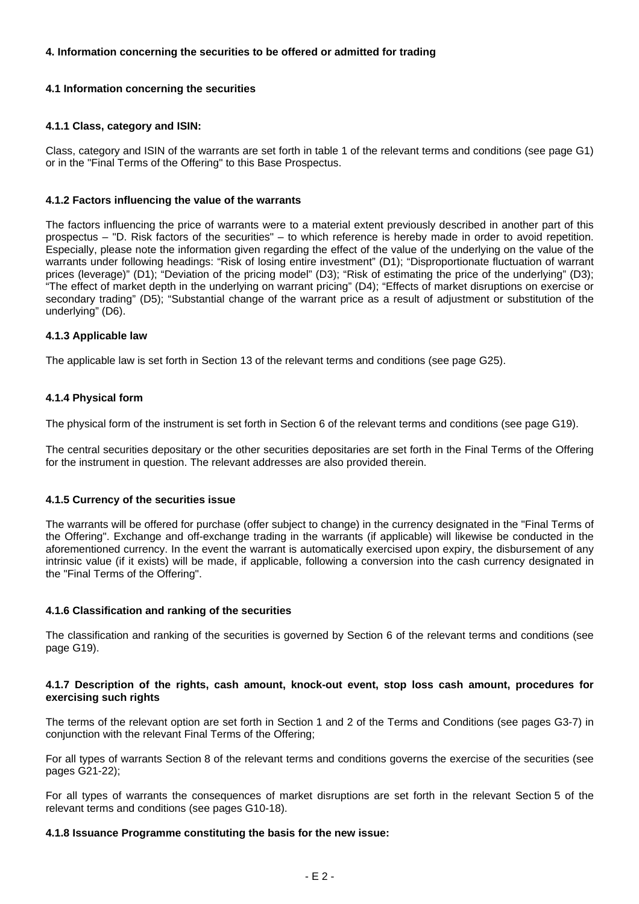## 4. Information concerning the securities to be offered or admitted for trading

### 4.1 Information concerning the securities

#### 4.1.1 Class, category and ISIN:

Class, category and ISIN of the warrants are set forth in table 1 of the relevant terms and conditions (see page G1) or in the "Final Terms of the Offering" to this Base Prospectus.

#### 4.1.2 Factors influencing the value of the warrants

The factors influencing the price of warrants were to a material extent previously described in another part of this prospectus – "D. Risk factors of the securities" – to which reference is hereby made in order to avoid repetition. Especially, please note the information given regarding the effect of the value of the underlying on the value of the warrants under following headings: "Risk of losing entire investment" (D1); "Disproportionate fluctuation of warrant prices (leverage)" (D1); "Deviation of the pricing model" (D3); "Risk of estimating the price of the underlying" (D3); "The effect of market depth in the underlying on warrant pricing" (D4); "Effects of market disruptions on exercise or secondary trading" (D5); "Substantial change of the warrant price as a result of adjustment or substitution of the underlying" (D6).

#### 4.1.3 Applicable law

The applicable law is set forth in Section 13 of the relevant terms and conditions (see page G25).

#### 4.1.4 Physical form

The physical form of the instrument is set forth in Section 6 of the relevant terms and conditions (see page G19).

The central securities depositary or the other securities depositaries are set forth in the Final Terms of the Offering for the instrument in question. The relevant addresses are also provided therein.

#### 4.1.5 Currency of the securities issue

The warrants will be offered for purchase (offer subject to change) in the currency designated in the "Final Terms of the Offering". Exchange and off-exchange trading in the warrants (if applicable) will likewise be conducted in the aforementioned currency. In the event the warrant is automatically exercised upon expiry, the disbursement of any intrinsic value (if it exists) will be made, if applicable, following a conversion into the cash currency designated in the "Final Terms of the Offering".

#### 4.1.6 Classification and ranking of the securities

The classification and ranking of the securities is governed by Section 6 of the relevant terms and conditions (see page G19).

#### 4.1.7 Description of the rights, cash amount, knock-out event, stop loss cash amount, procedures for exercising such rights

The terms of the relevant option are set forth in Section 1 and 2 of the Terms and Conditions (see pages G3-7) in conjunction with the relevant Final Terms of the Offering;

For all types of warrants Section 8 of the relevant terms and conditions governs the exercise of the securities (see pages G21-22);

For all types of warrants the consequences of market disruptions are set forth in the relevant Section 5 of the relevant terms and conditions (see pages G10-18).

#### 4.1.8 Issuance Programme constituting the basis for the new issue: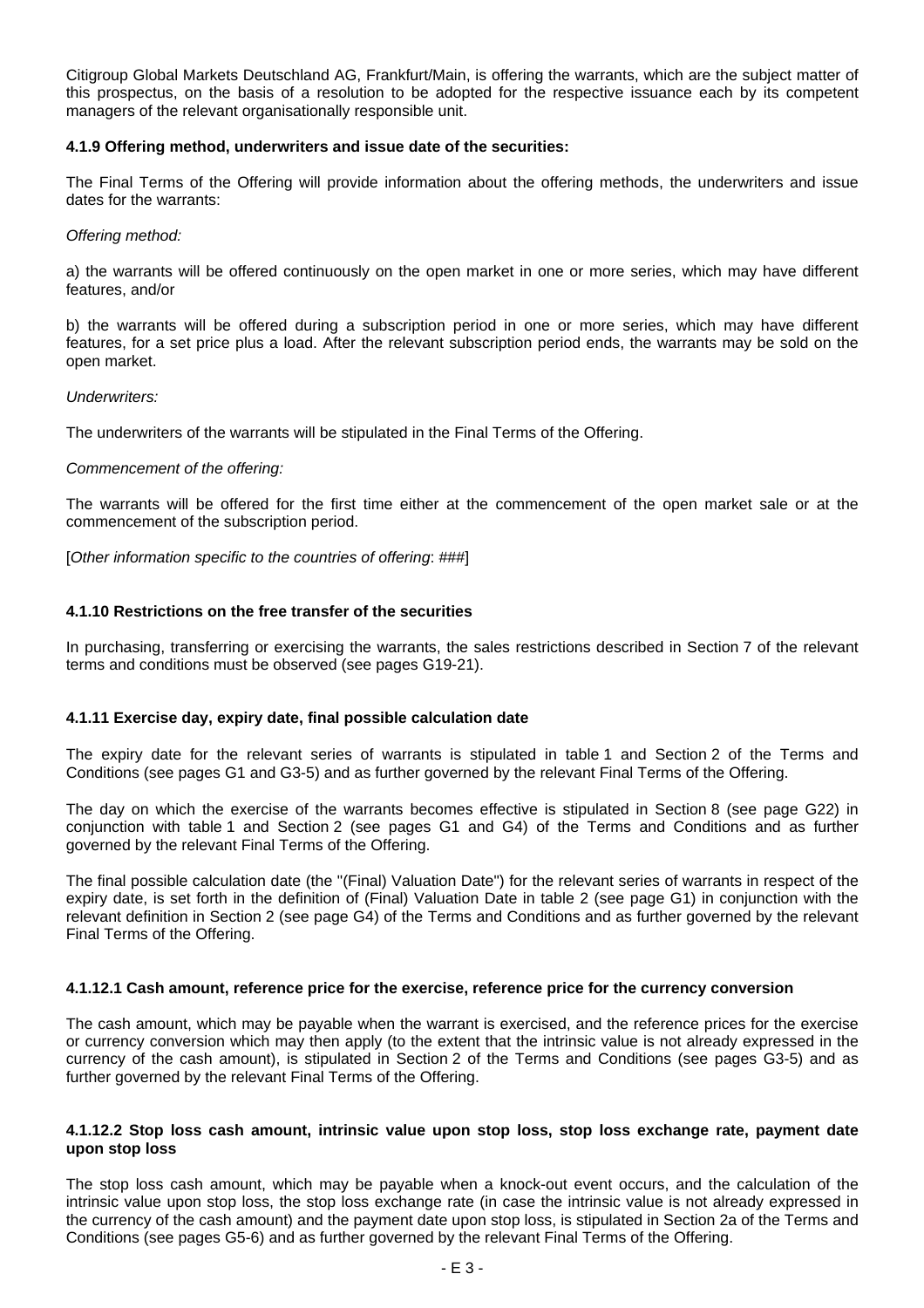Citigroup Global Markets Deutschland AG, Frankfurt/Main, is offering the warrants, which are the subject matter of this prospectus, on the basis of a resolution to be adopted for the respective issuance each by its competent managers of the relevant organisationally responsible unit.

**4.1.9 Offering method, underwriters and issue date of the securities:**

The Final Terms of the Offering will provide information about the offering methods, the underwriters and issue dates for the warrants:

*Offering method:*

a) the warrants will be offered continuously on the open market in one or more series, which may have different features, and/or

b) the warrants will be offered during a subscription period in one or more series, which may have different features, for a set price plus a load. After the relevant subscription period ends, the warrants may be sold on the open market.

*Underwriters:*

The underwriters of the warrants will be stipulated in the Final Terms of the Offering.

*Commencement of the offering:*

The warrants will be offered for the first time either at the commencement of the open market sale or at the commencement of the subscription period.

[*Other information specific to the countries of offering*: ###]

**4.1.10 Restrictions on the free transfer of the securities**

In purchasing, transferring or exercising the warrants, the sales restrictions described in Section 7 of the relevant terms and conditions must be observed (see pages G19-21).

**4.1.11 Exercise day, expiry date, final possible calculation date**

The expiry date for the relevant series of warrants is stipulated in table 1 and Section 2 of the Terms and Conditions (see pages G1 and G3-5) and as further governed by the relevant Final Terms of the Offering.

The day on which the exercise of the warrants becomes effective is stipulated in Section 8 (see page G22) in conjunction with table 1 and Section 2 (see pages G1 and G4) of the Terms and Conditions and as further governed by the relevant Final Terms of the Offering.

The final possible calculation date (the "(Final) Valuation Date") for the relevant series of warrants in respect of the expiry date, is set forth in the definition of (Final) Valuation Date in table 2 (see page G1) in conjunction with the relevant definition in Section 2 (see page G4) of the Terms and Conditions and as further governed by the relevant Final Terms of the Offering.

**4.1.12.1 Cash amount, reference price for the exercise, reference price for the currency conversion**

The cash amount, which may be payable when the warrant is exercised, and the reference prices for the exercise or currency conversion which may then apply (to the extent that the intrinsic value is not already expressed in the currency of the cash amount), is stipulated in Section 2 of the Terms and Conditions (see pages G3-5) and as further governed by the relevant Final Terms of the Offering.

**4.1.12.2 Stop loss cash amount, intrinsic value upon stop loss, stop loss exchange rate, payment date upon stop loss**

The stop loss cash amount, which may be payable when a knock-out event occurs, and the calculation of the intrinsic value upon stop loss, the stop loss exchange rate (in case the intrinsic value is not already expressed in the currency of the cash amount) and the payment date upon stop loss, is stipulated in Section 2a of the Terms and Conditions (see pages G5-6) and as further governed by the relevant Final Terms of the Offering.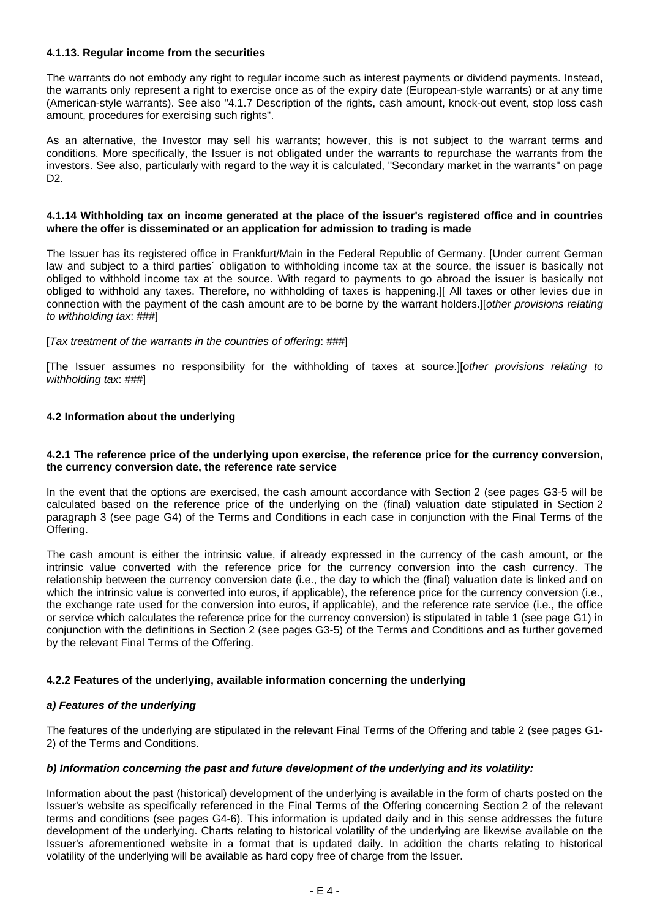#### 4.1.13. Regular income from the securities

The warrants do not embody any right to regular income such as interest payments or dividend payments. Instead, the warrants only represent a right to exercise once as of the expiry date (European-style warrants) or at any time (American-style warrants). See also "4.1.7 Description of the rights, cash amount, knock-out event, stop loss cash amount, procedures for exercising such rights".

As an alternative, the Investor may sell his warrants; however, this is not subject to the warrant terms and conditions. More specifically, the Issuer is not obligated under the warrants to repurchase the warrants from the investors. See also, particularly with regard to the way it is calculated, "Secondary market in the warrants" on page D2.

#### 4.1.14 Withholding tax on income generated at the place of the issuer's registered office and in countries where the offer is disseminated or an application for admission to trading is made

The Issuer has its registered office in Frankfurt/Main in the Federal Republic of Germany. [Under current German law and subject to a third parties´ obligation to withholding income tax at the source, the issuer is basically not obliged to withhold income tax at the source. With regard to payments to go abroad the issuer is basically not obliged to withhold any taxes. Therefore, no withholding of taxes is happening.][ All taxes or other levies due in connection with the payment of the cash amount are to be borne by the warrant holders.][*other provisions relating to withholding tax*: *###*]

[*Tax treatment of the warrants in the countries of offering*: *###*]

[The Issuer assumes no responsibility for the withholding of taxes at source.][*other provisions relating to withholding tax*: *###*]

### 4.2 Information about the underlying

#### 4.2.1 The reference price of the underlying upon exercise, the reference price for the currency conversion, the currency conversion date, the reference rate service

In the event that the options are exercised, the cash amount accordance with Section 2 (see pages G3-5 will be calculated based on the reference price of the underlying on the (final) valuation date stipulated in Section 2 paragraph 3 (see page G4) of the Terms and Conditions in each case in conjunction with the Final Terms of the Offering.

The cash amount is either the intrinsic value, if already expressed in the currency of the cash amount, or the intrinsic value converted with the reference price for the currency conversion into the cash currency. The relationship between the currency conversion date (i.e., the day to which the (final) valuation date is linked and on which the intrinsic value is converted into euros, if applicable), the reference price for the currency conversion (i.e., the exchange rate used for the conversion into euros, if applicable), and the reference rate service (i.e., the office or service which calculates the reference price for the currency conversion) is stipulated in table 1 (see page G1) in conjunction with the definitions in Section 2 (see pages G3-5) of the Terms and Conditions and as further governed by the relevant Final Terms of the Offering.

#### 4.2.2 Features of the underlying, available information concerning the underlying

##### *a) Features of the underlying*

The features of the underlying are stipulated in the relevant Final Terms of the Offering and table 2 (see pages G1-2) of the Terms and Conditions.

##### *b) Information concerning the past and future development of the underlying and its volatility:*

Information about the past (historical) development of the underlying is available in the form of charts posted on the Issuer's website as specifically referenced in the Final Terms of the Offering concerning Section 2 of the relevant terms and conditions (see pages G4-6). This information is updated daily and in this sense addresses the future development of the underlying. Charts relating to historical volatility of the underlying are likewise available on the Issuer's aforementioned website in a format that is updated daily. In addition the charts relating to historical volatility of the underlying will be available as hard copy free of charge from the Issuer.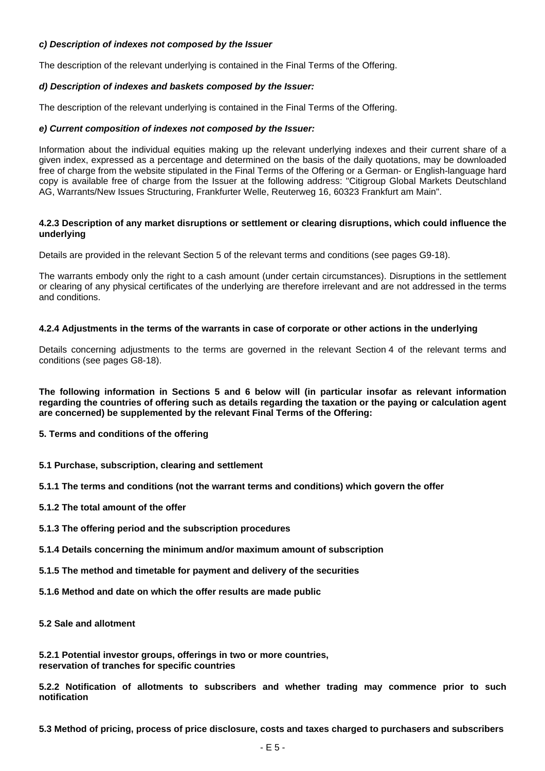***c) Description of indexes not composed by the Issuer***

The description of the relevant underlying is contained in the Final Terms of the Offering.

***d) Description of indexes and baskets composed by the Issuer:***

The description of the relevant underlying is contained in the Final Terms of the Offering.

***e) Current composition of indexes not composed by the Issuer:***

Information about the individual equities making up the relevant underlying indexes and their current share of a given index, expressed as a percentage and determined on the basis of the daily quotations, may be downloaded free of charge from the website stipulated in the Final Terms of the Offering or a German- or English-language hard copy is available free of charge from the Issuer at the following address: "Citigroup Global Markets Deutschland AG, Warrants/New Issues Structuring, Frankfurter Welle, Reuterweg 16, 60323 Frankfurt am Main".

**4.2.3 Description of any market disruptions or settlement or clearing disruptions, which could influence the underlying**

Details are provided in the relevant Section 5 of the relevant terms and conditions (see pages G9-18).

The warrants embody only the right to a cash amount (under certain circumstances). Disruptions in the settlement or clearing of any physical certificates of the underlying are therefore irrelevant and are not addressed in the terms and conditions.

**4.2.4 Adjustments in the terms of the warrants in case of corporate or other actions in the underlying**

Details concerning adjustments to the terms are governed in the relevant Section 4 of the relevant terms and conditions (see pages G8-18).

**The following information in Sections 5 and 6 below will (in particular insofar as relevant information regarding the countries of offering such as details regarding the taxation or the paying or calculation agent are concerned) be supplemented by the relevant Final Terms of the Offering:**

**5. Terms and conditions of the offering**

**5.1 Purchase, subscription, clearing and settlement**

**5.1.1 The terms and conditions (not the warrant terms and conditions) which govern the offer**

**5.1.2 The total amount of the offer**

**5.1.3 The offering period and the subscription procedures**

**5.1.4 Details concerning the minimum and/or maximum amount of subscription**

**5.1.5 The method and timetable for payment and delivery of the securities**

**5.1.6 Method and date on which the offer results are made public**

**5.2 Sale and allotment**

**5.2.1 Potential investor groups, offerings in two or more countries, reservation of tranches for specific countries**

**5.2.2 Notification of allotments to subscribers and whether trading may commence prior to such notification**

**5.3 Method of pricing, process of price disclosure, costs and taxes charged to purchasers and subscribers**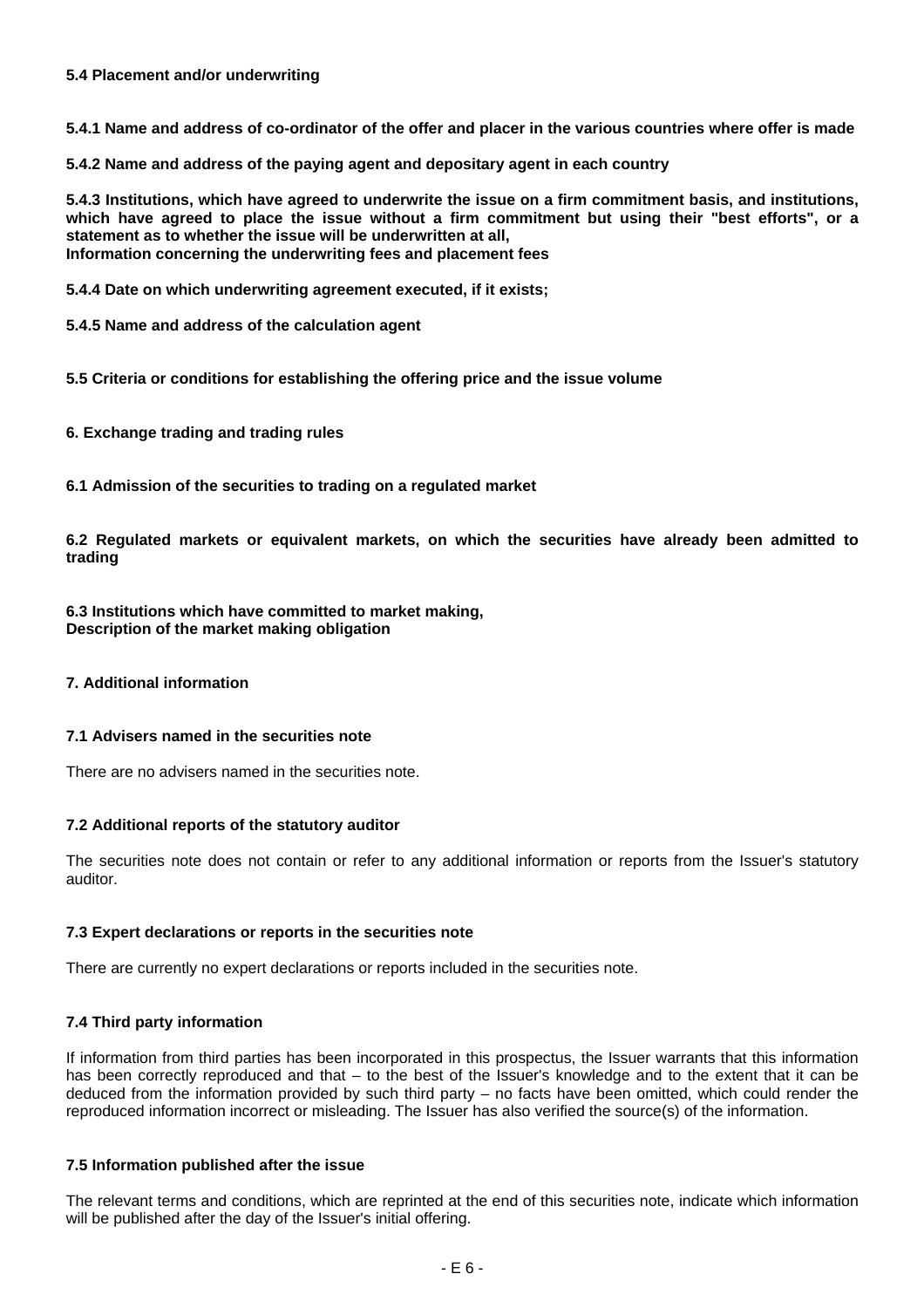**5.4 Placement and/or underwriting**

**5.4.1 Name and address of co-ordinator of the offer and placer in the various countries where offer is made**

**5.4.2 Name and address of the paying agent and depositary agent in each country**

**5.4.3 Institutions, which have agreed to underwrite the issue on a firm commitment basis, and institutions, which have agreed to place the issue without a firm commitment but using their "best efforts", or a statement as to whether the issue will be underwritten at all,**
**Information concerning the underwriting fees and placement fees**

**5.4.4 Date on which underwriting agreement executed, if it exists;**

**5.4.5 Name and address of the calculation agent**

**5.5 Criteria or conditions for establishing the offering price and the issue volume**

**6. Exchange trading and trading rules**

**6.1 Admission of the securities to trading on a regulated market**

**6.2 Regulated markets or equivalent markets, on which the securities have already been admitted to trading**

**6.3 Institutions which have committed to market making,**
**Description of the market making obligation**

**7. Additional information**

**7.1 Advisers named in the securities note**

There are no advisers named in the securities note.

**7.2 Additional reports of the statutory auditor**

The securities note does not contain or refer to any additional information or reports from the Issuer's statutory auditor.

**7.3 Expert declarations or reports in the securities note**

There are currently no expert declarations or reports included in the securities note.

**7.4 Third party information**

If information from third parties has been incorporated in this prospectus, the Issuer warrants that this information has been correctly reproduced and that – to the best of the Issuer's knowledge and to the extent that it can be deduced from the information provided by such third party – no facts have been omitted, which could render the reproduced information incorrect or misleading. The Issuer has also verified the source(s) of the information.

**7.5 Information published after the issue**

The relevant terms and conditions, which are reprinted at the end of this securities note, indicate which information will be published after the day of the Issuer's initial offering.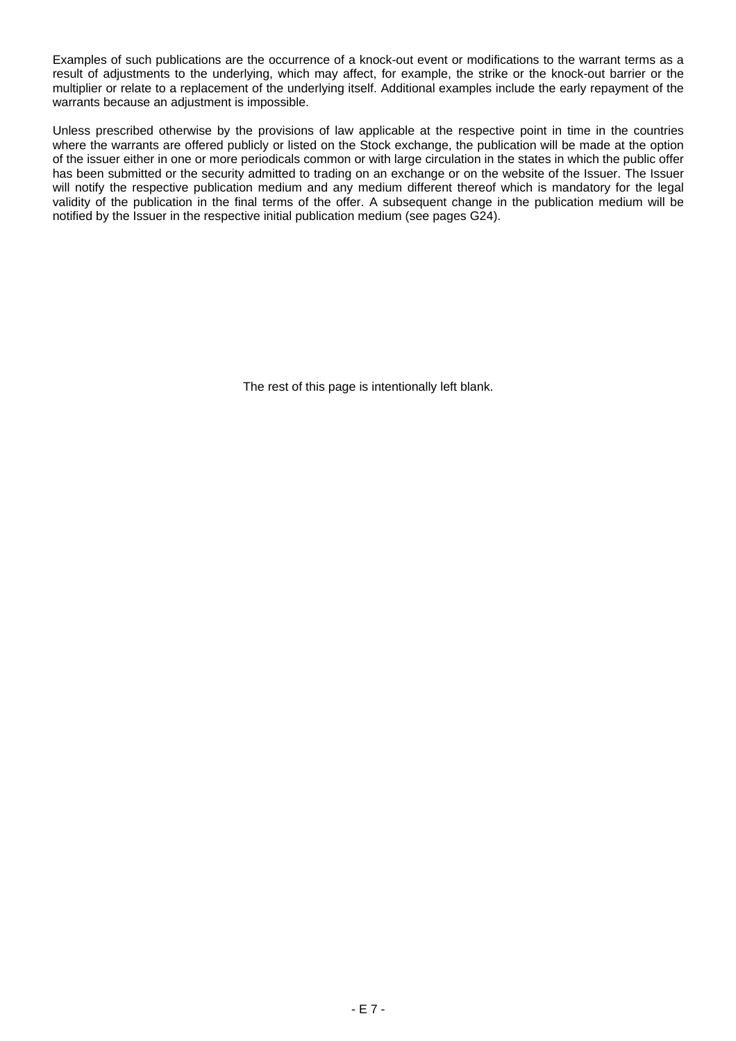Examples of such publications are the occurrence of a knock-out event or modifications to the warrant terms as a result of adjustments to the underlying, which may affect, for example, the strike or the knock-out barrier or the multiplier or relate to a replacement of the underlying itself. Additional examples include the early repayment of the warrants because an adjustment is impossible.

Unless prescribed otherwise by the provisions of law applicable at the respective point in time in the countries where the warrants are offered publicly or listed on the Stock exchange, the publication will be made at the option of the issuer either in one or more periodicals common or with large circulation in the states in which the public offer has been submitted or the security admitted to trading on an exchange or on the website of the Issuer. The Issuer will notify the respective publication medium and any medium different thereof which is mandatory for the legal validity of the publication in the final terms of the offer. A subsequent change in the publication medium will be notified by the Issuer in the respective initial publication medium (see pages G24).

The rest of this page is intentionally left blank.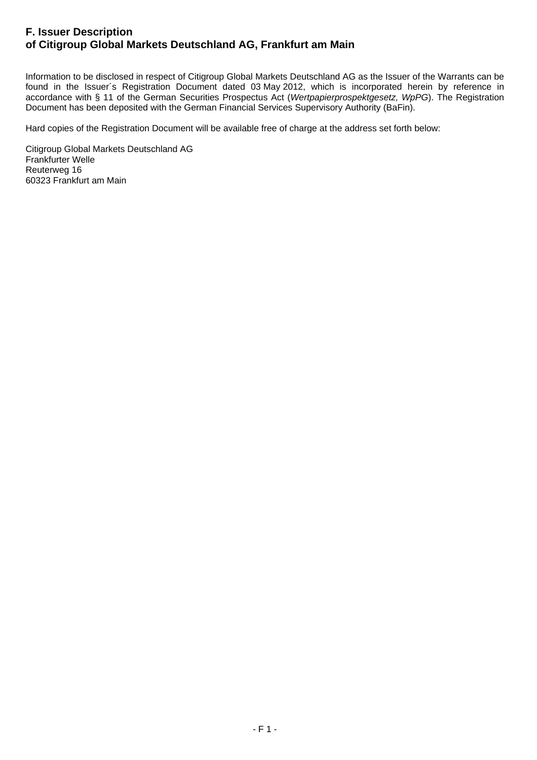## F. Issuer Description
## of Citigroup Global Markets Deutschland AG, Frankfurt am Main

Information to be disclosed in respect of Citigroup Global Markets Deutschland AG as the Issuer of the Warrants can be found in the Issuer´s Registration Document dated 03 May 2012, which is incorporated herein by reference in accordance with § 11 of the German Securities Prospectus Act (*Wertpapierprospektgesetz, WpPG*). The Registration Document has been deposited with the German Financial Services Supervisory Authority (BaFin).

Hard copies of the Registration Document will be available free of charge at the address set forth below:

Citigroup Global Markets Deutschland AG
Frankfurter Welle
Reuterweg 16
60323 Frankfurt am Main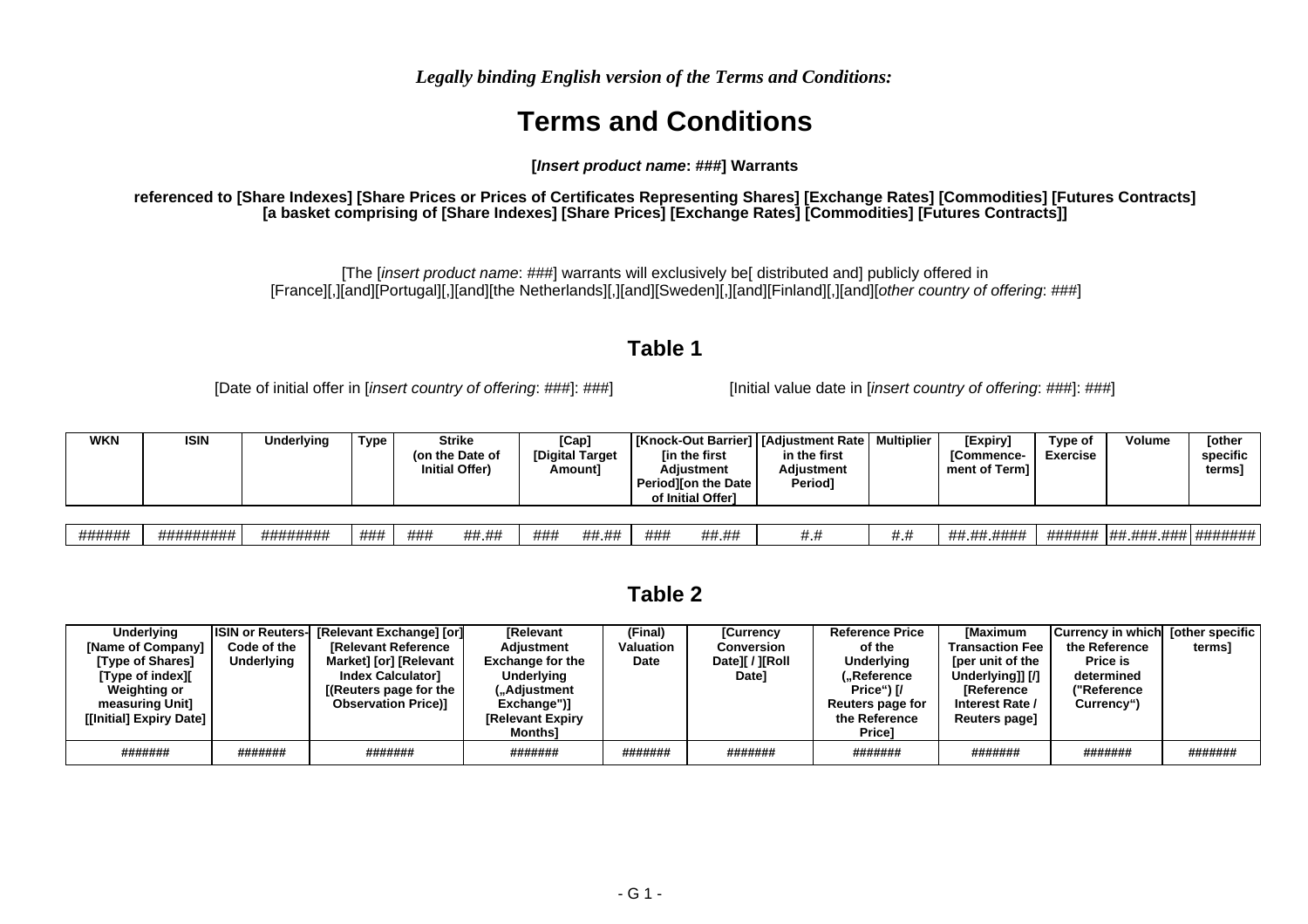*Legally binding English version of the Terms and Conditions:*

# Terms and Conditions

**[*Insert product name*: ###] Warrants**

**referenced to [Share Indexes] [Share Prices or Prices of Certificates Representing Shares] [Exchange Rates] [Commodities] [Futures Contracts] [a basket comprising of [Share Indexes] [Share Prices] [Exchange Rates] [Commodities] [Futures Contracts]]**

[The [*insert product name*: ###] warrants will exclusively be[ distributed and] publicly offered in [France][,][and][Portugal][,][and][the Netherlands][,][and][Sweden][,][and][Finland][,][and][*other country of offering*: ###]

## Table 1

[Date of initial offer in [*insert country of offering*: ###]: ###]

[Initial value date in [*insert country of offering*: ###]: ###]

| WKN | ISIN | Underlying | Type | Strike (on the Date of Initial Offer) | [Cap] [Digital Target Amount] | [Knock-Out Barrier] [in the first Adjustment Period][on the Date of Initial Offer] | [Adjustment Rate in the first Adjustment Period] | Multiplier | [Expiry] [Commence-ment of Term] | Type of Exercise | Volume | [other specific terms] |
|---|---|---|---|---|---|---|---|---|---|---|---|---|
| ###### | ######### | ######## | ### | ### ##.## | ### ##.## | ### ##.## | #.# | #.# | ##.##.#### | ###### | ##.###.### | ####### |

## Table 2

| Underlying [Name of Company] [Type of Shares] [Type of index][ Weighting or measuring Unit] [[Initial] Expiry Date] | ISIN or Reuters-Code of the Underlying | [Relevant Exchange] [or] [Relevant Reference Market] [or] [Relevant Index Calculator] [(Reuters page for the Observation Price)] | [Relevant Adjustment Exchange for the Underlying („Adjustment Exchange")] [Relevant Expiry Months] | (Final) Valuation Date | [Currency Conversion Date][ / ][Roll Date] | Reference Price of the Underlying („Reference Price") [/ Reuters page for the Reference Price] | [Maximum Transaction Fee [per unit of the Underlying]] [/] [Reference Interest Rate / Reuters page] | Currency in which the Reference Price is determined ("Reference Currency") | [other specific terms] |
|---|---|---|---|---|---|---|---|---|---|
| ####### | ####### | ####### | ####### | ####### | ####### | ####### | ####### | ####### | ####### |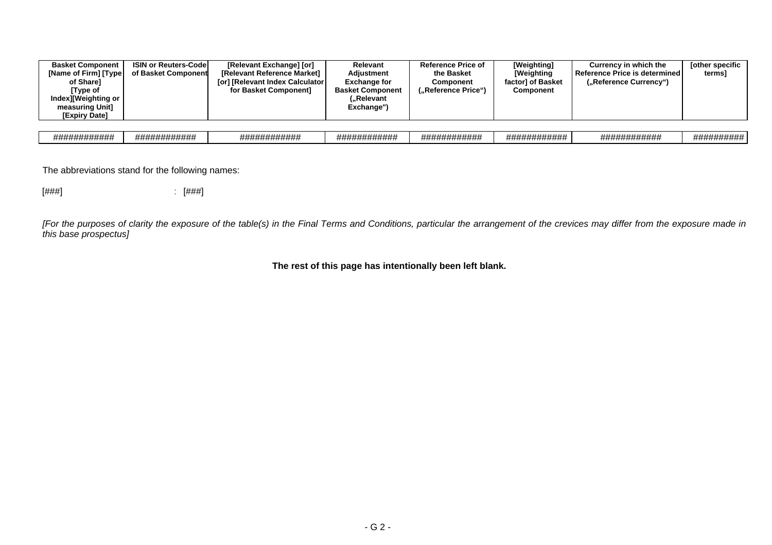| Basket Component [Name of Firm] [Type of Share] [Type of Index][Weighting or measuring Unit] [Expiry Date] | ISIN or Reuters-Code of Basket Component | [Relevant Exchange] [or] [Relevant Reference Market] [or] [Relevant Index Calculator for Basket Component] | Relevant Adjustment Exchange for Basket Component („Relevant Exchange") | Reference Price of the Basket Component („Reference Price") | [Weighting] [Weighting factor] of Basket Component | Currency in which the Reference Price is determined („Reference Currency") | [other specific terms] |
|---|---|---|---|---|---|---|---|
| ############ | ############ | ############ | ############ | ############ | ############ | ############ | ########## |

The abbreviations stand for the following names:

[###] : [###]

*[For the purposes of clarity the exposure of the table(s) in the Final Terms and Conditions, particular the arrangement of the crevices may differ from the exposure made in this base prospectus]*

**The rest of this page has intentionally been left blank.**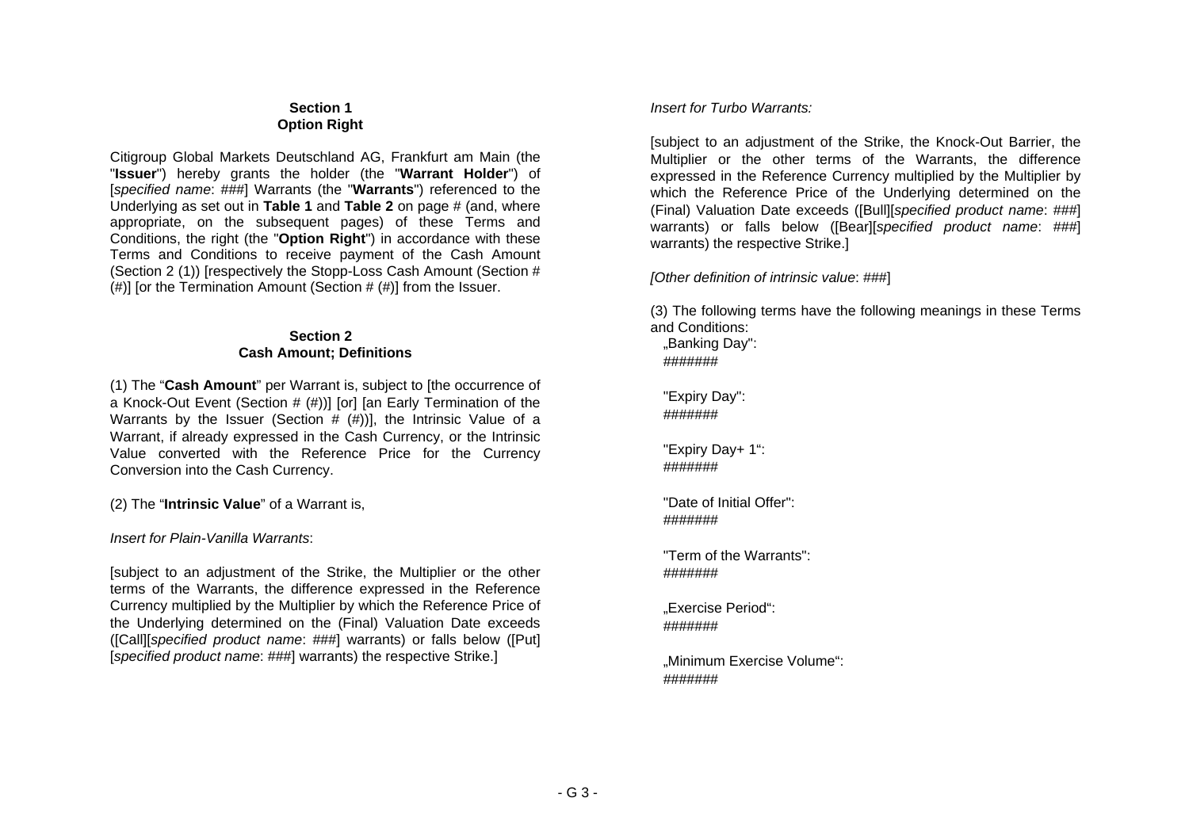## Section 1
## Option Right

Citigroup Global Markets Deutschland AG, Frankfurt am Main (the "**Issuer**") hereby grants the holder (the "**Warrant Holder**") of [*specified name*: ###] Warrants (the "**Warrants**") referenced to the Underlying as set out in **Table 1** and **Table 2** on page # (and, where appropriate, on the subsequent pages) of these Terms and Conditions, the right (the "**Option Right**") in accordance with these Terms and Conditions to receive payment of the Cash Amount (Section 2 (1)) [respectively the Stopp-Loss Cash Amount (Section # (#)] [or the Termination Amount (Section # (#)] from the Issuer.

## Section 2
## Cash Amount; Definitions

(1) The "**Cash Amount**" per Warrant is, subject to [the occurrence of a Knock-Out Event (Section # (#))] [or] [an Early Termination of the Warrants by the Issuer (Section # (#))], the Intrinsic Value of a Warrant, if already expressed in the Cash Currency, or the Intrinsic Value converted with the Reference Price for the Currency Conversion into the Cash Currency.

(2) The "**Intrinsic Value**" of a Warrant is,

*Insert for Plain-Vanilla Warrants*:

[subject to an adjustment of the Strike, the Multiplier or the other terms of the Warrants, the difference expressed in the Reference Currency multiplied by the Multiplier by which the Reference Price of the Underlying determined on the (Final) Valuation Date exceeds ([Call][*specified product name*: ###] warrants) or falls below ([Put] [*specified product name*: ###] warrants) the respective Strike.]

*Insert for Turbo Warrants:*

[subject to an adjustment of the Strike, the Knock-Out Barrier, the Multiplier or the other terms of the Warrants, the difference expressed in the Reference Currency multiplied by the Multiplier by which the Reference Price of the Underlying determined on the (Final) Valuation Date exceeds ([Bull][*specified product name*: ###] warrants) or falls below ([Bear][*specified product name*: ###] warrants) the respective Strike.]

*[Other definition of intrinsic value*: ###]

(3) The following terms have the following meanings in these Terms and Conditions:

„Banking Day":
#######

"Expiry Day":
#######

"Expiry Day+ 1":
#######

"Date of Initial Offer":
#######

"Term of the Warrants":
#######

„Exercise Period":
#######

„Minimum Exercise Volume":
#######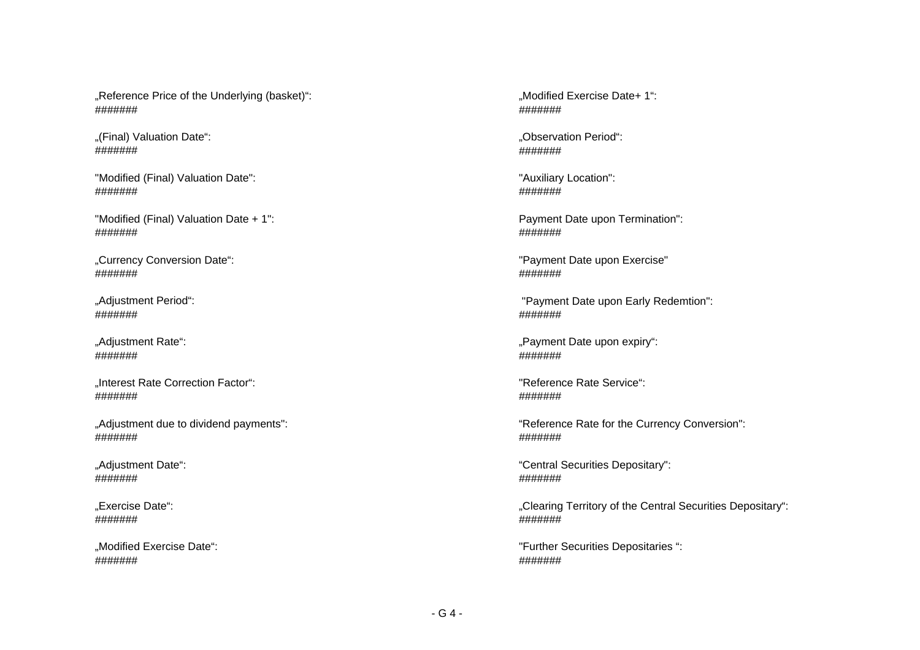„Reference Price of the Underlying (basket)":
#######

„(Final) Valuation Date":
#######

"Modified (Final) Valuation Date":
#######

"Modified (Final) Valuation Date + 1":
#######

„Currency Conversion Date":
#######

„Adjustment Period":
#######

„Adjustment Rate":
#######

„Interest Rate Correction Factor":
#######

„Adjustment due to dividend payments":
#######

„Adjustment Date":
#######

„Exercise Date":
#######

„Modified Exercise Date":
#######

„Modified Exercise Date+ 1":
#######

„Observation Period":
#######

"Auxiliary Location":
#######

Payment Date upon Termination":
#######

"Payment Date upon Exercise"
#######

"Payment Date upon Early Redemtion":
#######

„Payment Date upon expiry":
#######

"Reference Rate Service":
#######

"Reference Rate for the Currency Conversion":
#######

"Central Securities Depositary":
#######

„Clearing Territory of the Central Securities Depositary":
#######

"Further Securities Depositaries ":
#######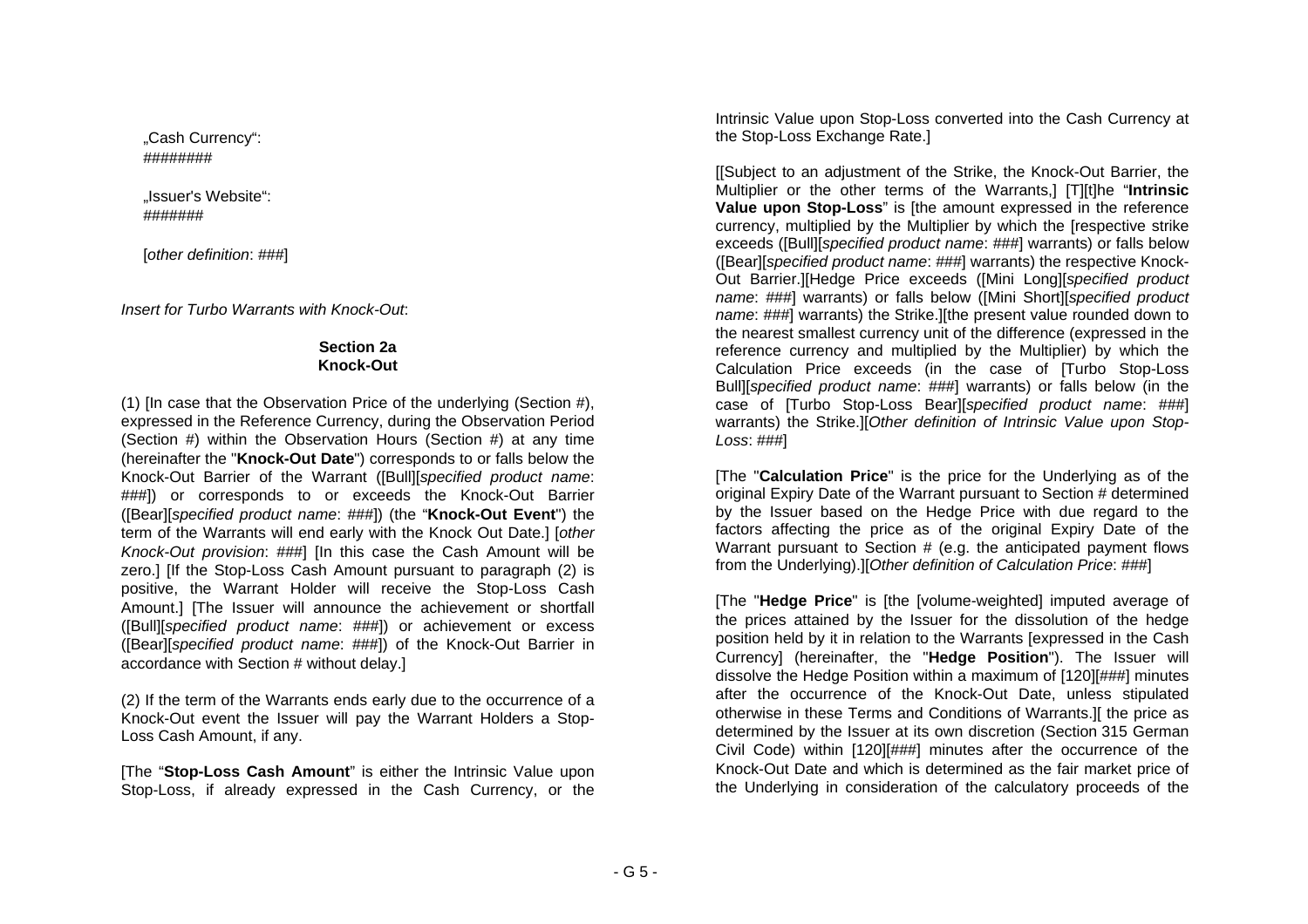„Cash Currency":
########

„Issuer's Website":
#######

[*other definition*: ###]

*Insert for Turbo Warrants with Knock-Out*:

**Section 2a**
**Knock-Out**

(1) [In case that the Observation Price of the underlying (Section #), expressed in the Reference Currency, during the Observation Period (Section #) within the Observation Hours (Section #) at any time (hereinafter the "**Knock-Out Date**") corresponds to or falls below the Knock-Out Barrier of the Warrant ([Bull][*specified product name*: ###]) or corresponds to or exceeds the Knock-Out Barrier ([Bear][*specified product name*: ###]) (the "**Knock-Out Event**") the term of the Warrants will end early with the Knock Out Date.] [*other Knock-Out provision*: ###] [In this case the Cash Amount will be zero.] [If the Stop-Loss Cash Amount pursuant to paragraph (2) is positive, the Warrant Holder will receive the Stop-Loss Cash Amount.] [The Issuer will announce the achievement or shortfall ([Bull][*specified product name*: ###]) or achievement or excess ([Bear][*specified product name*: ###]) of the Knock-Out Barrier in accordance with Section # without delay.]

(2) If the term of the Warrants ends early due to the occurrence of a Knock-Out event the Issuer will pay the Warrant Holders a Stop-Loss Cash Amount, if any.

[The "**Stop-Loss Cash Amount**" is either the Intrinsic Value upon Stop-Loss, if already expressed in the Cash Currency, or the Intrinsic Value upon Stop-Loss converted into the Cash Currency at the Stop-Loss Exchange Rate.]

[[Subject to an adjustment of the Strike, the Knock-Out Barrier, the Multiplier or the other terms of the Warrants,] [T][t]he "**Intrinsic Value upon Stop-Loss**" is [the amount expressed in the reference currency, multiplied by the Multiplier by which the [respective strike exceeds ([Bull][*specified product name*: ###] warrants) or falls below ([Bear][*specified product name*: ###] warrants) the respective Knock-Out Barrier.][Hedge Price exceeds ([Mini Long][*specified product name*: ###] warrants) or falls below ([Mini Short][*specified product name*: ###] warrants) the Strike.][the present value rounded down to the nearest smallest currency unit of the difference (expressed in the reference currency and multiplied by the Multiplier) by which the Calculation Price exceeds (in the case of [Turbo Stop-Loss Bull][*specified product name*: ###] warrants) or falls below (in the case of [Turbo Stop-Loss Bear][*specified product name*: ###] warrants) the Strike.][*Other definition of Intrinsic Value upon Stop-Loss*: ###]

[The "**Calculation Price**" is the price for the Underlying as of the original Expiry Date of the Warrant pursuant to Section # determined by the Issuer based on the Hedge Price with due regard to the factors affecting the price as of the original Expiry Date of the Warrant pursuant to Section # (e.g. the anticipated payment flows from the Underlying).][*Other definition of Calculation Price*: ###]

[The "**Hedge Price**" is [the [volume-weighted] imputed average of the prices attained by the Issuer for the dissolution of the hedge position held by it in relation to the Warrants [expressed in the Cash Currency] (hereinafter, the "**Hedge Position**"). The Issuer will dissolve the Hedge Position within a maximum of [120][###] minutes after the occurrence of the Knock-Out Date, unless stipulated otherwise in these Terms and Conditions of Warrants.][ the price as determined by the Issuer at its own discretion (Section 315 German Civil Code) within [120][###] minutes after the occurrence of the Knock-Out Date and which is determined as the fair market price of the Underlying in consideration of the calculatory proceeds of the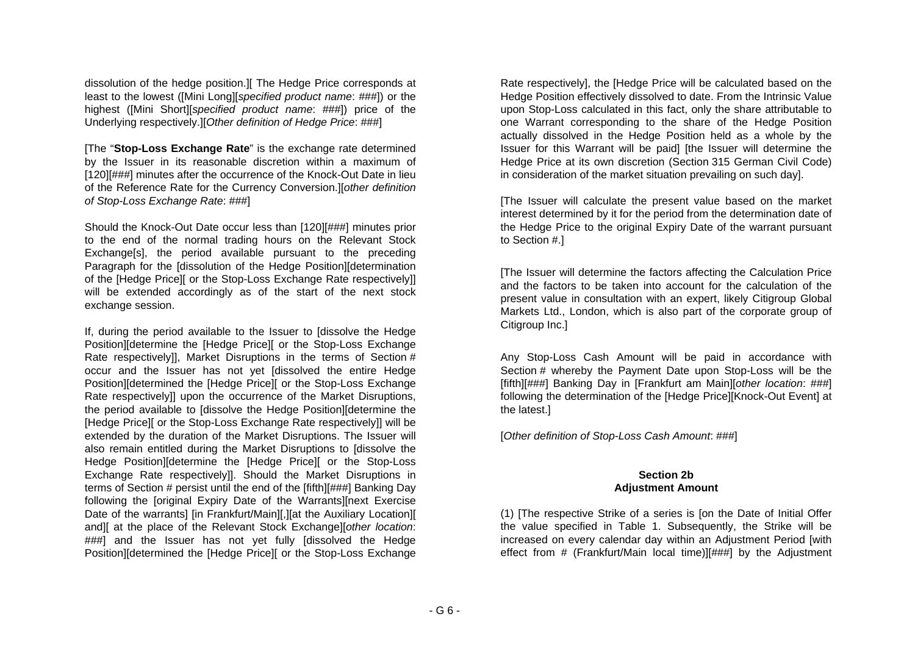dissolution of the hedge position.][ The Hedge Price corresponds at least to the lowest ([Mini Long][*specified product name*: ###]) or the highest ([Mini Short][*specified product name*: ###]) price of the Underlying respectively.][*Other definition of Hedge Price*: ###]

[The "**Stop-Loss Exchange Rate**" is the exchange rate determined by the Issuer in its reasonable discretion within a maximum of [120][###] minutes after the occurrence of the Knock-Out Date in lieu of the Reference Rate for the Currency Conversion.][*other definition of Stop-Loss Exchange Rate*: ###]

Should the Knock-Out Date occur less than [120][###] minutes prior to the end of the normal trading hours on the Relevant Stock Exchange[s], the period available pursuant to the preceding Paragraph for the [dissolution of the Hedge Position][determination of the [Hedge Price][ or the Stop-Loss Exchange Rate respectively]] will be extended accordingly as of the start of the next stock exchange session.

If, during the period available to the Issuer to [dissolve the Hedge Position][determine the [Hedge Price][ or the Stop-Loss Exchange Rate respectively]], Market Disruptions in the terms of Section # occur and the Issuer has not yet [dissolved the entire Hedge Position][determined the [Hedge Price][ or the Stop-Loss Exchange Rate respectively]] upon the occurrence of the Market Disruptions, the period available to [dissolve the Hedge Position][determine the [Hedge Price][ or the Stop-Loss Exchange Rate respectively]] will be extended by the duration of the Market Disruptions. The Issuer will also remain entitled during the Market Disruptions to [dissolve the Hedge Position][determine the [Hedge Price][ or the Stop-Loss Exchange Rate respectively]]. Should the Market Disruptions in terms of Section # persist until the end of the [fifth][###] Banking Day following the [original Expiry Date of the Warrants][next Exercise Date of the warrants] [in Frankfurt/Main][,][at the Auxiliary Location][ and][ at the place of the Relevant Stock Exchange][*other location*: ###] and the Issuer has not yet fully [dissolved the Hedge Position][determined the [Hedge Price][ or the Stop-Loss Exchange Rate respectively], the [Hedge Price will be calculated based on the Hedge Position effectively dissolved to date. From the Intrinsic Value upon Stop-Loss calculated in this fact, only the share attributable to one Warrant corresponding to the share of the Hedge Position actually dissolved in the Hedge Position held as a whole by the Issuer for this Warrant will be paid] [the Issuer will determine the Hedge Price at its own discretion (Section 315 German Civil Code) in consideration of the market situation prevailing on such day].

[The Issuer will calculate the present value based on the market interest determined by it for the period from the determination date of the Hedge Price to the original Expiry Date of the warrant pursuant to Section #.]

[The Issuer will determine the factors affecting the Calculation Price and the factors to be taken into account for the calculation of the present value in consultation with an expert, likely Citigroup Global Markets Ltd., London, which is also part of the corporate group of Citigroup Inc.]

Any Stop-Loss Cash Amount will be paid in accordance with Section # whereby the Payment Date upon Stop-Loss will be the [fifth][###] Banking Day in [Frankfurt am Main][*other location*: ###] following the determination of the [Hedge Price][Knock-Out Event] at the latest.]

[*Other definition of Stop-Loss Cash Amount*: ###]

## Section 2b
## Adjustment Amount

(1) [The respective Strike of a series is [on the Date of Initial Offer the value specified in Table 1. Subsequently, the Strike will be increased on every calendar day within an Adjustment Period [with effect from # (Frankfurt/Main local time)][###] by the Adjustment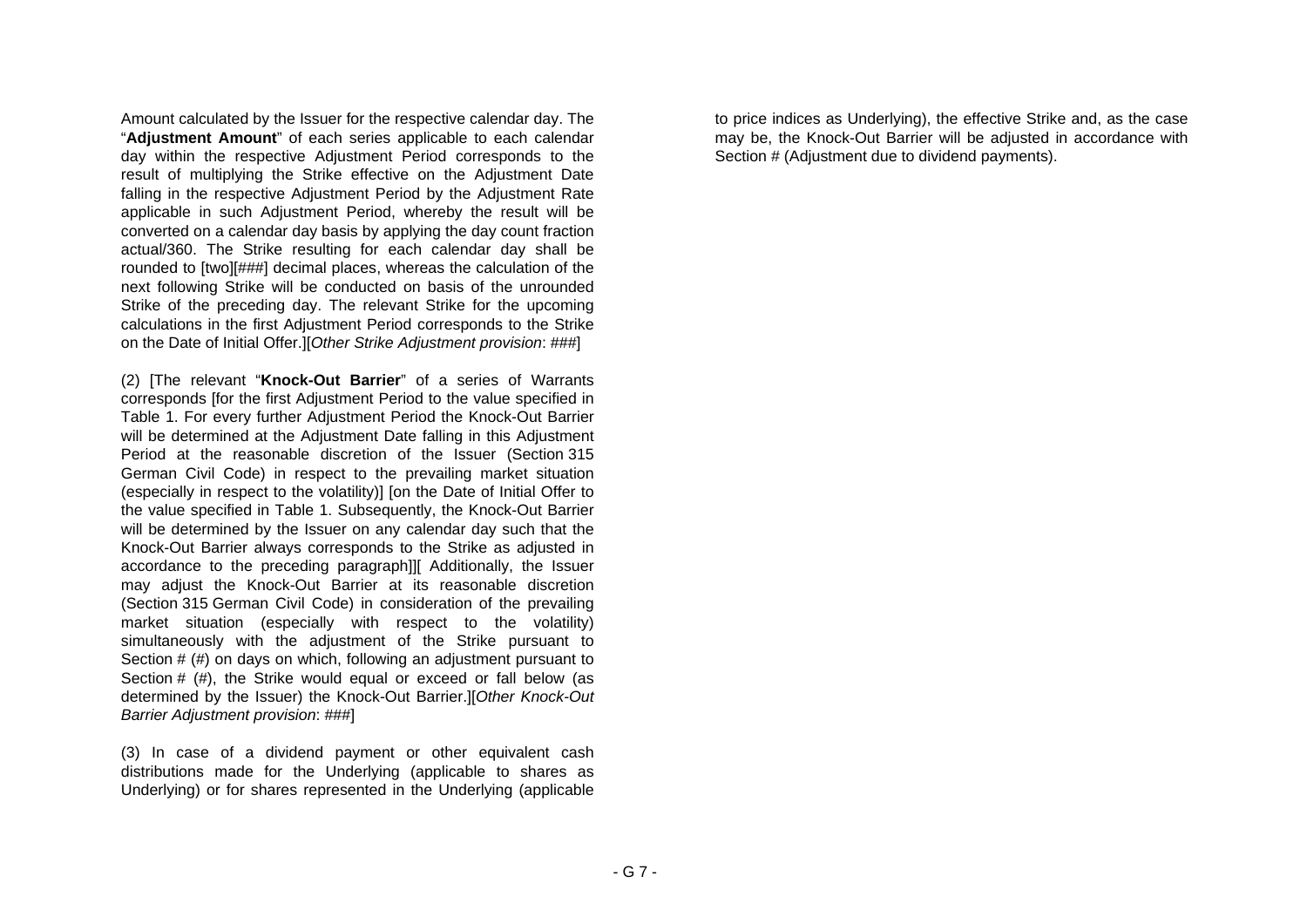Amount calculated by the Issuer for the respective calendar day. The "**Adjustment Amount**" of each series applicable to each calendar day within the respective Adjustment Period corresponds to the result of multiplying the Strike effective on the Adjustment Date falling in the respective Adjustment Period by the Adjustment Rate applicable in such Adjustment Period, whereby the result will be converted on a calendar day basis by applying the day count fraction actual/360. The Strike resulting for each calendar day shall be rounded to [two][###] decimal places, whereas the calculation of the next following Strike will be conducted on basis of the unrounded Strike of the preceding day. The relevant Strike for the upcoming calculations in the first Adjustment Period corresponds to the Strike on the Date of Initial Offer.][*Other Strike Adjustment provision*: ###]

(2) [The relevant "**Knock-Out Barrier**" of a series of Warrants corresponds [for the first Adjustment Period to the value specified in Table 1. For every further Adjustment Period the Knock-Out Barrier will be determined at the Adjustment Date falling in this Adjustment Period at the reasonable discretion of the Issuer (Section 315 German Civil Code) in respect to the prevailing market situation (especially in respect to the volatility)] [on the Date of Initial Offer to the value specified in Table 1. Subsequently, the Knock-Out Barrier will be determined by the Issuer on any calendar day such that the Knock-Out Barrier always corresponds to the Strike as adjusted in accordance to the preceding paragraph]][ Additionally, the Issuer may adjust the Knock-Out Barrier at its reasonable discretion (Section 315 German Civil Code) in consideration of the prevailing market situation (especially with respect to the volatility) simultaneously with the adjustment of the Strike pursuant to Section # (#) on days on which, following an adjustment pursuant to Section # (#), the Strike would equal or exceed or fall below (as determined by the Issuer) the Knock-Out Barrier.][*Other Knock-Out Barrier Adjustment provision*: ###]

(3) In case of a dividend payment or other equivalent cash distributions made for the Underlying (applicable to shares as Underlying) or for shares represented in the Underlying (applicable to price indices as Underlying), the effective Strike and, as the case may be, the Knock-Out Barrier will be adjusted in accordance with Section # (Adjustment due to dividend payments).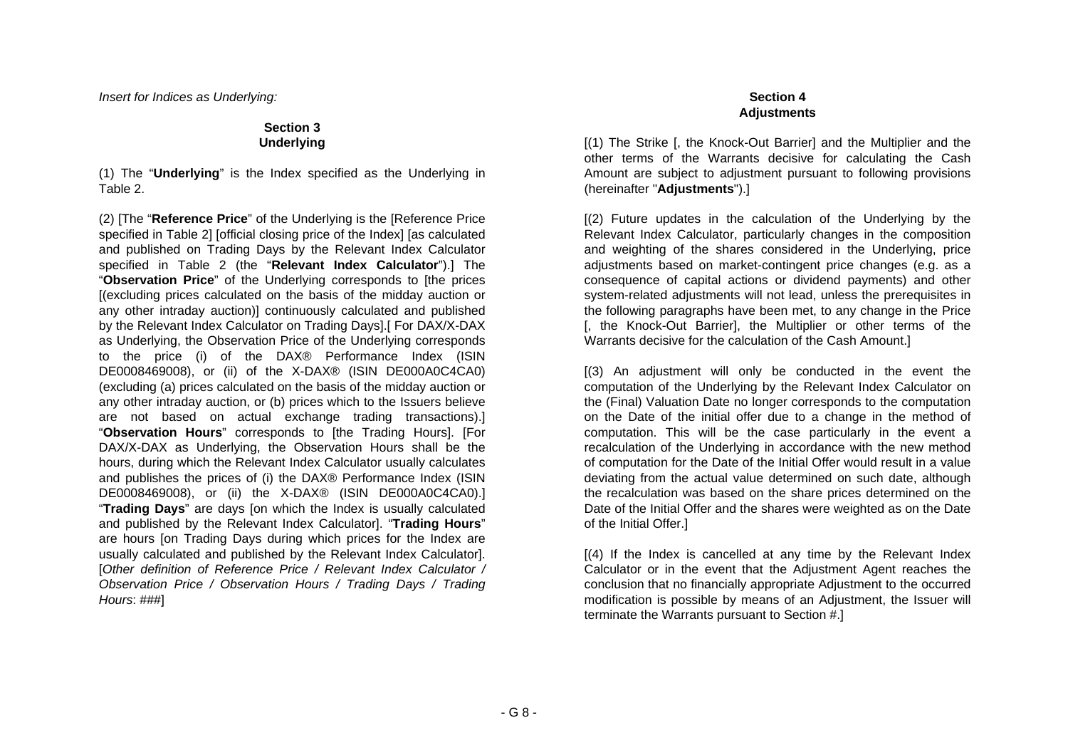*Insert for Indices as Underlying:*

**Section 3**
**Underlying**

(1) The "**Underlying**" is the Index specified as the Underlying in Table 2.

(2) [The "**Reference Price**" of the Underlying is the [Reference Price specified in Table 2] [official closing price of the Index] [as calculated and published on Trading Days by the Relevant Index Calculator specified in Table 2 (the "**Relevant Index Calculator**").] The "**Observation Price**" of the Underlying corresponds to [the prices [(excluding prices calculated on the basis of the midday auction or any other intraday auction)] continuously calculated and published by the Relevant Index Calculator on Trading Days].[ For DAX/X-DAX as Underlying, the Observation Price of the Underlying corresponds to the price (i) of the DAX® Performance Index (ISIN DE0008469008), or (ii) of the X-DAX® (ISIN DE000A0C4CA0) (excluding (a) prices calculated on the basis of the midday auction or any other intraday auction, or (b) prices which to the Issuers believe are not based on actual exchange trading transactions).] "**Observation Hours**" corresponds to [the Trading Hours]. [For DAX/X-DAX as Underlying, the Observation Hours shall be the hours, during which the Relevant Index Calculator usually calculates and publishes the prices of (i) the DAX® Performance Index (ISIN DE0008469008), or (ii) the X-DAX® (ISIN DE000A0C4CA0).] "**Trading Days**" are days [on which the Index is usually calculated and published by the Relevant Index Calculator]. "**Trading Hours**" are hours [on Trading Days during which prices for the Index are usually calculated and published by the Relevant Index Calculator]. [*Other definition of Reference Price / Relevant Index Calculator / Observation Price / Observation Hours / Trading Days / Trading Hours*: ###]

**Section 4**
**Adjustments**

[(1) The Strike [, the Knock-Out Barrier] and the Multiplier and the other terms of the Warrants decisive for calculating the Cash Amount are subject to adjustment pursuant to following provisions (hereinafter "**Adjustments**").]

[(2) Future updates in the calculation of the Underlying by the Relevant Index Calculator, particularly changes in the composition and weighting of the shares considered in the Underlying, price adjustments based on market-contingent price changes (e.g. as a consequence of capital actions or dividend payments) and other system-related adjustments will not lead, unless the prerequisites in the following paragraphs have been met, to any change in the Price [, the Knock-Out Barrier], the Multiplier or other terms of the Warrants decisive for the calculation of the Cash Amount.]

[(3) An adjustment will only be conducted in the event the computation of the Underlying by the Relevant Index Calculator on the (Final) Valuation Date no longer corresponds to the computation on the Date of the initial offer due to a change in the method of computation. This will be the case particularly in the event a recalculation of the Underlying in accordance with the new method of computation for the Date of the Initial Offer would result in a value deviating from the actual value determined on such date, although the recalculation was based on the share prices determined on the Date of the Initial Offer and the shares were weighted as on the Date of the Initial Offer.]

[(4) If the Index is cancelled at any time by the Relevant Index Calculator or in the event that the Adjustment Agent reaches the conclusion that no financially appropriate Adjustment to the occurred modification is possible by means of an Adjustment, the Issuer will terminate the Warrants pursuant to Section #.]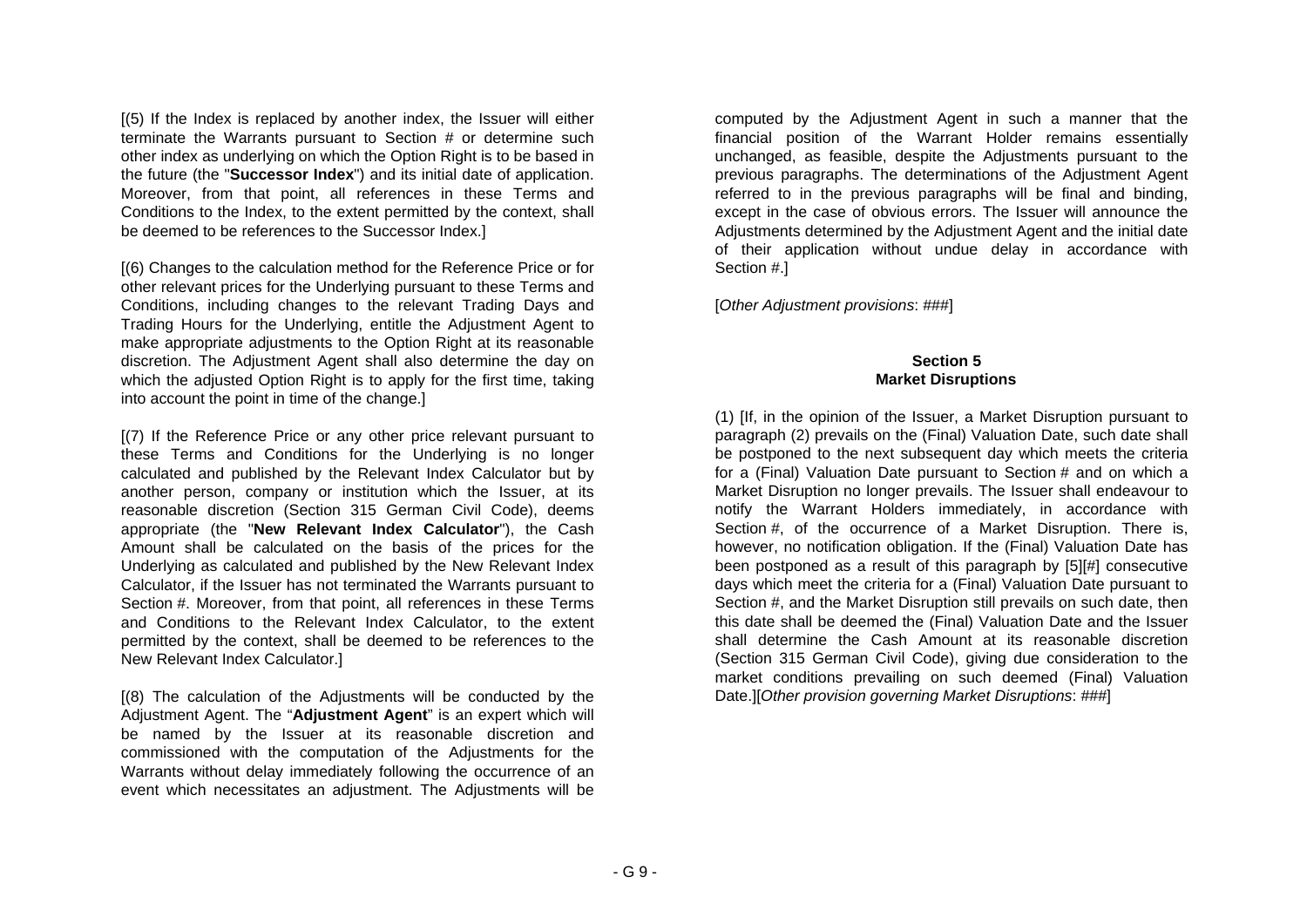[(5) If the Index is replaced by another index, the Issuer will either terminate the Warrants pursuant to Section # or determine such other index as underlying on which the Option Right is to be based in the future (the "**Successor Index**") and its initial date of application. Moreover, from that point, all references in these Terms and Conditions to the Index, to the extent permitted by the context, shall be deemed to be references to the Successor Index.]

[(6) Changes to the calculation method for the Reference Price or for other relevant prices for the Underlying pursuant to these Terms and Conditions, including changes to the relevant Trading Days and Trading Hours for the Underlying, entitle the Adjustment Agent to make appropriate adjustments to the Option Right at its reasonable discretion. The Adjustment Agent shall also determine the day on which the adjusted Option Right is to apply for the first time, taking into account the point in time of the change.]

[(7) If the Reference Price or any other price relevant pursuant to these Terms and Conditions for the Underlying is no longer calculated and published by the Relevant Index Calculator but by another person, company or institution which the Issuer, at its reasonable discretion (Section 315 German Civil Code), deems appropriate (the "**New Relevant Index Calculator**"), the Cash Amount shall be calculated on the basis of the prices for the Underlying as calculated and published by the New Relevant Index Calculator, if the Issuer has not terminated the Warrants pursuant to Section #. Moreover, from that point, all references in these Terms and Conditions to the Relevant Index Calculator, to the extent permitted by the context, shall be deemed to be references to the New Relevant Index Calculator.]

[(8) The calculation of the Adjustments will be conducted by the Adjustment Agent. The "**Adjustment Agent**" is an expert which will be named by the Issuer at its reasonable discretion and commissioned with the computation of the Adjustments for the Warrants without delay immediately following the occurrence of an event which necessitates an adjustment. The Adjustments will be computed by the Adjustment Agent in such a manner that the financial position of the Warrant Holder remains essentially unchanged, as feasible, despite the Adjustments pursuant to the previous paragraphs. The determinations of the Adjustment Agent referred to in the previous paragraphs will be final and binding, except in the case of obvious errors. The Issuer will announce the Adjustments determined by the Adjustment Agent and the initial date of their application without undue delay in accordance with Section #.]

[*Other Adjustment provisions*: ###]

## Section 5
## Market Disruptions

(1) [If, in the opinion of the Issuer, a Market Disruption pursuant to paragraph (2) prevails on the (Final) Valuation Date, such date shall be postponed to the next subsequent day which meets the criteria for a (Final) Valuation Date pursuant to Section # and on which a Market Disruption no longer prevails. The Issuer shall endeavour to notify the Warrant Holders immediately, in accordance with Section #, of the occurrence of a Market Disruption. There is, however, no notification obligation. If the (Final) Valuation Date has been postponed as a result of this paragraph by [5][#] consecutive days which meet the criteria for a (Final) Valuation Date pursuant to Section #, and the Market Disruption still prevails on such date, then this date shall be deemed the (Final) Valuation Date and the Issuer shall determine the Cash Amount at its reasonable discretion (Section 315 German Civil Code), giving due consideration to the market conditions prevailing on such deemed (Final) Valuation Date.][*Other provision governing Market Disruptions*: ###]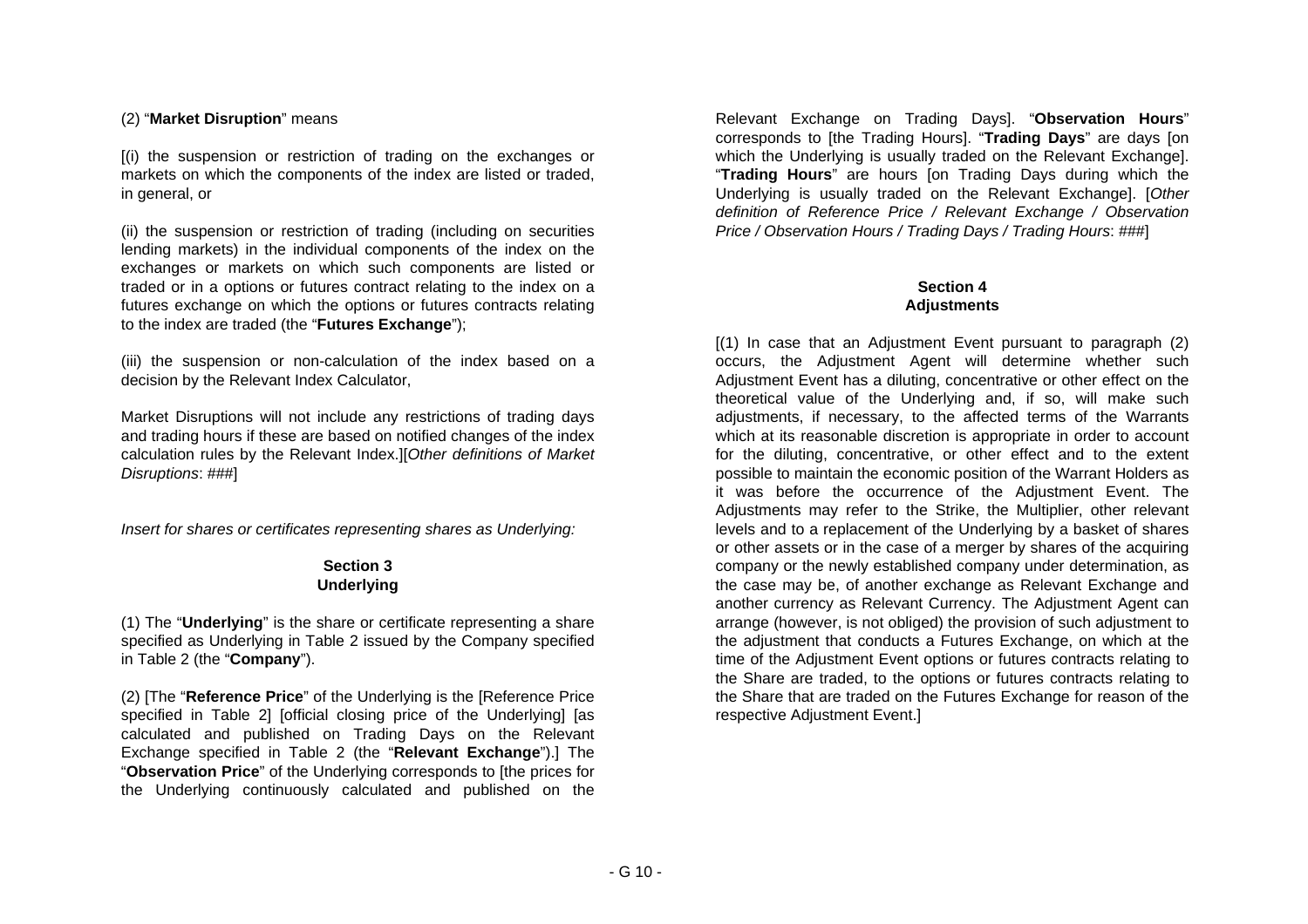(2) "**Market Disruption**" means

[(i) the suspension or restriction of trading on the exchanges or markets on which the components of the index are listed or traded, in general, or

(ii) the suspension or restriction of trading (including on securities lending markets) in the individual components of the index on the exchanges or markets on which such components are listed or traded or in a options or futures contract relating to the index on a futures exchange on which the options or futures contracts relating to the index are traded (the "**Futures Exchange**");

(iii) the suspension or non-calculation of the index based on a decision by the Relevant Index Calculator,

Market Disruptions will not include any restrictions of trading days and trading hours if these are based on notified changes of the index calculation rules by the Relevant Index.][*Other definitions of Market Disruptions*: ###]

*Insert for shares or certificates representing shares as Underlying:*

## Section 3
## Underlying

(1) The "**Underlying**" is the share or certificate representing a share specified as Underlying in Table 2 issued by the Company specified in Table 2 (the "**Company**").

(2) [The "**Reference Price**" of the Underlying is the [Reference Price specified in Table 2] [official closing price of the Underlying] [as calculated and published on Trading Days on the Relevant Exchange specified in Table 2 (the "**Relevant Exchange**").] The "**Observation Price**" of the Underlying corresponds to [the prices for the Underlying continuously calculated and published on the Relevant Exchange on Trading Days]. "**Observation Hours**" corresponds to [the Trading Hours]. "**Trading Days**" are days [on which the Underlying is usually traded on the Relevant Exchange]. "**Trading Hours**" are hours [on Trading Days during which the Underlying is usually traded on the Relevant Exchange]. [*Other definition of Reference Price / Relevant Exchange / Observation Price / Observation Hours / Trading Days / Trading Hours*: ###]

## Section 4
## Adjustments

[(1) In case that an Adjustment Event pursuant to paragraph (2) occurs, the Adjustment Agent will determine whether such Adjustment Event has a diluting, concentrative or other effect on the theoretical value of the Underlying and, if so, will make such adjustments, if necessary, to the affected terms of the Warrants which at its reasonable discretion is appropriate in order to account for the diluting, concentrative, or other effect and to the extent possible to maintain the economic position of the Warrant Holders as it was before the occurrence of the Adjustment Event. The Adjustments may refer to the Strike, the Multiplier, other relevant levels and to a replacement of the Underlying by a basket of shares or other assets or in the case of a merger by shares of the acquiring company or the newly established company under determination, as the case may be, of another exchange as Relevant Exchange and another currency as Relevant Currency. The Adjustment Agent can arrange (however, is not obliged) the provision of such adjustment to the adjustment that conducts a Futures Exchange, on which at the time of the Adjustment Event options or futures contracts relating to the Share are traded, to the options or futures contracts relating to the Share that are traded on the Futures Exchange for reason of the respective Adjustment Event.]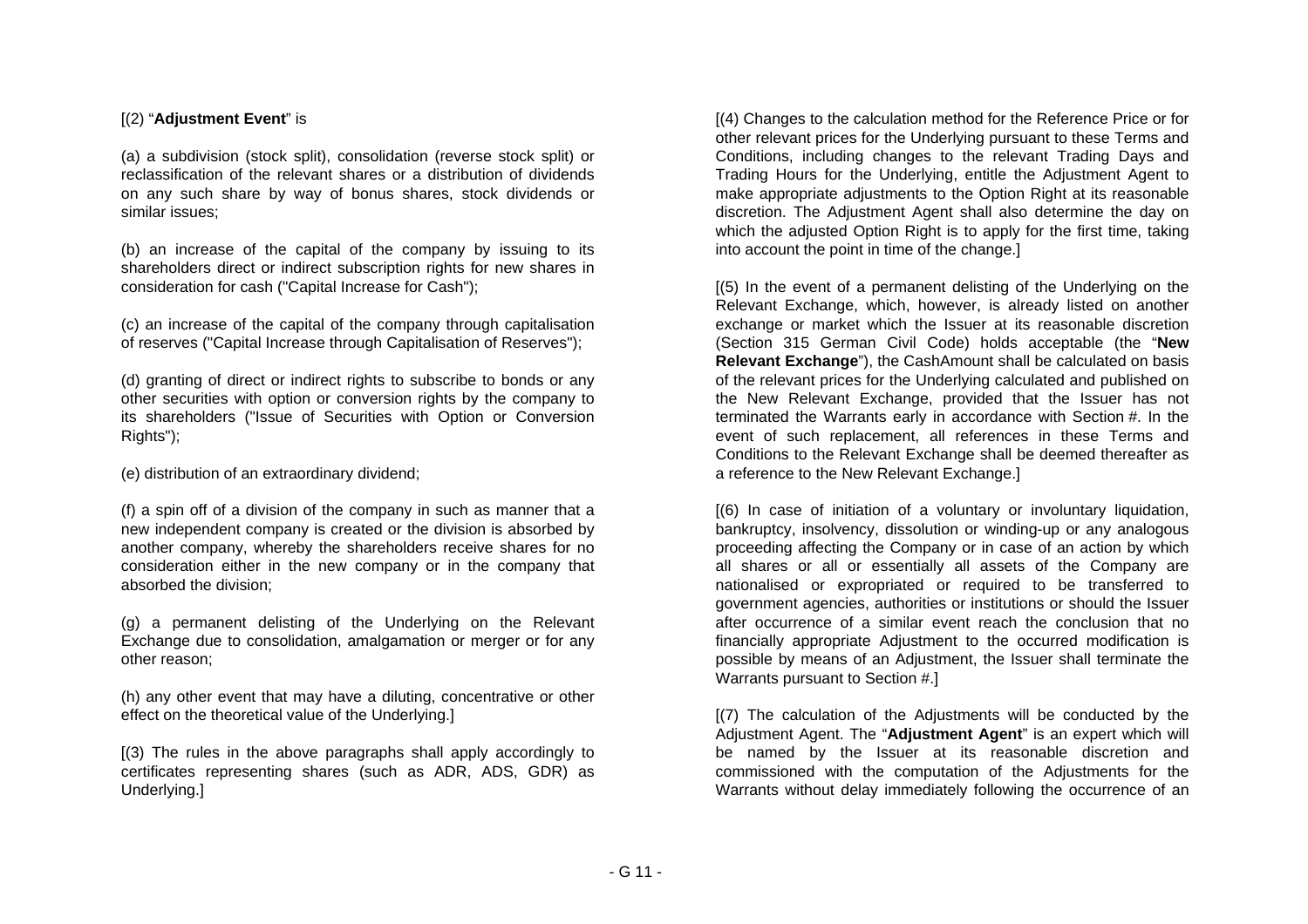[(2) "**Adjustment Event**" is

(a) a subdivision (stock split), consolidation (reverse stock split) or reclassification of the relevant shares or a distribution of dividends on any such share by way of bonus shares, stock dividends or similar issues;

(b) an increase of the capital of the company by issuing to its shareholders direct or indirect subscription rights for new shares in consideration for cash ("Capital Increase for Cash");

(c) an increase of the capital of the company through capitalisation of reserves ("Capital Increase through Capitalisation of Reserves");

(d) granting of direct or indirect rights to subscribe to bonds or any other securities with option or conversion rights by the company to its shareholders ("Issue of Securities with Option or Conversion Rights");

(e) distribution of an extraordinary dividend;

(f) a spin off of a division of the company in such as manner that a new independent company is created or the division is absorbed by another company, whereby the shareholders receive shares for no consideration either in the new company or in the company that absorbed the division;

(g) a permanent delisting of the Underlying on the Relevant Exchange due to consolidation, amalgamation or merger or for any other reason;

(h) any other event that may have a diluting, concentrative or other effect on the theoretical value of the Underlying.]

[(3) The rules in the above paragraphs shall apply accordingly to certificates representing shares (such as ADR, ADS, GDR) as Underlying.]

[(4) Changes to the calculation method for the Reference Price or for other relevant prices for the Underlying pursuant to these Terms and Conditions, including changes to the relevant Trading Days and Trading Hours for the Underlying, entitle the Adjustment Agent to make appropriate adjustments to the Option Right at its reasonable discretion. The Adjustment Agent shall also determine the day on which the adjusted Option Right is to apply for the first time, taking into account the point in time of the change.]

[(5) In the event of a permanent delisting of the Underlying on the Relevant Exchange, which, however, is already listed on another exchange or market which the Issuer at its reasonable discretion (Section 315 German Civil Code) holds acceptable (the "**New Relevant Exchange**"), the CashAmount shall be calculated on basis of the relevant prices for the Underlying calculated and published on the New Relevant Exchange, provided that the Issuer has not terminated the Warrants early in accordance with Section #. In the event of such replacement, all references in these Terms and Conditions to the Relevant Exchange shall be deemed thereafter as a reference to the New Relevant Exchange.]

[(6) In case of initiation of a voluntary or involuntary liquidation, bankruptcy, insolvency, dissolution or winding-up or any analogous proceeding affecting the Company or in case of an action by which all shares or all or essentially all assets of the Company are nationalised or expropriated or required to be transferred to government agencies, authorities or institutions or should the Issuer after occurrence of a similar event reach the conclusion that no financially appropriate Adjustment to the occurred modification is possible by means of an Adjustment, the Issuer shall terminate the Warrants pursuant to Section #.]

[(7) The calculation of the Adjustments will be conducted by the Adjustment Agent. The "**Adjustment Agent**" is an expert which will be named by the Issuer at its reasonable discretion and commissioned with the computation of the Adjustments for the Warrants without delay immediately following the occurrence of an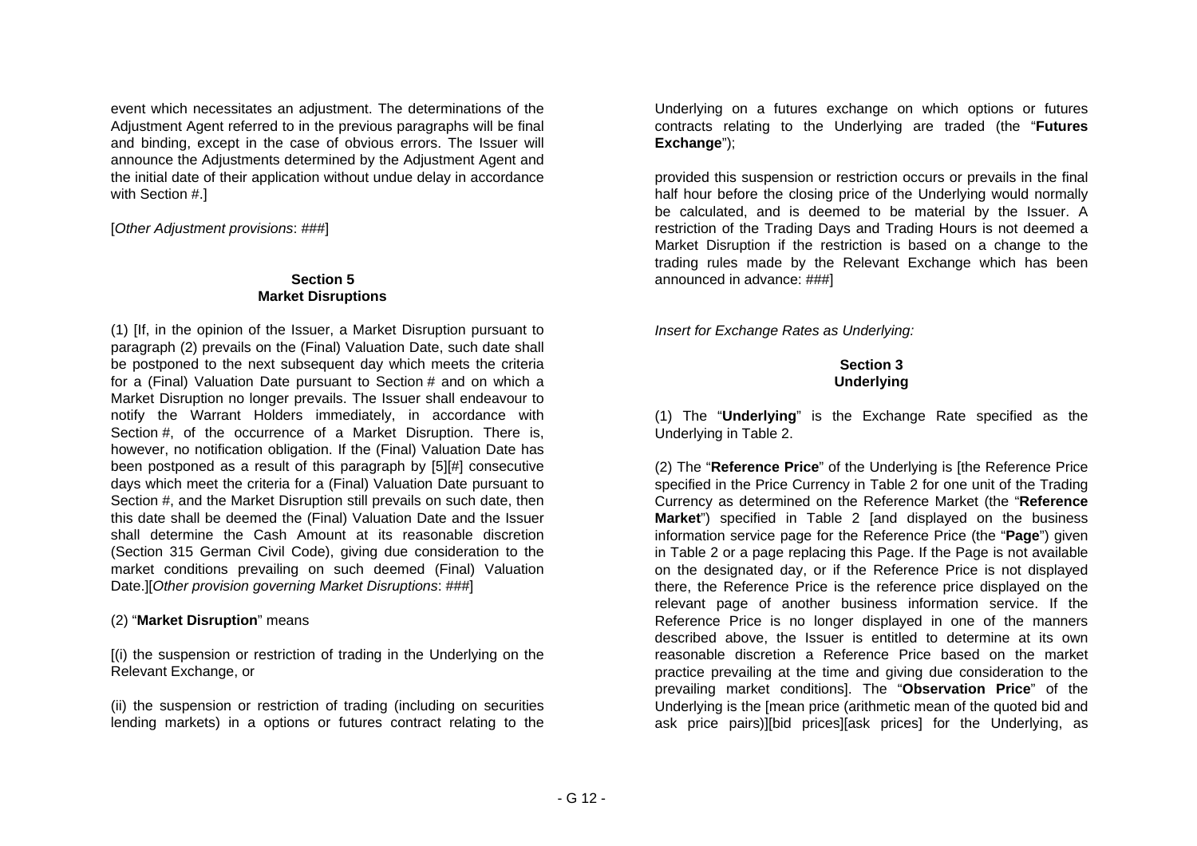event which necessitates an adjustment. The determinations of the Adjustment Agent referred to in the previous paragraphs will be final and binding, except in the case of obvious errors. The Issuer will announce the Adjustments determined by the Adjustment Agent and the initial date of their application without undue delay in accordance with Section #.]

[*Other Adjustment provisions*: ###]

**Section 5**
**Market Disruptions**

(1) [If, in the opinion of the Issuer, a Market Disruption pursuant to paragraph (2) prevails on the (Final) Valuation Date, such date shall be postponed to the next subsequent day which meets the criteria for a (Final) Valuation Date pursuant to Section # and on which a Market Disruption no longer prevails. The Issuer shall endeavour to notify the Warrant Holders immediately, in accordance with Section #, of the occurrence of a Market Disruption. There is, however, no notification obligation. If the (Final) Valuation Date has been postponed as a result of this paragraph by [5][#] consecutive days which meet the criteria for a (Final) Valuation Date pursuant to Section #, and the Market Disruption still prevails on such date, then this date shall be deemed the (Final) Valuation Date and the Issuer shall determine the Cash Amount at its reasonable discretion (Section 315 German Civil Code), giving due consideration to the market conditions prevailing on such deemed (Final) Valuation Date.][*Other provision governing Market Disruptions*: ###]

(2) "**Market Disruption**" means

[(i) the suspension or restriction of trading in the Underlying on the Relevant Exchange, or

(ii) the suspension or restriction of trading (including on securities lending markets) in a options or futures contract relating to the Underlying on a futures exchange on which options or futures contracts relating to the Underlying are traded (the "**Futures Exchange**");

provided this suspension or restriction occurs or prevails in the final half hour before the closing price of the Underlying would normally be calculated, and is deemed to be material by the Issuer. A restriction of the Trading Days and Trading Hours is not deemed a Market Disruption if the restriction is based on a change to the trading rules made by the Relevant Exchange which has been announced in advance: ###]

*Insert for Exchange Rates as Underlying:*

**Section 3**
**Underlying**

(1) The "**Underlying**" is the Exchange Rate specified as the Underlying in Table 2.

(2) The "**Reference Price**" of the Underlying is [the Reference Price specified in the Price Currency in Table 2 for one unit of the Trading Currency as determined on the Reference Market (the "**Reference Market**") specified in Table 2 [and displayed on the business information service page for the Reference Price (the "**Page**") given in Table 2 or a page replacing this Page. If the Page is not available on the designated day, or if the Reference Price is not displayed there, the Reference Price is the reference price displayed on the relevant page of another business information service. If the Reference Price is no longer displayed in one of the manners described above, the Issuer is entitled to determine at its own reasonable discretion a Reference Price based on the market practice prevailing at the time and giving due consideration to the prevailing market conditions]. The "**Observation Price**" of the Underlying is the [mean price (arithmetic mean of the quoted bid and ask price pairs)][bid prices][ask prices] for the Underlying, as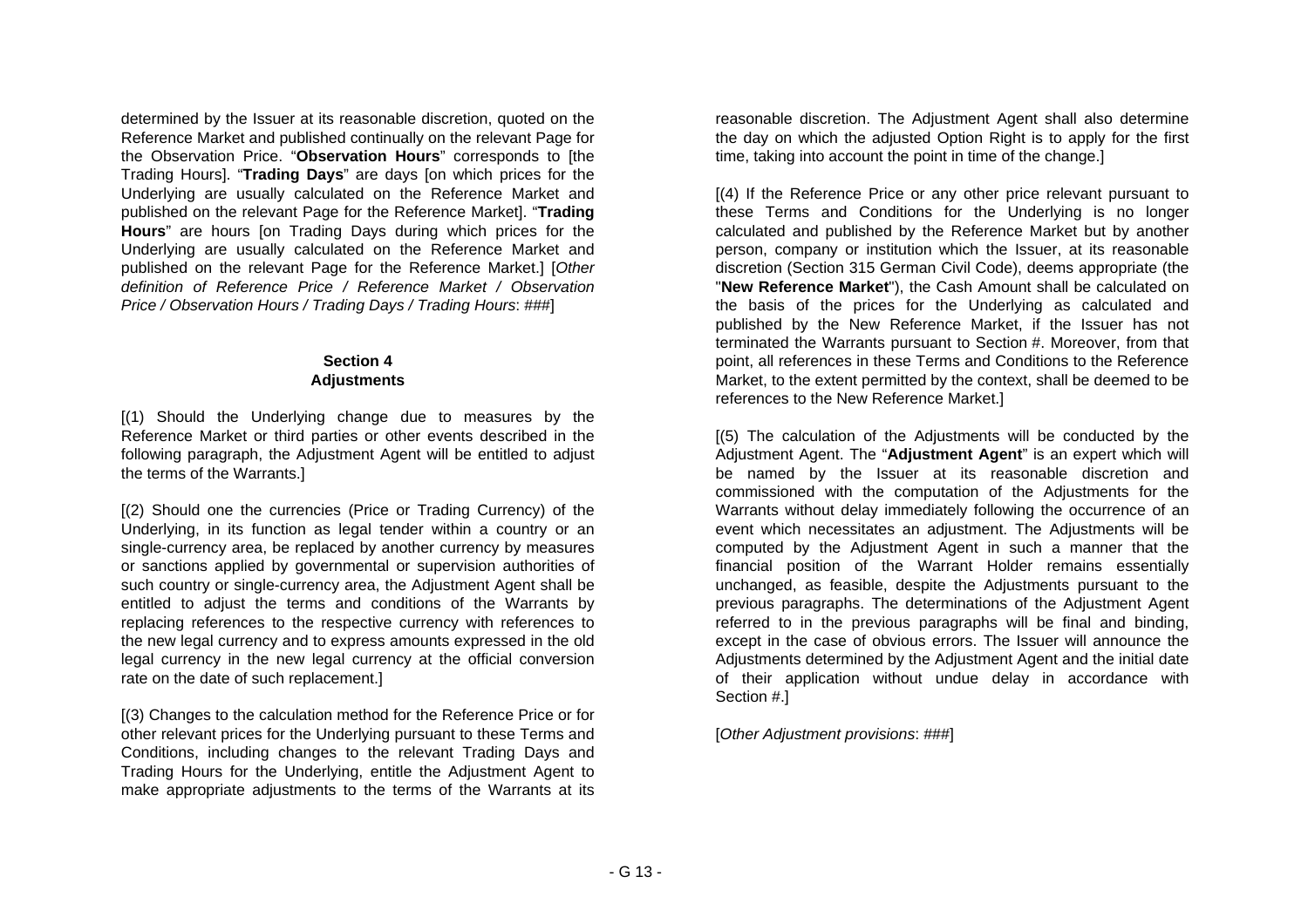determined by the Issuer at its reasonable discretion, quoted on the Reference Market and published continually on the relevant Page for the Observation Price. "**Observation Hours**" corresponds to [the Trading Hours]. "**Trading Days**" are days [on which prices for the Underlying are usually calculated on the Reference Market and published on the relevant Page for the Reference Market]. "**Trading Hours**" are hours [on Trading Days during which prices for the Underlying are usually calculated on the Reference Market and published on the relevant Page for the Reference Market.] [*Other definition of Reference Price / Reference Market / Observation Price / Observation Hours / Trading Days / Trading Hours*: ###]

**Section 4**
**Adjustments**

[(1) Should the Underlying change due to measures by the Reference Market or third parties or other events described in the following paragraph, the Adjustment Agent will be entitled to adjust the terms of the Warrants.]

[(2) Should one the currencies (Price or Trading Currency) of the Underlying, in its function as legal tender within a country or an single-currency area, be replaced by another currency by measures or sanctions applied by governmental or supervision authorities of such country or single-currency area, the Adjustment Agent shall be entitled to adjust the terms and conditions of the Warrants by replacing references to the respective currency with references to the new legal currency and to express amounts expressed in the old legal currency in the new legal currency at the official conversion rate on the date of such replacement.]

[(3) Changes to the calculation method for the Reference Price or for other relevant prices for the Underlying pursuant to these Terms and Conditions, including changes to the relevant Trading Days and Trading Hours for the Underlying, entitle the Adjustment Agent to make appropriate adjustments to the terms of the Warrants at its reasonable discretion. The Adjustment Agent shall also determine the day on which the adjusted Option Right is to apply for the first time, taking into account the point in time of the change.]

[(4) If the Reference Price or any other price relevant pursuant to these Terms and Conditions for the Underlying is no longer calculated and published by the Reference Market but by another person, company or institution which the Issuer, at its reasonable discretion (Section 315 German Civil Code), deems appropriate (the "**New Reference Market**"), the Cash Amount shall be calculated on the basis of the prices for the Underlying as calculated and published by the New Reference Market, if the Issuer has not terminated the Warrants pursuant to Section #. Moreover, from that point, all references in these Terms and Conditions to the Reference Market, to the extent permitted by the context, shall be deemed to be references to the New Reference Market.]

[(5) The calculation of the Adjustments will be conducted by the Adjustment Agent. The "**Adjustment Agent**" is an expert which will be named by the Issuer at its reasonable discretion and commissioned with the computation of the Adjustments for the Warrants without delay immediately following the occurrence of an event which necessitates an adjustment. The Adjustments will be computed by the Adjustment Agent in such a manner that the financial position of the Warrant Holder remains essentially unchanged, as feasible, despite the Adjustments pursuant to the previous paragraphs. The determinations of the Adjustment Agent referred to in the previous paragraphs will be final and binding, except in the case of obvious errors. The Issuer will announce the Adjustments determined by the Adjustment Agent and the initial date of their application without undue delay in accordance with Section #.]

[*Other Adjustment provisions*: ###]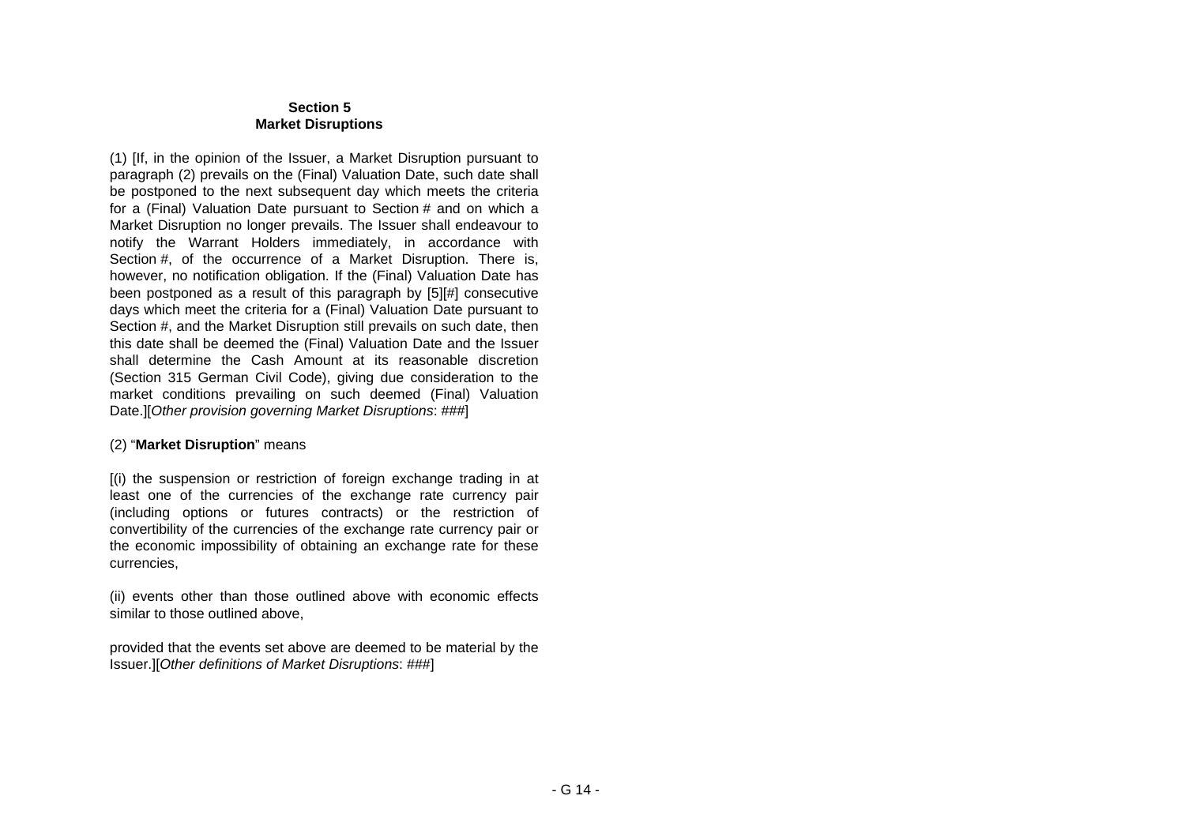## Section 5
## Market Disruptions

(1) [If, in the opinion of the Issuer, a Market Disruption pursuant to paragraph (2) prevails on the (Final) Valuation Date, such date shall be postponed to the next subsequent day which meets the criteria for a (Final) Valuation Date pursuant to Section # and on which a Market Disruption no longer prevails. The Issuer shall endeavour to notify the Warrant Holders immediately, in accordance with Section #, of the occurrence of a Market Disruption. There is, however, no notification obligation. If the (Final) Valuation Date has been postponed as a result of this paragraph by [5][#] consecutive days which meet the criteria for a (Final) Valuation Date pursuant to Section #, and the Market Disruption still prevails on such date, then this date shall be deemed the (Final) Valuation Date and the Issuer shall determine the Cash Amount at its reasonable discretion (Section 315 German Civil Code), giving due consideration to the market conditions prevailing on such deemed (Final) Valuation Date.][*Other provision governing Market Disruptions*: ###]

(2) "**Market Disruption**" means

[(i) the suspension or restriction of foreign exchange trading in at least one of the currencies of the exchange rate currency pair (including options or futures contracts) or the restriction of convertibility of the currencies of the exchange rate currency pair or the economic impossibility of obtaining an exchange rate for these currencies,

(ii) events other than those outlined above with economic effects similar to those outlined above,

provided that the events set above are deemed to be material by the Issuer.][*Other definitions of Market Disruptions*: ###]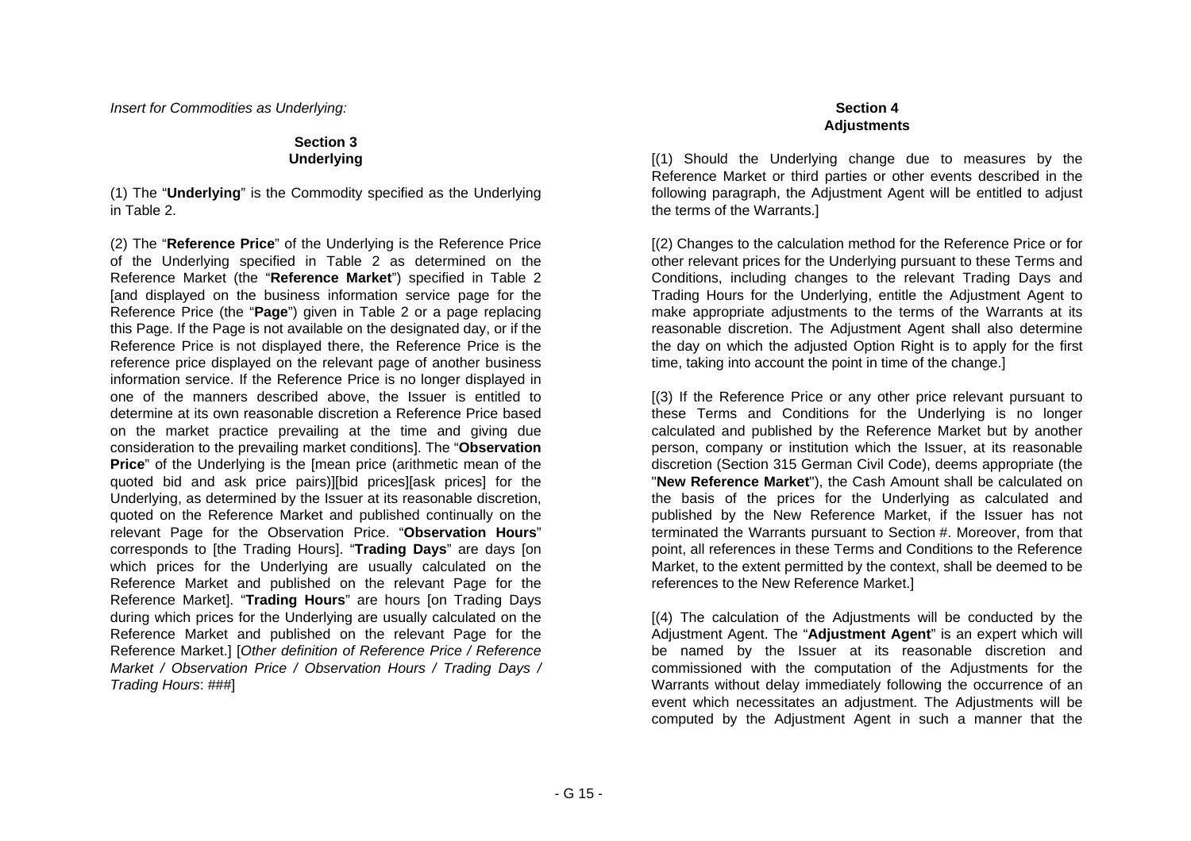*Insert for Commodities as Underlying:*

## Section 3
## Underlying

(1) The "**Underlying**" is the Commodity specified as the Underlying in Table 2.

(2) The "**Reference Price**" of the Underlying is the Reference Price of the Underlying specified in Table 2 as determined on the Reference Market (the "**Reference Market**") specified in Table 2 [and displayed on the business information service page for the Reference Price (the "**Page**") given in Table 2 or a page replacing this Page. If the Page is not available on the designated day, or if the Reference Price is not displayed there, the Reference Price is the reference price displayed on the relevant page of another business information service. If the Reference Price is no longer displayed in one of the manners described above, the Issuer is entitled to determine at its own reasonable discretion a Reference Price based on the market practice prevailing at the time and giving due consideration to the prevailing market conditions]. The "**Observation Price**" of the Underlying is the [mean price (arithmetic mean of the quoted bid and ask price pairs)][bid prices][ask prices] for the Underlying, as determined by the Issuer at its reasonable discretion, quoted on the Reference Market and published continually on the relevant Page for the Observation Price. "**Observation Hours**" corresponds to [the Trading Hours]. "**Trading Days**" are days [on which prices for the Underlying are usually calculated on the Reference Market and published on the relevant Page for the Reference Market]. "**Trading Hours**" are hours [on Trading Days during which prices for the Underlying are usually calculated on the Reference Market and published on the relevant Page for the Reference Market.] [*Other definition of Reference Price / Reference Market / Observation Price / Observation Hours / Trading Days / Trading Hours*: ###]

## Section 4
## Adjustments

[(1) Should the Underlying change due to measures by the Reference Market or third parties or other events described in the following paragraph, the Adjustment Agent will be entitled to adjust the terms of the Warrants.]

[(2) Changes to the calculation method for the Reference Price or for other relevant prices for the Underlying pursuant to these Terms and Conditions, including changes to the relevant Trading Days and Trading Hours for the Underlying, entitle the Adjustment Agent to make appropriate adjustments to the terms of the Warrants at its reasonable discretion. The Adjustment Agent shall also determine the day on which the adjusted Option Right is to apply for the first time, taking into account the point in time of the change.]

[(3) If the Reference Price or any other price relevant pursuant to these Terms and Conditions for the Underlying is no longer calculated and published by the Reference Market but by another person, company or institution which the Issuer, at its reasonable discretion (Section 315 German Civil Code), deems appropriate (the "**New Reference Market**"), the Cash Amount shall be calculated on the basis of the prices for the Underlying as calculated and published by the New Reference Market, if the Issuer has not terminated the Warrants pursuant to Section #. Moreover, from that point, all references in these Terms and Conditions to the Reference Market, to the extent permitted by the context, shall be deemed to be references to the New Reference Market.]

[(4) The calculation of the Adjustments will be conducted by the Adjustment Agent. The "**Adjustment Agent**" is an expert which will be named by the Issuer at its reasonable discretion and commissioned with the computation of the Adjustments for the Warrants without delay immediately following the occurrence of an event which necessitates an adjustment. The Adjustments will be computed by the Adjustment Agent in such a manner that the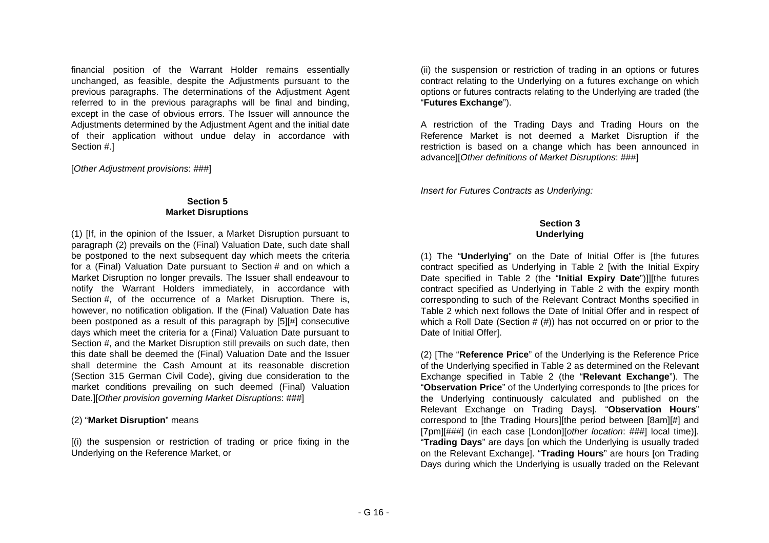financial position of the Warrant Holder remains essentially unchanged, as feasible, despite the Adjustments pursuant to the previous paragraphs. The determinations of the Adjustment Agent referred to in the previous paragraphs will be final and binding, except in the case of obvious errors. The Issuer will announce the Adjustments determined by the Adjustment Agent and the initial date of their application without undue delay in accordance with Section #.]

[*Other Adjustment provisions*: ###]

#### Section 5
#### Market Disruptions

(1) [If, in the opinion of the Issuer, a Market Disruption pursuant to paragraph (2) prevails on the (Final) Valuation Date, such date shall be postponed to the next subsequent day which meets the criteria for a (Final) Valuation Date pursuant to Section # and on which a Market Disruption no longer prevails. The Issuer shall endeavour to notify the Warrant Holders immediately, in accordance with Section #, of the occurrence of a Market Disruption. There is, however, no notification obligation. If the (Final) Valuation Date has been postponed as a result of this paragraph by [5][#] consecutive days which meet the criteria for a (Final) Valuation Date pursuant to Section #, and the Market Disruption still prevails on such date, then this date shall be deemed the (Final) Valuation Date and the Issuer shall determine the Cash Amount at its reasonable discretion (Section 315 German Civil Code), giving due consideration to the market conditions prevailing on such deemed (Final) Valuation Date.][*Other provision governing Market Disruptions*: ###]

(2) "**Market Disruption**" means

[(i) the suspension or restriction of trading or price fixing in the Underlying on the Reference Market, or

(ii) the suspension or restriction of trading in an options or futures contract relating to the Underlying on a futures exchange on which options or futures contracts relating to the Underlying are traded (the "**Futures Exchange**").

A restriction of the Trading Days and Trading Hours on the Reference Market is not deemed a Market Disruption if the restriction is based on a change which has been announced in advance][*Other definitions of Market Disruptions*: ###]

*Insert for Futures Contracts as Underlying:*

#### Section 3
#### Underlying

(1) The "**Underlying**" on the Date of Initial Offer is [the futures contract specified as Underlying in Table 2 [with the Initial Expiry Date specified in Table 2 (the "**Initial Expiry Date**")]][the futures contract specified as Underlying in Table 2 with the expiry month corresponding to such of the Relevant Contract Months specified in Table 2 which next follows the Date of Initial Offer and in respect of which a Roll Date (Section # (#)) has not occurred on or prior to the Date of Initial Offer].

(2) [The "**Reference Price**" of the Underlying is the Reference Price of the Underlying specified in Table 2 as determined on the Relevant Exchange specified in Table 2 (the "**Relevant Exchange**"). The "**Observation Price**" of the Underlying corresponds to [the prices for the Underlying continuously calculated and published on the Relevant Exchange on Trading Days]. "**Observation Hours**" correspond to [the Trading Hours][the period between [8am][#] and [7pm][###] (in each case [London][*other location*: ###] local time)]. "**Trading Days**" are days [on which the Underlying is usually traded on the Relevant Exchange]. "**Trading Hours**" are hours [on Trading Days during which the Underlying is usually traded on the Relevant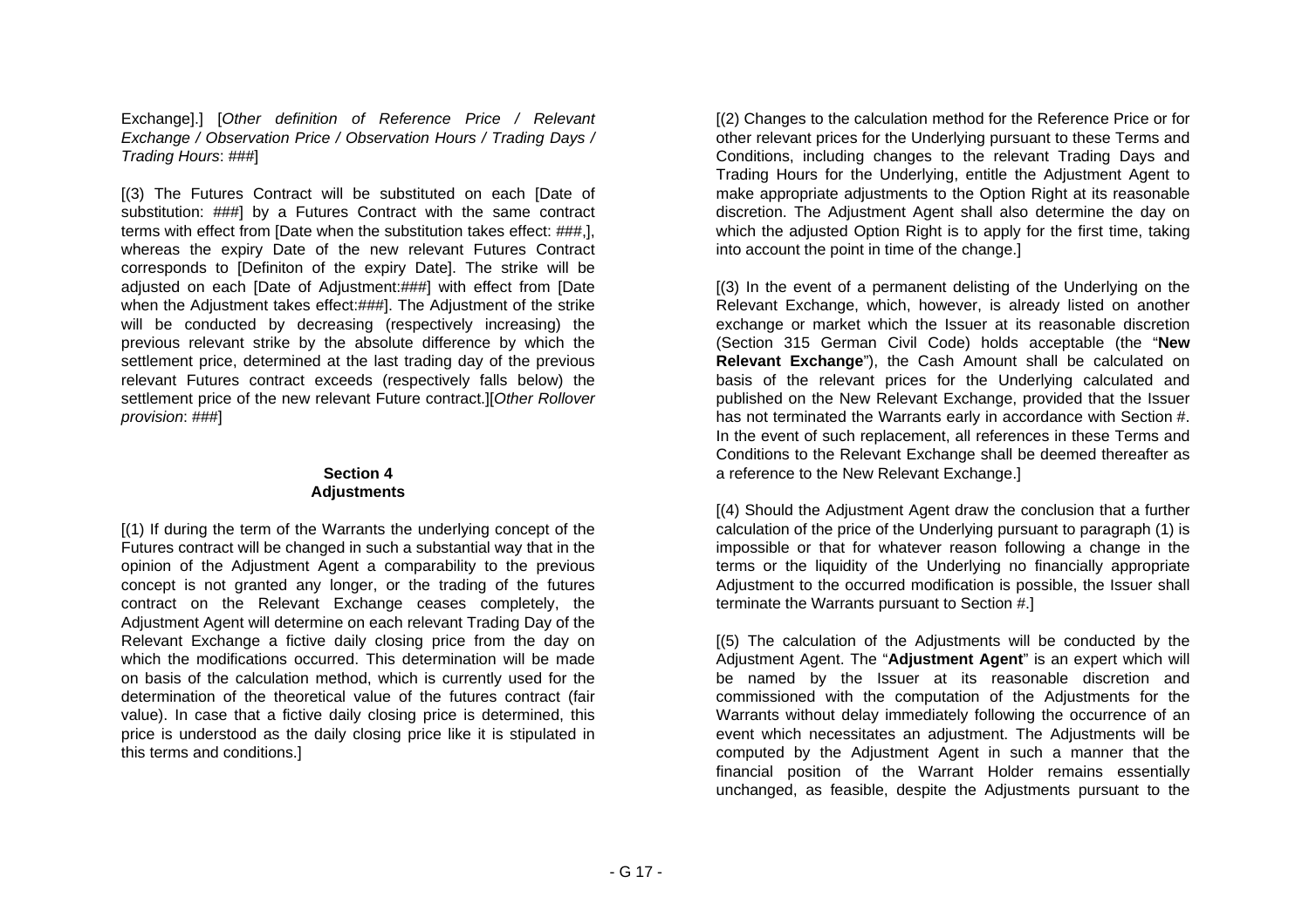Exchange].] [*Other definition of Reference Price / Relevant Exchange / Observation Price / Observation Hours / Trading Days / Trading Hours*: ###]

[(3) The Futures Contract will be substituted on each [Date of substitution: ###] by a Futures Contract with the same contract terms with effect from [Date when the substitution takes effect: ###,], whereas the expiry Date of the new relevant Futures Contract corresponds to [Definiton of the expiry Date]. The strike will be adjusted on each [Date of Adjustment:###] with effect from [Date when the Adjustment takes effect:###]. The Adjustment of the strike will be conducted by decreasing (respectively increasing) the previous relevant strike by the absolute difference by which the settlement price, determined at the last trading day of the previous relevant Futures contract exceeds (respectively falls below) the settlement price of the new relevant Future contract.][*Other Rollover provision*: ###]

**Section 4**
**Adjustments**

[(1) If during the term of the Warrants the underlying concept of the Futures contract will be changed in such a substantial way that in the opinion of the Adjustment Agent a comparability to the previous concept is not granted any longer, or the trading of the futures contract on the Relevant Exchange ceases completely, the Adjustment Agent will determine on each relevant Trading Day of the Relevant Exchange a fictive daily closing price from the day on which the modifications occurred. This determination will be made on basis of the calculation method, which is currently used for the determination of the theoretical value of the futures contract (fair value). In case that a fictive daily closing price is determined, this price is understood as the daily closing price like it is stipulated in this terms and conditions.]

[(2) Changes to the calculation method for the Reference Price or for other relevant prices for the Underlying pursuant to these Terms and Conditions, including changes to the relevant Trading Days and Trading Hours for the Underlying, entitle the Adjustment Agent to make appropriate adjustments to the Option Right at its reasonable discretion. The Adjustment Agent shall also determine the day on which the adjusted Option Right is to apply for the first time, taking into account the point in time of the change.]

[(3) In the event of a permanent delisting of the Underlying on the Relevant Exchange, which, however, is already listed on another exchange or market which the Issuer at its reasonable discretion (Section 315 German Civil Code) holds acceptable (the "**New Relevant Exchange**"), the Cash Amount shall be calculated on basis of the relevant prices for the Underlying calculated and published on the New Relevant Exchange, provided that the Issuer has not terminated the Warrants early in accordance with Section #. In the event of such replacement, all references in these Terms and Conditions to the Relevant Exchange shall be deemed thereafter as a reference to the New Relevant Exchange.]

[(4) Should the Adjustment Agent draw the conclusion that a further calculation of the price of the Underlying pursuant to paragraph (1) is impossible or that for whatever reason following a change in the terms or the liquidity of the Underlying no financially appropriate Adjustment to the occurred modification is possible, the Issuer shall terminate the Warrants pursuant to Section #.]

[(5) The calculation of the Adjustments will be conducted by the Adjustment Agent. The "**Adjustment Agent**" is an expert which will be named by the Issuer at its reasonable discretion and commissioned with the computation of the Adjustments for the Warrants without delay immediately following the occurrence of an event which necessitates an adjustment. The Adjustments will be computed by the Adjustment Agent in such a manner that the financial position of the Warrant Holder remains essentially unchanged, as feasible, despite the Adjustments pursuant to the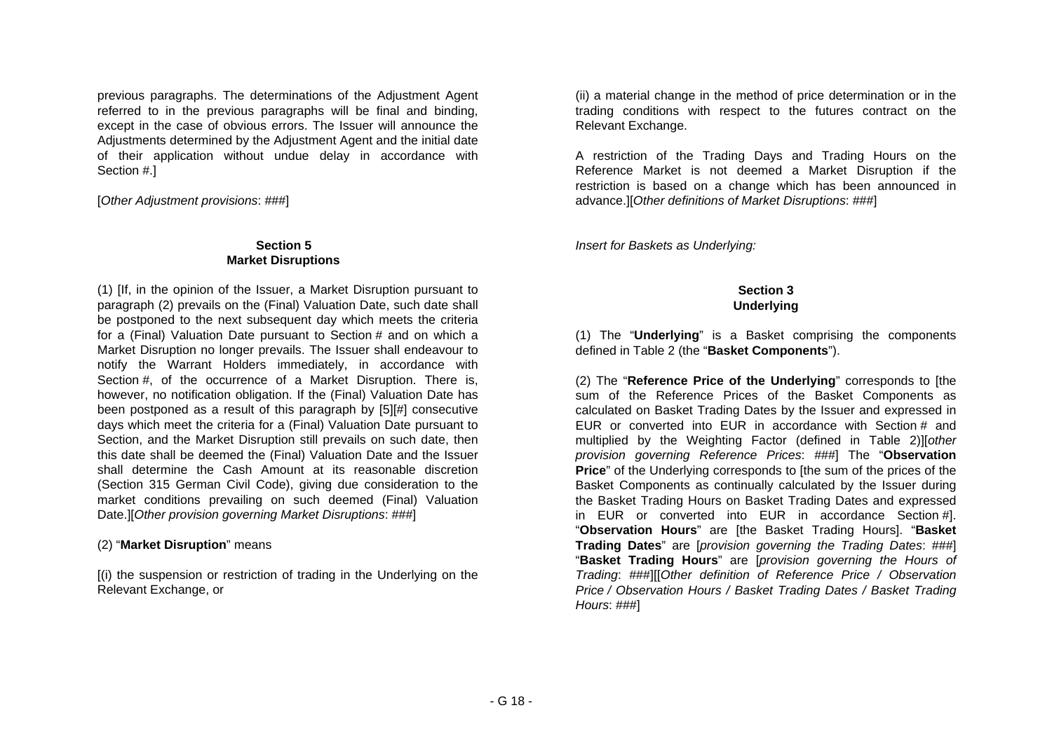previous paragraphs. The determinations of the Adjustment Agent referred to in the previous paragraphs will be final and binding, except in the case of obvious errors. The Issuer will announce the Adjustments determined by the Adjustment Agent and the initial date of their application without undue delay in accordance with Section #.]

[*Other Adjustment provisions*: ###]

**Section 5**
**Market Disruptions**

(1) [If, in the opinion of the Issuer, a Market Disruption pursuant to paragraph (2) prevails on the (Final) Valuation Date, such date shall be postponed to the next subsequent day which meets the criteria for a (Final) Valuation Date pursuant to Section # and on which a Market Disruption no longer prevails. The Issuer shall endeavour to notify the Warrant Holders immediately, in accordance with Section #, of the occurrence of a Market Disruption. There is, however, no notification obligation. If the (Final) Valuation Date has been postponed as a result of this paragraph by [5][#] consecutive days which meet the criteria for a (Final) Valuation Date pursuant to Section, and the Market Disruption still prevails on such date, then this date shall be deemed the (Final) Valuation Date and the Issuer shall determine the Cash Amount at its reasonable discretion (Section 315 German Civil Code), giving due consideration to the market conditions prevailing on such deemed (Final) Valuation Date.][*Other provision governing Market Disruptions*: ###]

(2) "**Market Disruption**" means

[(i) the suspension or restriction of trading in the Underlying on the Relevant Exchange, or

(ii) a material change in the method of price determination or in the trading conditions with respect to the futures contract on the Relevant Exchange.

A restriction of the Trading Days and Trading Hours on the Reference Market is not deemed a Market Disruption if the restriction is based on a change which has been announced in advance.][*Other definitions of Market Disruptions*: ###]

*Insert for Baskets as Underlying:*

**Section 3**
**Underlying**

(1) The "**Underlying**" is a Basket comprising the components defined in Table 2 (the "**Basket Components**").

(2) The "**Reference Price of the Underlying**" corresponds to [the sum of the Reference Prices of the Basket Components as calculated on Basket Trading Dates by the Issuer and expressed in EUR or converted into EUR in accordance with Section # and multiplied by the Weighting Factor (defined in Table 2)][*other provision governing Reference Prices*: ###] The "**Observation Price**" of the Underlying corresponds to [the sum of the prices of the Basket Components as continually calculated by the Issuer during the Basket Trading Hours on Basket Trading Dates and expressed in EUR or converted into EUR in accordance Section #]. "**Observation Hours**" are [the Basket Trading Hours]. "**Basket Trading Dates**" are [*provision governing the Trading Dates*: ###] "**Basket Trading Hours**" are [*provision governing the Hours of Trading*: ###][[*Other definition of Reference Price / Observation Price / Observation Hours / Basket Trading Dates / Basket Trading Hours*: ###]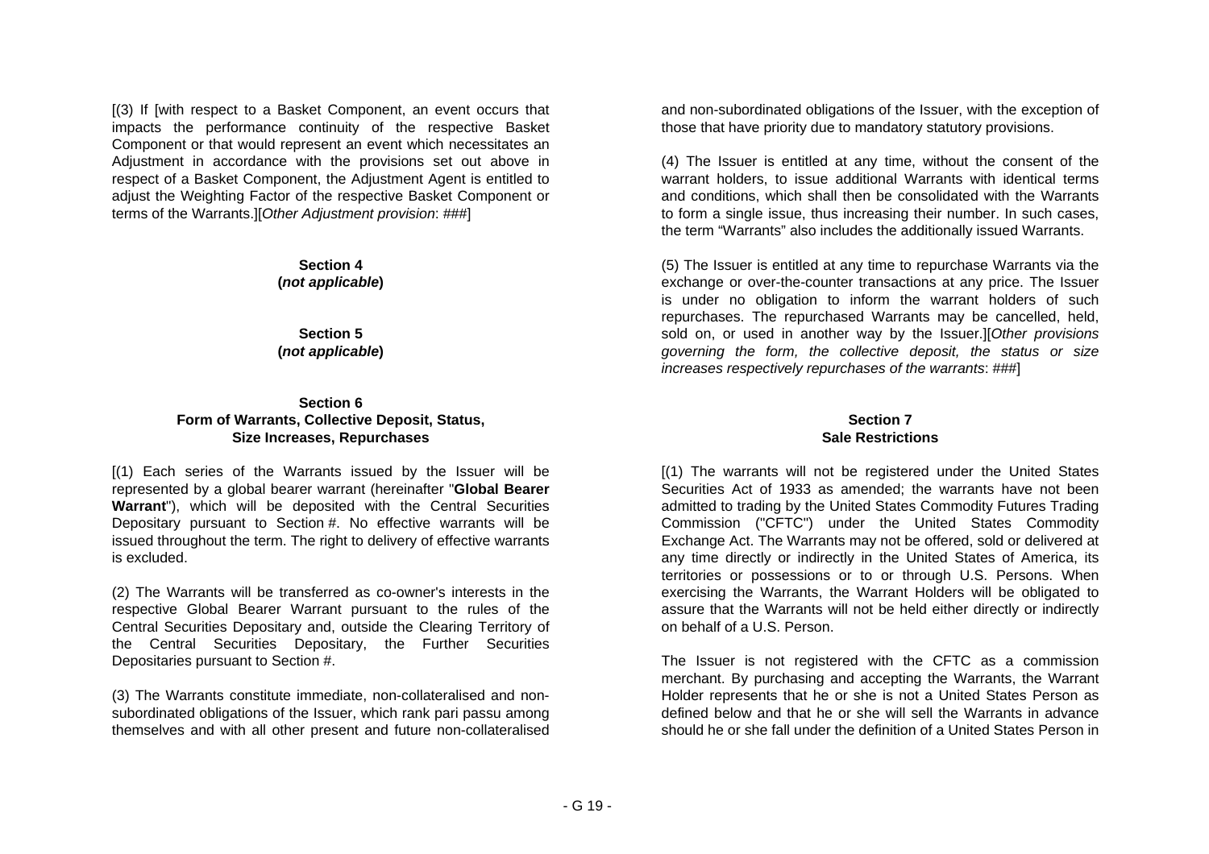[(3) If [with respect to a Basket Component, an event occurs that impacts the performance continuity of the respective Basket Component or that would represent an event which necessitates an Adjustment in accordance with the provisions set out above in respect of a Basket Component, the Adjustment Agent is entitled to adjust the Weighting Factor of the respective Basket Component or terms of the Warrants.][*Other Adjustment provision*: ###]

**Section 4**
**(*not applicable*)**

**Section 5**
**(*not applicable*)**

**Section 6**
**Form of Warrants, Collective Deposit, Status, Size Increases, Repurchases**

[(1) Each series of the Warrants issued by the Issuer will be represented by a global bearer warrant (hereinafter "**Global Bearer Warrant**"), which will be deposited with the Central Securities Depositary pursuant to Section #. No effective warrants will be issued throughout the term. The right to delivery of effective warrants is excluded.

(2) The Warrants will be transferred as co-owner's interests in the respective Global Bearer Warrant pursuant to the rules of the Central Securities Depositary and, outside the Clearing Territory of the Central Securities Depositary, the Further Securities Depositaries pursuant to Section #.

(3) The Warrants constitute immediate, non-collateralised and non-subordinated obligations of the Issuer, which rank pari passu among themselves and with all other present and future non-collateralised and non-subordinated obligations of the Issuer, with the exception of those that have priority due to mandatory statutory provisions.

(4) The Issuer is entitled at any time, without the consent of the warrant holders, to issue additional Warrants with identical terms and conditions, which shall then be consolidated with the Warrants to form a single issue, thus increasing their number. In such cases, the term "Warrants" also includes the additionally issued Warrants.

(5) The Issuer is entitled at any time to repurchase Warrants via the exchange or over-the-counter transactions at any price. The Issuer is under no obligation to inform the warrant holders of such repurchases. The repurchased Warrants may be cancelled, held, sold on, or used in another way by the Issuer.][*Other provisions governing the form, the collective deposit, the status or size increases respectively repurchases of the warrants*: ###]

**Section 7**
**Sale Restrictions**

[(1) The warrants will not be registered under the United States Securities Act of 1933 as amended; the warrants have not been admitted to trading by the United States Commodity Futures Trading Commission ("CFTC") under the United States Commodity Exchange Act. The Warrants may not be offered, sold or delivered at any time directly or indirectly in the United States of America, its territories or possessions or to or through U.S. Persons. When exercising the Warrants, the Warrant Holders will be obligated to assure that the Warrants will not be held either directly or indirectly on behalf of a U.S. Person.

The Issuer is not registered with the CFTC as a commission merchant. By purchasing and accepting the Warrants, the Warrant Holder represents that he or she is not a United States Person as defined below and that he or she will sell the Warrants in advance should he or she fall under the definition of a United States Person in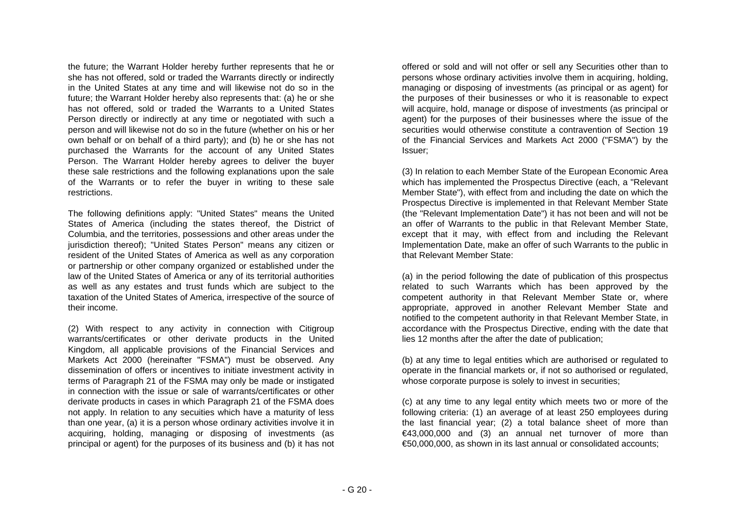the future; the Warrant Holder hereby further represents that he or she has not offered, sold or traded the Warrants directly or indirectly in the United States at any time and will likewise not do so in the future; the Warrant Holder hereby also represents that: (a) he or she has not offered, sold or traded the Warrants to a United States Person directly or indirectly at any time or negotiated with such a person and will likewise not do so in the future (whether on his or her own behalf or on behalf of a third party); and (b) he or she has not purchased the Warrants for the account of any United States Person. The Warrant Holder hereby agrees to deliver the buyer these sale restrictions and the following explanations upon the sale of the Warrants or to refer the buyer in writing to these sale restrictions.

The following definitions apply: "United States" means the United States of America (including the states thereof, the District of Columbia, and the territories, possessions and other areas under the jurisdiction thereof); "United States Person" means any citizen or resident of the United States of America as well as any corporation or partnership or other company organized or established under the law of the United States of America or any of its territorial authorities as well as any estates and trust funds which are subject to the taxation of the United States of America, irrespective of the source of their income.

(2) With respect to any activity in connection with Citigroup warrants/certificates or other derivate products in the United Kingdom, all applicable provisions of the Financial Services and Markets Act 2000 (hereinafter "FSMA") must be observed. Any dissemination of offers or incentives to initiate investment activity in terms of Paragraph 21 of the FSMA may only be made or instigated in connection with the issue or sale of warrants/certificates or other derivate products in cases in which Paragraph 21 of the FSMA does not apply. In relation to any secuities which have a maturity of less than one year, (a) it is a person whose ordinary activities involve it in acquiring, holding, managing or disposing of investments (as principal or agent) for the purposes of its business and (b) it has not offered or sold and will not offer or sell any Securities other than to persons whose ordinary activities involve them in acquiring, holding, managing or disposing of investments (as principal or as agent) for the purposes of their businesses or who it is reasonable to expect will acquire, hold, manage or dispose of investments (as principal or agent) for the purposes of their businesses where the issue of the securities would otherwise constitute a contravention of Section 19 of the Financial Services and Markets Act 2000 ("FSMA") by the Issuer;

(3) In relation to each Member State of the European Economic Area which has implemented the Prospectus Directive (each, a "Relevant Member State"), with effect from and including the date on which the Prospectus Directive is implemented in that Relevant Member State (the "Relevant Implementation Date") it has not been and will not be an offer of Warrants to the public in that Relevant Member State, except that it may, with effect from and including the Relevant Implementation Date, make an offer of such Warrants to the public in that Relevant Member State:

(a) in the period following the date of publication of this prospectus related to such Warrants which has been approved by the competent authority in that Relevant Member State or, where appropriate, approved in another Relevant Member State and notified to the competent authority in that Relevant Member State, in accordance with the Prospectus Directive, ending with the date that lies 12 months after the after the date of publication;

(b) at any time to legal entities which are authorised or regulated to operate in the financial markets or, if not so authorised or regulated, whose corporate purpose is solely to invest in securities;

(c) at any time to any legal entity which meets two or more of the following criteria: (1) an average of at least 250 employees during the last financial year; (2) a total balance sheet of more than €43,000,000 and (3) an annual net turnover of more than €50,000,000, as shown in its last annual or consolidated accounts;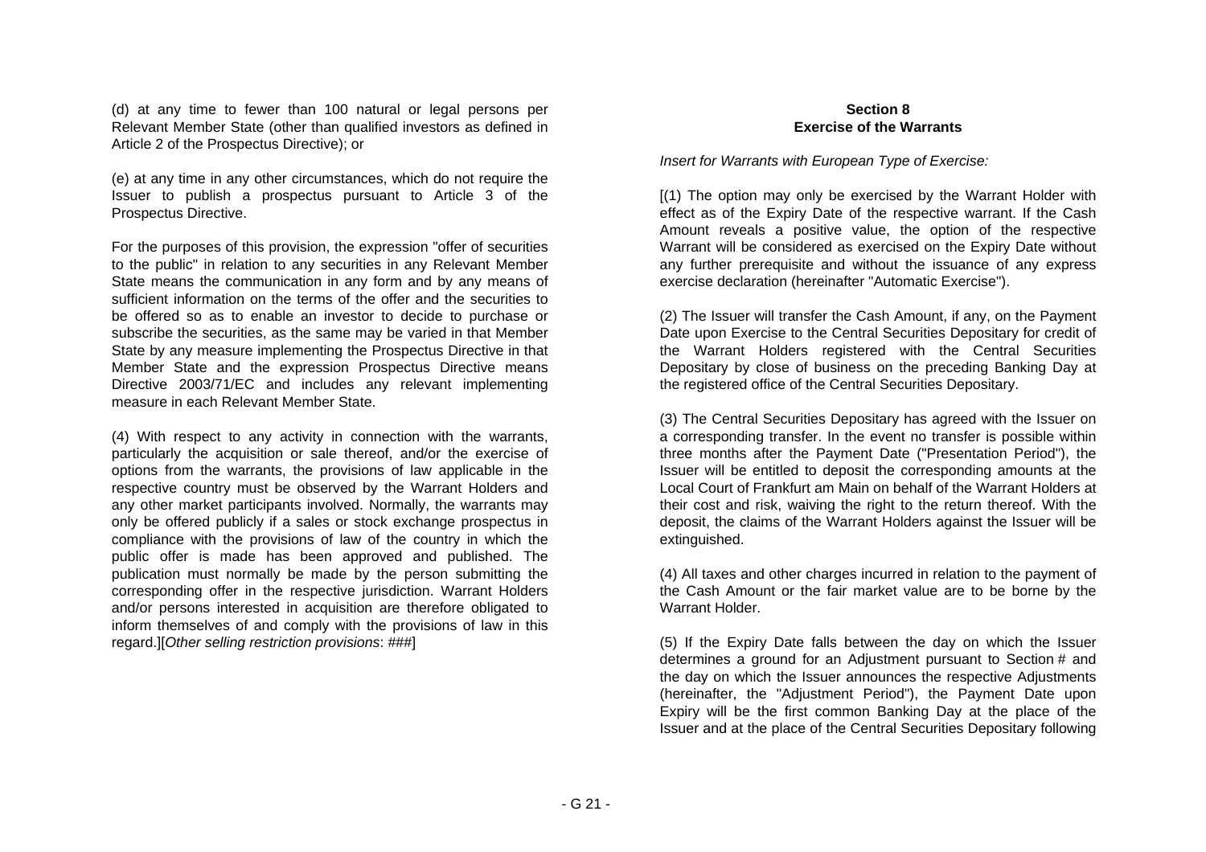(d) at any time to fewer than 100 natural or legal persons per Relevant Member State (other than qualified investors as defined in Article 2 of the Prospectus Directive); or

(e) at any time in any other circumstances, which do not require the Issuer to publish a prospectus pursuant to Article 3 of the Prospectus Directive.

For the purposes of this provision, the expression "offer of securities to the public" in relation to any securities in any Relevant Member State means the communication in any form and by any means of sufficient information on the terms of the offer and the securities to be offered so as to enable an investor to decide to purchase or subscribe the securities, as the same may be varied in that Member State by any measure implementing the Prospectus Directive in that Member State and the expression Prospectus Directive means Directive 2003/71/EC and includes any relevant implementing measure in each Relevant Member State.

(4) With respect to any activity in connection with the warrants, particularly the acquisition or sale thereof, and/or the exercise of options from the warrants, the provisions of law applicable in the respective country must be observed by the Warrant Holders and any other market participants involved. Normally, the warrants may only be offered publicly if a sales or stock exchange prospectus in compliance with the provisions of law of the country in which the public offer is made has been approved and published. The publication must normally be made by the person submitting the corresponding offer in the respective jurisdiction. Warrant Holders and/or persons interested in acquisition are therefore obligated to inform themselves of and comply with the provisions of law in this regard.][*Other selling restriction provisions*: ###]

**Section 8**
**Exercise of the Warrants**

*Insert for Warrants with European Type of Exercise:*

[(1) The option may only be exercised by the Warrant Holder with effect as of the Expiry Date of the respective warrant. If the Cash Amount reveals a positive value, the option of the respective Warrant will be considered as exercised on the Expiry Date without any further prerequisite and without the issuance of any express exercise declaration (hereinafter "Automatic Exercise").

(2) The Issuer will transfer the Cash Amount, if any, on the Payment Date upon Exercise to the Central Securities Depositary for credit of the Warrant Holders registered with the Central Securities Depositary by close of business on the preceding Banking Day at the registered office of the Central Securities Depositary.

(3) The Central Securities Depositary has agreed with the Issuer on a corresponding transfer. In the event no transfer is possible within three months after the Payment Date ("Presentation Period"), the Issuer will be entitled to deposit the corresponding amounts at the Local Court of Frankfurt am Main on behalf of the Warrant Holders at their cost and risk, waiving the right to the return thereof. With the deposit, the claims of the Warrant Holders against the Issuer will be extinguished.

(4) All taxes and other charges incurred in relation to the payment of the Cash Amount or the fair market value are to be borne by the Warrant Holder.

(5) If the Expiry Date falls between the day on which the Issuer determines a ground for an Adjustment pursuant to Section # and the day on which the Issuer announces the respective Adjustments (hereinafter, the "Adjustment Period"), the Payment Date upon Expiry will be the first common Banking Day at the place of the Issuer and at the place of the Central Securities Depositary following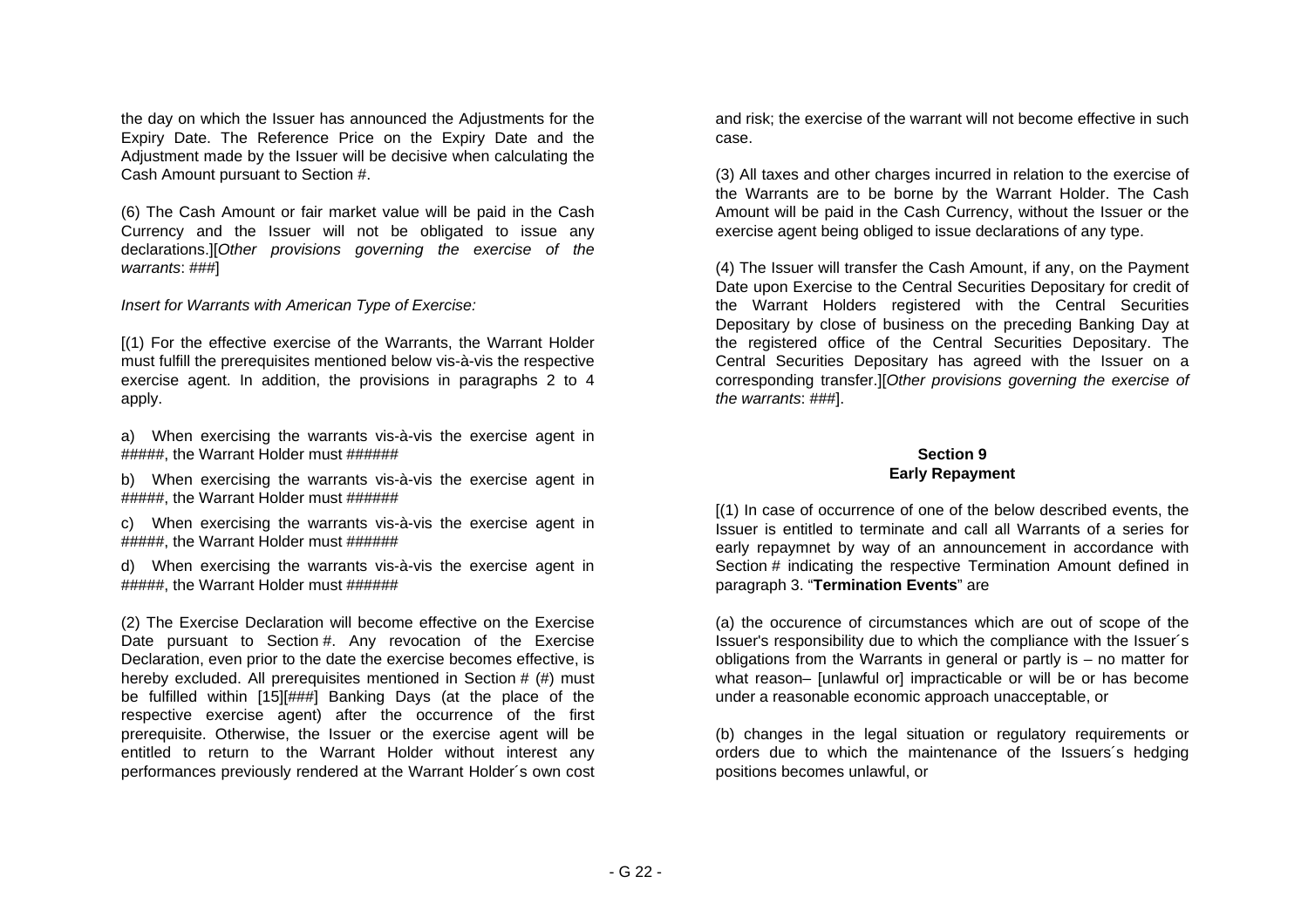the day on which the Issuer has announced the Adjustments for the Expiry Date. The Reference Price on the Expiry Date and the Adjustment made by the Issuer will be decisive when calculating the Cash Amount pursuant to Section #.

(6) The Cash Amount or fair market value will be paid in the Cash Currency and the Issuer will not be obligated to issue any declarations.][*Other provisions governing the exercise of the warrants*: ###]

*Insert for Warrants with American Type of Exercise:*

[(1) For the effective exercise of the Warrants, the Warrant Holder must fulfill the prerequisites mentioned below vis-à-vis the respective exercise agent. In addition, the provisions in paragraphs 2 to 4 apply.

a) When exercising the warrants vis-à-vis the exercise agent in #####, the Warrant Holder must ######

b) When exercising the warrants vis-à-vis the exercise agent in #####, the Warrant Holder must ######

c) When exercising the warrants vis-à-vis the exercise agent in #####, the Warrant Holder must ######

d) When exercising the warrants vis-à-vis the exercise agent in #####, the Warrant Holder must ######

(2) The Exercise Declaration will become effective on the Exercise Date pursuant to Section #. Any revocation of the Exercise Declaration, even prior to the date the exercise becomes effective, is hereby excluded. All prerequisites mentioned in Section # (#) must be fulfilled within [15][###] Banking Days (at the place of the respective exercise agent) after the occurrence of the first prerequisite. Otherwise, the Issuer or the exercise agent will be entitled to return to the Warrant Holder without interest any performances previously rendered at the Warrant Holder´s own cost and risk; the exercise of the warrant will not become effective in such case.

(3) All taxes and other charges incurred in relation to the exercise of the Warrants are to be borne by the Warrant Holder. The Cash Amount will be paid in the Cash Currency, without the Issuer or the exercise agent being obliged to issue declarations of any type.

(4) The Issuer will transfer the Cash Amount, if any, on the Payment Date upon Exercise to the Central Securities Depositary for credit of the Warrant Holders registered with the Central Securities Depositary by close of business on the preceding Banking Day at the registered office of the Central Securities Depositary. The Central Securities Depositary has agreed with the Issuer on a corresponding transfer.][*Other provisions governing the exercise of the warrants*: ###].

## Section 9
## Early Repayment

[(1) In case of occurrence of one of the below described events, the Issuer is entitled to terminate and call all Warrants of a series for early repaymnet by way of an announcement in accordance with Section # indicating the respective Termination Amount defined in paragraph 3. "**Termination Events**" are

(a) the occurence of circumstances which are out of scope of the Issuer's responsibility due to which the compliance with the Issuer´s obligations from the Warrants in general or partly is – no matter for what reason– [unlawful or] impracticable or will be or has become under a reasonable economic approach unacceptable, or

(b) changes in the legal situation or regulatory requirements or orders due to which the maintenance of the Issuers´s hedging positions becomes unlawful, or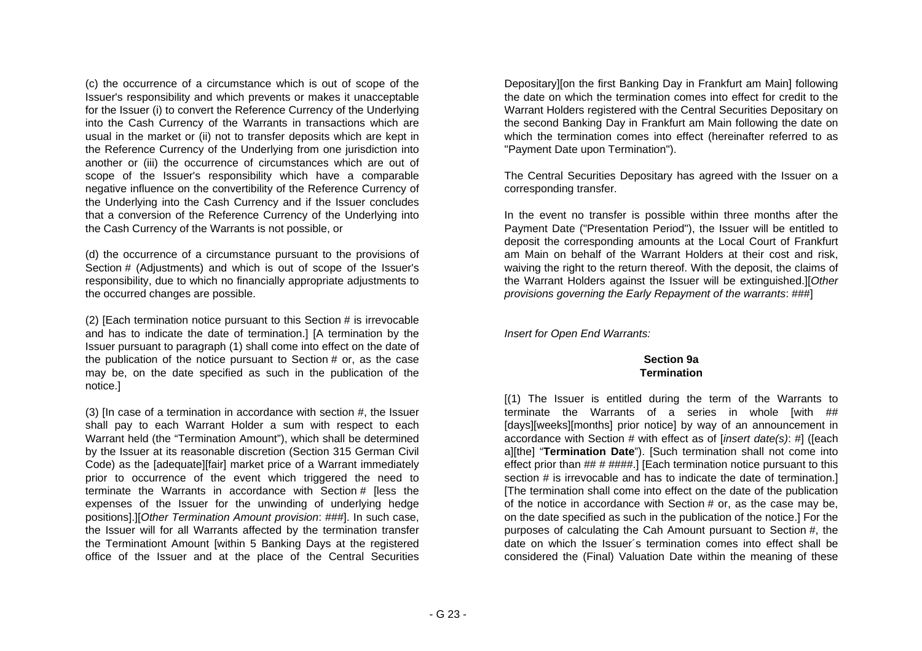(c) the occurrence of a circumstance which is out of scope of the Issuer's responsibility and which prevents or makes it unacceptable for the Issuer (i) to convert the Reference Currency of the Underlying into the Cash Currency of the Warrants in transactions which are usual in the market or (ii) not to transfer deposits which are kept in the Reference Currency of the Underlying from one jurisdiction into another or (iii) the occurrence of circumstances which are out of scope of the Issuer's responsibility which have a comparable negative influence on the convertibility of the Reference Currency of the Underlying into the Cash Currency and if the Issuer concludes that a conversion of the Reference Currency of the Underlying into the Cash Currency of the Warrants is not possible, or

(d) the occurrence of a circumstance pursuant to the provisions of Section # (Adjustments) and which is out of scope of the Issuer's responsibility, due to which no financially appropriate adjustments to the occurred changes are possible.

(2) [Each termination notice pursuant to this Section # is irrevocable and has to indicate the date of termination.] [A termination by the Issuer pursuant to paragraph (1) shall come into effect on the date of the publication of the notice pursuant to Section # or, as the case may be, on the date specified as such in the publication of the notice.]

(3) [In case of a termination in accordance with section #, the Issuer shall pay to each Warrant Holder a sum with respect to each Warrant held (the "Termination Amount"), which shall be determined by the Issuer at its reasonable discretion (Section 315 German Civil Code) as the [adequate][fair] market price of a Warrant immediately prior to occurrence of the event which triggered the need to terminate the Warrants in accordance with Section # [less the expenses of the Issuer for the unwinding of underlying hedge positions].][*Other Termination Amount provision*: ###]. In such case, the Issuer will for all Warrants affected by the termination transfer the Terminationt Amount [within 5 Banking Days at the registered office of the Issuer and at the place of the Central Securities Depositary][on the first Banking Day in Frankfurt am Main] following the date on which the termination comes into effect for credit to the Warrant Holders registered with the Central Securities Depositary on the second Banking Day in Frankfurt am Main following the date on which the termination comes into effect (hereinafter referred to as "Payment Date upon Termination").

The Central Securities Depositary has agreed with the Issuer on a corresponding transfer.

In the event no transfer is possible within three months after the Payment Date ("Presentation Period"), the Issuer will be entitled to deposit the corresponding amounts at the Local Court of Frankfurt am Main on behalf of the Warrant Holders at their cost and risk, waiving the right to the return thereof. With the deposit, the claims of the Warrant Holders against the Issuer will be extinguished.][*Other provisions governing the Early Repayment of the warrants*: ###]

*Insert for Open End Warrants:*

**Section 9a**
**Termination**

[(1) The Issuer is entitled during the term of the Warrants to terminate the Warrants of a series in whole [with ## [days][weeks][months] prior notice] by way of an announcement in accordance with Section # with effect as of [*insert date(s)*: #] ([each a][the] "**Termination Date**"). [Such termination shall not come into effect prior than ## # ####.] [Each termination notice pursuant to this section # is irrevocable and has to indicate the date of termination.] [The termination shall come into effect on the date of the publication of the notice in accordance with Section # or, as the case may be, on the date specified as such in the publication of the notice.] For the purposes of calculating the Cah Amount pursuant to Section #, the date on which the Issuer´s termination comes into effect shall be considered the (Final) Valuation Date within the meaning of these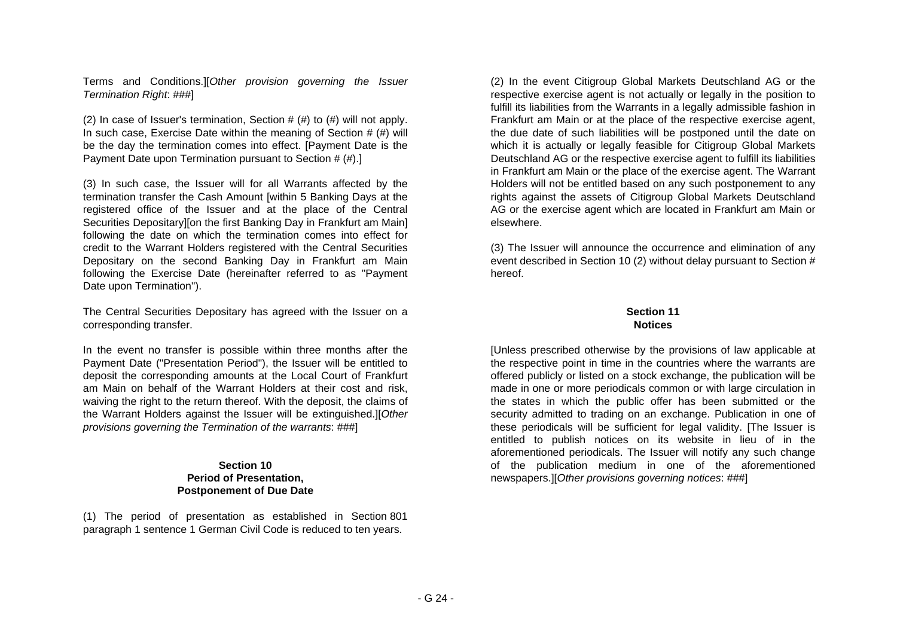Terms and Conditions.][*Other provision governing the Issuer Termination Right*: ###]

(2) In case of Issuer's termination, Section # (#) to (#) will not apply. In such case, Exercise Date within the meaning of Section # (#) will be the day the termination comes into effect. [Payment Date is the Payment Date upon Termination pursuant to Section # (#).]

(3) In such case, the Issuer will for all Warrants affected by the termination transfer the Cash Amount [within 5 Banking Days at the registered office of the Issuer and at the place of the Central Securities Depositary][on the first Banking Day in Frankfurt am Main] following the date on which the termination comes into effect for credit to the Warrant Holders registered with the Central Securities Depositary on the second Banking Day in Frankfurt am Main following the Exercise Date (hereinafter referred to as "Payment Date upon Termination").

The Central Securities Depositary has agreed with the Issuer on a corresponding transfer.

In the event no transfer is possible within three months after the Payment Date ("Presentation Period"), the Issuer will be entitled to deposit the corresponding amounts at the Local Court of Frankfurt am Main on behalf of the Warrant Holders at their cost and risk, waiving the right to the return thereof. With the deposit, the claims of the Warrant Holders against the Issuer will be extinguished.][*Other provisions governing the Termination of the warrants*: ###]

**Section 10**
**Period of Presentation,**
**Postponement of Due Date**

(1) The period of presentation as established in Section 801 paragraph 1 sentence 1 German Civil Code is reduced to ten years.

(2) In the event Citigroup Global Markets Deutschland AG or the respective exercise agent is not actually or legally in the position to fulfill its liabilities from the Warrants in a legally admissible fashion in Frankfurt am Main or at the place of the respective exercise agent, the due date of such liabilities will be postponed until the date on which it is actually or legally feasible for Citigroup Global Markets Deutschland AG or the respective exercise agent to fulfill its liabilities in Frankfurt am Main or the place of the exercise agent. The Warrant Holders will not be entitled based on any such postponement to any rights against the assets of Citigroup Global Markets Deutschland AG or the exercise agent which are located in Frankfurt am Main or elsewhere.

(3) The Issuer will announce the occurrence and elimination of any event described in Section 10 (2) without delay pursuant to Section # hereof.

**Section 11**
**Notices**

[Unless prescribed otherwise by the provisions of law applicable at the respective point in time in the countries where the warrants are offered publicly or listed on a stock exchange, the publication will be made in one or more periodicals common or with large circulation in the states in which the public offer has been submitted or the security admitted to trading on an exchange. Publication in one of these periodicals will be sufficient for legal validity. [The Issuer is entitled to publish notices on its website in lieu of in the aforementioned periodicals. The Issuer will notify any such change of the publication medium in one of the aforementioned newspapers.][*Other provisions governing notices*: ###]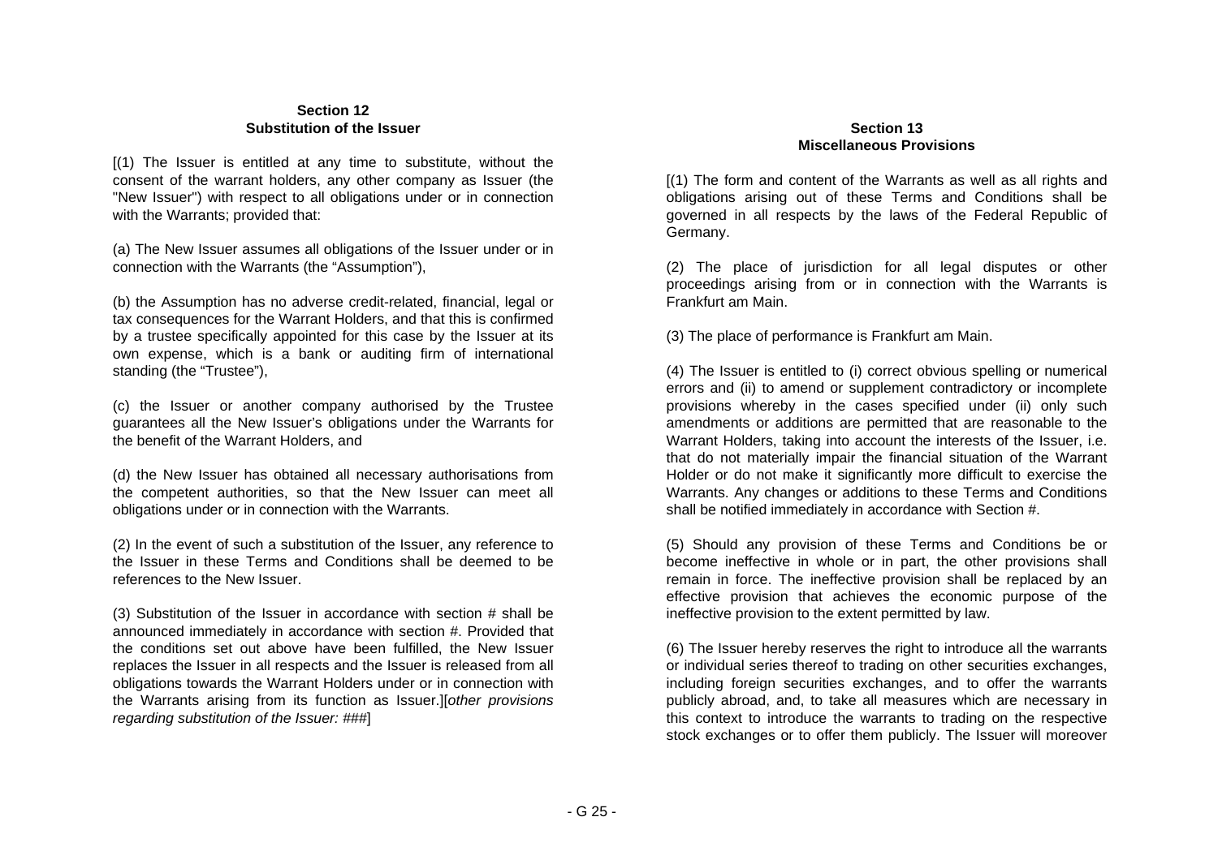**Section 12**
**Substitution of the Issuer**

[(1) The Issuer is entitled at any time to substitute, without the consent of the warrant holders, any other company as Issuer (the "New Issuer") with respect to all obligations under or in connection with the Warrants; provided that:

(a) The New Issuer assumes all obligations of the Issuer under or in connection with the Warrants (the "Assumption"),

(b) the Assumption has no adverse credit-related, financial, legal or tax consequences for the Warrant Holders, and that this is confirmed by a trustee specifically appointed for this case by the Issuer at its own expense, which is a bank or auditing firm of international standing (the "Trustee"),

(c) the Issuer or another company authorised by the Trustee guarantees all the New Issuer's obligations under the Warrants for the benefit of the Warrant Holders, and

(d) the New Issuer has obtained all necessary authorisations from the competent authorities, so that the New Issuer can meet all obligations under or in connection with the Warrants.

(2) In the event of such a substitution of the Issuer, any reference to the Issuer in these Terms and Conditions shall be deemed to be references to the New Issuer.

(3) Substitution of the Issuer in accordance with section # shall be announced immediately in accordance with section #. Provided that the conditions set out above have been fulfilled, the New Issuer replaces the Issuer in all respects and the Issuer is released from all obligations towards the Warrant Holders under or in connection with the Warrants arising from its function as Issuer.][*other provisions regarding substitution of the Issuer: ###*]

**Section 13**
**Miscellaneous Provisions**

[(1) The form and content of the Warrants as well as all rights and obligations arising out of these Terms and Conditions shall be governed in all respects by the laws of the Federal Republic of Germany.

(2) The place of jurisdiction for all legal disputes or other proceedings arising from or in connection with the Warrants is Frankfurt am Main.

(3) The place of performance is Frankfurt am Main.

(4) The Issuer is entitled to (i) correct obvious spelling or numerical errors and (ii) to amend or supplement contradictory or incomplete provisions whereby in the cases specified under (ii) only such amendments or additions are permitted that are reasonable to the Warrant Holders, taking into account the interests of the Issuer, i.e. that do not materially impair the financial situation of the Warrant Holder or do not make it significantly more difficult to exercise the Warrants. Any changes or additions to these Terms and Conditions shall be notified immediately in accordance with Section #.

(5) Should any provision of these Terms and Conditions be or become ineffective in whole or in part, the other provisions shall remain in force. The ineffective provision shall be replaced by an effective provision that achieves the economic purpose of the ineffective provision to the extent permitted by law.

(6) The Issuer hereby reserves the right to introduce all the warrants or individual series thereof to trading on other securities exchanges, including foreign securities exchanges, and to offer the warrants publicly abroad, and, to take all measures which are necessary in this context to introduce the warrants to trading on the respective stock exchanges or to offer them publicly. The Issuer will moreover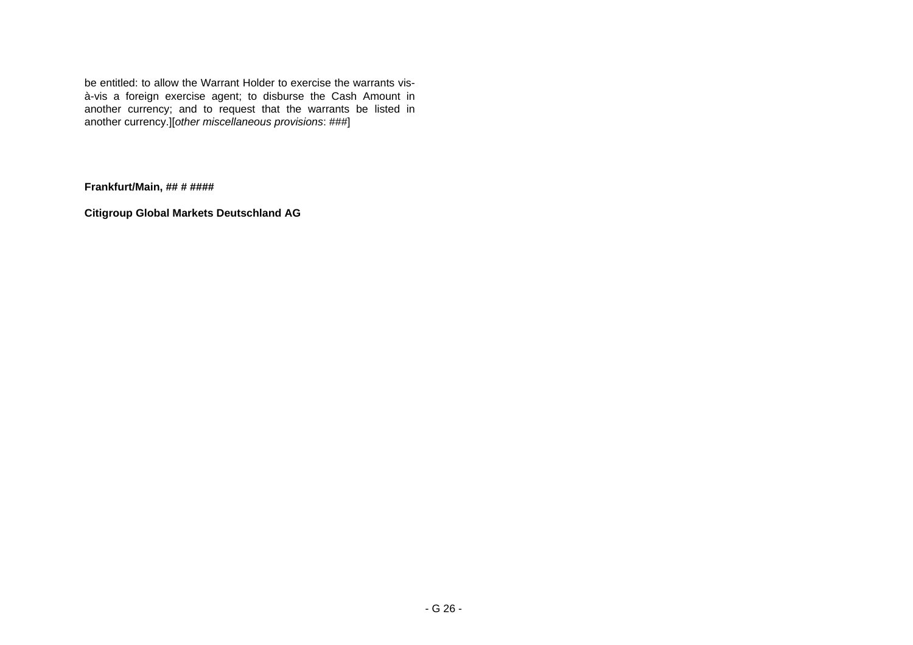be entitled: to allow the Warrant Holder to exercise the warrants vis-à-vis a foreign exercise agent; to disburse the Cash Amount in another currency; and to request that the warrants be listed in another currency.][*other miscellaneous provisions*: ###]

**Frankfurt/Main, ## # ####**

**Citigroup Global Markets Deutschland AG**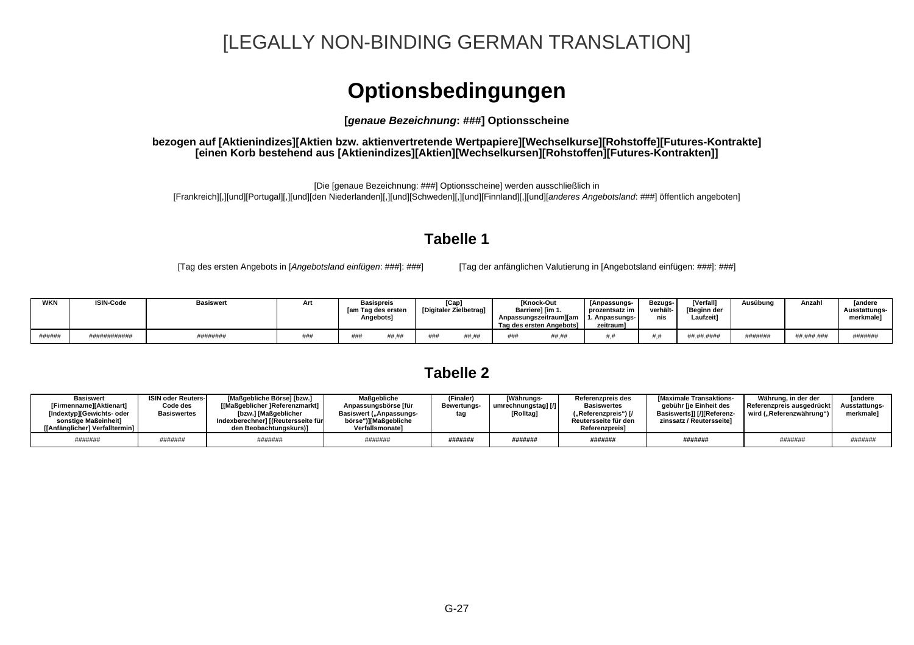[LEGALLY NON-BINDING GERMAN TRANSLATION]

# Optionsbedingungen

**[*genaue Bezeichnung*: ###] Optionsscheine**

**bezogen auf [Aktienindizes][Aktien bzw. aktienvertretende Wertpapiere][Wechselkurse][Rohstoffe][Futures-Kontrakte] [einen Korb bestehend aus [Aktienindizes][Aktien][Wechselkursen][Rohstoffen][Futures-Kontrakten]]**

[Die [genaue Bezeichnung: ###] Optionsscheine] werden ausschließlich in [Frankreich][,][und][Portugal][,][und][den Niederlanden][,][und][Schweden][,][und][Finnland][,][und][*anderes Angebotsland*: ###] öffentlich angeboten]

## Tabelle 1

[Tag des ersten Angebots in [*Angebotsland einfügen*: ###]: ###] [Tag der anfänglichen Valutierung in [Angebotsland einfügen: ###]: ###]

| WKN | ISIN-Code | Basiswert | Art | Basispreis [am Tag des ersten Angebots] | | [Cap] [Digitaler Zielbetrag] | | [Knock-Out Barriere] [im 1. Anpassungszeitraum][am Tag des ersten Angebots] | | [Anpassungs-prozentsatz im 1. Anpassungs-zeitraum] | Bezugs-verhält-nis | [Verfall] [Beginn der Laufzeit] | Ausübung | Anzahl | [andere Ausstattungs-merkmale] |
|---|---|---|---|---|---|---|---|---|---|---|---|---|---|---|---|
| ###### | ############ | ######## | ### | ### | ##,## | ### | ##,## | ### | ##,## | #,# | #,# | ##.##.#### | ####### | ##.###.### | ####### |

## Tabelle 2

| Basiswert [Firmenname][Aktienart] [Indextyp][Gewichts- oder sonstige Maßeinheit] [[Anfänglicher] Verfalltermin] | ISIN oder Reuters-Code des Basiswertes | [Maßgebliche Börse] [bzw.] [[Maßgeblicher ]Referenzmarkt] [bzw.] [Maßgeblicher Indexberechner] [(Reutersseite für den Beobachtungskurs)] | Maßgebliche Anpassungsbörse [für Basiswert („Anpassungs-börse")][Maßgebliche Verfallsmonate] | (Finaler) Bewertungs-tag | [Währungs-umrechnungstag] [/] [Rolltag] | Referenzpreis des Basiswertes („Referenzpreis") [/ Reutersseite für den Referenzpreis] | [Maximale Transaktions-gebühr [je Einheit des Basiswerts]] [/][Referenz-zinssatz / Reutersseite] | Währung, in der der Referenzpreis ausgedrückt wird („Referenzwährung") | [andere Ausstattungs-merkmale] |
|---|---|---|---|---|---|---|---|---|---|
| ####### | ####### | ####### | ####### | **#######** | **#######** | **#######** | **#######** | ####### | ####### |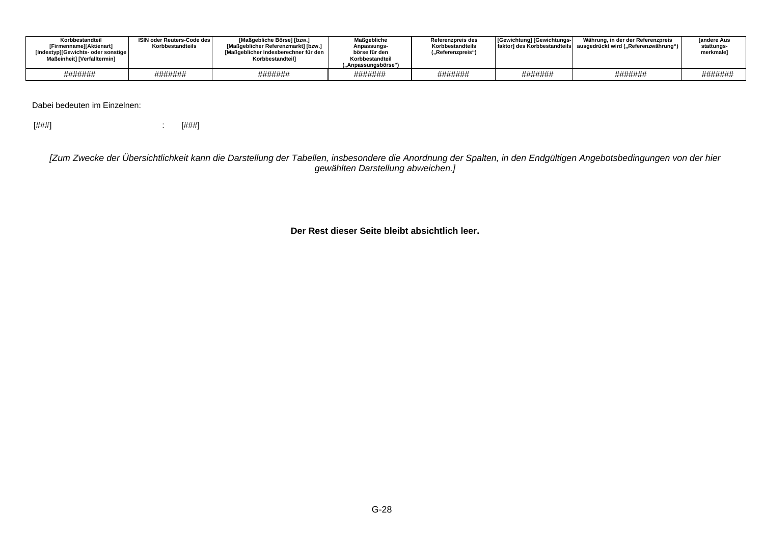| Korbbestandteil [Firmenname][Aktienart] [Indextyp][Gewichts- oder sonstige Maßeinheit] [Verfalltermin] | ISIN oder Reuters-Code des Korbbestandteils | [Maßgebliche Börse] [bzw.] [Maßgeblicher Referenzmarkt] [bzw.] [Maßgeblicher Indexberechner für den Korbbestandteil] | Maßgebliche Anpassungs-börse für den Korbbestandteil („Anpassungsbörse") | Referenzpreis des Korbbestandteils („Referenzpreis") | [Gewichtung] [Gewichtungs-faktor] des Korbbestandteils | Währung, in der der Referenzpreis ausgedrückt wird („Referenzwährung") | [andere Aus stattungs-merkmale] |
|---|---|---|---|---|---|---|---|
| ####### | ####### | ####### | ####### | ####### | ####### | ####### | ####### |

Dabei bedeuten im Einzelnen:

[###] : [###]

*[Zum Zwecke der Übersichtlichkeit kann die Darstellung der Tabellen, insbesondere die Anordnung der Spalten, in den Endgültigen Angebotsbedingungen von der hier gewählten Darstellung abweichen.]*

**Der Rest dieser Seite bleibt absichtlich leer.**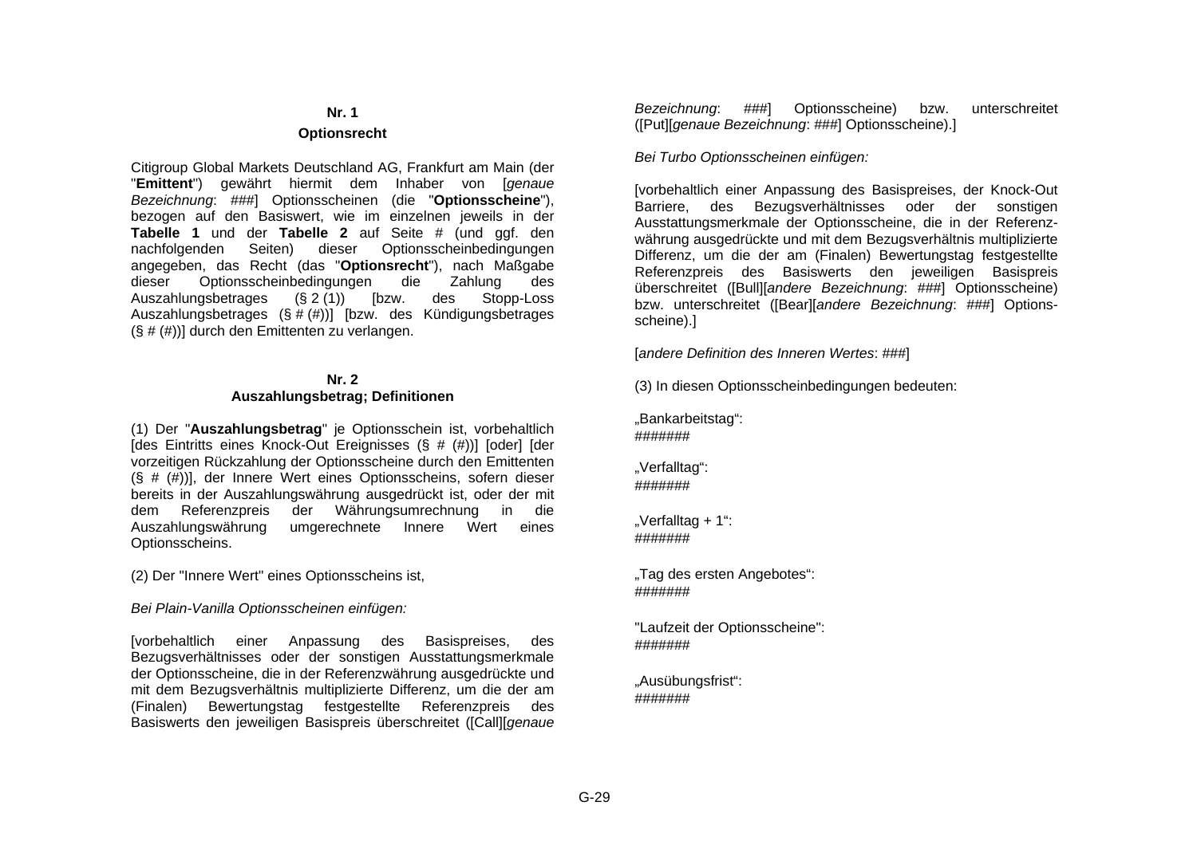## Nr. 1

## Optionsrecht

Citigroup Global Markets Deutschland AG, Frankfurt am Main (der "**Emittent**") gewährt hiermit dem Inhaber von [*genaue Bezeichnung*: ###] Optionsscheinen (die "**Optionsscheine**"), bezogen auf den Basiswert, wie im einzelnen jeweils in der **Tabelle 1** und der **Tabelle 2** auf Seite # (und ggf. den nachfolgenden Seiten) dieser Optionsscheinbedingungen angegeben, das Recht (das "**Optionsrecht**"), nach Maßgabe dieser Optionsscheinbedingungen die Zahlung des Auszahlungsbetrages (§ 2 (1)) [bzw. des Stopp-Loss Auszahlungsbetrages (§ # (#))] [bzw. des Kündigungsbetrages (§ # (#))] durch den Emittenten zu verlangen.

## Nr. 2

## Auszahlungsbetrag; Definitionen

(1) Der "**Auszahlungsbetrag**" je Optionsschein ist, vorbehaltlich [des Eintritts eines Knock-Out Ereignisses (§ # (#))] [oder] [der vorzeitigen Rückzahlung der Optionsscheine durch den Emittenten (§ # (#))], der Innere Wert eines Optionsscheins, sofern dieser bereits in der Auszahlungswährung ausgedrückt ist, oder der mit dem Referenzpreis der Währungsumrechnung in die Auszahlungswährung umgerechnete Innere Wert eines Optionsscheins.

(2) Der "Innere Wert" eines Optionsscheins ist,

*Bei Plain-Vanilla Optionsscheinen einfügen:*

[vorbehaltlich einer Anpassung des Basispreises, des Bezugsverhältnisses oder der sonstigen Ausstattungsmerkmale der Optionsscheine, die in der Referenzwährung ausgedrückte und mit dem Bezugsverhältnis multiplizierte Differenz, um die der am (Finalen) Bewertungstag festgestellte Referenzpreis des Basiswerts den jeweiligen Basispreis überschreitet ([Call][*genaue Bezeichnung*: ###] Optionsscheine) bzw. unterschreitet ([Put][*genaue Bezeichnung*: ###] Optionsscheine).]

*Bei Turbo Optionsscheinen einfügen:*

[vorbehaltlich einer Anpassung des Basispreises, der Knock-Out Barriere, des Bezugsverhältnisses oder der sonstigen Ausstattungsmerkmale der Optionsscheine, die in der Referenzwährung ausgedrückte und mit dem Bezugsverhältnis multiplizierte Differenz, um die der am (Finalen) Bewertungstag festgestellte Referenzpreis des Basiswerts den jeweiligen Basispreis überschreitet ([Bull][*andere Bezeichnung*: ###] Optionsscheine) bzw. unterschreitet ([Bear][*andere Bezeichnung*: ###] Optionsscheine).]

[*andere Definition des Inneren Wertes*: ###]

(3) In diesen Optionsscheinbedingungen bedeuten:

„Bankarbeitstag“:
#######

„Verfalltag“:
#######

„Verfalltag + 1“:
#######

„Tag des ersten Angebotes“:
#######

"Laufzeit der Optionsscheine":
#######

„Ausübungsfrist“:
#######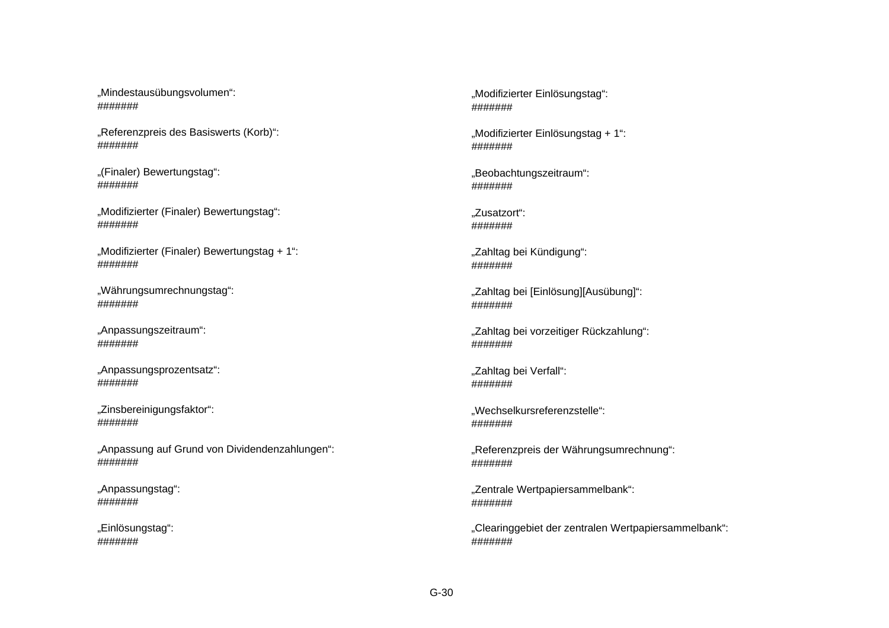„Mindestausübungsvolumen“:
#######

„Referenzpreis des Basiswerts (Korb)“:
#######

„(Finaler) Bewertungstag“:
#######

„Modifizierter (Finaler) Bewertungstag“:
#######

„Modifizierter (Finaler) Bewertungstag + 1“:
#######

„Währungsumrechnungstag“:
#######

„Anpassungszeitraum“:
#######

„Anpassungsprozentsatz“:
#######

„Zinsbereinigungsfaktor“:
#######

„Anpassung auf Grund von Dividendenzahlungen“:
#######

„Anpassungstag“:
#######

„Einlösungstag“:
#######

„Modifizierter Einlösungstag“:
#######

„Modifizierter Einlösungstag + 1“:
#######

„Beobachtungszeitraum“:
#######

„Zusatzort“:
#######

„Zahltag bei Kündigung“:
#######

„Zahltag bei [Einlösung][Ausübung]“:
#######

„Zahltag bei vorzeitiger Rückzahlung“:
#######

„Zahltag bei Verfall“:
#######

„Wechselkursreferenzstelle“:
#######

„Referenzpreis der Währungsumrechnung“:
#######

„Zentrale Wertpapiersammelbank“:
#######

„Clearinggebiet der zentralen Wertpapiersammelbank“:
#######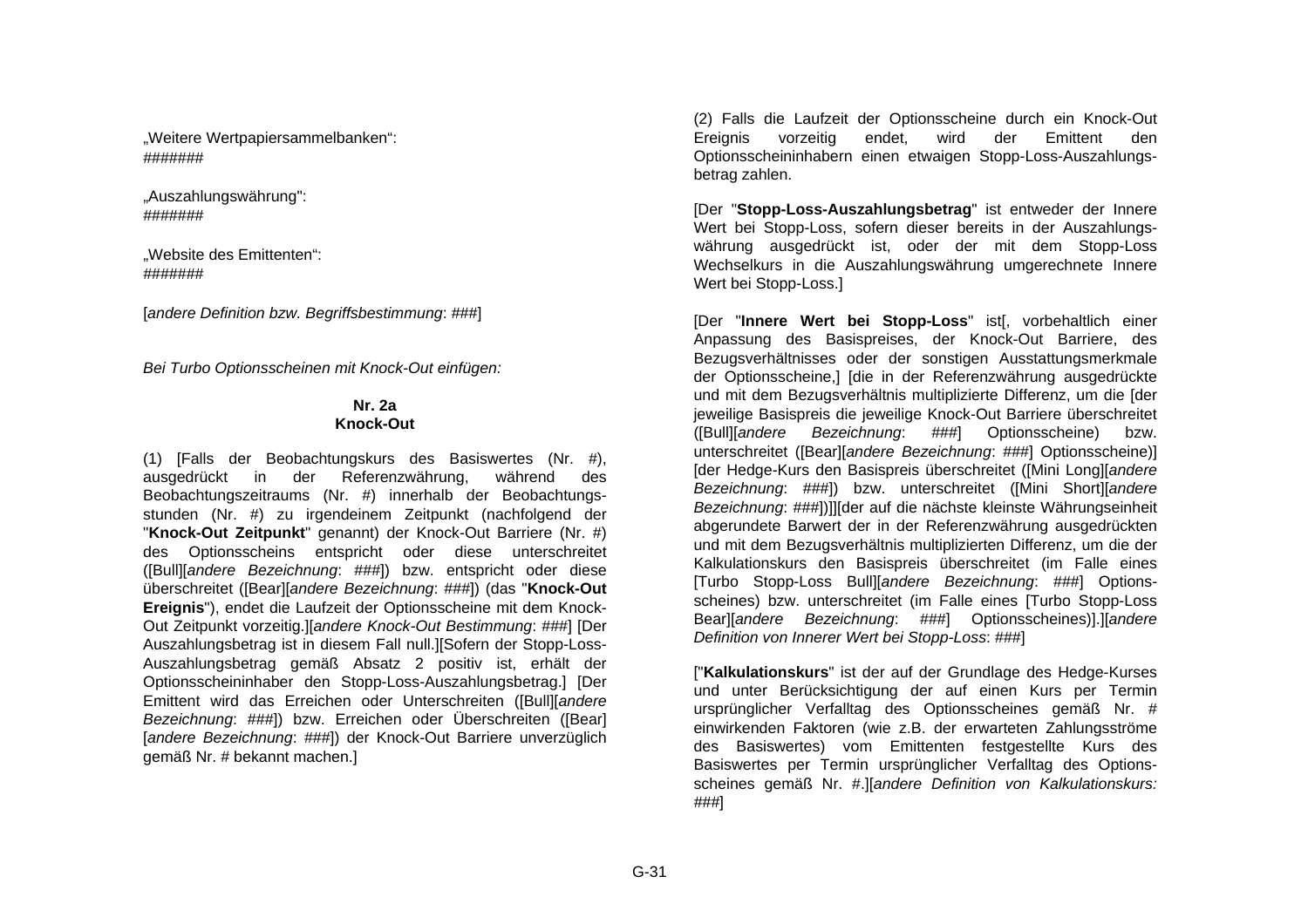„Weitere Wertpapiersammelbanken“:
#######

„Auszahlungswährung":
#######

„Website des Emittenten“:
#######

[*andere Definition bzw. Begriffsbestimmung*: ###]

*Bei Turbo Optionsscheinen mit Knock-Out einfügen:*

**Nr. 2a**
**Knock-Out**

(1) [Falls der Beobachtungskurs des Basiswertes (Nr. #), ausgedrückt in der Referenzwährung, während des Beobachtungszeitraums (Nr. #) innerhalb der Beobachtungsstunden (Nr. #) zu irgendeinem Zeitpunkt (nachfolgend der "**Knock-Out Zeitpunkt**" genannt) der Knock-Out Barriere (Nr. #) des Optionsscheins entspricht oder diese unterschreitet ([Bull][*andere Bezeichnung*: ###]) bzw. entspricht oder diese überschreitet ([Bear][*andere Bezeichnung*: ###]) (das "**Knock-Out Ereignis**"), endet die Laufzeit der Optionsscheine mit dem Knock-Out Zeitpunkt vorzeitig.][*andere Knock-Out Bestimmung*: ###] [Der Auszahlungsbetrag ist in diesem Fall null.][Sofern der Stopp-Loss-Auszahlungsbetrag gemäß Absatz 2 positiv ist, erhält der Optionsscheininhaber den Stopp-Loss-Auszahlungsbetrag.] [Der Emittent wird das Erreichen oder Unterschreiten ([Bull][*andere Bezeichnung*: ###]) bzw. Erreichen oder Überschreiten ([Bear] [*andere Bezeichnung*: ###]) der Knock-Out Barriere unverzüglich gemäß Nr. # bekannt machen.]

(2) Falls die Laufzeit der Optionsscheine durch ein Knock-Out Ereignis vorzeitig endet, wird der Emittent den Optionsscheininhabern einen etwaigen Stopp-Loss-Auszahlungsbetrag zahlen.

[Der "**Stopp-Loss-Auszahlungsbetrag**" ist entweder der Innere Wert bei Stopp-Loss, sofern dieser bereits in der Auszahlungswährung ausgedrückt ist, oder der mit dem Stopp-Loss Wechselkurs in die Auszahlungswährung umgerechnete Innere Wert bei Stopp-Loss.]

[Der "**Innere Wert bei Stopp-Loss**" ist[, vorbehaltlich einer Anpassung des Basispreises, der Knock-Out Barriere, des Bezugsverhältnisses oder der sonstigen Ausstattungsmerkmale der Optionsscheine,] [die in der Referenzwährung ausgedrückte und mit dem Bezugsverhältnis multiplizierte Differenz, um die [der jeweilige Basispreis die jeweilige Knock-Out Barriere überschreitet ([Bull][*andere Bezeichnung*: ###] Optionsscheine) bzw. unterschreitet ([Bear][*andere Bezeichnung*: ###] Optionsscheine)] [der Hedge-Kurs den Basispreis überschreitet ([Mini Long][*andere Bezeichnung*: ###]) bzw. unterschreitet ([Mini Short][*andere Bezeichnung*: ###])]][der auf die nächste kleinste Währungseinheit abgerundete Barwert der in der Referenzwährung ausgedrückten und mit dem Bezugsverhältnis multiplizierten Differenz, um die der Kalkulationskurs den Basispreis überschreitet (im Falle eines [Turbo Stopp-Loss Bull][*andere Bezeichnung*: ###] Optionsscheines) bzw. unterschreitet (im Falle eines [Turbo Stopp-Loss Bear][*andere Bezeichnung*: ###] Optionsscheines)].][*andere Definition von Innerer Wert bei Stopp-Loss*: ###]

["**Kalkulationskurs**" ist der auf der Grundlage des Hedge-Kurses und unter Berücksichtigung der auf einen Kurs per Termin ursprünglicher Verfalltag des Optionsscheines gemäß Nr. # einwirkenden Faktoren (wie z.B. der erwarteten Zahlungsströme des Basiswertes) vom Emittenten festgestellte Kurs des Basiswertes per Termin ursprünglicher Verfalltag des Optionsscheines gemäß Nr. #.][*andere Definition von Kalkulationskurs:* ###]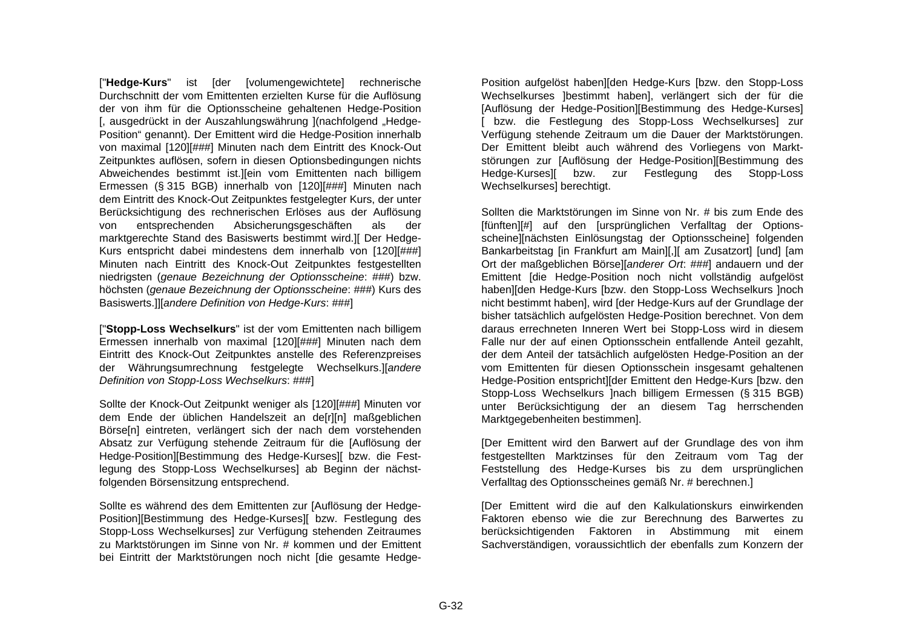["**Hedge-Kurs**" ist [der [volumengewichtete] rechnerische Durchschnitt der vom Emittenten erzielten Kurse für die Auflösung der von ihm für die Optionsscheine gehaltenen Hedge-Position [, ausgedrückt in der Auszahlungswährung ](nachfolgend „Hedge-Position" genannt). Der Emittent wird die Hedge-Position innerhalb von maximal [120][###] Minuten nach dem Eintritt des Knock-Out Zeitpunktes auflösen, sofern in diesen Optionsbedingungen nichts Abweichendes bestimmt ist.][ein vom Emittenten nach billigem Ermessen (§ 315 BGB) innerhalb von [120][###] Minuten nach dem Eintritt des Knock-Out Zeitpunktes festgelegter Kurs, der unter Berücksichtigung des rechnerischen Erlöses aus der Auflösung von entsprechenden Absicherungsgeschäften als der marktgerechte Stand des Basiswerts bestimmt wird.][ Der Hedge-Kurs entspricht dabei mindestens dem innerhalb von [120][###] Minuten nach Eintritt des Knock-Out Zeitpunktes festgestellten niedrigsten (*genaue Bezeichnung der Optionsscheine*: ###) bzw. höchsten (*genaue Bezeichnung der Optionsscheine*: ###) Kurs des Basiswerts.]][*andere Definition von Hedge-Kurs*: ###]

["**Stopp-Loss Wechselkurs**" ist der vom Emittenten nach billigem Ermessen innerhalb von maximal [120][###] Minuten nach dem Eintritt des Knock-Out Zeitpunktes anstelle des Referenzpreises der Währungsumrechnung festgelegte Wechselkurs.][*andere Definition von Stopp-Loss Wechselkurs*: ###]

Sollte der Knock-Out Zeitpunkt weniger als [120][###] Minuten vor dem Ende der üblichen Handelszeit an de[r][n] maßgeblichen Börse[n] eintreten, verlängert sich der nach dem vorstehenden Absatz zur Verfügung stehende Zeitraum für die [Auflösung der Hedge-Position][Bestimmung des Hedge-Kurses][ bzw. die Festlegung des Stopp-Loss Wechselkurses] ab Beginn der nächstfolgenden Börsensitzung entsprechend.

Sollte es während des dem Emittenten zur [Auflösung der Hedge-Position][Bestimmung des Hedge-Kurses][ bzw. Festlegung des Stopp-Loss Wechselkurses] zur Verfügung stehenden Zeitraumes zu Marktstörungen im Sinne von Nr. # kommen und der Emittent bei Eintritt der Marktstörungen noch nicht [die gesamte Hedge-Position aufgelöst haben][den Hedge-Kurs [bzw. den Stopp-Loss Wechselkurses ]bestimmt haben], verlängert sich der für die [Auflösung der Hedge-Position][Bestimmung des Hedge-Kurses] [ bzw. die Festlegung des Stopp-Loss Wechselkurses] zur Verfügung stehende Zeitraum um die Dauer der Marktstörungen. Der Emittent bleibt auch während des Vorliegens von Marktstörungen zur [Auflösung der Hedge-Position][Bestimmung des Hedge-Kurses][ bzw. zur Festlegung des Stopp-Loss Wechselkurses] berechtigt.

Sollten die Marktstörungen im Sinne von Nr. # bis zum Ende des [fünften][#] auf den [ursprünglichen Verfalltag der Optionsscheine][nächsten Einlösungstag der Optionsscheine] folgenden Bankarbeitstag [in Frankfurt am Main][,][ am Zusatzort] [und] [am Ort der maßgeblichen Börse][*anderer Ort*: ###] andauern und der Emittent [die Hedge-Position noch nicht vollständig aufgelöst haben][den Hedge-Kurs [bzw. den Stopp-Loss Wechselkurs ]noch nicht bestimmt haben], wird [der Hedge-Kurs auf der Grundlage der bisher tatsächlich aufgelösten Hedge-Position berechnet. Von dem daraus errechneten Inneren Wert bei Stopp-Loss wird in diesem Falle nur der auf einen Optionsschein entfallende Anteil gezahlt, der dem Anteil der tatsächlich aufgelösten Hedge-Position an der vom Emittenten für diesen Optionsschein insgesamt gehaltenen Hedge-Position entspricht][der Emittent den Hedge-Kurs [bzw. den Stopp-Loss Wechselkurs ]nach billigem Ermessen (§ 315 BGB) unter Berücksichtigung der an diesem Tag herrschenden Marktgegebenheiten bestimmen].

[Der Emittent wird den Barwert auf der Grundlage des von ihm festgestellten Marktzinses für den Zeitraum vom Tag der Feststellung des Hedge-Kurses bis zu dem ursprünglichen Verfalltag des Optionsscheines gemäß Nr. # berechnen.]

[Der Emittent wird die auf den Kalkulationskurs einwirkenden Faktoren ebenso wie die zur Berechnung des Barwertes zu berücksichtigenden Faktoren in Abstimmung mit einem Sachverständigen, voraussichtlich der ebenfalls zum Konzern der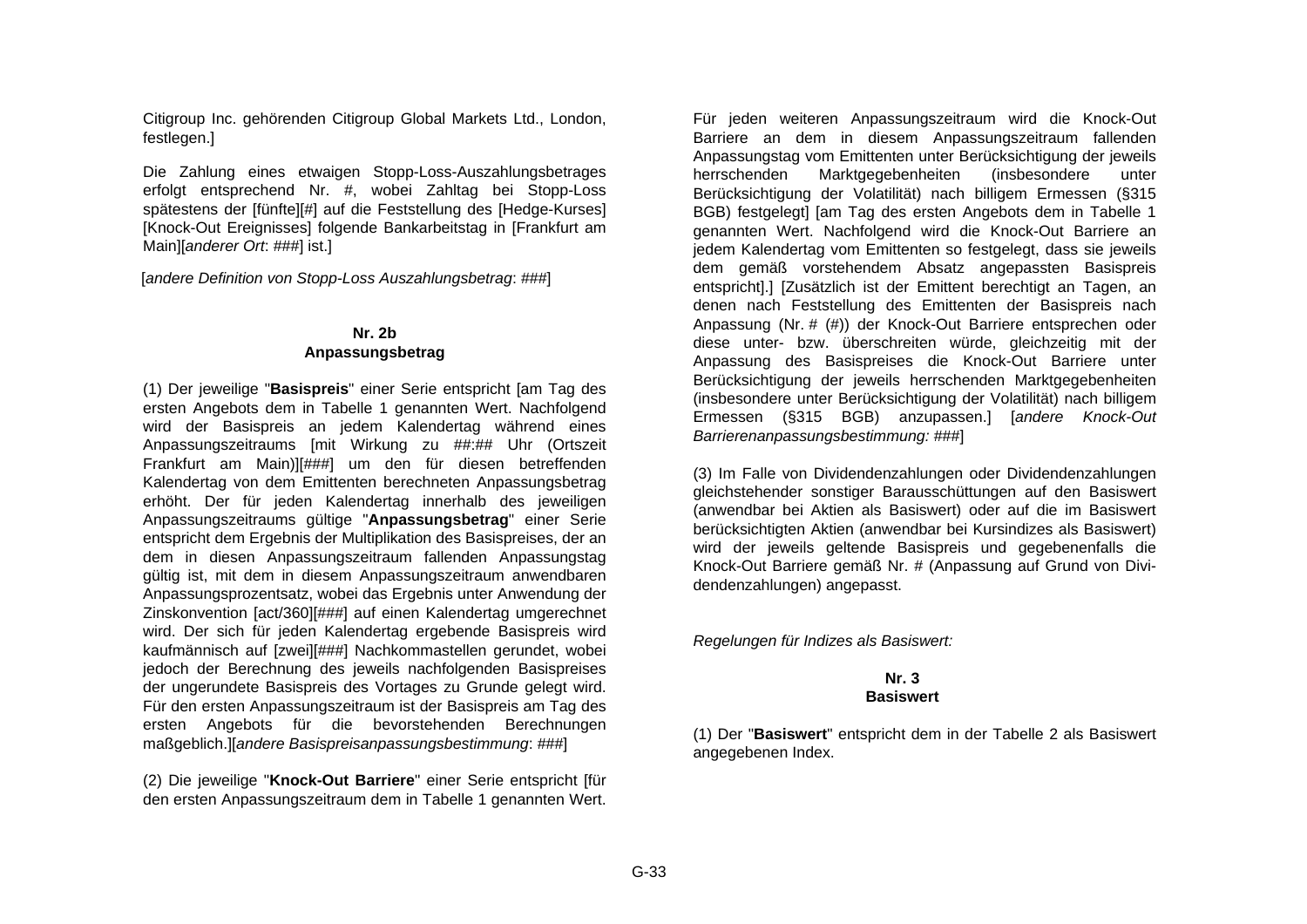Citigroup Inc. gehörenden Citigroup Global Markets Ltd., London, festlegen.]

Die Zahlung eines etwaigen Stopp-Loss-Auszahlungsbetrages erfolgt entsprechend Nr. #, wobei Zahltag bei Stopp-Loss spätestens der [fünfte][#] auf die Feststellung des [Hedge-Kurses] [Knock-Out Ereignisses] folgende Bankarbeitstag in [Frankfurt am Main][*anderer Ort*: ###] ist.]

[*andere Definition von Stopp-Loss Auszahlungsbetrag*: ###]

**Nr. 2b**
**Anpassungsbetrag**

(1) Der jeweilige "**Basispreis**" einer Serie entspricht [am Tag des ersten Angebots dem in Tabelle 1 genannten Wert. Nachfolgend wird der Basispreis an jedem Kalendertag während eines Anpassungszeitraums [mit Wirkung zu ##:## Uhr (Ortszeit Frankfurt am Main)][###] um den für diesen betreffenden Kalendertag von dem Emittenten berechneten Anpassungsbetrag erhöht. Der für jeden Kalendertag innerhalb des jeweiligen Anpassungszeitraums gültige "**Anpassungsbetrag**" einer Serie entspricht dem Ergebnis der Multiplikation des Basispreises, der an dem in diesen Anpassungszeitraum fallenden Anpassungstag gültig ist, mit dem in diesem Anpassungszeitraum anwendbaren Anpassungsprozentsatz, wobei das Ergebnis unter Anwendung der Zinskonvention [act/360][###] auf einen Kalendertag umgerechnet wird. Der sich für jeden Kalendertag ergebende Basispreis wird kaufmännisch auf [zwei][###] Nachkommastellen gerundet, wobei jedoch der Berechnung des jeweils nachfolgenden Basispreises der ungerundete Basispreis des Vortages zu Grunde gelegt wird. Für den ersten Anpassungszeitraum ist der Basispreis am Tag des ersten Angebots für die bevorstehenden Berechnungen maßgeblich.][*andere Basispreisanpassungsbestimmung*: ###]

(2) Die jeweilige "**Knock-Out Barriere**" einer Serie entspricht [für den ersten Anpassungszeitraum dem in Tabelle 1 genannten Wert. Für jeden weiteren Anpassungszeitraum wird die Knock-Out Barriere an dem in diesem Anpassungszeitraum fallenden Anpassungstag vom Emittenten unter Berücksichtigung der jeweils herrschenden Marktgegebenheiten (insbesondere unter Berücksichtigung der Volatilität) nach billigem Ermessen (§315 BGB) festgelegt] [am Tag des ersten Angebots dem in Tabelle 1 genannten Wert. Nachfolgend wird die Knock-Out Barriere an jedem Kalendertag vom Emittenten so festgelegt, dass sie jeweils dem gemäß vorstehendem Absatz angepassten Basispreis entspricht].] [Zusätzlich ist der Emittent berechtigt an Tagen, an denen nach Feststellung des Emittenten der Basispreis nach Anpassung (Nr. # (#)) der Knock-Out Barriere entsprechen oder diese unter- bzw. überschreiten würde, gleichzeitig mit der Anpassung des Basispreises die Knock-Out Barriere unter Berücksichtigung der jeweils herrschenden Marktgegebenheiten (insbesondere unter Berücksichtigung der Volatilität) nach billigem Ermessen (§315 BGB) anzupassen.] [*andere Knock-Out Barrierenanpassungsbestimmung:* ###]

(3) Im Falle von Dividendenzahlungen oder Dividendenzahlungen gleichstehender sonstiger Barausschüttungen auf den Basiswert (anwendbar bei Aktien als Basiswert) oder auf die im Basiswert berücksichtigten Aktien (anwendbar bei Kursindizes als Basiswert) wird der jeweils geltende Basispreis und gegebenenfalls die Knock-Out Barriere gemäß Nr. # (Anpassung auf Grund von Dividendenzahlungen) angepasst.

*Regelungen für Indizes als Basiswert:*

**Nr. 3**
**Basiswert**

(1) Der "**Basiswert**" entspricht dem in der Tabelle 2 als Basiswert angegebenen Index.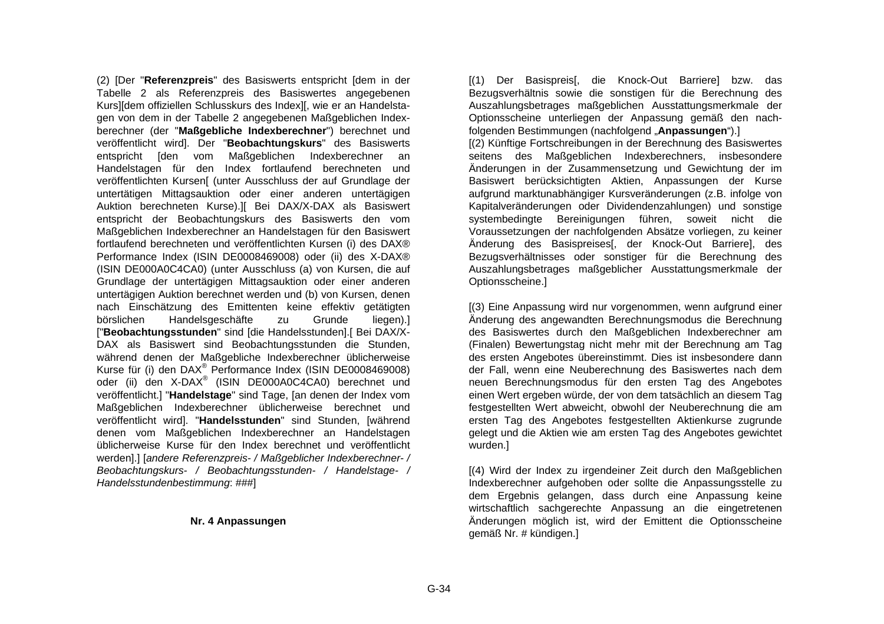(2) [Der "**Referenzpreis**" des Basiswerts entspricht [dem in der Tabelle 2 als Referenzpreis des Basiswertes angegebenen Kurs][dem offiziellen Schlusskurs des Index][, wie er an Handelstagen von dem in der Tabelle 2 angegebenen Maßgeblichen Indexberechner (der "**Maßgebliche Indexberechner**") berechnet und veröffentlicht wird]. Der "**Beobachtungskurs**" des Basiswerts entspricht [den vom Maßgeblichen Indexberechner an Handelstagen für den Index fortlaufend berechneten und veröffentlichten Kursen[ (unter Ausschluss der auf Grundlage der untertätigen Mittagsauktion oder einer anderen untertägigen Auktion berechneten Kurse).][ Bei DAX/X-DAX als Basiswert entspricht der Beobachtungskurs des Basiswerts den vom Maßgeblichen Indexberechner an Handelstagen für den Basiswert fortlaufend berechneten und veröffentlichten Kursen (i) des DAX® Performance Index (ISIN DE0008469008) oder (ii) des X-DAX® (ISIN DE000A0C4CA0) (unter Ausschluss (a) von Kursen, die auf Grundlage der untertägigen Mittagsauktion oder einer anderen untertägigen Auktion berechnet werden und (b) von Kursen, denen nach Einschätzung des Emittenten keine effektiv getätigten börslichen Handelsgeschäfte zu Grunde liegen).] ["**Beobachtungsstunden**" sind [die Handelsstunden].[ Bei DAX/X-DAX als Basiswert sind Beobachtungsstunden die Stunden, während denen der Maßgebliche Indexberechner üblicherweise Kurse für (i) den DAX® Performance Index (ISIN DE0008469008) oder (ii) den X-DAX® (ISIN DE000A0C4CA0) berechnet und veröffentlicht.] "**Handelstage**" sind Tage, [an denen der Index vom Maßgeblichen Indexberechner üblicherweise berechnet und veröffentlicht wird]. "**Handelsstunden**" sind Stunden, [während denen vom Maßgeblichen Indexberechner an Handelstagen üblicherweise Kurse für den Index berechnet und veröffentlicht werden].] [*andere Referenzpreis- / Maßgeblicher Indexberechner- / Beobachtungskurs- / Beobachtungsstunden- / Handelstage- / Handelsstundenbestimmung*: ###]

**Nr. 4 Anpassungen**

[(1) Der Basispreis[, die Knock-Out Barriere] bzw. das Bezugsverhältnis sowie die sonstigen für die Berechnung des Auszahlungsbetrages maßgeblichen Ausstattungsmerkmale der Optionsscheine unterliegen der Anpassung gemäß den nachfolgenden Bestimmungen (nachfolgend „**Anpassungen**").]

[(2) Künftige Fortschreibungen in der Berechnung des Basiswertes seitens des Maßgeblichen Indexberechners, insbesondere Änderungen in der Zusammensetzung und Gewichtung der im Basiswert berücksichtigten Aktien, Anpassungen der Kurse aufgrund marktunabhängiger Kursveränderungen (z.B. infolge von Kapitalveränderungen oder Dividendenzahlungen) und sonstige systembedingte Bereinigungen führen, soweit nicht die Voraussetzungen der nachfolgenden Absätze vorliegen, zu keiner Änderung des Basispreises[, der Knock-Out Barriere], des Bezugsverhältnisses oder sonstiger für die Berechnung des Auszahlungsbetrages maßgeblicher Ausstattungsmerkmale der Optionsscheine.]

[(3) Eine Anpassung wird nur vorgenommen, wenn aufgrund einer Änderung des angewandten Berechnungsmodus die Berechnung des Basiswertes durch den Maßgeblichen Indexberechner am (Finalen) Bewertungstag nicht mehr mit der Berechnung am Tag des ersten Angebotes übereinstimmt. Dies ist insbesondere dann der Fall, wenn eine Neuberechnung des Basiswertes nach dem neuen Berechnungsmodus für den ersten Tag des Angebotes einen Wert ergeben würde, der von dem tatsächlich an diesem Tag festgestellten Wert abweicht, obwohl der Neuberechnung die am ersten Tag des Angebotes festgestellten Aktienkurse zugrunde gelegt und die Aktien wie am ersten Tag des Angebotes gewichtet wurden.]

[(4) Wird der Index zu irgendeiner Zeit durch den Maßgeblichen Indexberechner aufgehoben oder sollte die Anpassungsstelle zu dem Ergebnis gelangen, dass durch eine Anpassung keine wirtschaftlich sachgerechte Anpassung an die eingetretenen Änderungen möglich ist, wird der Emittent die Optionsscheine gemäß Nr. # kündigen.]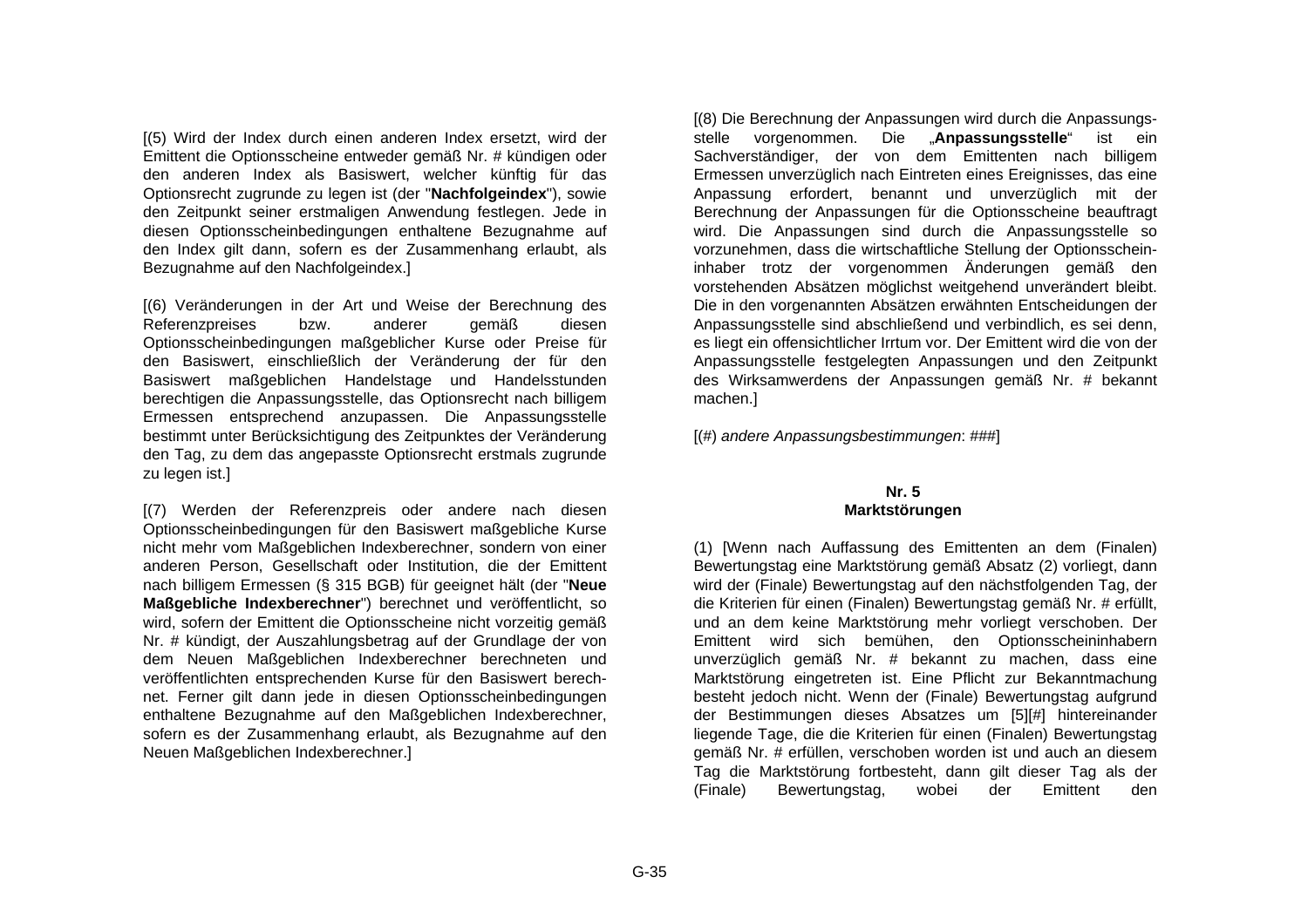[(5) Wird der Index durch einen anderen Index ersetzt, wird der Emittent die Optionsscheine entweder gemäß Nr. # kündigen oder den anderen Index als Basiswert, welcher künftig für das Optionsrecht zugrunde zu legen ist (der "**Nachfolgeindex**"), sowie den Zeitpunkt seiner erstmaligen Anwendung festlegen. Jede in diesen Optionsscheinbedingungen enthaltene Bezugnahme auf den Index gilt dann, sofern es der Zusammenhang erlaubt, als Bezugnahme auf den Nachfolgeindex.]

[(6) Veränderungen in der Art und Weise der Berechnung des Referenzpreises bzw. anderer gemäß diesen Optionsscheinbedingungen maßgeblicher Kurse oder Preise für den Basiswert, einschließlich der Veränderung der für den Basiswert maßgeblichen Handelstage und Handelsstunden berechtigen die Anpassungsstelle, das Optionsrecht nach billigem Ermessen entsprechend anzupassen. Die Anpassungsstelle bestimmt unter Berücksichtigung des Zeitpunktes der Veränderung den Tag, zu dem das angepasste Optionsrecht erstmals zugrunde zu legen ist.]

[(7) Werden der Referenzpreis oder andere nach diesen Optionsscheinbedingungen für den Basiswert maßgebliche Kurse nicht mehr vom Maßgeblichen Indexberechner, sondern von einer anderen Person, Gesellschaft oder Institution, die der Emittent nach billigem Ermessen (§ 315 BGB) für geeignet hält (der "**Neue Maßgebliche Indexberechner**") berechnet und veröffentlicht, so wird, sofern der Emittent die Optionsscheine nicht vorzeitig gemäß Nr. # kündigt, der Auszahlungsbetrag auf der Grundlage der von dem Neuen Maßgeblichen Indexberechner berechneten und veröffentlichten entsprechenden Kurse für den Basiswert berechnet. Ferner gilt dann jede in diesen Optionsscheinbedingungen enthaltene Bezugnahme auf den Maßgeblichen Indexberechner, sofern es der Zusammenhang erlaubt, als Bezugnahme auf den Neuen Maßgeblichen Indexberechner.]

[(8) Die Berechnung der Anpassungen wird durch die Anpassungsstelle vorgenommen. Die „**Anpassungsstelle**" ist ein Sachverständiger, der von dem Emittenten nach billigem Ermessen unverzüglich nach Eintreten eines Ereignisses, das eine Anpassung erfordert, benannt und unverzüglich mit der Berechnung der Anpassungen für die Optionsscheine beauftragt wird. Die Anpassungen sind durch die Anpassungsstelle so vorzunehmen, dass die wirtschaftliche Stellung der Optionsscheininhaber trotz der vorgenommen Änderungen gemäß den vorstehenden Absätzen möglichst weitgehend unverändert bleibt. Die in den vorgenannten Absätzen erwähnten Entscheidungen der Anpassungsstelle sind abschließend und verbindlich, es sei denn, es liegt ein offensichtlicher Irrtum vor. Der Emittent wird die von der Anpassungsstelle festgelegten Anpassungen und den Zeitpunkt des Wirksamwerdens der Anpassungen gemäß Nr. # bekannt machen.]

[(#) *andere Anpassungsbestimmungen*: ###]

**Nr. 5**
**Marktstörungen**

(1) [Wenn nach Auffassung des Emittenten an dem (Finalen) Bewertungstag eine Marktstörung gemäß Absatz (2) vorliegt, dann wird der (Finale) Bewertungstag auf den nächstfolgenden Tag, der die Kriterien für einen (Finalen) Bewertungstag gemäß Nr. # erfüllt, und an dem keine Marktstörung mehr vorliegt verschoben. Der Emittent wird sich bemühen, den Optionsscheininhabern unverzüglich gemäß Nr. # bekannt zu machen, dass eine Marktstörung eingetreten ist. Eine Pflicht zur Bekanntmachung besteht jedoch nicht. Wenn der (Finale) Bewertungstag aufgrund der Bestimmungen dieses Absatzes um [5][#] hintereinander liegende Tage, die die Kriterien für einen (Finalen) Bewertungstag gemäß Nr. # erfüllen, verschoben worden ist und auch an diesem Tag die Marktstörung fortbesteht, dann gilt dieser Tag als der (Finale) Bewertungstag, wobei der Emittent den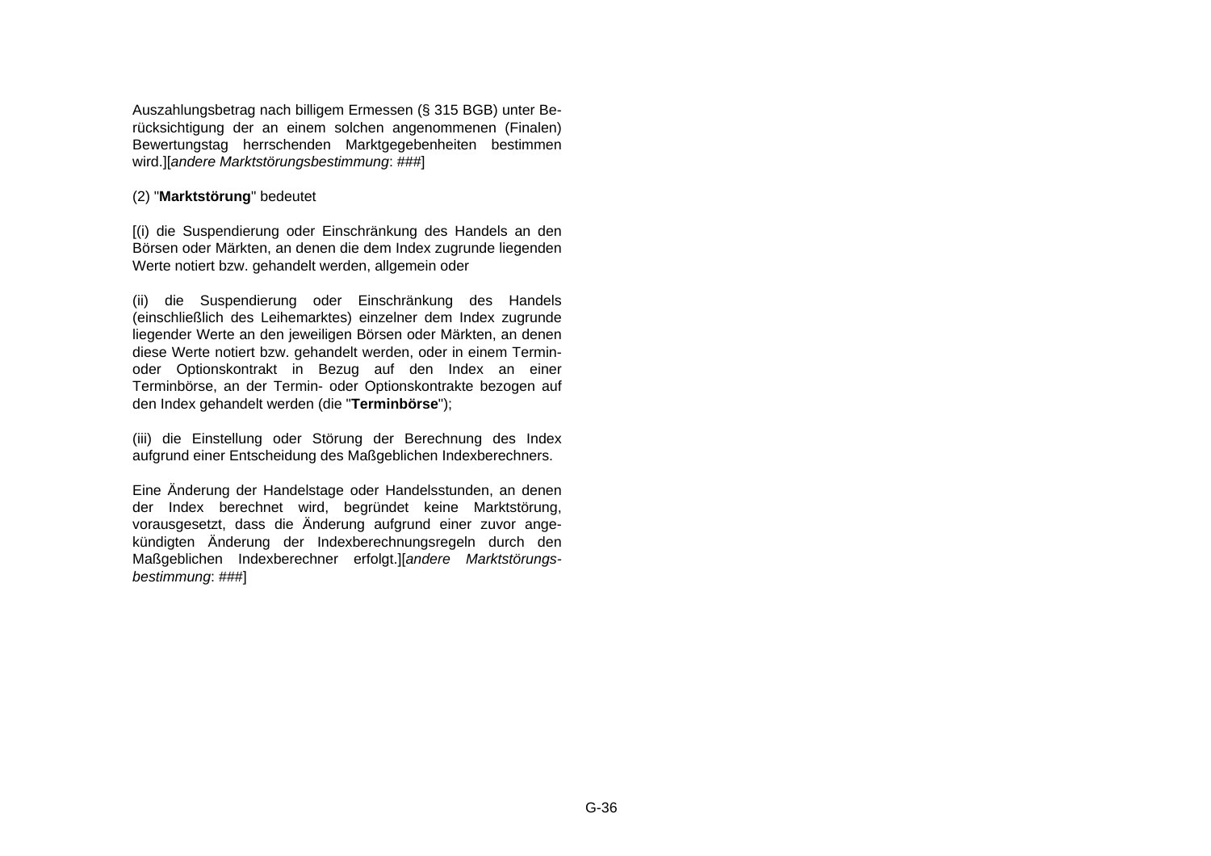Auszahlungsbetrag nach billigem Ermessen (§ 315 BGB) unter Berücksichtigung der an einem solchen angenommenen (Finalen) Bewertungstag herrschenden Marktgegebenheiten bestimmen wird.][*andere Marktstörungsbestimmung*: ###]

(2) "**Marktstörung**" bedeutet

[(i) die Suspendierung oder Einschränkung des Handels an den Börsen oder Märkten, an denen die dem Index zugrunde liegenden Werte notiert bzw. gehandelt werden, allgemein oder

(ii) die Suspendierung oder Einschränkung des Handels (einschließlich des Leihemarktes) einzelner dem Index zugrunde liegender Werte an den jeweiligen Börsen oder Märkten, an denen diese Werte notiert bzw. gehandelt werden, oder in einem Termin- oder Optionskontrakt in Bezug auf den Index an einer Terminbörse, an der Termin- oder Optionskontrakte bezogen auf den Index gehandelt werden (die "**Terminbörse**");

(iii) die Einstellung oder Störung der Berechnung des Index aufgrund einer Entscheidung des Maßgeblichen Indexberechners.

Eine Änderung der Handelstage oder Handelsstunden, an denen der Index berechnet wird, begründet keine Marktstörung, vorausgesetzt, dass die Änderung aufgrund einer zuvor angekündigten Änderung der Indexberechnungsregeln durch den Maßgeblichen Indexberechner erfolgt.][*andere Marktstörungsbestimmung*: ###]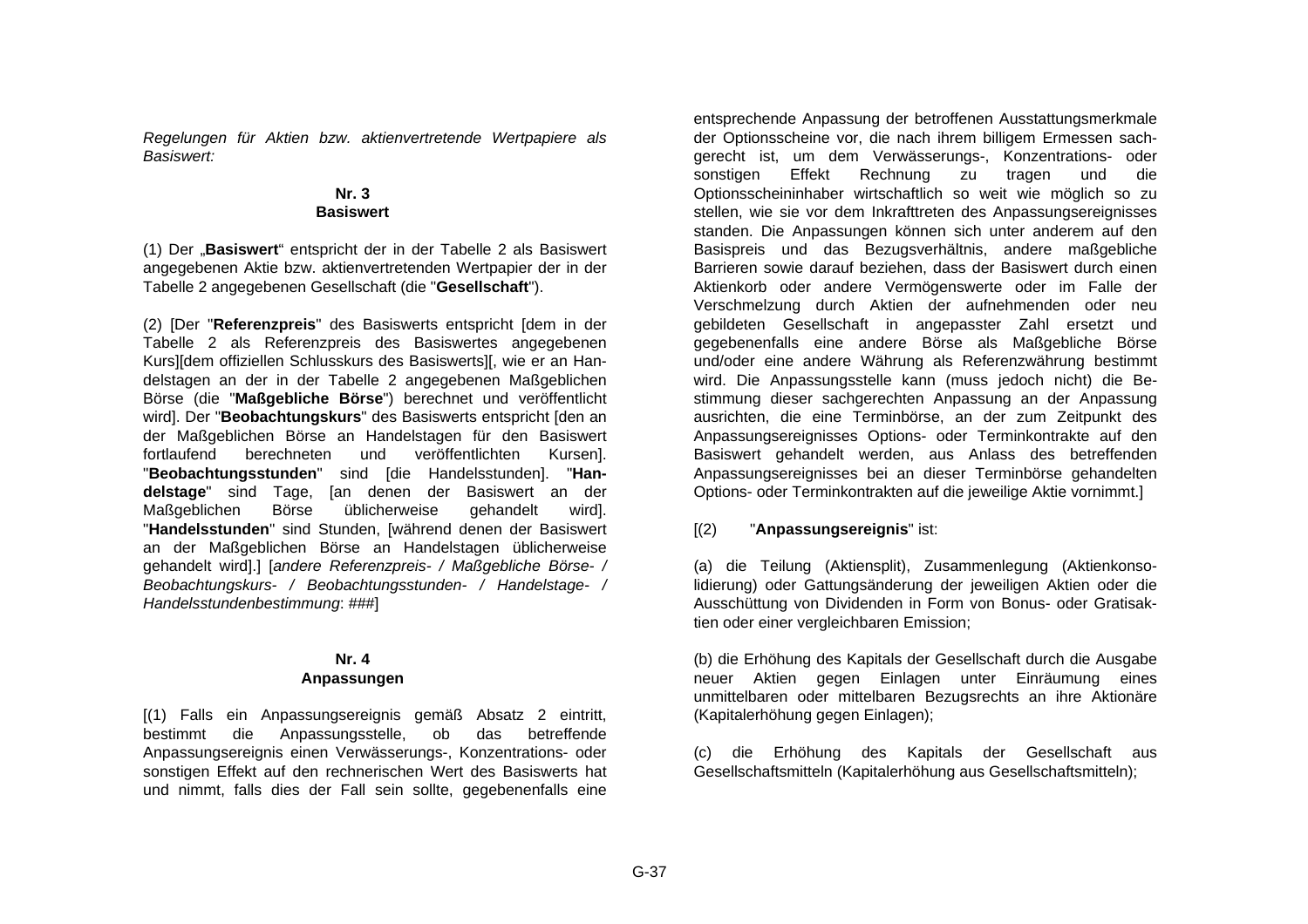*Regelungen für Aktien bzw. aktienvertretende Wertpapiere als Basiswert:*

**Nr. 3**
**Basiswert**

(1) Der „**Basiswert**" entspricht der in der Tabelle 2 als Basiswert angegebenen Aktie bzw. aktienvertretenden Wertpapier der in der Tabelle 2 angegebenen Gesellschaft (die "**Gesellschaft**").

(2) [Der "**Referenzpreis**" des Basiswerts entspricht [dem in der Tabelle 2 als Referenzpreis des Basiswertes angegebenen Kurs][dem offiziellen Schlusskurs des Basiswerts][, wie er an Handelstagen an der in der Tabelle 2 angegebenen Maßgeblichen Börse (die "**Maßgebliche Börse**") berechnet und veröffentlicht wird]. Der "**Beobachtungskurs**" des Basiswerts entspricht [den an der Maßgeblichen Börse an Handelstagen für den Basiswert fortlaufend berechneten und veröffentlichten Kursen]. "**Beobachtungsstunden**" sind [die Handelsstunden]. "**Handelstage**" sind Tage, [an denen der Basiswert an der Maßgeblichen Börse üblicherweise gehandelt wird]. "**Handelsstunden**" sind Stunden, [während denen der Basiswert an der Maßgeblichen Börse an Handelstagen üblicherweise gehandelt wird].] [*andere Referenzpreis- / Maßgebliche Börse- / Beobachtungskurs- / Beobachtungsstunden- / Handelstage- / Handelsstundenbestimmung*: ###]

**Nr. 4**
**Anpassungen**

[(1) Falls ein Anpassungsereignis gemäß Absatz 2 eintritt, bestimmt die Anpassungsstelle, ob das betreffende Anpassungsereignis einen Verwässerungs-, Konzentrations- oder sonstigen Effekt auf den rechnerischen Wert des Basiswerts hat und nimmt, falls dies der Fall sein sollte, gegebenenfalls eine entsprechende Anpassung der betroffenen Ausstattungsmerkmale der Optionsscheine vor, die nach ihrem billigem Ermessen sachgerecht ist, um dem Verwässerungs-, Konzentrations- oder sonstigen Effekt Rechnung zu tragen und die Optionsscheininhaber wirtschaftlich so weit wie möglich so zu stellen, wie sie vor dem Inkrafttreten des Anpassungsereignisses standen. Die Anpassungen können sich unter anderem auf den Basispreis und das Bezugsverhältnis, andere maßgebliche Barrieren sowie darauf beziehen, dass der Basiswert durch einen Aktienkorb oder andere Vermögenswerte oder im Falle der Verschmelzung durch Aktien der aufnehmenden oder neu gebildeten Gesellschaft in angepasster Zahl ersetzt und gegebenenfalls eine andere Börse als Maßgebliche Börse und/oder eine andere Währung als Referenzwährung bestimmt wird. Die Anpassungsstelle kann (muss jedoch nicht) die Bestimmung dieser sachgerechten Anpassung an der Anpassung ausrichten, die eine Terminbörse, an der zum Zeitpunkt des Anpassungsereignisses Options- oder Terminkontrakte auf den Basiswert gehandelt werden, aus Anlass des betreffenden Anpassungsereignisses bei an dieser Terminbörse gehandelten Options- oder Terminkontrakten auf die jeweilige Aktie vornimmt.]

[(2) "**Anpassungsereignis**" ist:

(a) die Teilung (Aktiensplit), Zusammenlegung (Aktienkonsolidierung) oder Gattungsänderung der jeweiligen Aktien oder die Ausschüttung von Dividenden in Form von Bonus- oder Gratisaktien oder einer vergleichbaren Emission;

(b) die Erhöhung des Kapitals der Gesellschaft durch die Ausgabe neuer Aktien gegen Einlagen unter Einräumung eines unmittelbaren oder mittelbaren Bezugsrechts an ihre Aktionäre (Kapitalerhöhung gegen Einlagen);

(c) die Erhöhung des Kapitals der Gesellschaft aus Gesellschaftsmitteln (Kapitalerhöhung aus Gesellschaftsmitteln);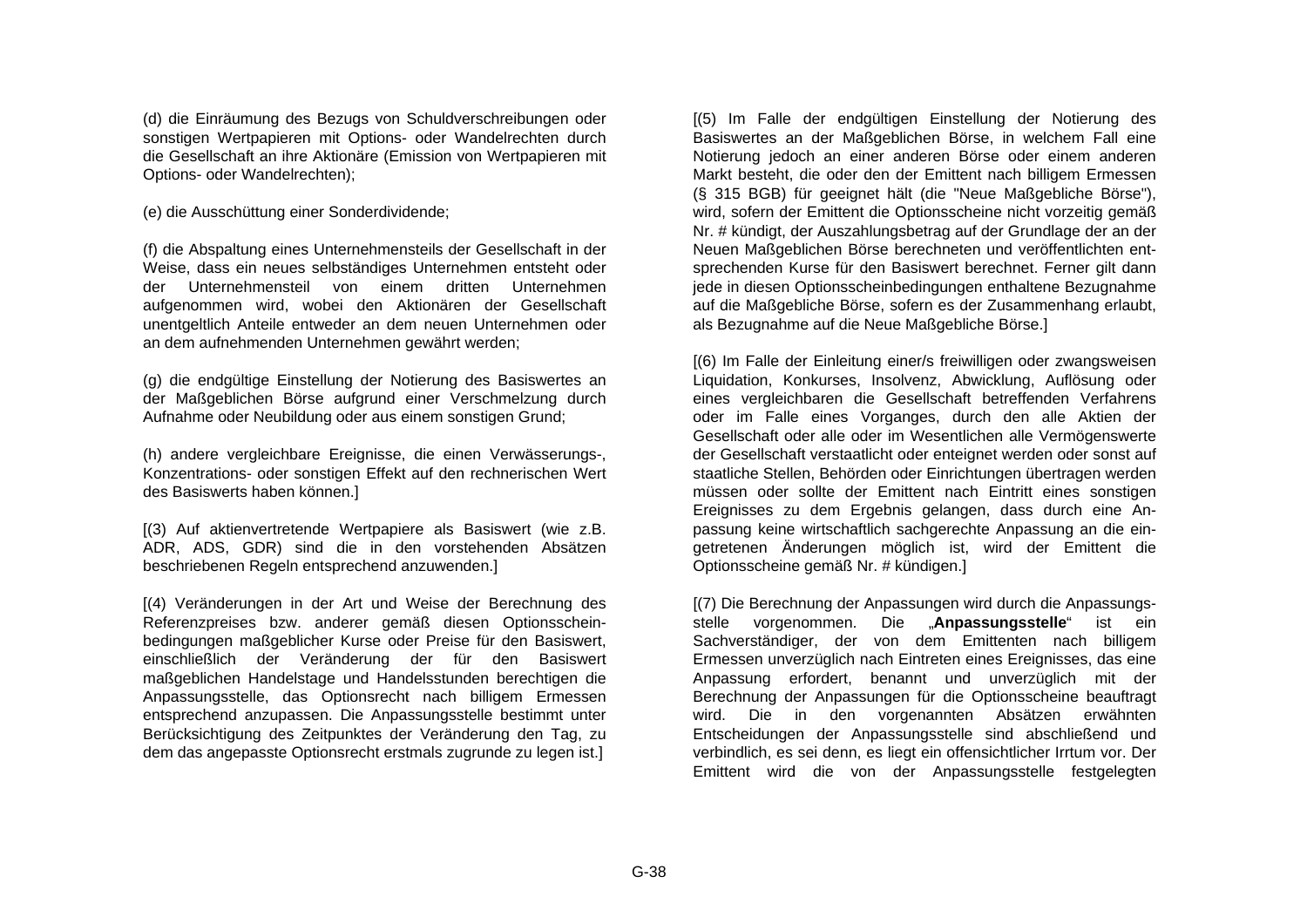(d) die Einräumung des Bezugs von Schuldverschreibungen oder sonstigen Wertpapieren mit Options- oder Wandelrechten durch die Gesellschaft an ihre Aktionäre (Emission von Wertpapieren mit Options- oder Wandelrechten);

(e) die Ausschüttung einer Sonderdividende;

(f) die Abspaltung eines Unternehmensteils der Gesellschaft in der Weise, dass ein neues selbständiges Unternehmen entsteht oder der Unternehmensteil von einem dritten Unternehmen aufgenommen wird, wobei den Aktionären der Gesellschaft unentgeltlich Anteile entweder an dem neuen Unternehmen oder an dem aufnehmenden Unternehmen gewährt werden;

(g) die endgültige Einstellung der Notierung des Basiswertes an der Maßgeblichen Börse aufgrund einer Verschmelzung durch Aufnahme oder Neubildung oder aus einem sonstigen Grund;

(h) andere vergleichbare Ereignisse, die einen Verwässerungs-, Konzentrations- oder sonstigen Effekt auf den rechnerischen Wert des Basiswerts haben können.]

[(3) Auf aktienvertretende Wertpapiere als Basiswert (wie z.B. ADR, ADS, GDR) sind die in den vorstehenden Absätzen beschriebenen Regeln entsprechend anzuwenden.]

[(4) Veränderungen in der Art und Weise der Berechnung des Referenzpreises bzw. anderer gemäß diesen Optionsscheinbedingungen maßgeblicher Kurse oder Preise für den Basiswert, einschließlich der Veränderung der für den Basiswert maßgeblichen Handelstage und Handelsstunden berechtigen die Anpassungsstelle, das Optionsrecht nach billigem Ermessen entsprechend anzupassen. Die Anpassungsstelle bestimmt unter Berücksichtigung des Zeitpunktes der Veränderung den Tag, zu dem das angepasste Optionsrecht erstmals zugrunde zu legen ist.]

[(5) Im Falle der endgültigen Einstellung der Notierung des Basiswertes an der Maßgeblichen Börse, in welchem Fall eine Notierung jedoch an einer anderen Börse oder einem anderen Markt besteht, die oder den der Emittent nach billigem Ermessen (§ 315 BGB) für geeignet hält (die "Neue Maßgebliche Börse"), wird, sofern der Emittent die Optionsscheine nicht vorzeitig gemäß Nr. # kündigt, der Auszahlungsbetrag auf der Grundlage der an der Neuen Maßgeblichen Börse berechneten und veröffentlichten entsprechenden Kurse für den Basiswert berechnet. Ferner gilt dann jede in diesen Optionsscheinbedingungen enthaltene Bezugnahme auf die Maßgebliche Börse, sofern es der Zusammenhang erlaubt, als Bezugnahme auf die Neue Maßgebliche Börse.]

[(6) Im Falle der Einleitung einer/s freiwilligen oder zwangsweisen Liquidation, Konkurses, Insolvenz, Abwicklung, Auflösung oder eines vergleichbaren die Gesellschaft betreffenden Verfahrens oder im Falle eines Vorganges, durch den alle Aktien der Gesellschaft oder alle oder im Wesentlichen alle Vermögenswerte der Gesellschaft verstaatlicht oder enteignet werden oder sonst auf staatliche Stellen, Behörden oder Einrichtungen übertragen werden müssen oder sollte der Emittent nach Eintritt eines sonstigen Ereignisses zu dem Ergebnis gelangen, dass durch eine Anpassung keine wirtschaftlich sachgerechte Anpassung an die eingetretenen Änderungen möglich ist, wird der Emittent die Optionsscheine gemäß Nr. # kündigen.]

[(7) Die Berechnung der Anpassungen wird durch die Anpassungsstelle vorgenommen. Die „**Anpassungsstelle**" ist ein Sachverständiger, der von dem Emittenten nach billigem Ermessen unverzüglich nach Eintreten eines Ereignisses, das eine Anpassung erfordert, benannt und unverzüglich mit der Berechnung der Anpassungen für die Optionsscheine beauftragt wird. Die in den vorgenannten Absätzen erwähnten Entscheidungen der Anpassungsstelle sind abschließend und verbindlich, es sei denn, es liegt ein offensichtlicher Irrtum vor. Der Emittent wird die von der Anpassungsstelle festgelegten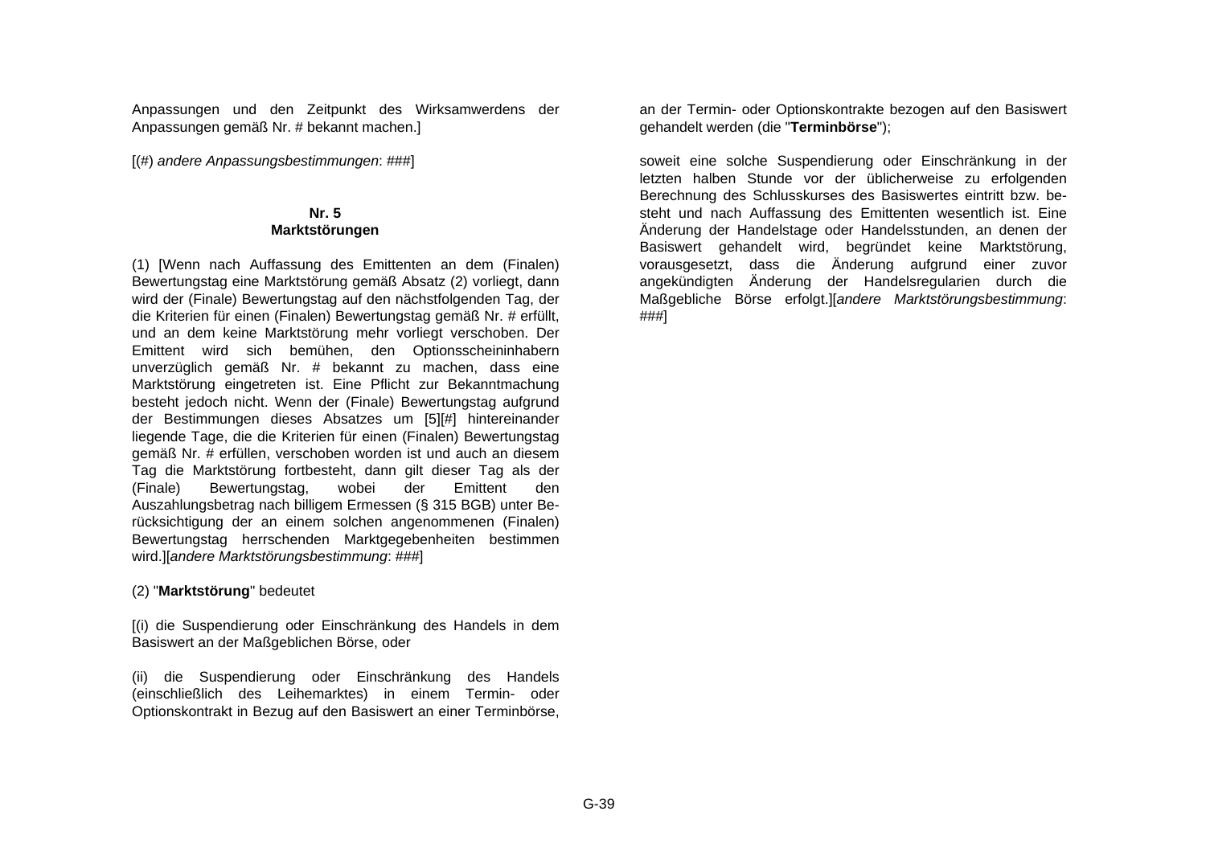Anpassungen und den Zeitpunkt des Wirksamwerdens der Anpassungen gemäß Nr. # bekannt machen.]

[(#) *andere Anpassungsbestimmungen*: ###]

**Nr. 5**
**Marktstörungen**

(1) [Wenn nach Auffassung des Emittenten an dem (Finalen) Bewertungstag eine Marktstörung gemäß Absatz (2) vorliegt, dann wird der (Finale) Bewertungstag auf den nächstfolgenden Tag, der die Kriterien für einen (Finalen) Bewertungstag gemäß Nr. # erfüllt, und an dem keine Marktstörung mehr vorliegt verschoben. Der Emittent wird sich bemühen, den Optionsscheininhabern unverzüglich gemäß Nr. # bekannt zu machen, dass eine Marktstörung eingetreten ist. Eine Pflicht zur Bekanntmachung besteht jedoch nicht. Wenn der (Finale) Bewertungstag aufgrund der Bestimmungen dieses Absatzes um [5][#] hintereinander liegende Tage, die die Kriterien für einen (Finalen) Bewertungstag gemäß Nr. # erfüllen, verschoben worden ist und auch an diesem Tag die Marktstörung fortbesteht, dann gilt dieser Tag als der (Finale) Bewertungstag, wobei der Emittent den Auszahlungsbetrag nach billigem Ermessen (§ 315 BGB) unter Berücksichtigung der an einem solchen angenommenen (Finalen) Bewertungstag herrschenden Marktgegebenheiten bestimmen wird.][*andere Marktstörungsbestimmung*: ###]

(2) "**Marktstörung**" bedeutet

[(i) die Suspendierung oder Einschränkung des Handels in dem Basiswert an der Maßgeblichen Börse, oder

(ii) die Suspendierung oder Einschränkung des Handels (einschließlich des Leihemarktes) in einem Termin- oder Optionskontrakt in Bezug auf den Basiswert an einer Terminbörse, an der Termin- oder Optionskontrakte bezogen auf den Basiswert gehandelt werden (die "**Terminbörse**");

soweit eine solche Suspendierung oder Einschränkung in der letzten halben Stunde vor der üblicherweise zu erfolgenden Berechnung des Schlusskurses des Basiswertes eintritt bzw. besteht und nach Auffassung des Emittenten wesentlich ist. Eine Änderung der Handelstage oder Handelsstunden, an denen der Basiswert gehandelt wird, begründet keine Marktstörung, vorausgesetzt, dass die Änderung aufgrund einer zuvor angekündigten Änderung der Handelsregularien durch die Maßgebliche Börse erfolgt.][*andere Marktstörungsbestimmung*: ###]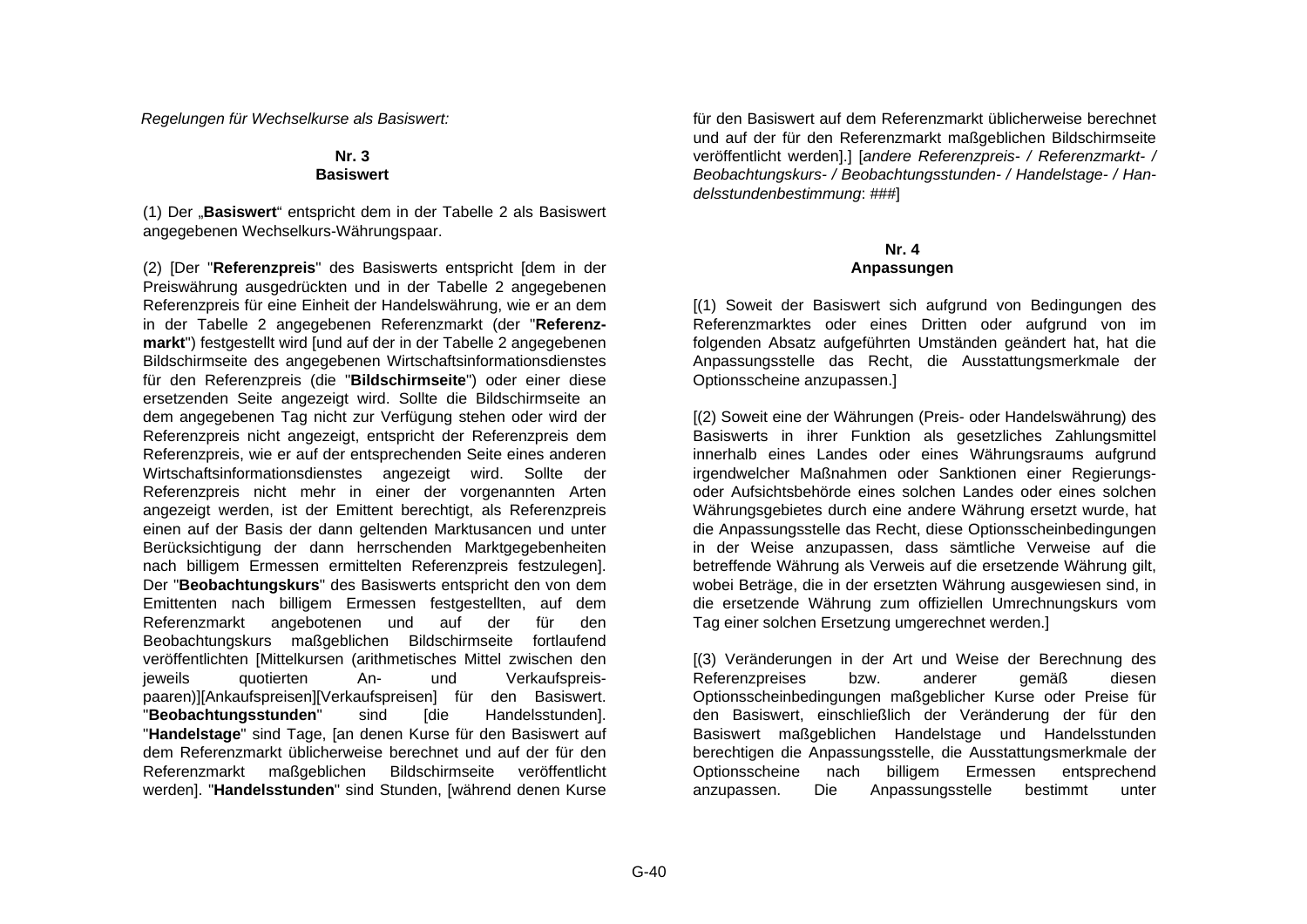*Regelungen für Wechselkurse als Basiswert:*

**Nr. 3**
**Basiswert**

(1) Der „**Basiswert**" entspricht dem in der Tabelle 2 als Basiswert angegebenen Wechselkurs-Währungspaar.

(2) [Der "**Referenzpreis**" des Basiswerts entspricht [dem in der Preiswährung ausgedrückten und in der Tabelle 2 angegebenen Referenzpreis für eine Einheit der Handelswährung, wie er an dem in der Tabelle 2 angegebenen Referenzmarkt (der "**Referenzmarkt**") festgestellt wird [und auf der in der Tabelle 2 angegebenen Bildschirmseite des angegebenen Wirtschaftsinformationsdienstes für den Referenzpreis (die "**Bildschirmseite**") oder einer diese ersetzenden Seite angezeigt wird. Sollte die Bildschirmseite an dem angegebenen Tag nicht zur Verfügung stehen oder wird der Referenzpreis nicht angezeigt, entspricht der Referenzpreis dem Referenzpreis, wie er auf der entsprechenden Seite eines anderen Wirtschaftsinformationsdienstes angezeigt wird. Sollte der Referenzpreis nicht mehr in einer der vorgenannten Arten angezeigt werden, ist der Emittent berechtigt, als Referenzpreis einen auf der Basis der dann geltenden Marktusancen und unter Berücksichtigung der dann herrschenden Marktgegebenheiten nach billigem Ermessen ermittelten Referenzpreis festzulegen]. Der "**Beobachtungskurs**" des Basiswerts entspricht den von dem Emittenten nach billigem Ermessen festgestellten, auf dem Referenzmarkt angebotenen und auf der für den Beobachtungskurs maßgeblichen Bildschirmseite fortlaufend veröffentlichten [Mittelkursen (arithmetisches Mittel zwischen den jeweils quotierten An- und Verkaufspreis-paaren)][Ankaufspreisen][Verkaufspreisen] für den Basiswert. "**Beobachtungsstunden**" sind [die Handelsstunden]. "**Handelstage**" sind Tage, [an denen Kurse für den Basiswert auf dem Referenzmarkt üblicherweise berechnet und auf der für den Referenzmarkt maßgeblichen Bildschirmseite veröffentlicht werden]. "**Handelsstunden**" sind Stunden, [während denen Kurse für den Basiswert auf dem Referenzmarkt üblicherweise berechnet und auf der für den Referenzmarkt maßgeblichen Bildschirmseite veröffentlicht werden].] [*andere Referenzpreis- / Referenzmarkt- / Beobachtungskurs- / Beobachtungsstunden- / Handelstage- / Handelsstundenbestimmung*: ###]

**Nr. 4**
**Anpassungen**

[(1) Soweit der Basiswert sich aufgrund von Bedingungen des Referenzmarktes oder eines Dritten oder aufgrund von im folgenden Absatz aufgeführten Umständen geändert hat, hat die Anpassungsstelle das Recht, die Ausstattungsmerkmale der Optionsscheine anzupassen.]

[(2) Soweit eine der Währungen (Preis- oder Handelswährung) des Basiswerts in ihrer Funktion als gesetzliches Zahlungsmittel innerhalb eines Landes oder eines Währungsraums aufgrund irgendwelcher Maßnahmen oder Sanktionen einer Regierungs- oder Aufsichtsbehörde eines solchen Landes oder eines solchen Währungsgebietes durch eine andere Währung ersetzt wurde, hat die Anpassungsstelle das Recht, diese Optionsscheinbedingungen in der Weise anzupassen, dass sämtliche Verweise auf die betreffende Währung als Verweis auf die ersetzende Währung gilt, wobei Beträge, die in der ersetzten Währung ausgewiesen sind, in die ersetzende Währung zum offiziellen Umrechnungskurs vom Tag einer solchen Ersetzung umgerechnet werden.]

[(3) Veränderungen in der Art und Weise der Berechnung des Referenzpreises bzw. anderer gemäß diesen Optionsscheinbedingungen maßgeblicher Kurse oder Preise für den Basiswert, einschließlich der Veränderung der für den Basiswert maßgeblichen Handelstage und Handelsstunden berechtigen die Anpassungsstelle, die Ausstattungsmerkmale der Optionsscheine nach billigem Ermessen entsprechend anzupassen. Die Anpassungsstelle bestimmt unter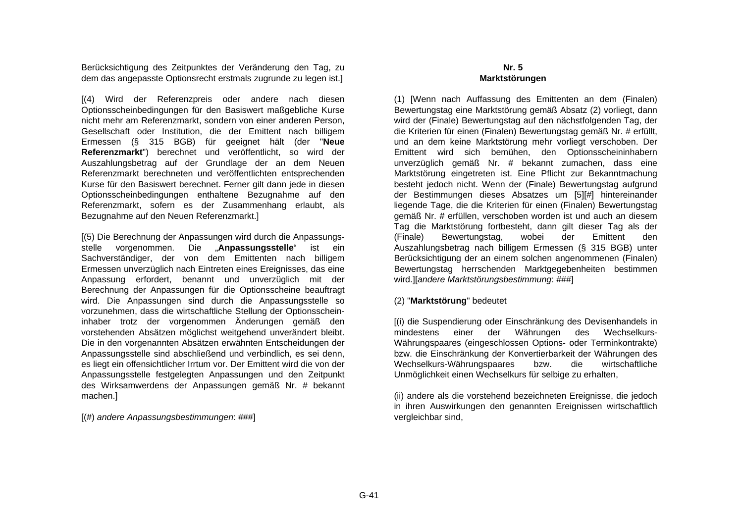Berücksichtigung des Zeitpunktes der Veränderung den Tag, zu dem das angepasste Optionsrecht erstmals zugrunde zu legen ist.]

[(4) Wird der Referenzpreis oder andere nach diesen Optionsscheinbedingungen für den Basiswert maßgebliche Kurse nicht mehr am Referenzmarkt, sondern von einer anderen Person, Gesellschaft oder Institution, die der Emittent nach billigem Ermessen (§ 315 BGB) für geeignet hält (der "**Neue Referenzmarkt**") berechnet und veröffentlicht, so wird der Auszahlungsbetrag auf der Grundlage der an dem Neuen Referenzmarkt berechneten und veröffentlichten entsprechenden Kurse für den Basiswert berechnet. Ferner gilt dann jede in diesen Optionsscheinbedingungen enthaltene Bezugnahme auf den Referenzmarkt, sofern es der Zusammenhang erlaubt, als Bezugnahme auf den Neuen Referenzmarkt.]

[(5) Die Berechnung der Anpassungen wird durch die Anpassungsstelle vorgenommen. Die „**Anpassungsstelle**“ ist ein Sachverständiger, der von dem Emittenten nach billigem Ermessen unverzüglich nach Eintreten eines Ereignisses, das eine Anpassung erfordert, benannt und unverzüglich mit der Berechnung der Anpassungen für die Optionsscheine beauftragt wird. Die Anpassungen sind durch die Anpassungsstelle so vorzunehmen, dass die wirtschaftliche Stellung der Optionsscheininhaber trotz der vorgenommen Änderungen gemäß den vorstehenden Absätzen möglichst weitgehend unverändert bleibt. Die in den vorgenannten Absätzen erwähnten Entscheidungen der Anpassungsstelle sind abschließend und verbindlich, es sei denn, es liegt ein offensichtlicher Irrtum vor. Der Emittent wird die von der Anpassungsstelle festgelegten Anpassungen und den Zeitpunkt des Wirksamwerdens der Anpassungen gemäß Nr. # bekannt machen.]

[(#) *andere Anpassungsbestimmungen*: ###]

## Nr. 5
## Marktstörungen

(1) [Wenn nach Auffassung des Emittenten an dem (Finalen) Bewertungstag eine Marktstörung gemäß Absatz (2) vorliegt, dann wird der (Finale) Bewertungstag auf den nächstfolgenden Tag, der die Kriterien für einen (Finalen) Bewertungstag gemäß Nr. # erfüllt, und an dem keine Marktstörung mehr vorliegt verschoben. Der Emittent wird sich bemühen, den Optionsscheininhabern unverzüglich gemäß Nr. # bekannt zumachen, dass eine Marktstörung eingetreten ist. Eine Pflicht zur Bekanntmachung besteht jedoch nicht. Wenn der (Finale) Bewertungstag aufgrund der Bestimmungen dieses Absatzes um [5][#] hintereinander liegende Tage, die die Kriterien für einen (Finalen) Bewertungstag gemäß Nr. # erfüllen, verschoben worden ist und auch an diesem Tag die Marktstörung fortbesteht, dann gilt dieser Tag als der (Finale) Bewertungstag, wobei der Emittent den Auszahlungsbetrag nach billigem Ermessen (§ 315 BGB) unter Berücksichtigung der an einem solchen angenommenen (Finalen) Bewertungstag herrschenden Marktgegebenheiten bestimmen wird.][*andere Marktstörungsbestimmung*: ###]

(2) "**Marktstörung**" bedeutet

[(i) die Suspendierung oder Einschränkung des Devisenhandels in mindestens einer der Währungen des Wechselkurs-Währungspaares (eingeschlossen Options- oder Terminkontrakte) bzw. die Einschränkung der Konvertierbarkeit der Währungen des Wechselkurs-Währungspaares bzw. die wirtschaftliche Unmöglichkeit einen Wechselkurs für selbige zu erhalten,

(ii) andere als die vorstehend bezeichneten Ereignisse, die jedoch in ihren Auswirkungen den genannten Ereignissen wirtschaftlich vergleichbar sind,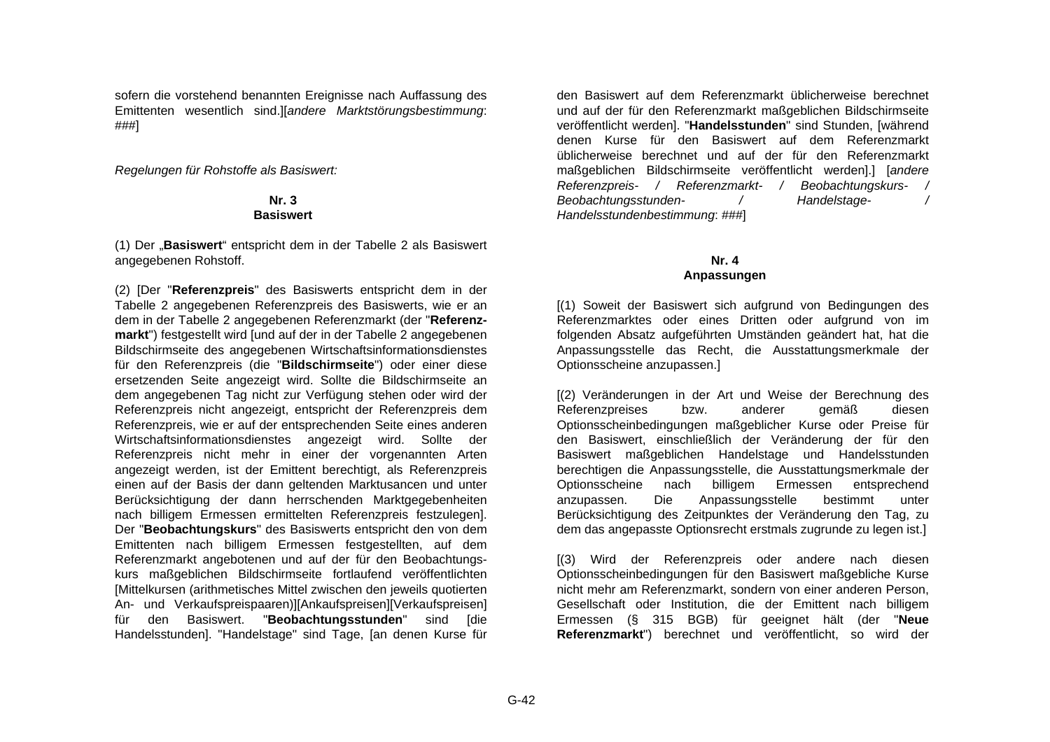sofern die vorstehend benannten Ereignisse nach Auffassung des Emittenten wesentlich sind.][*andere Marktstörungsbestimmung*: ###]

*Regelungen für Rohstoffe als Basiswert:*

**Nr. 3**
**Basiswert**

(1) Der „**Basiswert**“ entspricht dem in der Tabelle 2 als Basiswert angegebenen Rohstoff.

(2) [Der "**Referenzpreis**" des Basiswerts entspricht dem in der Tabelle 2 angegebenen Referenzpreis des Basiswerts, wie er an dem in der Tabelle 2 angegebenen Referenzmarkt (der "**Referenz-markt**") festgestellt wird [und auf der in der Tabelle 2 angegebenen Bildschirmseite des angegebenen Wirtschaftsinformationsdienstes für den Referenzpreis (die "**Bildschirmseite**") oder einer diese ersetzenden Seite angezeigt wird. Sollte die Bildschirmseite an dem angegebenen Tag nicht zur Verfügung stehen oder wird der Referenzpreis nicht angezeigt, entspricht der Referenzpreis dem Referenzpreis, wie er auf der entsprechenden Seite eines anderen Wirtschaftsinformationsdienstes angezeigt wird. Sollte der Referenzpreis nicht mehr in einer der vorgenannten Arten angezeigt werden, ist der Emittent berechtigt, als Referenzpreis einen auf der Basis der dann geltenden Marktusancen und unter Berücksichtigung der dann herrschenden Marktgegebenheiten nach billigem Ermessen ermittelten Referenzpreis festzulegen]. Der "**Beobachtungskurs**" des Basiswerts entspricht den von dem Emittenten nach billigem Ermessen festgestellten, auf dem Referenzmarkt angebotenen und auf der für den Beobachtungs-kurs maßgeblichen Bildschirmseite fortlaufend veröffentlichten [Mittelkursen (arithmetisches Mittel zwischen den jeweils quotierten An- und Verkaufspreispaaren)][Ankaufspreisen][Verkaufspreisen] für den Basiswert. "**Beobachtungsstunden**" sind [die Handelsstunden]. "Handelstage" sind Tage, [an denen Kurse für den Basiswert auf dem Referenzmarkt üblicherweise berechnet und auf der für den Referenzmarkt maßgeblichen Bildschirmseite veröffentlicht werden]. "**Handelsstunden**" sind Stunden, [während denen Kurse für den Basiswert auf dem Referenzmarkt üblicherweise berechnet und auf der für den Referenzmarkt maßgeblichen Bildschirmseite veröffentlicht werden].] [*andere Referenzpreis- / Referenzmarkt- / Beobachtungskurs- / Beobachtungsstunden- / Handelstage- / Handelsstundenbestimmung*: ###]

**Nr. 4**
**Anpassungen**

[(1) Soweit der Basiswert sich aufgrund von Bedingungen des Referenzmarktes oder eines Dritten oder aufgrund von im folgenden Absatz aufgeführten Umständen geändert hat, hat die Anpassungsstelle das Recht, die Ausstattungsmerkmale der Optionsscheine anzupassen.]

[(2) Veränderungen in der Art und Weise der Berechnung des Referenzpreises bzw. anderer gemäß diesen Optionsscheinbedingungen maßgeblicher Kurse oder Preise für den Basiswert, einschließlich der Veränderung der für den Basiswert maßgeblichen Handelstage und Handelsstunden berechtigen die Anpassungsstelle, die Ausstattungsmerkmale der Optionsscheine nach billigem Ermessen entsprechend anzupassen. Die Anpassungsstelle bestimmt unter Berücksichtigung des Zeitpunktes der Veränderung den Tag, zu dem das angepasste Optionsrecht erstmals zugrunde zu legen ist.]

[(3) Wird der Referenzpreis oder andere nach diesen Optionsscheinbedingungen für den Basiswert maßgebliche Kurse nicht mehr am Referenzmarkt, sondern von einer anderen Person, Gesellschaft oder Institution, die der Emittent nach billigem Ermessen (§ 315 BGB) für geeignet hält (der "**Neue Referenzmarkt**") berechnet und veröffentlicht, so wird der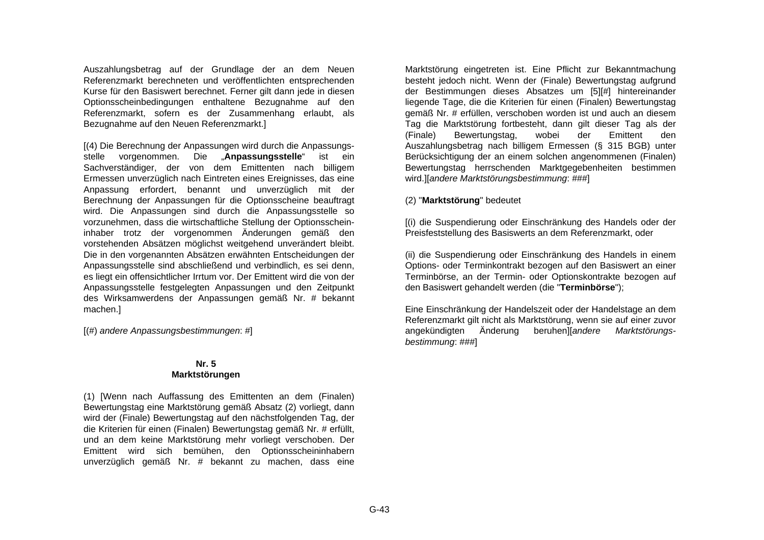Auszahlungsbetrag auf der Grundlage der an dem Neuen Referenzmarkt berechneten und veröffentlichten entsprechenden Kurse für den Basiswert berechnet. Ferner gilt dann jede in diesen Optionsscheinbedingungen enthaltene Bezugnahme auf den Referenzmarkt, sofern es der Zusammenhang erlaubt, als Bezugnahme auf den Neuen Referenzmarkt.]

[(4) Die Berechnung der Anpassungen wird durch die Anpassungsstelle vorgenommen. Die „**Anpassungsstelle**“ ist ein Sachverständiger, der von dem Emittenten nach billigem Ermessen unverzüglich nach Eintreten eines Ereignisses, das eine Anpassung erfordert, benannt und unverzüglich mit der Berechnung der Anpassungen für die Optionsscheine beauftragt wird. Die Anpassungen sind durch die Anpassungsstelle so vorzunehmen, dass die wirtschaftliche Stellung der Optionsscheininhaber trotz der vorgenommen Änderungen gemäß den vorstehenden Absätzen möglichst weitgehend unverändert bleibt. Die in den vorgenannten Absätzen erwähnten Entscheidungen der Anpassungsstelle sind abschließend und verbindlich, es sei denn, es liegt ein offensichtlicher Irrtum vor. Der Emittent wird die von der Anpassungsstelle festgelegten Anpassungen und den Zeitpunkt des Wirksamwerdens der Anpassungen gemäß Nr. # bekannt machen.]

[(*#*) *andere Anpassungsbestimmungen*: #]

## Nr. 5
## Marktstörungen

(1) [Wenn nach Auffassung des Emittenten an dem (Finalen) Bewertungstag eine Marktstörung gemäß Absatz (2) vorliegt, dann wird der (Finale) Bewertungstag auf den nächstfolgenden Tag, der die Kriterien für einen (Finalen) Bewertungstag gemäß Nr. # erfüllt, und an dem keine Marktstörung mehr vorliegt verschoben. Der Emittent wird sich bemühen, den Optionsscheininhabern unverzüglich gemäß Nr. # bekannt zu machen, dass eine Marktstörung eingetreten ist. Eine Pflicht zur Bekanntmachung besteht jedoch nicht. Wenn der (Finale) Bewertungstag aufgrund der Bestimmungen dieses Absatzes um [5][*#*] hintereinander liegende Tage, die die Kriterien für einen (Finalen) Bewertungstag gemäß Nr. # erfüllen, verschoben worden ist und auch an diesem Tag die Marktstörung fortbesteht, dann gilt dieser Tag als der (Finale) Bewertungstag, wobei der Emittent den Auszahlungsbetrag nach billigem Ermessen (§ 315 BGB) unter Berücksichtigung der an einem solchen angenommenen (Finalen) Bewertungstag herrschenden Marktgegebenheiten bestimmen wird.][*andere Marktstörungsbestimmung*: *###*]

(2) "**Marktstörung**" bedeutet

[(i) die Suspendierung oder Einschränkung des Handels oder der Preisfeststellung des Basiswerts an dem Referenzmarkt, oder

(ii) die Suspendierung oder Einschränkung des Handels in einem Options- oder Terminkontrakt bezogen auf den Basiswert an einer Terminbörse, an der Termin- oder Optionskontrakte bezogen auf den Basiswert gehandelt werden (die "**Terminbörse**");

Eine Einschränkung der Handelszeit oder der Handelstage an dem Referenzmarkt gilt nicht als Marktstörung, wenn sie auf einer zuvor angekündigten Änderung beruhen][*andere Marktstörungsbestimmung*: *###*]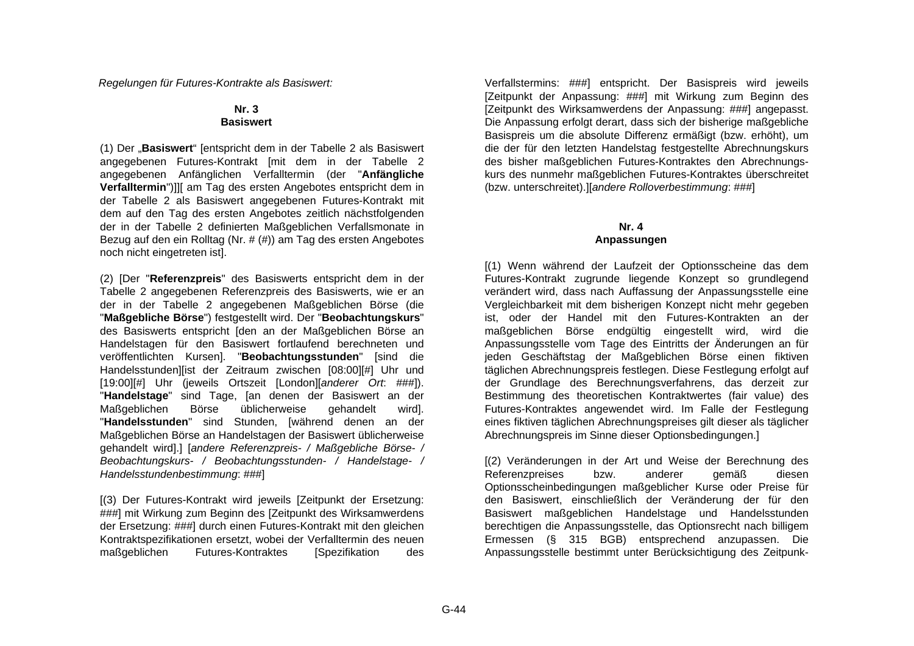*Regelungen für Futures-Kontrakte als Basiswert:*

**Nr. 3**
**Basiswert**

(1) Der „**Basiswert**“ [entspricht dem in der Tabelle 2 als Basiswert angegebenen Futures-Kontrakt [mit dem in der Tabelle 2 angegebenen Anfänglichen Verfalltermin (der "**Anfängliche Verfalltermin**")]][ am Tag des ersten Angebotes entspricht dem in der Tabelle 2 als Basiswert angegebenen Futures-Kontrakt mit dem auf den Tag des ersten Angebotes zeitlich nächstfolgenden der in der Tabelle 2 definierten Maßgeblichen Verfallsmonate in Bezug auf den ein Rolltag (Nr. # (#)) am Tag des ersten Angebotes noch nicht eingetreten ist].

(2) [Der "**Referenzpreis**" des Basiswerts entspricht dem in der Tabelle 2 angegebenen Referenzpreis des Basiswerts, wie er an der in der Tabelle 2 angegebenen Maßgeblichen Börse (die "**Maßgebliche Börse**") festgestellt wird. Der "**Beobachtungskurs**" des Basiswerts entspricht [den an der Maßgeblichen Börse an Handelstagen für den Basiswert fortlaufend berechneten und veröffentlichten Kursen]. "**Beobachtungsstunden**" [sind die Handelsstunden][ist der Zeitraum zwischen [08:00][#] Uhr und [19:00][#] Uhr (jeweils Ortszeit [London][*anderer Ort*: ###]). "**Handelstage**" sind Tage, [an denen der Basiswert an der Maßgeblichen Börse üblicherweise gehandelt wird]. "**Handelsstunden**" sind Stunden, [während denen an der Maßgeblichen Börse an Handelstagen der Basiswert üblicherweise gehandelt wird].] [*andere Referenzpreis- / Maßgebliche Börse- / Beobachtungskurs- / Beobachtungsstunden- / Handelstage- / Handelsstundenbestimmung*: ###]

[(3) Der Futures-Kontrakt wird jeweils [Zeitpunkt der Ersetzung: ###] mit Wirkung zum Beginn des [Zeitpunkt des Wirksamwerdens der Ersetzung: ###] durch einen Futures-Kontrakt mit den gleichen Kontraktspezifikationen ersetzt, wobei der Verfalltermin des neuen maßgeblichen Futures-Kontraktes [Spezifikation des Verfallstermins: ###] entspricht. Der Basispreis wird jeweils [Zeitpunkt der Anpassung: ###] mit Wirkung zum Beginn des [Zeitpunkt des Wirksamwerdens der Anpassung: ###] angepasst. Die Anpassung erfolgt derart, dass sich der bisherige maßgebliche Basispreis um die absolute Differenz ermäßigt (bzw. erhöht), um die der für den letzten Handelstag festgestellte Abrechnungskurs des bisher maßgeblichen Futures-Kontraktes den Abrechnungskurs des nunmehr maßgeblichen Futures-Kontraktes überschreitet (bzw. unterschreitet).][*andere Rolloverbestimmung*: ###]

**Nr. 4**
**Anpassungen**

[(1) Wenn während der Laufzeit der Optionsscheine das dem Futures-Kontrakt zugrunde liegende Konzept so grundlegend verändert wird, dass nach Auffassung der Anpassungsstelle eine Vergleichbarkeit mit dem bisherigen Konzept nicht mehr gegeben ist, oder der Handel mit den Futures-Kontrakten an der maßgeblichen Börse endgültig eingestellt wird, wird die Anpassungsstelle vom Tage des Eintritts der Änderungen an für jeden Geschäftstag der Maßgeblichen Börse einen fiktiven täglichen Abrechnungspreis festlegen. Diese Festlegung erfolgt auf der Grundlage des Berechnungsverfahrens, das derzeit zur Bestimmung des theoretischen Kontraktwertes (fair value) des Futures-Kontraktes angewendet wird. Im Falle der Festlegung eines fiktiven täglichen Abrechnungspreises gilt dieser als täglicher Abrechnungspreis im Sinne dieser Optionsbedingungen.]

[(2) Veränderungen in der Art und Weise der Berechnung des Referenzpreises bzw. anderer gemäß diesen Optionsscheinbedingungen maßgeblicher Kurse oder Preise für den Basiswert, einschließlich der Veränderung der für den Basiswert maßgeblichen Handelstage und Handelsstunden berechtigen die Anpassungsstelle, das Optionsrecht nach billigem Ermessen (§ 315 BGB) entsprechend anzupassen. Die Anpassungsstelle bestimmt unter Berücksichtigung des Zeitpunk-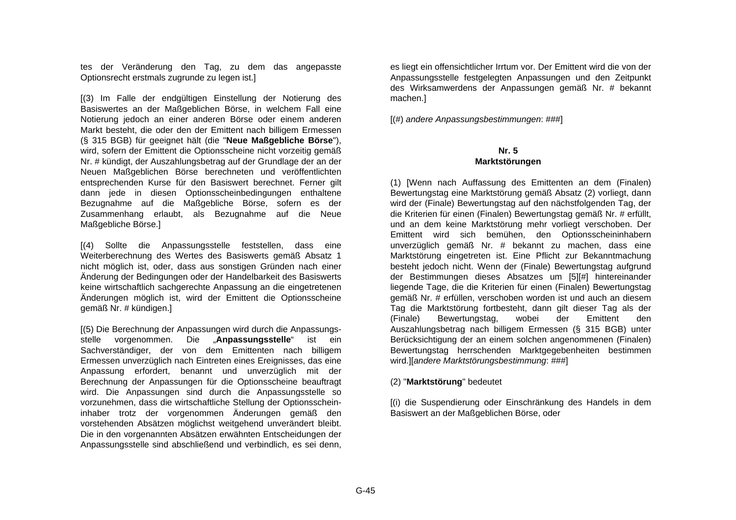tes der Veränderung den Tag, zu dem das angepasste Optionsrecht erstmals zugrunde zu legen ist.]

[(3) Im Falle der endgültigen Einstellung der Notierung des Basiswertes an der Maßgeblichen Börse, in welchem Fall eine Notierung jedoch an einer anderen Börse oder einem anderen Markt besteht, die oder den der Emittent nach billigem Ermessen (§ 315 BGB) für geeignet hält (die "**Neue Maßgebliche Börse**"), wird, sofern der Emittent die Optionsscheine nicht vorzeitig gemäß Nr. # kündigt, der Auszahlungsbetrag auf der Grundlage der an der Neuen Maßgeblichen Börse berechneten und veröffentlichten entsprechenden Kurse für den Basiswert berechnet. Ferner gilt dann jede in diesen Optionsscheinbedingungen enthaltene Bezugnahme auf die Maßgebliche Börse, sofern es der Zusammenhang erlaubt, als Bezugnahme auf die Neue Maßgebliche Börse.]

[(4) Sollte die Anpassungsstelle feststellen, dass eine Weiterberechnung des Wertes des Basiswerts gemäß Absatz 1 nicht möglich ist, oder, dass aus sonstigen Gründen nach einer Änderung der Bedingungen oder der Handelbarkeit des Basiswerts keine wirtschaftlich sachgerechte Anpassung an die eingetretenen Änderungen möglich ist, wird der Emittent die Optionsscheine gemäß Nr. # kündigen.]

[(5) Die Berechnung der Anpassungen wird durch die Anpassungsstelle vorgenommen. Die „**Anpassungsstelle**" ist ein Sachverständiger, der von dem Emittenten nach billigem Ermessen unverzüglich nach Eintreten eines Ereignisses, das eine Anpassung erfordert, benannt und unverzüglich mit der Berechnung der Anpassungen für die Optionsscheine beauftragt wird. Die Anpassungen sind durch die Anpassungsstelle so vorzunehmen, dass die wirtschaftliche Stellung der Optionsscheininhaber trotz der vorgenommen Änderungen gemäß den vorstehenden Absätzen möglichst weitgehend unverändert bleibt. Die in den vorgenannten Absätzen erwähnten Entscheidungen der Anpassungsstelle sind abschließend und verbindlich, es sei denn, es liegt ein offensichtlicher Irrtum vor. Der Emittent wird die von der Anpassungsstelle festgelegten Anpassungen und den Zeitpunkt des Wirksamwerdens der Anpassungen gemäß Nr. # bekannt machen.]

[(#) *andere Anpassungsbestimmungen*: ###]

## Nr. 5
## Marktstörungen

(1) [Wenn nach Auffassung des Emittenten an dem (Finalen) Bewertungstag eine Marktstörung gemäß Absatz (2) vorliegt, dann wird der (Finale) Bewertungstag auf den nächstfolgenden Tag, der die Kriterien für einen (Finalen) Bewertungstag gemäß Nr. # erfüllt, und an dem keine Marktstörung mehr vorliegt verschoben. Der Emittent wird sich bemühen, den Optionsscheininhabern unverzüglich gemäß Nr. # bekannt zu machen, dass eine Marktstörung eingetreten ist. Eine Pflicht zur Bekanntmachung besteht jedoch nicht. Wenn der (Finale) Bewertungstag aufgrund der Bestimmungen dieses Absatzes um [5][#] hintereinander liegende Tage, die die Kriterien für einen (Finalen) Bewertungstag gemäß Nr. # erfüllen, verschoben worden ist und auch an diesem Tag die Marktstörung fortbesteht, dann gilt dieser Tag als der (Finale) Bewertungstag, wobei der Emittent den Auszahlungsbetrag nach billigem Ermessen (§ 315 BGB) unter Berücksichtigung der an einem solchen angenommenen (Finalen) Bewertungstag herrschenden Marktgegebenheiten bestimmen wird.][*andere Marktstörungsbestimmung*: ###]

(2) "**Marktstörung**" bedeutet

[(i) die Suspendierung oder Einschränkung des Handels in dem Basiswert an der Maßgeblichen Börse, oder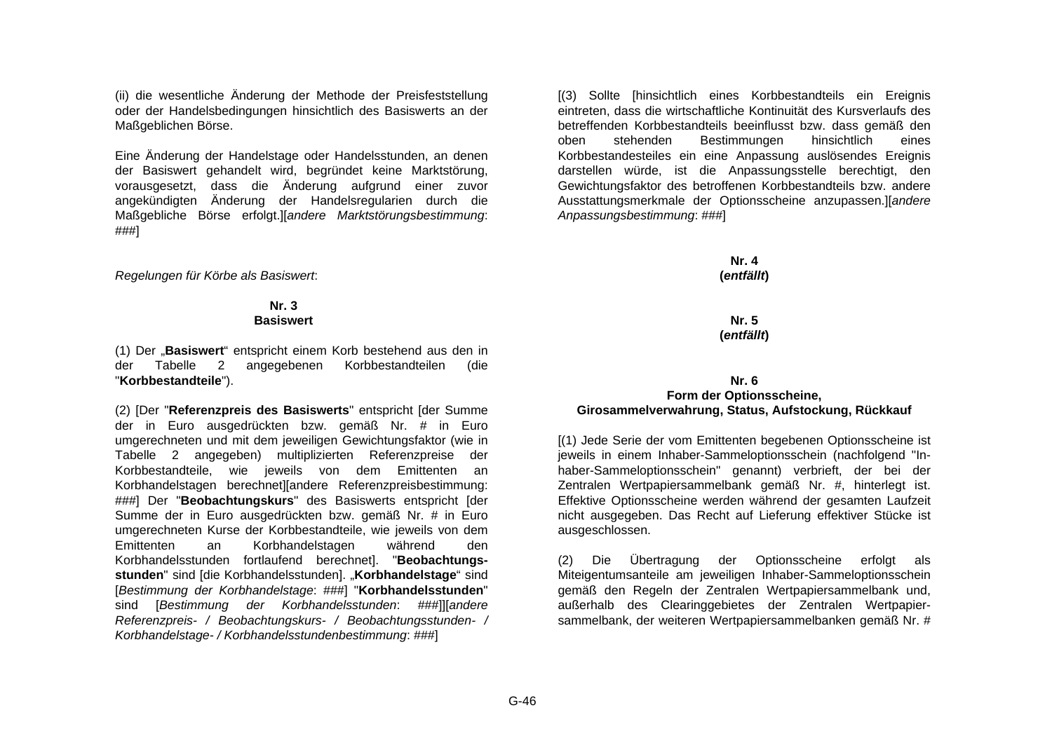(ii) die wesentliche Änderung der Methode der Preisfeststellung oder der Handelsbedingungen hinsichtlich des Basiswerts an der Maßgeblichen Börse.

Eine Änderung der Handelstage oder Handelsstunden, an denen der Basiswert gehandelt wird, begründet keine Marktstörung, vorausgesetzt, dass die Änderung aufgrund einer zuvor angekündigten Änderung der Handelsregularien durch die Maßgebliche Börse erfolgt.][*andere Marktstörungsbestimmung*: ###]

*Regelungen für Körbe als Basiswert*:

**Nr. 3**
**Basiswert**

(1) Der „**Basiswert**" entspricht einem Korb bestehend aus den in der Tabelle 2 angegebenen Korbbestandteilen (die "**Korbbestandteile**").

(2) [Der "**Referenzpreis des Basiswerts**" entspricht [der Summe der in Euro ausgedrückten bzw. gemäß Nr. # in Euro umgerechneten und mit dem jeweiligen Gewichtungsfaktor (wie in Tabelle 2 angegeben) multiplizierten Referenzpreise der Korbbestandteile, wie jeweils von dem Emittenten an Korbhandelstagen berechnet][andere Referenzpreisbestimmung: ###] Der "**Beobachtungskurs**" des Basiswerts entspricht [der Summe der in Euro ausgedrückten bzw. gemäß Nr. # in Euro umgerechneten Kurse der Korbbestandteile, wie jeweils von dem Emittenten an Korbhandelstagen während den Korbhandelsstunden fortlaufend berechnet]. "**Beobachtungs-stunden**" sind [die Korbhandelsstunden]. „**Korbhandelstage**" sind [*Bestimmung der Korbhandelstage*: ###] "**Korbhandelsstunden**" sind [*Bestimmung der Korbhandelsstunden*: ###]][*andere Referenzpreis- / Beobachtungskurs- / Beobachtungsstunden- / Korbhandelstage- / Korbhandelsstundenbestimmung*: ###]

[(3) Sollte [hinsichtlich eines Korbbestandteils ein Ereignis eintreten, dass die wirtschaftliche Kontinuität des Kursverlaufs des betreffenden Korbbestandteils beeinflusst bzw. dass gemäß den oben stehenden Bestimmungen hinsichtlich eines Korbbestandesteiles ein eine Anpassung auslösendes Ereignis darstellen würde, ist die Anpassungsstelle berechtigt, den Gewichtungsfaktor des betroffenen Korbbestandteils bzw. andere Ausstattungsmerkmale der Optionsscheine anzupassen.][*andere Anpassungsbestimmung*: ###]

**Nr. 4**
**(*entfällt*)**

**Nr. 5**
**(*entfällt*)**

**Nr. 6**
**Form der Optionsscheine,**
**Girosammelverwahrung, Status, Aufstockung, Rückkauf**

[(1) Jede Serie der vom Emittenten begebenen Optionsscheine ist jeweils in einem Inhaber-Sammeloptionsschein (nachfolgend "Inhaber-Sammeloptionsschein" genannt) verbrieft, der bei der Zentralen Wertpapiersammelbank gemäß Nr. #, hinterlegt ist. Effektive Optionsscheine werden während der gesamten Laufzeit nicht ausgegeben. Das Recht auf Lieferung effektiver Stücke ist ausgeschlossen.

(2) Die Übertragung der Optionsscheine erfolgt als Miteigentumsanteile am jeweiligen Inhaber-Sammeloptionsschein gemäß den Regeln der Zentralen Wertpapiersammelbank und, außerhalb des Clearinggebietes der Zentralen Wertpapiersammelbank, der weiteren Wertpapiersammelbanken gemäß Nr. #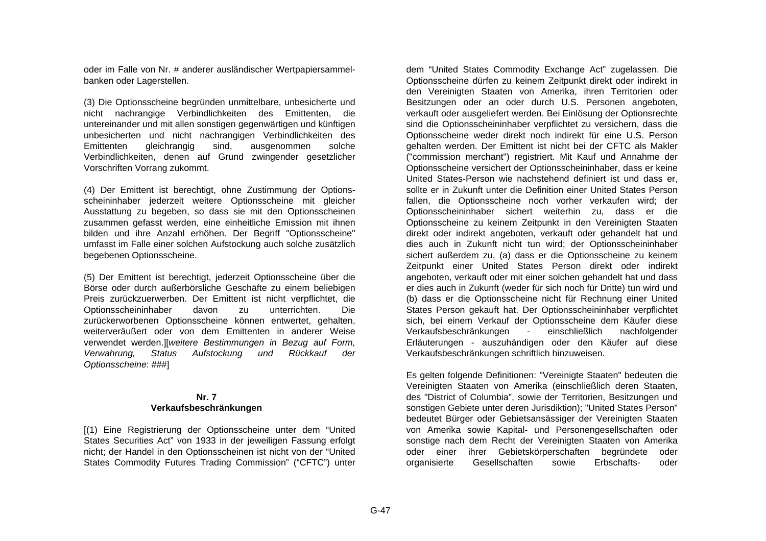oder im Falle von Nr. # anderer ausländischer Wertpapiersammel-banken oder Lagerstellen.

(3) Die Optionsscheine begründen unmittelbare, unbesicherte und nicht nachrangige Verbindlichkeiten des Emittenten, die untereinander und mit allen sonstigen gegenwärtigen und künftigen unbesicherten und nicht nachrangigen Verbindlichkeiten des Emittenten gleichrangig sind, ausgenommen solche Verbindlichkeiten, denen auf Grund zwingender gesetzlicher Vorschriften Vorrang zukommt.

(4) Der Emittent ist berechtigt, ohne Zustimmung der Options-scheininhaber jederzeit weitere Optionsscheine mit gleicher Ausstattung zu begeben, so dass sie mit den Optionsscheinen zusammen gefasst werden, eine einheitliche Emission mit ihnen bilden und ihre Anzahl erhöhen. Der Begriff "Optionsscheine" umfasst im Falle einer solchen Aufstockung auch solche zusätzlich begebenen Optionsscheine.

(5) Der Emittent ist berechtigt, jederzeit Optionsscheine über die Börse oder durch außerbörsliche Geschäfte zu einem beliebigen Preis zurückzuerwerben. Der Emittent ist nicht verpflichtet, die Optionsscheininhaber davon zu unterrichten. Die zurückerworbenen Optionsscheine können entwertet, gehalten, weiterveräußert oder von dem Emittenten in anderer Weise verwendet werden.][*weitere Bestimmungen in Bezug auf Form, Verwahrung, Status Aufstockung und Rückkauf der Optionsscheine*: ###]

**Nr. 7**
**Verkaufsbeschränkungen**

[(1) Eine Registrierung der Optionsscheine unter dem "United States Securities Act" von 1933 in der jeweiligen Fassung erfolgt nicht; der Handel in den Optionsscheinen ist nicht von der "United States Commodity Futures Trading Commission" ("CFTC") unter dem "United States Commodity Exchange Act" zugelassen. Die Optionsscheine dürfen zu keinem Zeitpunkt direkt oder indirekt in den Vereinigten Staaten von Amerika, ihren Territorien oder Besitzungen oder an oder durch U.S. Personen angeboten, verkauft oder ausgeliefert werden. Bei Einlösung der Optionsrechte sind die Optionsscheininhaber verpflichtet zu versichern, dass die Optionsscheine weder direkt noch indirekt für eine U.S. Person gehalten werden. Der Emittent ist nicht bei der CFTC als Makler ("commission merchant") registriert. Mit Kauf und Annahme der Optionsscheine versichert der Optionsscheininhaber, dass er keine United States-Person wie nachstehend definiert ist und dass er, sollte er in Zukunft unter die Definition einer United States Person fallen, die Optionsscheine noch vorher verkaufen wird; der Optionsscheininhaber sichert weiterhin zu, dass er die Optionsscheine zu keinem Zeitpunkt in den Vereinigten Staaten direkt oder indirekt angeboten, verkauft oder gehandelt hat und dies auch in Zukunft nicht tun wird; der Optionsscheininhaber sichert außerdem zu, (a) dass er die Optionsscheine zu keinem Zeitpunkt einer United States Person direkt oder indirekt angeboten, verkauft oder mit einer solchen gehandelt hat und dass er dies auch in Zukunft (weder für sich noch für Dritte) tun wird und (b) dass er die Optionsscheine nicht für Rechnung einer United States Person gekauft hat. Der Optionsscheininhaber verpflichtet sich, bei einem Verkauf der Optionsscheine dem Käufer diese Verkaufsbeschränkungen - einschließlich nachfolgender Erläuterungen - auszuhändigen oder den Käufer auf diese Verkaufsbeschränkungen schriftlich hinzuweisen.

Es gelten folgende Definitionen: "Vereinigte Staaten" bedeuten die Vereinigten Staaten von Amerika (einschließlich deren Staaten, des "District of Columbia", sowie der Territorien, Besitzungen und sonstigen Gebiete unter deren Jurisdiktion); "United States Person" bedeutet Bürger oder Gebietsansässiger der Vereinigten Staaten von Amerika sowie Kapital- und Personengesellschaften oder sonstige nach dem Recht der Vereinigten Staaten von Amerika oder einer ihrer Gebietskörperschaften begründete oder organisierte Gesellschaften sowie Erbschafts- oder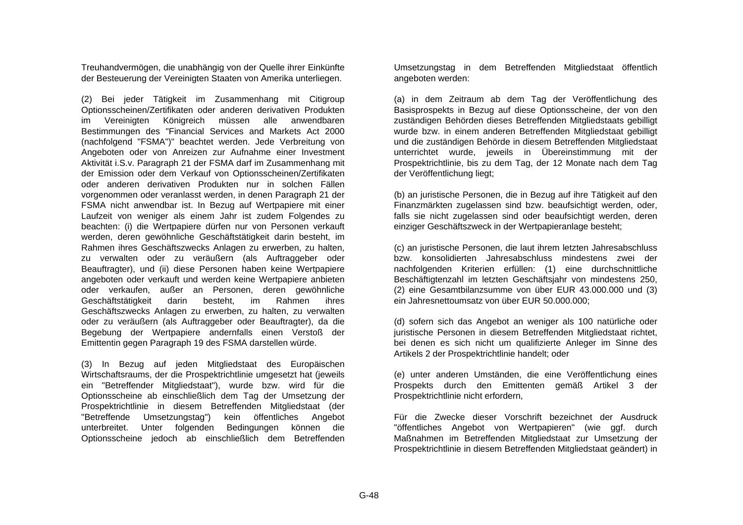Treuhandvermögen, die unabhängig von der Quelle ihrer Einkünfte der Besteuerung der Vereinigten Staaten von Amerika unterliegen.

(2) Bei jeder Tätigkeit im Zusammenhang mit Citigroup Optionsscheinen/Zertifikaten oder anderen derivativen Produkten im Vereinigten Königreich müssen alle anwendbaren Bestimmungen des "Financial Services and Markets Act 2000 (nachfolgend "FSMA")" beachtet werden. Jede Verbreitung von Angeboten oder von Anreizen zur Aufnahme einer Investment Aktivität i.S.v. Paragraph 21 der FSMA darf im Zusammenhang mit der Emission oder dem Verkauf von Optionsscheinen/Zertifikaten oder anderen derivativen Produkten nur in solchen Fällen vorgenommen oder veranlasst werden, in denen Paragraph 21 der FSMA nicht anwendbar ist. In Bezug auf Wertpapiere mit einer Laufzeit von weniger als einem Jahr ist zudem Folgendes zu beachten: (i) die Wertpapiere dürfen nur von Personen verkauft werden, deren gewöhnliche Geschäftstätigkeit darin besteht, im Rahmen ihres Geschäftszwecks Anlagen zu erwerben, zu halten, zu verwalten oder zu veräußern (als Auftraggeber oder Beauftragter), und (ii) diese Personen haben keine Wertpapiere angeboten oder verkauft und werden keine Wertpapiere anbieten oder verkaufen, außer an Personen, deren gewöhnliche Geschäftstätigkeit darin besteht, im Rahmen ihres Geschäftszwecks Anlagen zu erwerben, zu halten, zu verwalten oder zu veräußern (als Auftraggeber oder Beauftragter), da die Begebung der Wertpapiere andernfalls einen Verstoß der Emittentin gegen Paragraph 19 des FSMA darstellen würde.

(3) In Bezug auf jeden Mitgliedstaat des Europäischen Wirtschaftsraums, der die Prospektrichtlinie umgesetzt hat (jeweils ein "Betreffender Mitgliedstaat"), wurde bzw. wird für die Optionsscheine ab einschließlich dem Tag der Umsetzung der Prospektrichtlinie in diesem Betreffenden Mitgliedstaat (der "Betreffende Umsetzungstag") kein öffentliches Angebot unterbreitet. Unter folgenden Bedingungen können die Optionsscheine jedoch ab einschließlich dem Betreffenden Umsetzungstag in dem Betreffenden Mitgliedstaat öffentlich angeboten werden:

(a) in dem Zeitraum ab dem Tag der Veröffentlichung des Basisprospekts in Bezug auf diese Optionsscheine, der von den zuständigen Behörden dieses Betreffenden Mitgliedstaats gebilligt wurde bzw. in einem anderen Betreffenden Mitgliedstaat gebilligt und die zuständigen Behörde in diesem Betreffenden Mitgliedstaat unterrichtet wurde, jeweils in Übereinstimmung mit der Prospektrichtlinie, bis zu dem Tag, der 12 Monate nach dem Tag der Veröffentlichung liegt;

(b) an juristische Personen, die in Bezug auf ihre Tätigkeit auf den Finanzmärkten zugelassen sind bzw. beaufsichtigt werden, oder, falls sie nicht zugelassen sind oder beaufsichtigt werden, deren einziger Geschäftszweck in der Wertpapieranlage besteht;

(c) an juristische Personen, die laut ihrem letzten Jahresabschluss bzw. konsolidierten Jahresabschluss mindestens zwei der nachfolgenden Kriterien erfüllen: (1) eine durchschnittliche Beschäftigtenzahl im letzten Geschäftsjahr von mindestens 250, (2) eine Gesamtbilanzsumme von über EUR 43.000.000 und (3) ein Jahresnettoumsatz von über EUR 50.000.000;

(d) sofern sich das Angebot an weniger als 100 natürliche oder juristische Personen in diesem Betreffenden Mitgliedstaat richtet, bei denen es sich nicht um qualifizierte Anleger im Sinne des Artikels 2 der Prospektrichtlinie handelt; oder

(e) unter anderen Umständen, die eine Veröffentlichung eines Prospekts durch den Emittenten gemäß Artikel 3 der Prospektrichtlinie nicht erfordern,

Für die Zwecke dieser Vorschrift bezeichnet der Ausdruck "öffentliches Angebot von Wertpapieren" (wie ggf. durch Maßnahmen im Betreffenden Mitgliedstaat zur Umsetzung der Prospektrichtlinie in diesem Betreffenden Mitgliedstaat geändert) in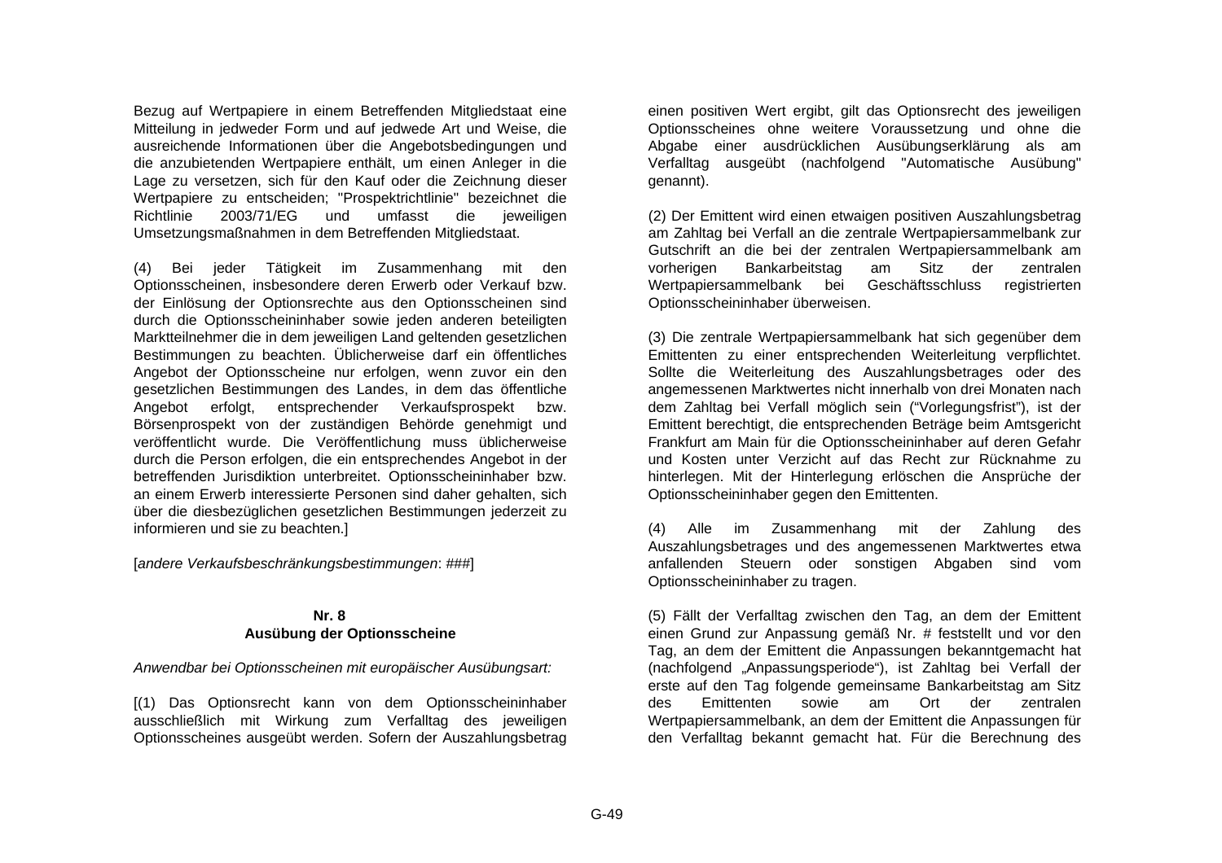Bezug auf Wertpapiere in einem Betreffenden Mitgliedstaat eine Mitteilung in jedweder Form und auf jedwede Art und Weise, die ausreichende Informationen über die Angebotsbedingungen und die anzubietenden Wertpapiere enthält, um einen Anleger in die Lage zu versetzen, sich für den Kauf oder die Zeichnung dieser Wertpapiere zu entscheiden; "Prospektrichtlinie" bezeichnet die Richtlinie 2003/71/EG und umfasst die jeweiligen Umsetzungsmaßnahmen in dem Betreffenden Mitgliedstaat.

(4) Bei jeder Tätigkeit im Zusammenhang mit den Optionsscheinen, insbesondere deren Erwerb oder Verkauf bzw. der Einlösung der Optionsrechte aus den Optionsscheinen sind durch die Optionsscheininhaber sowie jeden anderen beteiligten Marktteilnehmer die in dem jeweiligen Land geltenden gesetzlichen Bestimmungen zu beachten. Üblicherweise darf ein öffentliches Angebot der Optionsscheine nur erfolgen, wenn zuvor ein den gesetzlichen Bestimmungen des Landes, in dem das öffentliche Angebot erfolgt, entsprechender Verkaufsprospekt bzw. Börsenprospekt von der zuständigen Behörde genehmigt und veröffentlicht wurde. Die Veröffentlichung muss üblicherweise durch die Person erfolgen, die ein entsprechendes Angebot in der betreffenden Jurisdiktion unterbreitet. Optionsscheininhaber bzw. an einem Erwerb interessierte Personen sind daher gehalten, sich über die diesbezüglichen gesetzlichen Bestimmungen jederzeit zu informieren und sie zu beachten.]

[*andere Verkaufsbeschränkungsbestimmungen*: ###]

**Nr. 8**
**Ausübung der Optionsscheine**

*Anwendbar bei Optionsscheinen mit europäischer Ausübungsart:*

[(1) Das Optionsrecht kann von dem Optionsscheininhaber ausschließlich mit Wirkung zum Verfalltag des jeweiligen Optionsscheines ausgeübt werden. Sofern der Auszahlungsbetrag einen positiven Wert ergibt, gilt das Optionsrecht des jeweiligen Optionsscheines ohne weitere Voraussetzung und ohne die Abgabe einer ausdrücklichen Ausübungserklärung als am Verfalltag ausgeübt (nachfolgend "Automatische Ausübung" genannt).

(2) Der Emittent wird einen etwaigen positiven Auszahlungsbetrag am Zahltag bei Verfall an die zentrale Wertpapiersammelbank zur Gutschrift an die bei der zentralen Wertpapiersammelbank am vorherigen Bankarbeitstag am Sitz der zentralen Wertpapiersammelbank bei Geschäftsschluss registrierten Optionsscheininhaber überweisen.

(3) Die zentrale Wertpapiersammelbank hat sich gegenüber dem Emittenten zu einer entsprechenden Weiterleitung verpflichtet. Sollte die Weiterleitung des Auszahlungsbetrages oder des angemessenen Marktwertes nicht innerhalb von drei Monaten nach dem Zahltag bei Verfall möglich sein ("Vorlegungsfrist"), ist der Emittent berechtigt, die entsprechenden Beträge beim Amtsgericht Frankfurt am Main für die Optionsscheininhaber auf deren Gefahr und Kosten unter Verzicht auf das Recht zur Rücknahme zu hinterlegen. Mit der Hinterlegung erlöschen die Ansprüche der Optionsscheininhaber gegen den Emittenten.

(4) Alle im Zusammenhang mit der Zahlung des Auszahlungsbetrages und des angemessenen Marktwertes etwa anfallenden Steuern oder sonstigen Abgaben sind vom Optionsscheininhaber zu tragen.

(5) Fällt der Verfalltag zwischen den Tag, an dem der Emittent einen Grund zur Anpassung gemäß Nr. # feststellt und vor den Tag, an dem der Emittent die Anpassungen bekanntgemacht hat (nachfolgend „Anpassungsperiode"), ist Zahltag bei Verfall der erste auf den Tag folgende gemeinsame Bankarbeitstag am Sitz des Emittenten sowie am Ort der zentralen Wertpapiersammelbank, an dem der Emittent die Anpassungen für den Verfalltag bekannt gemacht hat. Für die Berechnung des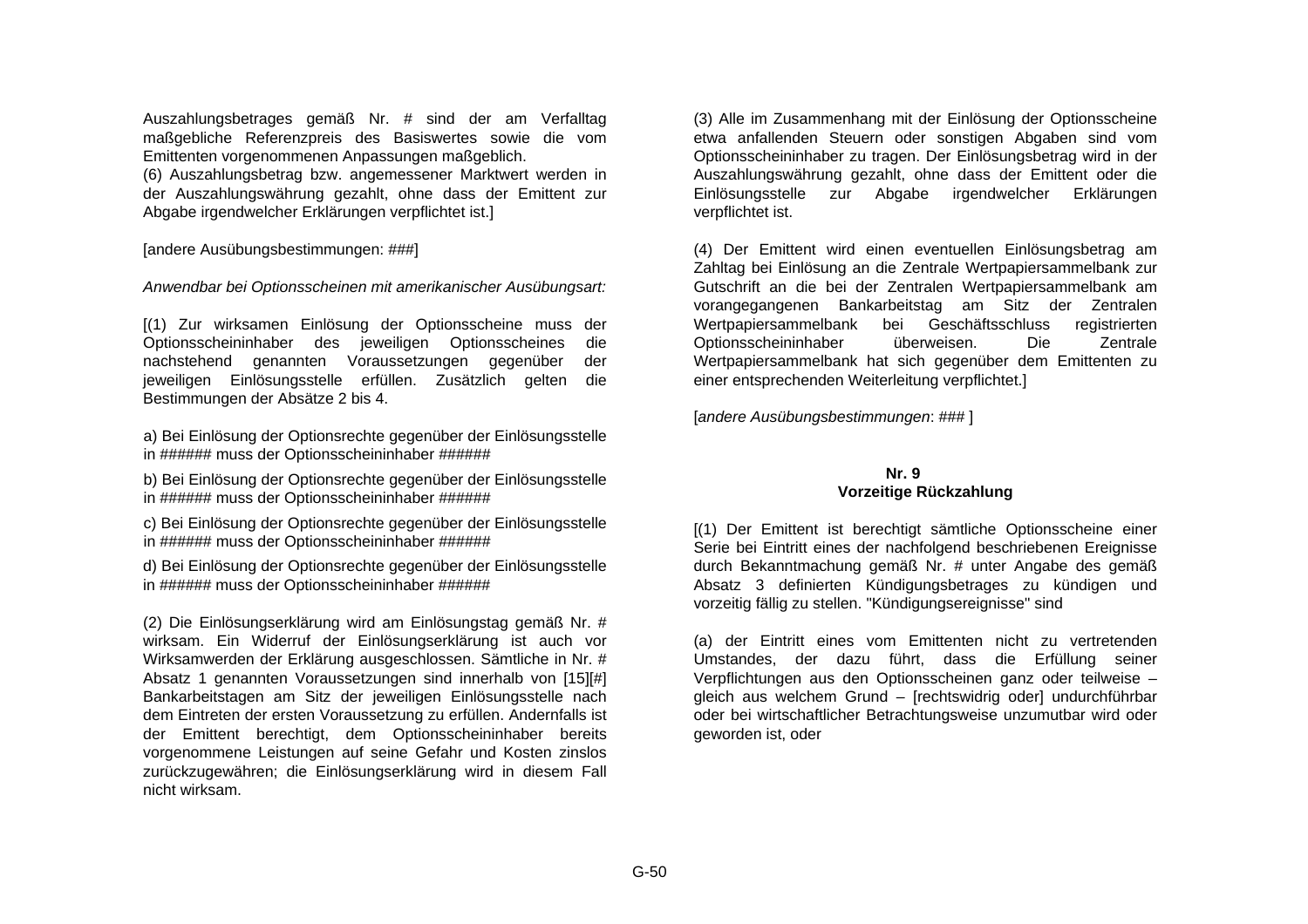Auszahlungsbetrages gemäß Nr. # sind der am Verfalltag maßgebliche Referenzpreis des Basiswertes sowie die vom Emittenten vorgenommenen Anpassungen maßgeblich.

(6) Auszahlungsbetrag bzw. angemessener Marktwert werden in der Auszahlungswährung gezahlt, ohne dass der Emittent zur Abgabe irgendwelcher Erklärungen verpflichtet ist.]

[andere Ausübungsbestimmungen: ###]

*Anwendbar bei Optionsscheinen mit amerikanischer Ausübungsart:*

[(1) Zur wirksamen Einlösung der Optionsscheine muss der Optionsscheininhaber des jeweiligen Optionsscheines die nachstehend genannten Voraussetzungen gegenüber der jeweiligen Einlösungsstelle erfüllen. Zusätzlich gelten die Bestimmungen der Absätze 2 bis 4.

a) Bei Einlösung der Optionsrechte gegenüber der Einlösungsstelle in ###### muss der Optionsscheininhaber ######

b) Bei Einlösung der Optionsrechte gegenüber der Einlösungsstelle in ###### muss der Optionsscheininhaber ######

c) Bei Einlösung der Optionsrechte gegenüber der Einlösungsstelle in ###### muss der Optionsscheininhaber ######

d) Bei Einlösung der Optionsrechte gegenüber der Einlösungsstelle in ###### muss der Optionsscheininhaber ######

(2) Die Einlösungserklärung wird am Einlösungstag gemäß Nr. # wirksam. Ein Widerruf der Einlösungserklärung ist auch vor Wirksamwerden der Erklärung ausgeschlossen. Sämtliche in Nr. # Absatz 1 genannten Voraussetzungen sind innerhalb von [15][#] Bankarbeitstagen am Sitz der jeweiligen Einlösungsstelle nach dem Eintreten der ersten Voraussetzung zu erfüllen. Andernfalls ist der Emittent berechtigt, dem Optionsscheininhaber bereits vorgenommene Leistungen auf seine Gefahr und Kosten zinslos zurückzugewähren; die Einlösungserklärung wird in diesem Fall nicht wirksam.

(3) Alle im Zusammenhang mit der Einlösung der Optionsscheine etwa anfallenden Steuern oder sonstigen Abgaben sind vom Optionsscheininhaber zu tragen. Der Einlösungsbetrag wird in der Auszahlungswährung gezahlt, ohne dass der Emittent oder die Einlösungsstelle zur Abgabe irgendwelcher Erklärungen verpflichtet ist.

(4) Der Emittent wird einen eventuellen Einlösungsbetrag am Zahltag bei Einlösung an die Zentrale Wertpapiersammelbank zur Gutschrift an die bei der Zentralen Wertpapiersammelbank am vorangegangenen Bankarbeitstag am Sitz der Zentralen Wertpapiersammelbank bei Geschäftsschluss registrierten Optionsscheininhaber überweisen. Die Zentrale Wertpapiersammelbank hat sich gegenüber dem Emittenten zu einer entsprechenden Weiterleitung verpflichtet.]

[*andere Ausübungsbestimmungen*: ### ]

## Nr. 9
## Vorzeitige Rückzahlung

[(1) Der Emittent ist berechtigt sämtliche Optionsscheine einer Serie bei Eintritt eines der nachfolgend beschriebenen Ereignisse durch Bekanntmachung gemäß Nr. # unter Angabe des gemäß Absatz 3 definierten Kündigungsbetrages zu kündigen und vorzeitig fällig zu stellen. "Kündigungsereignisse" sind

(a) der Eintritt eines vom Emittenten nicht zu vertretenden Umstandes, der dazu führt, dass die Erfüllung seiner Verpflichtungen aus den Optionsscheinen ganz oder teilweise – gleich aus welchem Grund – [rechtswidrig oder] undurchführbar oder bei wirtschaftlicher Betrachtungsweise unzumutbar wird oder geworden ist, oder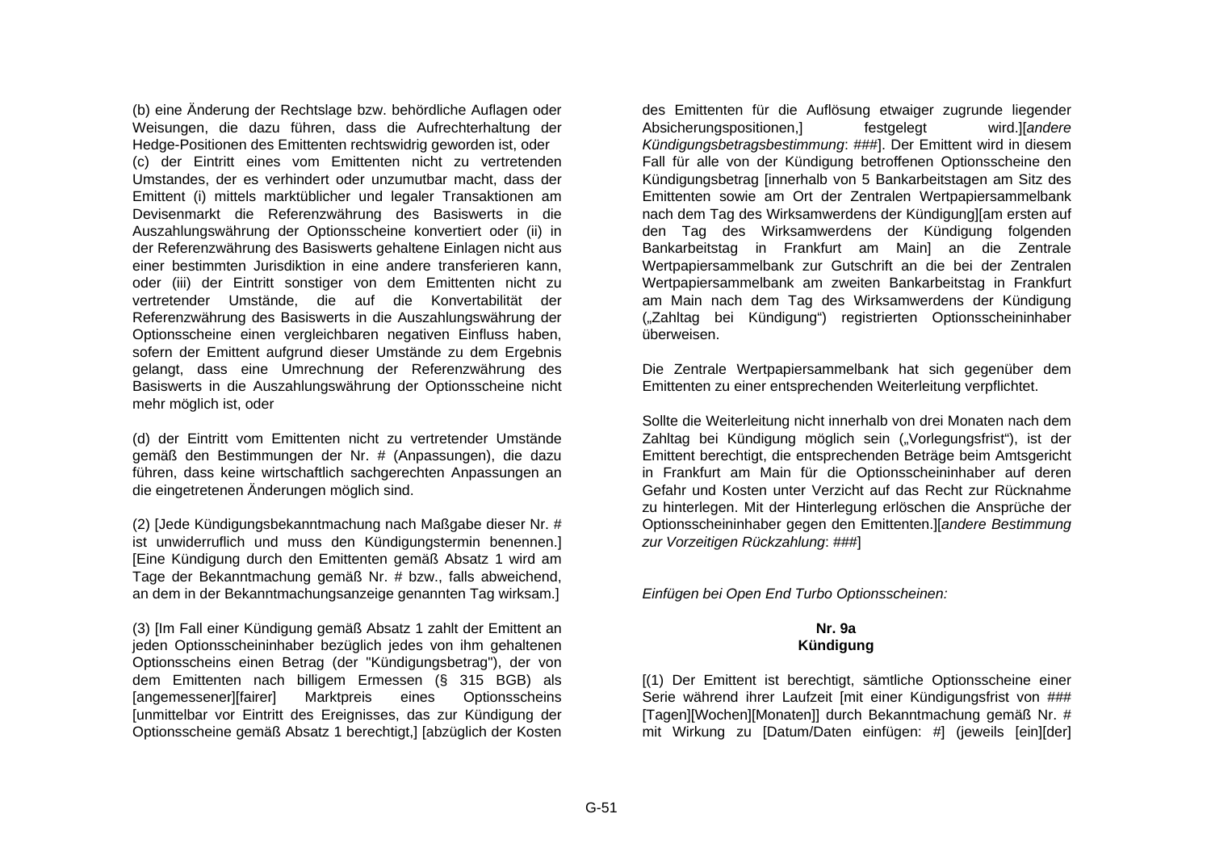(b) eine Änderung der Rechtslage bzw. behördliche Auflagen oder Weisungen, die dazu führen, dass die Aufrechterhaltung der Hedge-Positionen des Emittenten rechtswidrig geworden ist, oder

(c) der Eintritt eines vom Emittenten nicht zu vertretenden Umstandes, der es verhindert oder unzumutbar macht, dass der Emittent (i) mittels marktüblicher und legaler Transaktionen am Devisenmarkt die Referenzwährung des Basiswerts in die Auszahlungswährung der Optionsscheine konvertiert oder (ii) in der Referenzwährung des Basiswerts gehaltene Einlagen nicht aus einer bestimmten Jurisdiktion in eine andere transferieren kann, oder (iii) der Eintritt sonstiger von dem Emittenten nicht zu vertretender Umstände, die auf die Konvertabilität der Referenzwährung des Basiswerts in die Auszahlungswährung der Optionsscheine einen vergleichbaren negativen Einfluss haben, sofern der Emittent aufgrund dieser Umstände zu dem Ergebnis gelangt, dass eine Umrechnung der Referenzwährung des Basiswerts in die Auszahlungswährung der Optionsscheine nicht mehr möglich ist, oder

(d) der Eintritt vom Emittenten nicht zu vertretender Umstände gemäß den Bestimmungen der Nr. # (Anpassungen), die dazu führen, dass keine wirtschaftlich sachgerechten Anpassungen an die eingetretenen Änderungen möglich sind.

(2) [Jede Kündigungsbekanntmachung nach Maßgabe dieser Nr. # ist unwiderruflich und muss den Kündigungstermin benennen.] [Eine Kündigung durch den Emittenten gemäß Absatz 1 wird am Tage der Bekanntmachung gemäß Nr. # bzw., falls abweichend, an dem in der Bekanntmachungsanzeige genannten Tag wirksam.]

(3) [Im Fall einer Kündigung gemäß Absatz 1 zahlt der Emittent an jeden Optionsscheininhaber bezüglich jedes von ihm gehaltenen Optionsscheins einen Betrag (der "Kündigungsbetrag"), der von dem Emittenten nach billigem Ermessen (§ 315 BGB) als [angemessener][fairer] Marktpreis eines Optionsscheins [unmittelbar vor Eintritt des Ereignisses, das zur Kündigung der Optionsscheine gemäß Absatz 1 berechtigt,] [abzüglich der Kosten des Emittenten für die Auflösung etwaiger zugrunde liegender Absicherungspositionen,] festgelegt wird.][*andere Kündigungsbetragsbestimmung*: ###]. Der Emittent wird in diesem Fall für alle von der Kündigung betroffenen Optionsscheine den Kündigungsbetrag [innerhalb von 5 Bankarbeitstagen am Sitz des Emittenten sowie am Ort der Zentralen Wertpapiersammelbank nach dem Tag des Wirksamwerdens der Kündigung][am ersten auf den Tag des Wirksamwerdens der Kündigung folgenden Bankarbeitstag in Frankfurt am Main] an die Zentrale Wertpapiersammelbank zur Gutschrift an die bei der Zentralen Wertpapiersammelbank am zweiten Bankarbeitstag in Frankfurt am Main nach dem Tag des Wirksamwerdens der Kündigung („Zahltag bei Kündigung") registrierten Optionsscheininhaber überweisen.

Die Zentrale Wertpapiersammelbank hat sich gegenüber dem Emittenten zu einer entsprechenden Weiterleitung verpflichtet.

Sollte die Weiterleitung nicht innerhalb von drei Monaten nach dem Zahltag bei Kündigung möglich sein („Vorlegungsfrist"), ist der Emittent berechtigt, die entsprechenden Beträge beim Amtsgericht in Frankfurt am Main für die Optionsscheininhaber auf deren Gefahr und Kosten unter Verzicht auf das Recht zur Rücknahme zu hinterlegen. Mit der Hinterlegung erlöschen die Ansprüche der Optionsscheininhaber gegen den Emittenten.][*andere Bestimmung zur Vorzeitigen Rückzahlung*: ###]

*Einfügen bei Open End Turbo Optionsscheinen:*

**Nr. 9a**
**Kündigung**

[(1) Der Emittent ist berechtigt, sämtliche Optionsscheine einer Serie während ihrer Laufzeit [mit einer Kündigungsfrist von ### [Tagen][Wochen][Monaten]] durch Bekanntmachung gemäß Nr. # mit Wirkung zu [Datum/Daten einfügen: #] (jeweils [ein][der]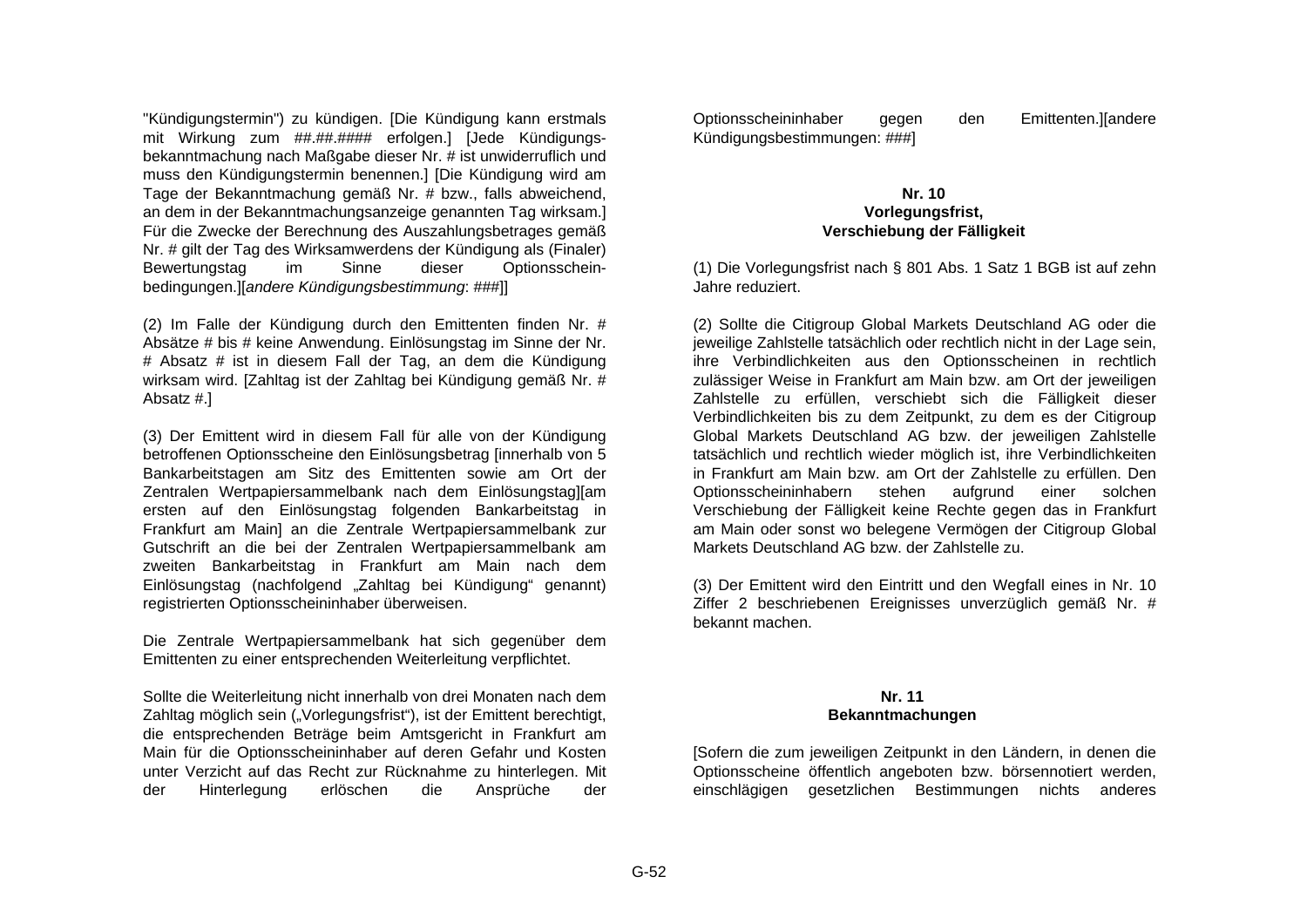"Kündigungstermin") zu kündigen. [Die Kündigung kann erstmals mit Wirkung zum ##.##.#### erfolgen.] [Jede Kündigungsbekanntmachung nach Maßgabe dieser Nr. # ist unwiderruflich und muss den Kündigungstermin benennen.] [Die Kündigung wird am Tage der Bekanntmachung gemäß Nr. # bzw., falls abweichend, an dem in der Bekanntmachungsanzeige genannten Tag wirksam.] Für die Zwecke der Berechnung des Auszahlungsbetrages gemäß Nr. # gilt der Tag des Wirksamwerdens der Kündigung als (Finaler) Bewertungstag im Sinne dieser Optionsscheinbedingungen.][*andere Kündigungsbestimmung*: ###]]

(2) Im Falle der Kündigung durch den Emittenten finden Nr. # Absätze # bis # keine Anwendung. Einlösungstag im Sinne der Nr. # Absatz # ist in diesem Fall der Tag, an dem die Kündigung wirksam wird. [Zahltag ist der Zahltag bei Kündigung gemäß Nr. # Absatz #.]

(3) Der Emittent wird in diesem Fall für alle von der Kündigung betroffenen Optionsscheine den Einlösungsbetrag [innerhalb von 5 Bankarbeitstagen am Sitz des Emittenten sowie am Ort der Zentralen Wertpapiersammelbank nach dem Einlösungstag][am ersten auf den Einlösungstag folgenden Bankarbeitstag in Frankfurt am Main] an die Zentrale Wertpapiersammelbank zur Gutschrift an die bei der Zentralen Wertpapiersammelbank am zweiten Bankarbeitstag in Frankfurt am Main nach dem Einlösungstag (nachfolgend „Zahltag bei Kündigung" genannt) registrierten Optionsscheininhaber überweisen.

Die Zentrale Wertpapiersammelbank hat sich gegenüber dem Emittenten zu einer entsprechenden Weiterleitung verpflichtet.

Sollte die Weiterleitung nicht innerhalb von drei Monaten nach dem Zahltag möglich sein („Vorlegungsfrist"), ist der Emittent berechtigt, die entsprechenden Beträge beim Amtsgericht in Frankfurt am Main für die Optionsscheininhaber auf deren Gefahr und Kosten unter Verzicht auf das Recht zur Rücknahme zu hinterlegen. Mit der Hinterlegung erlöschen die Ansprüche der Optionsscheininhaber gegen den Emittenten.][andere Kündigungsbestimmungen: ###]

**Nr. 10**
**Vorlegungsfrist,**
**Verschiebung der Fälligkeit**

(1) Die Vorlegungsfrist nach § 801 Abs. 1 Satz 1 BGB ist auf zehn Jahre reduziert.

(2) Sollte die Citigroup Global Markets Deutschland AG oder die jeweilige Zahlstelle tatsächlich oder rechtlich nicht in der Lage sein, ihre Verbindlichkeiten aus den Optionsscheinen in rechtlich zulässiger Weise in Frankfurt am Main bzw. am Ort der jeweiligen Zahlstelle zu erfüllen, verschiebt sich die Fälligkeit dieser Verbindlichkeiten bis zu dem Zeitpunkt, zu dem es der Citigroup Global Markets Deutschland AG bzw. der jeweiligen Zahlstelle tatsächlich und rechtlich wieder möglich ist, ihre Verbindlichkeiten in Frankfurt am Main bzw. am Ort der Zahlstelle zu erfüllen. Den Optionsscheininhabern stehen aufgrund einer solchen Verschiebung der Fälligkeit keine Rechte gegen das in Frankfurt am Main oder sonst wo belegene Vermögen der Citigroup Global Markets Deutschland AG bzw. der Zahlstelle zu.

(3) Der Emittent wird den Eintritt und den Wegfall eines in Nr. 10 Ziffer 2 beschriebenen Ereignisses unverzüglich gemäß Nr. # bekannt machen.

**Nr. 11**
**Bekanntmachungen**

[Sofern die zum jeweiligen Zeitpunkt in den Ländern, in denen die Optionsscheine öffentlich angeboten bzw. börsennotiert werden, einschlägigen gesetzlichen Bestimmungen nichts anderes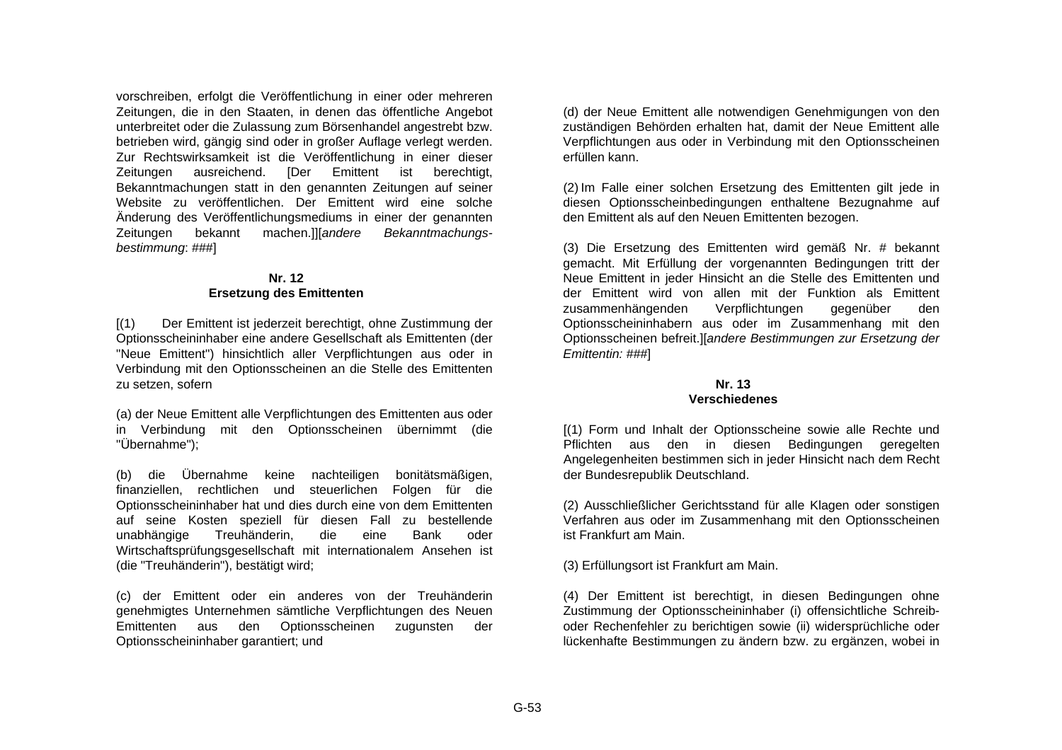vorschreiben, erfolgt die Veröffentlichung in einer oder mehreren Zeitungen, die in den Staaten, in denen das öffentliche Angebot unterbreitet oder die Zulassung zum Börsenhandel angestrebt bzw. betrieben wird, gängig sind oder in großer Auflage verlegt werden. Zur Rechtswirksamkeit ist die Veröffentlichung in einer dieser Zeitungen ausreichend. [Der Emittent ist berechtigt, Bekanntmachungen statt in den genannten Zeitungen auf seiner Website zu veröffentlichen. Der Emittent wird eine solche Änderung des Veröffentlichungsmediums in einer der genannten Zeitungen bekannt machen.]][*andere Bekanntmachungs-bestimmung*: ###]

**Nr. 12**
**Ersetzung des Emittenten**

[(1) Der Emittent ist jederzeit berechtigt, ohne Zustimmung der Optionsscheininhaber eine andere Gesellschaft als Emittenten (der "Neue Emittent") hinsichtlich aller Verpflichtungen aus oder in Verbindung mit den Optionsscheinen an die Stelle des Emittenten zu setzen, sofern

(a) der Neue Emittent alle Verpflichtungen des Emittenten aus oder in Verbindung mit den Optionsscheinen übernimmt (die "Übernahme");

(b) die Übernahme keine nachteiligen bonitätsmäßigen, finanziellen, rechtlichen und steuerlichen Folgen für die Optionsscheininhaber hat und dies durch eine von dem Emittenten auf seine Kosten speziell für diesen Fall zu bestellende unabhängige Treuhänderin, die eine Bank oder Wirtschaftsprüfungsgesellschaft mit internationalem Ansehen ist (die "Treuhänderin"), bestätigt wird;

(c) der Emittent oder ein anderes von der Treuhänderin genehmigtes Unternehmen sämtliche Verpflichtungen des Neuen Emittenten aus den Optionsscheinen zugunsten der Optionsscheininhaber garantiert; und

(d) der Neue Emittent alle notwendigen Genehmigungen von den zuständigen Behörden erhalten hat, damit der Neue Emittent alle Verpflichtungen aus oder in Verbindung mit den Optionsscheinen erfüllen kann.

(2) Im Falle einer solchen Ersetzung des Emittenten gilt jede in diesen Optionsscheinbedingungen enthaltene Bezugnahme auf den Emittent als auf den Neuen Emittenten bezogen.

(3) Die Ersetzung des Emittenten wird gemäß Nr. # bekannt gemacht. Mit Erfüllung der vorgenannten Bedingungen tritt der Neue Emittent in jeder Hinsicht an die Stelle des Emittenten und der Emittent wird von allen mit der Funktion als Emittent zusammenhängenden Verpflichtungen gegenüber den Optionsscheininhabern aus oder im Zusammenhang mit den Optionsscheinen befreit.][*andere Bestimmungen zur Ersetzung der Emittentin:* ###]

**Nr. 13**
**Verschiedenes**

[(1) Form und Inhalt der Optionsscheine sowie alle Rechte und Pflichten aus den in diesen Bedingungen geregelten Angelegenheiten bestimmen sich in jeder Hinsicht nach dem Recht der Bundesrepublik Deutschland.

(2) Ausschließlicher Gerichtsstand für alle Klagen oder sonstigen Verfahren aus oder im Zusammenhang mit den Optionsscheinen ist Frankfurt am Main.

(3) Erfüllungsort ist Frankfurt am Main.

(4) Der Emittent ist berechtigt, in diesen Bedingungen ohne Zustimmung der Optionsscheininhaber (i) offensichtliche Schreib- oder Rechenfehler zu berichtigen sowie (ii) widersprüchliche oder lückenhafte Bestimmungen zu ändern bzw. zu ergänzen, wobei in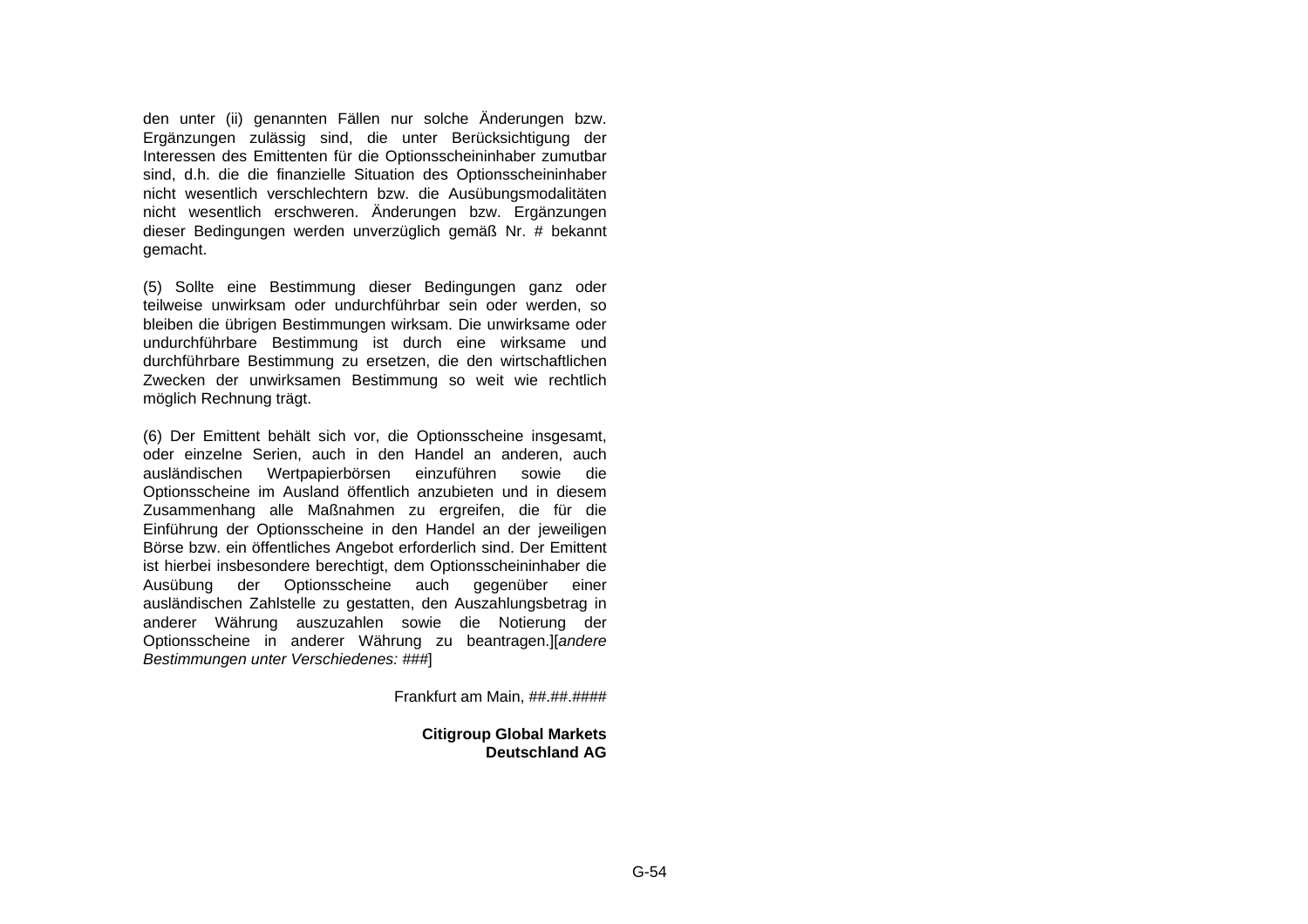den unter (ii) genannten Fällen nur solche Änderungen bzw. Ergänzungen zulässig sind, die unter Berücksichtigung der Interessen des Emittenten für die Optionsscheininhaber zumutbar sind, d.h. die die finanzielle Situation des Optionsscheininhaber nicht wesentlich verschlechtern bzw. die Ausübungsmodalitäten nicht wesentlich erschweren. Änderungen bzw. Ergänzungen dieser Bedingungen werden unverzüglich gemäß Nr. # bekannt gemacht.

(5) Sollte eine Bestimmung dieser Bedingungen ganz oder teilweise unwirksam oder undurchführbar sein oder werden, so bleiben die übrigen Bestimmungen wirksam. Die unwirksame oder undurchführbare Bestimmung ist durch eine wirksame und durchführbare Bestimmung zu ersetzen, die den wirtschaftlichen Zwecken der unwirksamen Bestimmung so weit wie rechtlich möglich Rechnung trägt.

(6) Der Emittent behält sich vor, die Optionsscheine insgesamt, oder einzelne Serien, auch in den Handel an anderen, auch ausländischen Wertpapierbörsen einzuführen sowie die Optionsscheine im Ausland öffentlich anzubieten und in diesem Zusammenhang alle Maßnahmen zu ergreifen, die für die Einführung der Optionsscheine in den Handel an der jeweiligen Börse bzw. ein öffentliches Angebot erforderlich sind. Der Emittent ist hierbei insbesondere berechtigt, dem Optionsscheininhaber die Ausübung der Optionsscheine auch gegenüber einer ausländischen Zahlstelle zu gestatten, den Auszahlungsbetrag in anderer Währung auszuzahlen sowie die Notierung der Optionsscheine in anderer Währung zu beantragen.][*andere Bestimmungen unter Verschiedenes: ###*]

Frankfurt am Main, ##.##.####

**Citigroup Global Markets Deutschland AG**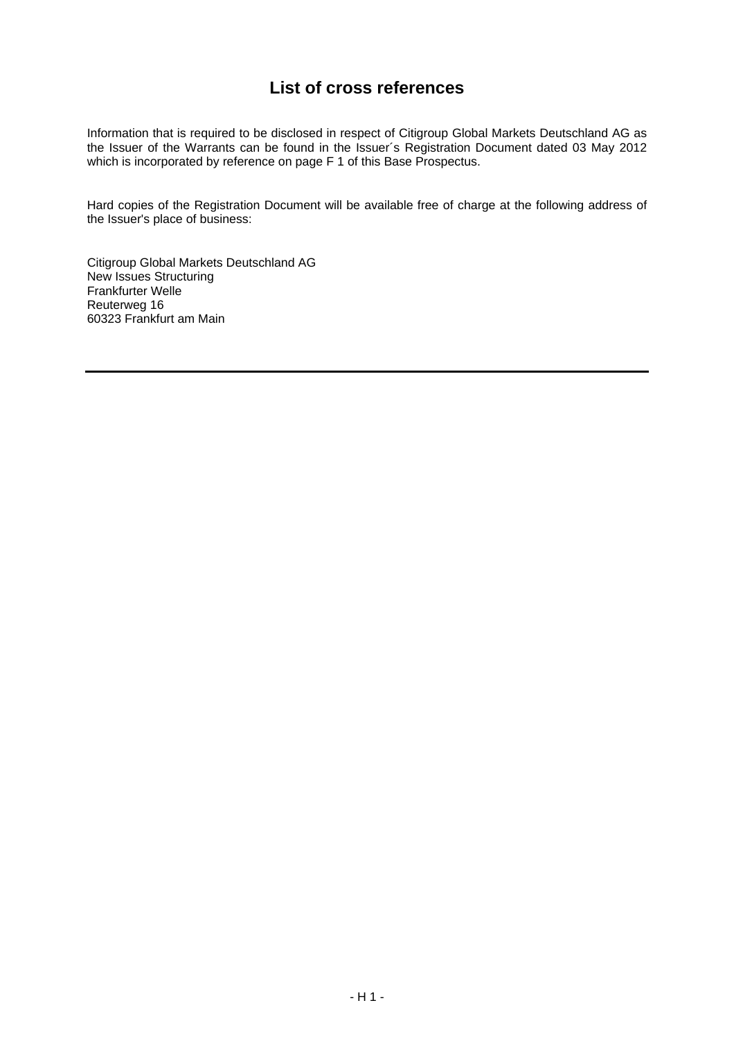# List of cross references

Information that is required to be disclosed in respect of Citigroup Global Markets Deutschland AG as the Issuer of the Warrants can be found in the Issuer´s Registration Document dated 03 May 2012 which is incorporated by reference on page F 1 of this Base Prospectus.

Hard copies of the Registration Document will be available free of charge at the following address of the Issuer's place of business:

Citigroup Global Markets Deutschland AG
New Issues Structuring
Frankfurter Welle
Reuterweg 16
60323 Frankfurt am Main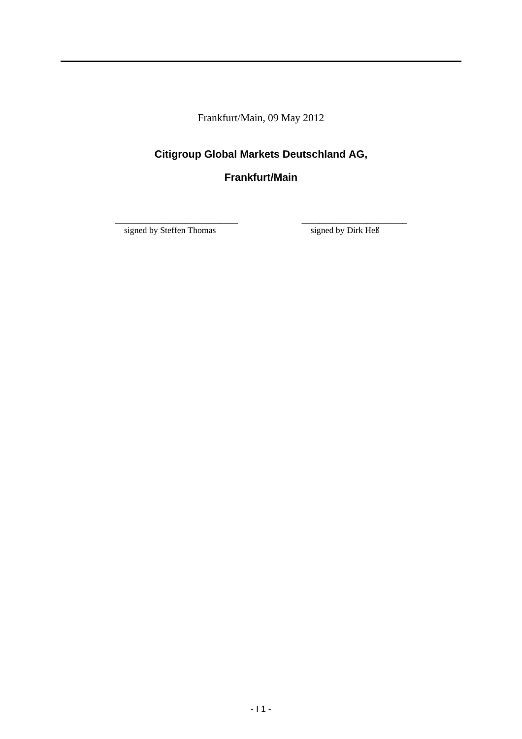Frankfurt/Main, 09 May 2012

**Citigroup Global Markets Deutschland AG,**

**Frankfurt/Main**

| | |
|---|---|
| signed by Steffen Thomas | signed by Dirk Heß |